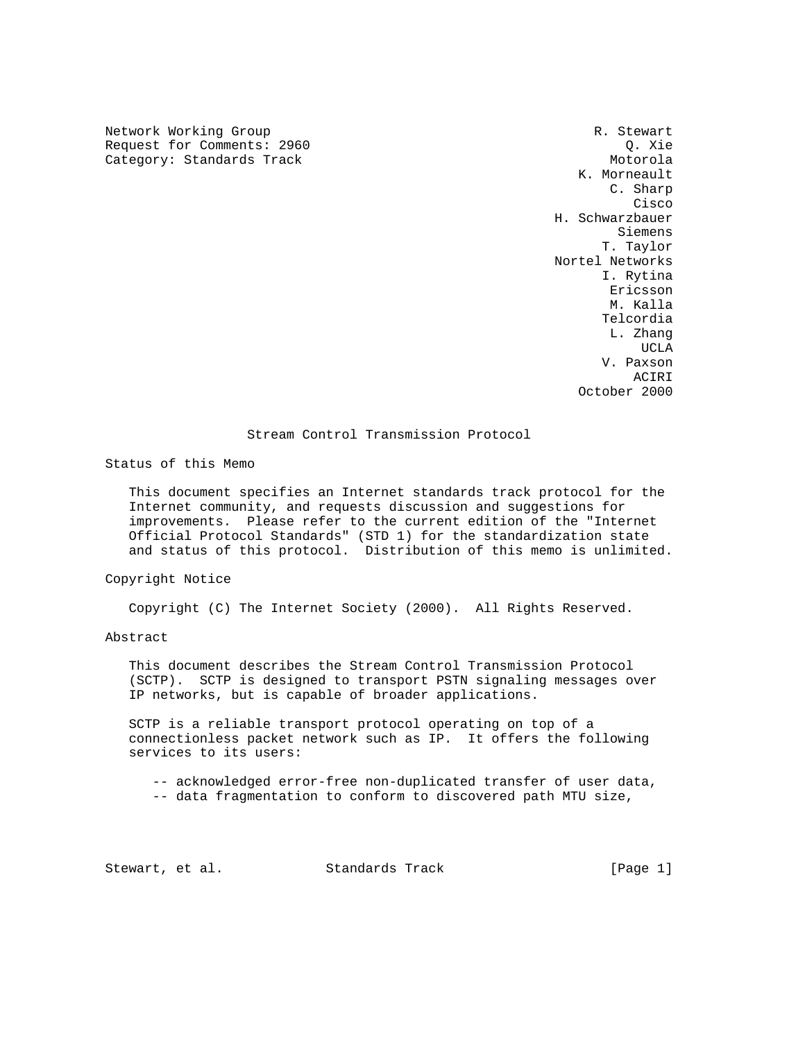Network Working Group R. Stewart
Request for Comments: 2960 Q. Xie
Category: Standards Track Motorola

K. Morneault
C. Sharp
Cisco
H. Schwarzbauer
Siemens
T. Taylor
Nortel Networks
I. Rytina
Ericsson
M. Kalla
Telcordia
L. Zhang
UCLA
V. Paxson
ACIRI
October 2000

# Stream Control Transmission Protocol

## Status of this Memo

This document specifies an Internet standards track protocol for the Internet community, and requests discussion and suggestions for improvements. Please refer to the current edition of the "Internet Official Protocol Standards" (STD 1) for the standardization state and status of this protocol. Distribution of this memo is unlimited.

## Copyright Notice

Copyright (C) The Internet Society (2000). All Rights Reserved.

## Abstract

This document describes the Stream Control Transmission Protocol (SCTP). SCTP is designed to transport PSTN signaling messages over IP networks, but is capable of broader applications.

SCTP is a reliable transport protocol operating on top of a connectionless packet network such as IP. It offers the following services to its users:

-- acknowledged error-free non-duplicated transfer of user data,
-- data fragmentation to conform to discovered path MTU size,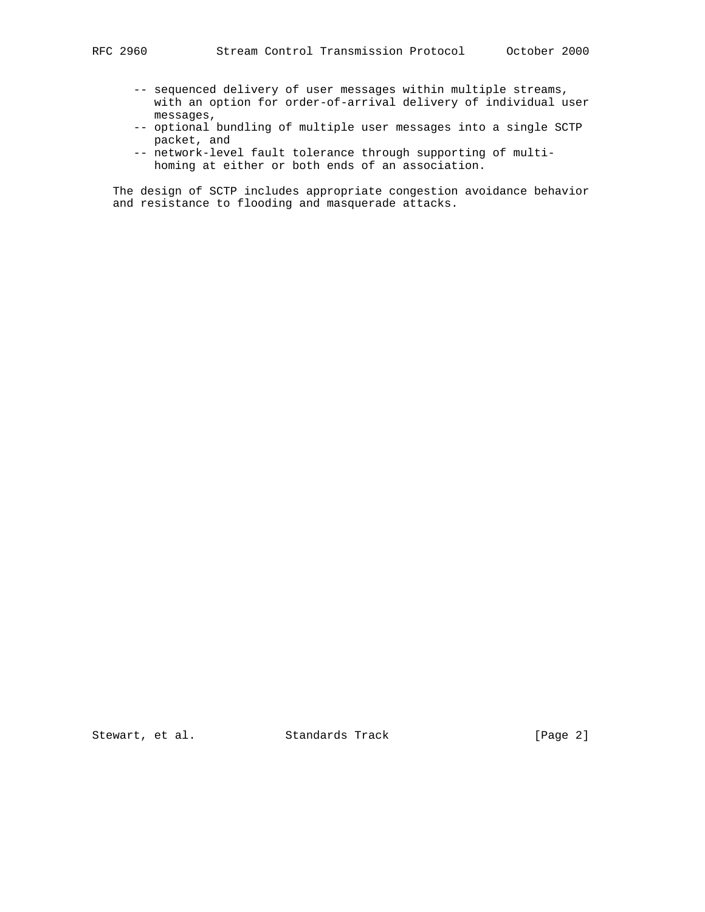- sequenced delivery of user messages within multiple streams, with an option for order-of-arrival delivery of individual user messages,
- optional bundling of multiple user messages into a single SCTP packet, and
- network-level fault tolerance through supporting of multi-homing at either or both ends of an association.

The design of SCTP includes appropriate congestion avoidance behavior and resistance to flooding and masquerade attacks.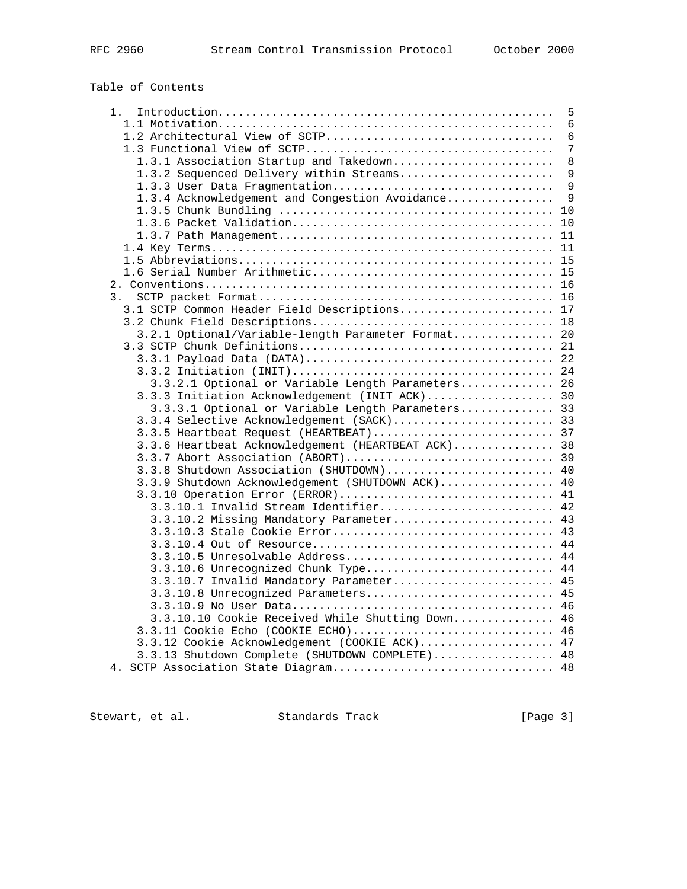Table of Contents

```
   1.  Introduction.................................................  5
     1.1 Motivation.................................................  6
     1.2 Architectural View of SCTP.................................  6
     1.3 Functional View of SCTP....................................  7
       1.3.1 Association Startup and Takedown.......................  8
       1.3.2 Sequenced Delivery within Streams......................  9
       1.3.3 User Data Fragmentation................................  9
       1.3.4 Acknowledgement and Congestion Avoidance...............  9
       1.3.5 Chunk Bundling ........................................ 10
       1.3.6 Packet Validation...................................... 10
       1.3.7 Path Management........................................ 11
     1.4 Key Terms.................................................. 11
     1.5 Abbreviations.............................................. 15
     1.6 Serial Number Arithmetic................................... 15
   2. Conventions................................................... 16
   3.  SCTP packet Format........................................... 16
     3.1 SCTP Common Header Field Descriptions...................... 17
     3.2 Chunk Field Descriptions................................... 18
       3.2.1 Optional/Variable-length Parameter Format.............. 20
     3.3 SCTP Chunk Definitions..................................... 21
       3.3.1 Payload Data (DATA).................................... 22
       3.3.2 Initiation (INIT)...................................... 24
         3.3.2.1 Optional or Variable Length Parameters............. 26
       3.3.3 Initiation Acknowledgement (INIT ACK).................. 30
         3.3.3.1 Optional or Variable Length Parameters............. 33
       3.3.4 Selective Acknowledgement (SACK)....................... 33
       3.3.5 Heartbeat Request (HEARTBEAT).......................... 37
       3.3.6 Heartbeat Acknowledgement (HEARTBEAT ACK).............. 38
       3.3.7 Abort Association (ABORT).............................. 39
       3.3.8 Shutdown Association (SHUTDOWN)........................ 40
       3.3.9 Shutdown Acknowledgement (SHUTDOWN ACK)................ 40
       3.3.10 Operation Error (ERROR)............................... 41
         3.3.10.1 Invalid Stream Identifier......................... 42
         3.3.10.2 Missing Mandatory Parameter....................... 43
         3.3.10.3 Stale Cookie Error................................ 43
         3.3.10.4 Out of Resource................................... 44
         3.3.10.5 Unresolvable Address.............................. 44
         3.3.10.6 Unrecognized Chunk Type........................... 44
         3.3.10.7 Invalid Mandatory Parameter....................... 45
         3.3.10.8 Unrecognized Parameters........................... 45
         3.3.10.9 No User Data...................................... 46
         3.3.10.10 Cookie Received While Shutting Down.............. 46
       3.3.11 Cookie Echo (COOKIE ECHO)............................. 46
       3.3.12 Cookie Acknowledgement (COOKIE ACK).................... 47
       3.3.13 Shutdown Complete (SHUTDOWN COMPLETE).................. 48
   4. SCTP Association State Diagram................................ 48
```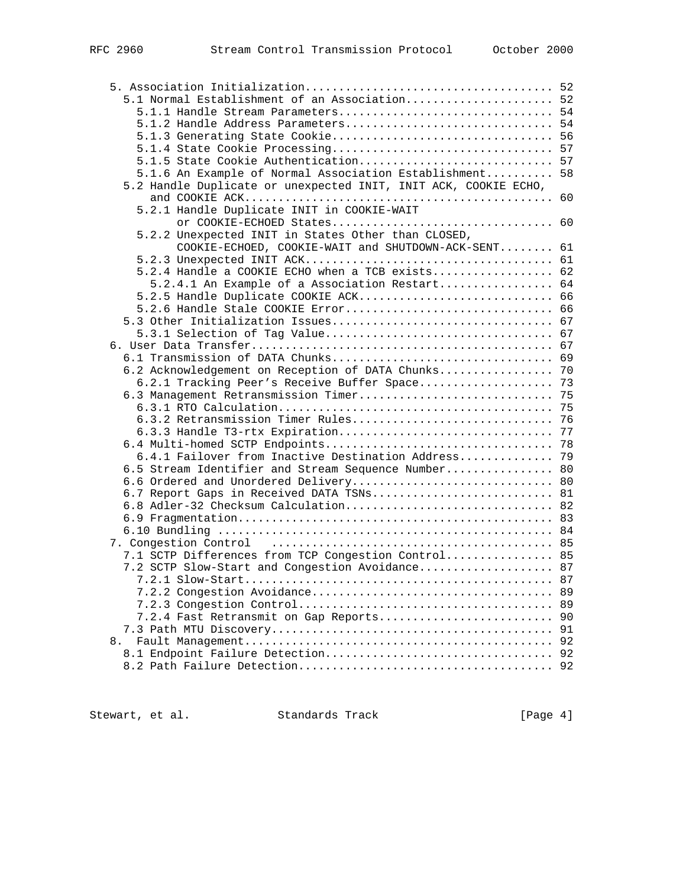```
   5. Association Initialization.................................... 52
     5.1 Normal Establishment of an Association..................... 52
       5.1.1 Handle Stream Parameters............................... 54
       5.1.2 Handle Address Parameters.............................. 54
       5.1.3 Generating State Cookie................................ 56
       5.1.4 State Cookie Processing................................ 57
       5.1.5 State Cookie Authentication............................ 57
       5.1.6 An Example of Normal Association Establishment......... 58
     5.2 Handle Duplicate or unexpected INIT, INIT ACK, COOKIE ECHO,
         and COOKIE ACK............................................. 60
       5.2.1 Handle Duplicate INIT in COOKIE-WAIT
             or COOKIE-ECHOED States................................ 60
       5.2.2 Unexpected INIT in States Other than CLOSED,
             COOKIE-ECHOED, COOKIE-WAIT and SHUTDOWN-ACK-SENT....... 61
       5.2.3 Unexpected INIT ACK.................................... 61
       5.2.4 Handle a COOKIE ECHO when a TCB exists................. 62
         5.2.4.1 An Example of a Association Restart................ 64
       5.2.5 Handle Duplicate COOKIE ACK............................ 66
       5.2.6 Handle Stale COOKIE Error.............................. 66
     5.3 Other Initialization Issues................................ 67
       5.3.1 Selection of Tag Value................................. 67
   6. User Data Transfer............................................ 67
     6.1 Transmission of DATA Chunks................................ 69
     6.2 Acknowledgement on Reception of DATA Chunks................ 70
       6.2.1 Tracking Peer's Receive Buffer Space................... 73
     6.3 Management Retransmission Timer............................ 75
       6.3.1 RTO Calculation........................................ 75
       6.3.2 Retransmission Timer Rules............................. 76
       6.3.3 Handle T3-rtx Expiration............................... 77
     6.4 Multi-homed SCTP Endpoints................................. 78
       6.4.1 Failover from Inactive Destination Address............. 79
     6.5 Stream Identifier and Stream Sequence Number............... 80
     6.6 Ordered and Unordered Delivery............................. 80
     6.7 Report Gaps in Received DATA TSNs.......................... 81
     6.8 Adler-32 Checksum Calculation.............................. 82
     6.9 Fragmentation.............................................. 83
     6.10 Bundling ................................................. 84
   7. Congestion Control  .......................................... 85
     7.1 SCTP Differences from TCP Congestion Control............... 85
     7.2 SCTP Slow-Start and Congestion Avoidance................... 87
       7.2.1 Slow-Start............................................. 87
       7.2.2 Congestion Avoidance................................... 89
       7.2.3 Congestion Control..................................... 89
       7.2.4 Fast Retransmit on Gap Reports......................... 90
     7.3 Path MTU Discovery......................................... 91
   8.  Fault Management............................................. 92
     8.1 Endpoint Failure Detection................................. 92
     8.2 Path Failure Detection..................................... 92
```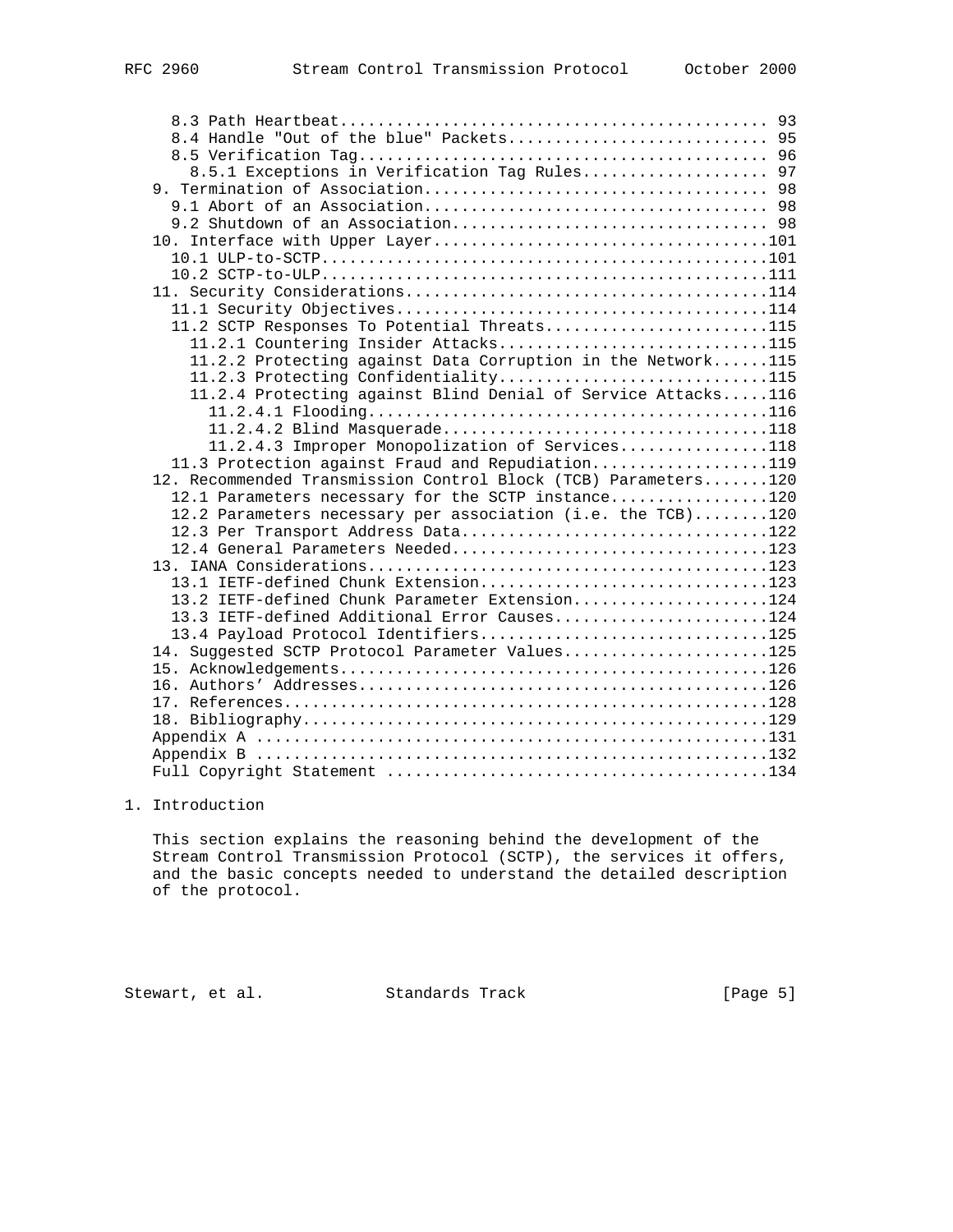8.3 Path Heartbeat............................................. 93
8.4 Handle "Out of the blue" Packets........................... 95
8.5 Verification Tag........................................... 96
8.5.1 Exceptions in Verification Tag Rules.................... 97
9. Termination of Association.................................... 98
9.1 Abort of an Association.................................... 98
9.2 Shutdown of an Association................................. 98
10. Interface with Upper Layer...................................101
10.1 ULP-to-SCTP...............................................101
10.2 SCTP-to-ULP...............................................111
11. Security Considerations......................................114
11.1 Security Objectives.......................................114
11.2 SCTP Responses To Potential Threats.......................115
11.2.1 Countering Insider Attacks.............................115
11.2.2 Protecting against Data Corruption in the Network......115
11.2.3 Protecting Confidentiality.............................115
11.2.4 Protecting against Blind Denial of Service Attacks.....116
11.2.4.1 Flooding.............................................116
11.2.4.2 Blind Masquerade.....................................118
11.2.4.3 Improper Monopolization of Services..................118
11.3 Protection against Fraud and Repudiation..................119
12. Recommended Transmission Control Block (TCB) Parameters.......120
12.1 Parameters necessary for the SCTP instance.................120
12.2 Parameters necessary per association (i.e. the TCB)........120
12.3 Per Transport Address Data................................122
12.4 General Parameters Needed.................................123
13. IANA Considerations..........................................123
13.1 IETF-defined Chunk Extension..............................123
13.2 IETF-defined Chunk Parameter Extension....................124
13.3 IETF-defined Additional Error Causes......................124
13.4 Payload Protocol Identifiers..............................125
14. Suggested SCTP Protocol Parameter Values......................125
15. Acknowledgements.............................................126
16. Authors' Addresses...........................................126
17. References...................................................128
18. Bibliography.................................................129
Appendix A ......................................................131
Appendix B ......................................................132
Full Copyright Statement ........................................134

# 1. Introduction

This section explains the reasoning behind the development of the Stream Control Transmission Protocol (SCTP), the services it offers, and the basic concepts needed to understand the detailed description of the protocol.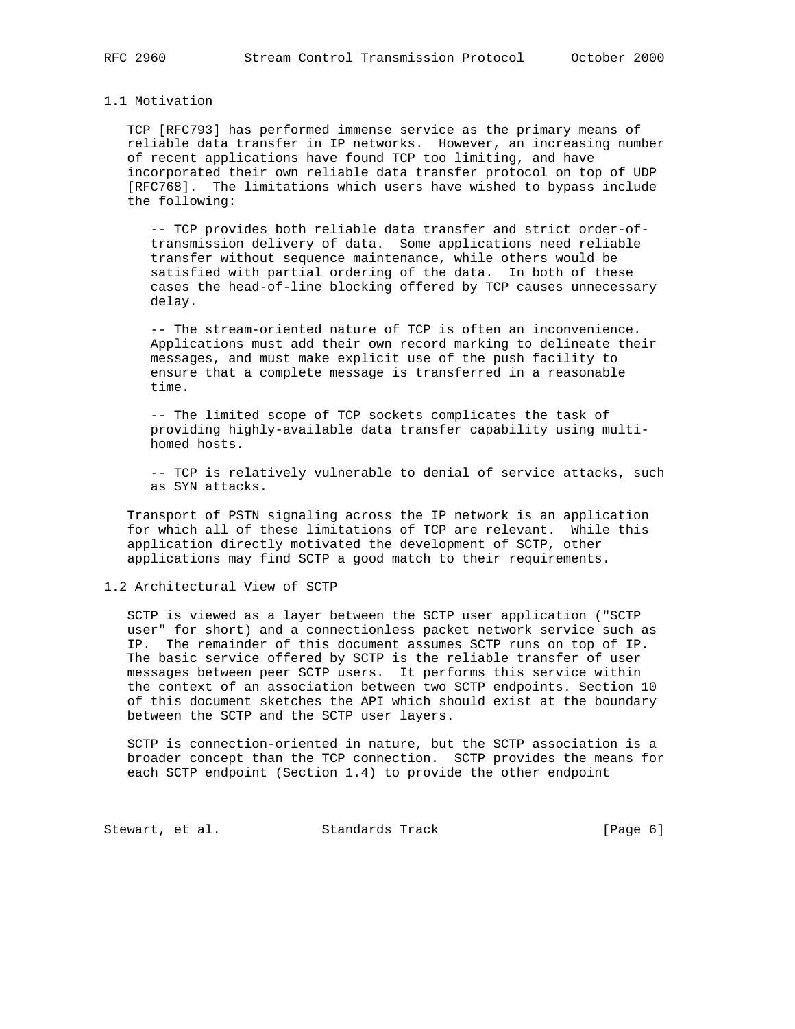## 1.1 Motivation

TCP [RFC793] has performed immense service as the primary means of reliable data transfer in IP networks. However, an increasing number of recent applications have found TCP too limiting, and have incorporated their own reliable data transfer protocol on top of UDP [RFC768]. The limitations which users have wished to bypass include the following:

- TCP provides both reliable data transfer and strict order-of-transmission delivery of data. Some applications need reliable transfer without sequence maintenance, while others would be satisfied with partial ordering of the data. In both of these cases the head-of-line blocking offered by TCP causes unnecessary delay.

- The stream-oriented nature of TCP is often an inconvenience. Applications must add their own record marking to delineate their messages, and must make explicit use of the push facility to ensure that a complete message is transferred in a reasonable time.

- The limited scope of TCP sockets complicates the task of providing highly-available data transfer capability using multi-homed hosts.

- TCP is relatively vulnerable to denial of service attacks, such as SYN attacks.

Transport of PSTN signaling across the IP network is an application for which all of these limitations of TCP are relevant. While this application directly motivated the development of SCTP, other applications may find SCTP a good match to their requirements.

## 1.2 Architectural View of SCTP

SCTP is viewed as a layer between the SCTP user application ("SCTP user" for short) and a connectionless packet network service such as IP. The remainder of this document assumes SCTP runs on top of IP. The basic service offered by SCTP is the reliable transfer of user messages between peer SCTP users. It performs this service within the context of an association between two SCTP endpoints. Section 10 of this document sketches the API which should exist at the boundary between the SCTP and the SCTP user layers.

SCTP is connection-oriented in nature, but the SCTP association is a broader concept than the TCP connection. SCTP provides the means for each SCTP endpoint (Section 1.4) to provide the other endpoint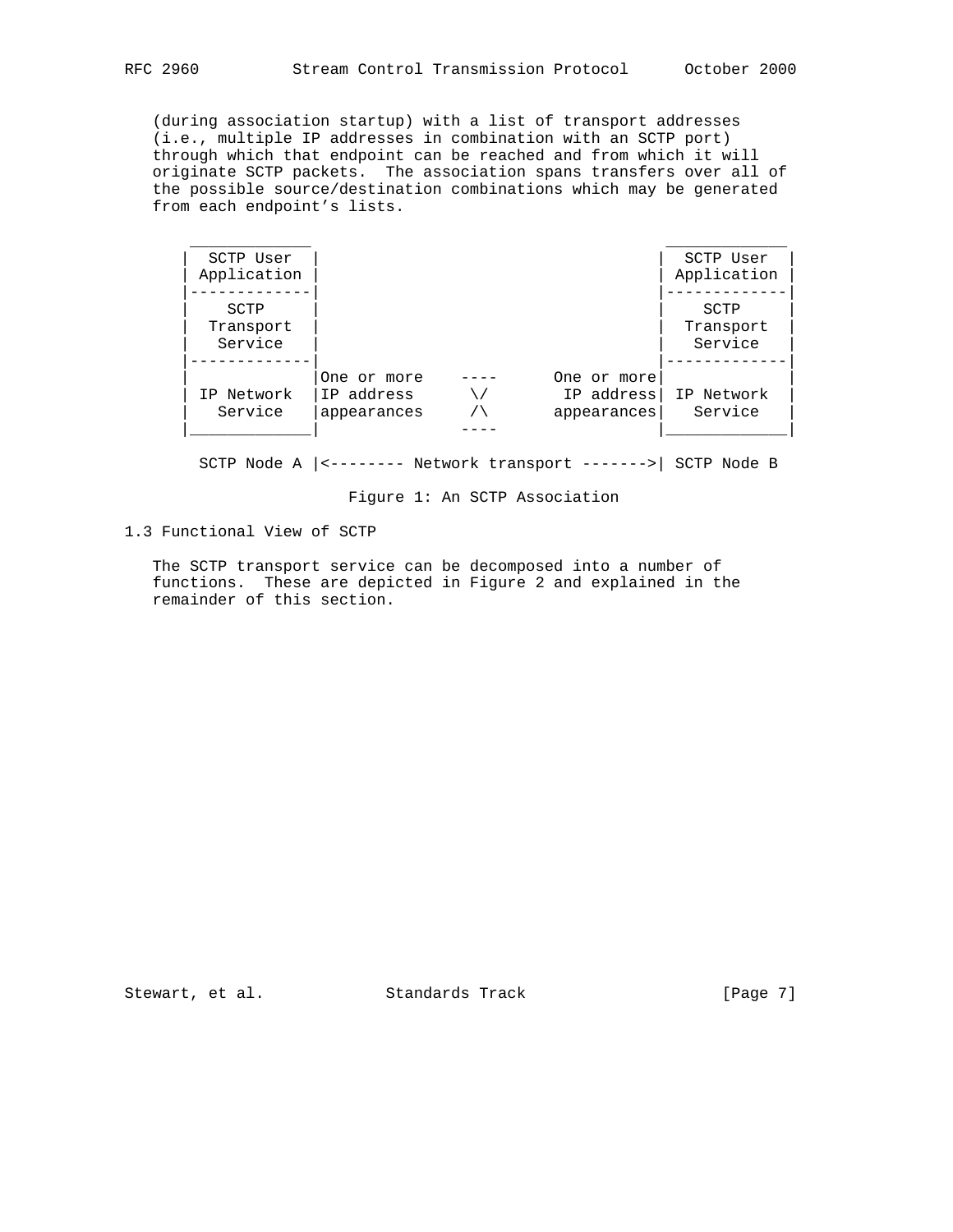(during association startup) with a list of transport addresses (i.e., multiple IP addresses in combination with an SCTP port) through which that endpoint can be reached and from which it will originate SCTP packets. The association spans transfers over all of the possible source/destination combinations which may be generated from each endpoint's lists.

```
 _____________                                      _____________
|  SCTP User  |                                    |  SCTP User  |
| Application |                                    | Application |
|-------------|                                    |-------------|
|    SCTP     |                                    |    SCTP     |
|  Transport  |                                    |  Transport  |
|   Service   |                                    |   Service   |
|-------------|                                    |-------------|
|             |One or more    ----      One or more|             |
| IP Network  |IP address      \/        IP address| IP Network  |
|   Service   |appearances     /\       appearances|   Service   |
|_____________|               ----                 |_____________|

  SCTP Node A |<-------- Network transport ------->| SCTP Node B
```

Figure 1: An SCTP Association

## 1.3 Functional View of SCTP

The SCTP transport service can be decomposed into a number of functions. These are depicted in Figure 2 and explained in the remainder of this section.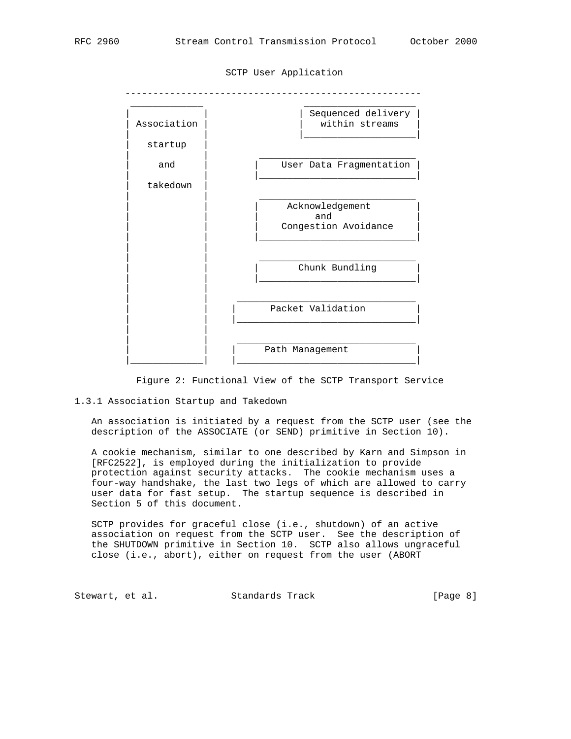```
                         SCTP User Application

      -----------------------------------------------------
       _____________                ____________________
      |             |              | Sequenced delivery |
      | Association |              |   within streams   |
      |             |              |____________________|
      |   startup   |
      |             |         ____________________________
      |     and     |        |    User Data Fragmentation |
      |             |        |____________________________|
      |   takedown  |
      |             |         ____________________________
      |             |        |     Acknowledgement        |
      |             |        |          and               |
      |             |        |    Congestion Avoidance    |
      |             |        |____________________________|
      |             |
      |             |         ____________________________
      |             |        |       Chunk Bundling       |
      |             |        |____________________________|
      |             |
      |             |     ________________________________
      |             |    |      Packet Validation         |
      |             |    |________________________________|
      |             |
      |             |     ________________________________
      |             |    |     Path Management            |
      |_____________|    |________________________________|
```

Figure 2: Functional View of the SCTP Transport Service

### 1.3.1 Association Startup and Takedown

An association is initiated by a request from the SCTP user (see the description of the ASSOCIATE (or SEND) primitive in Section 10).

A cookie mechanism, similar to one described by Karn and Simpson in [RFC2522], is employed during the initialization to provide protection against security attacks. The cookie mechanism uses a four-way handshake, the last two legs of which are allowed to carry user data for fast setup. The startup sequence is described in Section 5 of this document.

SCTP provides for graceful close (i.e., shutdown) of an active association on request from the SCTP user. See the description of the SHUTDOWN primitive in Section 10. SCTP also allows ungraceful close (i.e., abort), either on request from the user (ABORT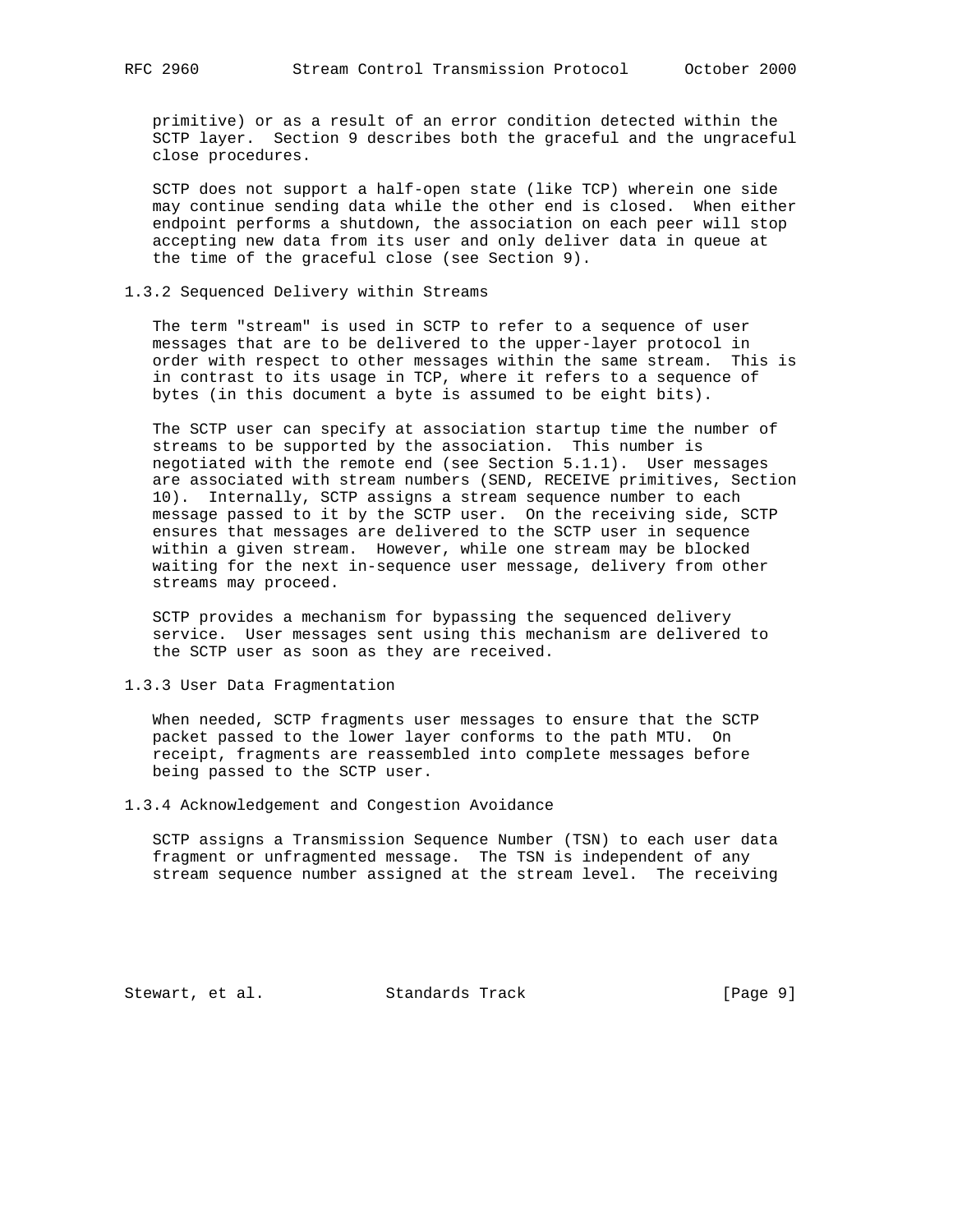primitive) or as a result of an error condition detected within the SCTP layer. Section 9 describes both the graceful and the ungraceful close procedures.

SCTP does not support a half-open state (like TCP) wherein one side may continue sending data while the other end is closed. When either endpoint performs a shutdown, the association on each peer will stop accepting new data from its user and only deliver data in queue at the time of the graceful close (see Section 9).

### 1.3.2 Sequenced Delivery within Streams

The term "stream" is used in SCTP to refer to a sequence of user messages that are to be delivered to the upper-layer protocol in order with respect to other messages within the same stream. This is in contrast to its usage in TCP, where it refers to a sequence of bytes (in this document a byte is assumed to be eight bits).

The SCTP user can specify at association startup time the number of streams to be supported by the association. This number is negotiated with the remote end (see Section 5.1.1). User messages are associated with stream numbers (SEND, RECEIVE primitives, Section 10). Internally, SCTP assigns a stream sequence number to each message passed to it by the SCTP user. On the receiving side, SCTP ensures that messages are delivered to the SCTP user in sequence within a given stream. However, while one stream may be blocked waiting for the next in-sequence user message, delivery from other streams may proceed.

SCTP provides a mechanism for bypassing the sequenced delivery service. User messages sent using this mechanism are delivered to the SCTP user as soon as they are received.

### 1.3.3 User Data Fragmentation

When needed, SCTP fragments user messages to ensure that the SCTP packet passed to the lower layer conforms to the path MTU. On receipt, fragments are reassembled into complete messages before being passed to the SCTP user.

### 1.3.4 Acknowledgement and Congestion Avoidance

SCTP assigns a Transmission Sequence Number (TSN) to each user data fragment or unfragmented message. The TSN is independent of any stream sequence number assigned at the stream level. The receiving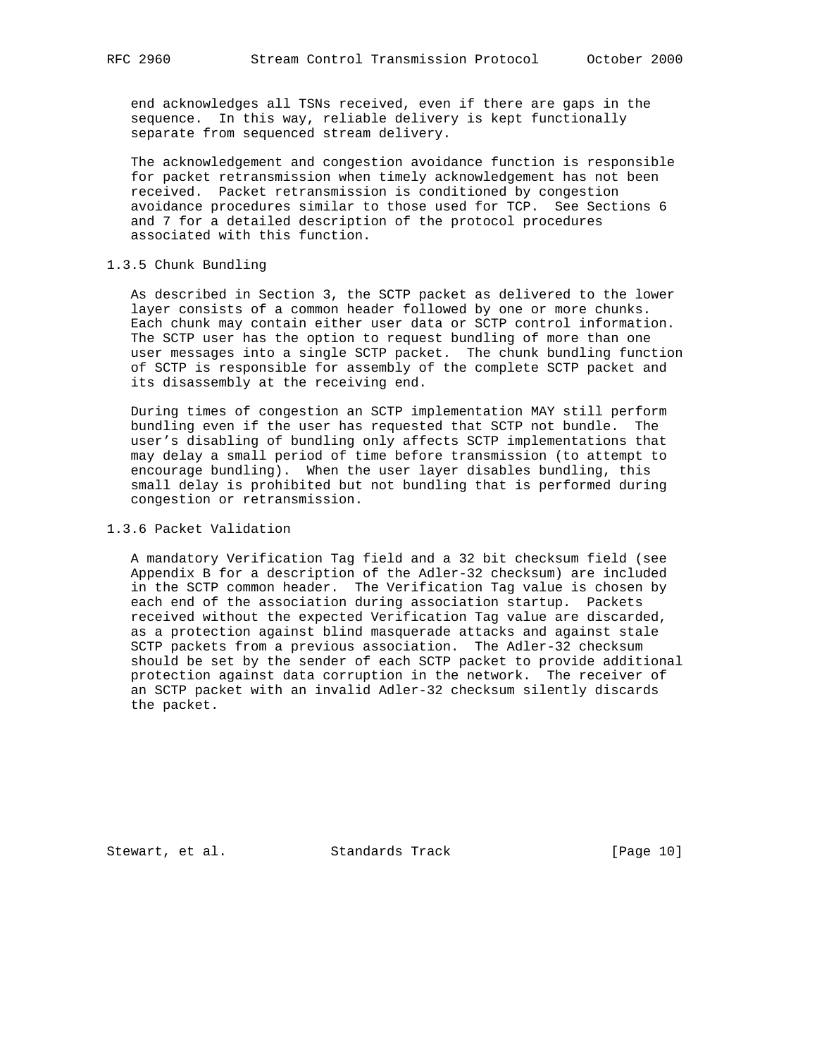end acknowledges all TSNs received, even if there are gaps in the sequence. In this way, reliable delivery is kept functionally separate from sequenced stream delivery.

The acknowledgement and congestion avoidance function is responsible for packet retransmission when timely acknowledgement has not been received. Packet retransmission is conditioned by congestion avoidance procedures similar to those used for TCP. See Sections 6 and 7 for a detailed description of the protocol procedures associated with this function.

### 1.3.5 Chunk Bundling

As described in Section 3, the SCTP packet as delivered to the lower layer consists of a common header followed by one or more chunks. Each chunk may contain either user data or SCTP control information. The SCTP user has the option to request bundling of more than one user messages into a single SCTP packet. The chunk bundling function of SCTP is responsible for assembly of the complete SCTP packet and its disassembly at the receiving end.

During times of congestion an SCTP implementation MAY still perform bundling even if the user has requested that SCTP not bundle. The user's disabling of bundling only affects SCTP implementations that may delay a small period of time before transmission (to attempt to encourage bundling). When the user layer disables bundling, this small delay is prohibited but not bundling that is performed during congestion or retransmission.

### 1.3.6 Packet Validation

A mandatory Verification Tag field and a 32 bit checksum field (see Appendix B for a description of the Adler-32 checksum) are included in the SCTP common header. The Verification Tag value is chosen by each end of the association during association startup. Packets received without the expected Verification Tag value are discarded, as a protection against blind masquerade attacks and against stale SCTP packets from a previous association. The Adler-32 checksum should be set by the sender of each SCTP packet to provide additional protection against data corruption in the network. The receiver of an SCTP packet with an invalid Adler-32 checksum silently discards the packet.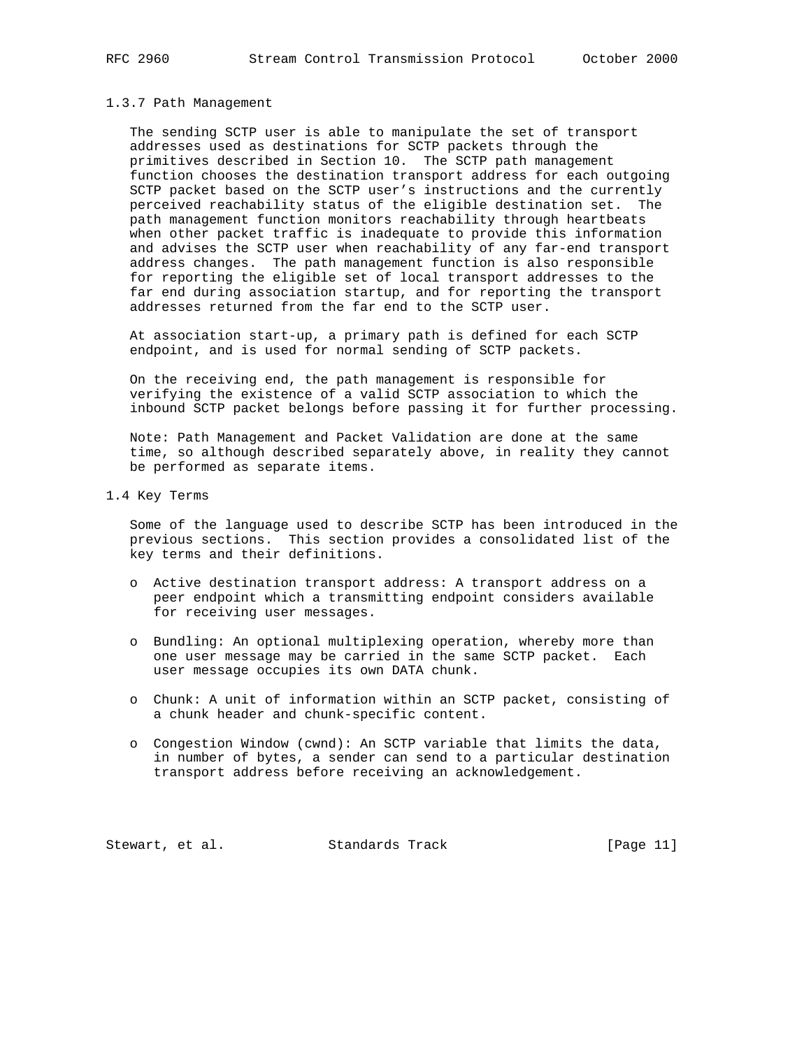### 1.3.7 Path Management

The sending SCTP user is able to manipulate the set of transport addresses used as destinations for SCTP packets through the primitives described in Section 10. The SCTP path management function chooses the destination transport address for each outgoing SCTP packet based on the SCTP user's instructions and the currently perceived reachability status of the eligible destination set. The path management function monitors reachability through heartbeats when other packet traffic is inadequate to provide this information and advises the SCTP user when reachability of any far-end transport address changes. The path management function is also responsible for reporting the eligible set of local transport addresses to the far end during association startup, and for reporting the transport addresses returned from the far end to the SCTP user.

At association start-up, a primary path is defined for each SCTP endpoint, and is used for normal sending of SCTP packets.

On the receiving end, the path management is responsible for verifying the existence of a valid SCTP association to which the inbound SCTP packet belongs before passing it for further processing.

Note: Path Management and Packet Validation are done at the same time, so although described separately above, in reality they cannot be performed as separate items.

## 1.4 Key Terms

Some of the language used to describe SCTP has been introduced in the previous sections. This section provides a consolidated list of the key terms and their definitions.

- Active destination transport address: A transport address on a peer endpoint which a transmitting endpoint considers available for receiving user messages.

- Bundling: An optional multiplexing operation, whereby more than one user message may be carried in the same SCTP packet. Each user message occupies its own DATA chunk.

- Chunk: A unit of information within an SCTP packet, consisting of a chunk header and chunk-specific content.

- Congestion Window (cwnd): An SCTP variable that limits the data, in number of bytes, a sender can send to a particular destination transport address before receiving an acknowledgement.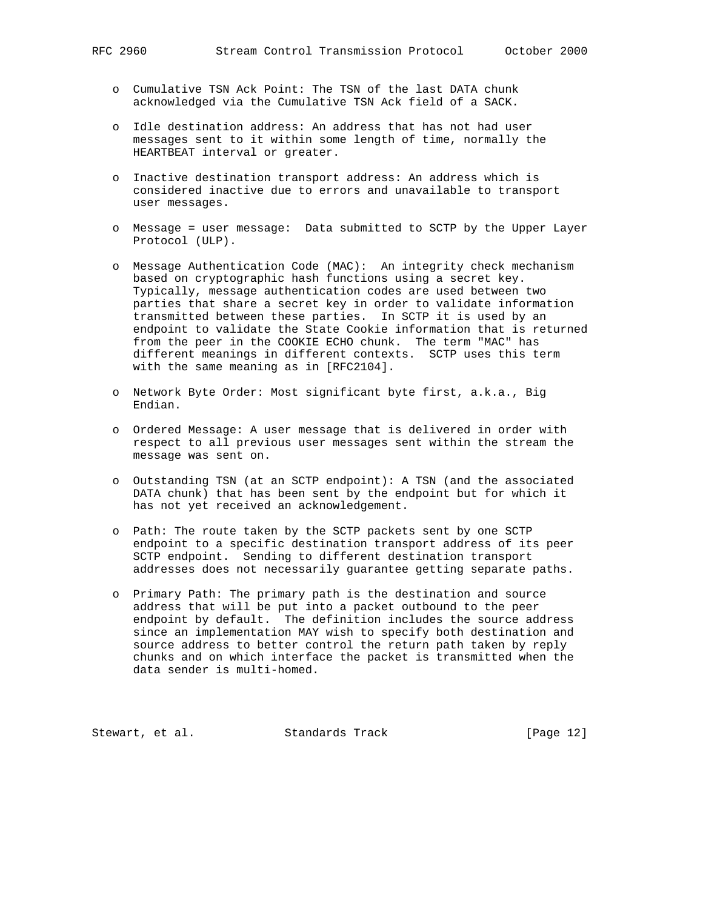- Cumulative TSN Ack Point: The TSN of the last DATA chunk acknowledged via the Cumulative TSN Ack field of a SACK.

- Idle destination address: An address that has not had user messages sent to it within some length of time, normally the HEARTBEAT interval or greater.

- Inactive destination transport address: An address which is considered inactive due to errors and unavailable to transport user messages.

- Message = user message: Data submitted to SCTP by the Upper Layer Protocol (ULP).

- Message Authentication Code (MAC): An integrity check mechanism based on cryptographic hash functions using a secret key. Typically, message authentication codes are used between two parties that share a secret key in order to validate information transmitted between these parties. In SCTP it is used by an endpoint to validate the State Cookie information that is returned from the peer in the COOKIE ECHO chunk. The term "MAC" has different meanings in different contexts. SCTP uses this term with the same meaning as in [RFC2104].

- Network Byte Order: Most significant byte first, a.k.a., Big Endian.

- Ordered Message: A user message that is delivered in order with respect to all previous user messages sent within the stream the message was sent on.

- Outstanding TSN (at an SCTP endpoint): A TSN (and the associated DATA chunk) that has been sent by the endpoint but for which it has not yet received an acknowledgement.

- Path: The route taken by the SCTP packets sent by one SCTP endpoint to a specific destination transport address of its peer SCTP endpoint. Sending to different destination transport addresses does not necessarily guarantee getting separate paths.

- Primary Path: The primary path is the destination and source address that will be put into a packet outbound to the peer endpoint by default. The definition includes the source address since an implementation MAY wish to specify both destination and source address to better control the return path taken by reply chunks and on which interface the packet is transmitted when the data sender is multi-homed.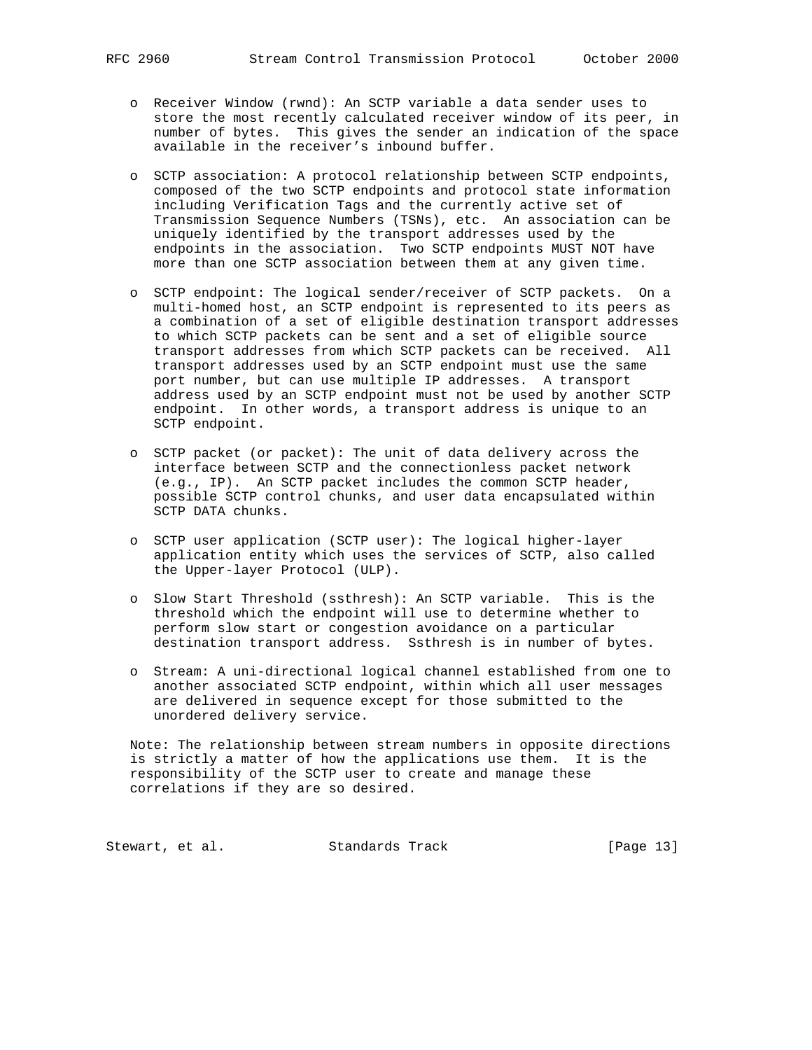- Receiver Window (rwnd): An SCTP variable a data sender uses to store the most recently calculated receiver window of its peer, in number of bytes. This gives the sender an indication of the space available in the receiver's inbound buffer.

- SCTP association: A protocol relationship between SCTP endpoints, composed of the two SCTP endpoints and protocol state information including Verification Tags and the currently active set of Transmission Sequence Numbers (TSNs), etc. An association can be uniquely identified by the transport addresses used by the endpoints in the association. Two SCTP endpoints MUST NOT have more than one SCTP association between them at any given time.

- SCTP endpoint: The logical sender/receiver of SCTP packets. On a multi-homed host, an SCTP endpoint is represented to its peers as a combination of a set of eligible destination transport addresses to which SCTP packets can be sent and a set of eligible source transport addresses from which SCTP packets can be received. All transport addresses used by an SCTP endpoint must use the same port number, but can use multiple IP addresses. A transport address used by an SCTP endpoint must not be used by another SCTP endpoint. In other words, a transport address is unique to an SCTP endpoint.

- SCTP packet (or packet): The unit of data delivery across the interface between SCTP and the connectionless packet network (e.g., IP). An SCTP packet includes the common SCTP header, possible SCTP control chunks, and user data encapsulated within SCTP DATA chunks.

- SCTP user application (SCTP user): The logical higher-layer application entity which uses the services of SCTP, also called the Upper-layer Protocol (ULP).

- Slow Start Threshold (ssthresh): An SCTP variable. This is the threshold which the endpoint will use to determine whether to perform slow start or congestion avoidance on a particular destination transport address. Ssthresh is in number of bytes.

- Stream: A uni-directional logical channel established from one to another associated SCTP endpoint, within which all user messages are delivered in sequence except for those submitted to the unordered delivery service.

Note: The relationship between stream numbers in opposite directions is strictly a matter of how the applications use them. It is the responsibility of the SCTP user to create and manage these correlations if they are so desired.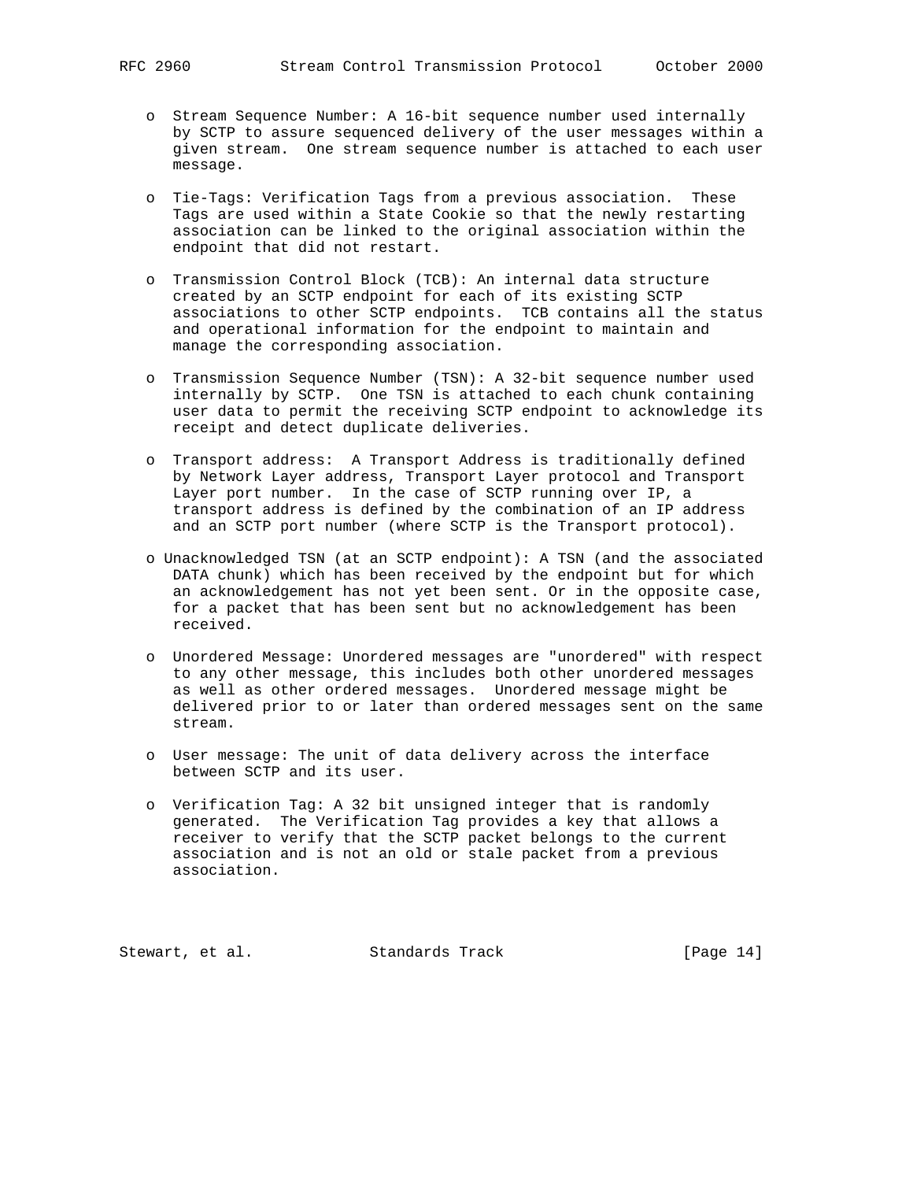- Stream Sequence Number: A 16-bit sequence number used internally by SCTP to assure sequenced delivery of the user messages within a given stream. One stream sequence number is attached to each user message.

- Tie-Tags: Verification Tags from a previous association. These Tags are used within a State Cookie so that the newly restarting association can be linked to the original association within the endpoint that did not restart.

- Transmission Control Block (TCB): An internal data structure created by an SCTP endpoint for each of its existing SCTP associations to other SCTP endpoints. TCB contains all the status and operational information for the endpoint to maintain and manage the corresponding association.

- Transmission Sequence Number (TSN): A 32-bit sequence number used internally by SCTP. One TSN is attached to each chunk containing user data to permit the receiving SCTP endpoint to acknowledge its receipt and detect duplicate deliveries.

- Transport address: A Transport Address is traditionally defined by Network Layer address, Transport Layer protocol and Transport Layer port number. In the case of SCTP running over IP, a transport address is defined by the combination of an IP address and an SCTP port number (where SCTP is the Transport protocol).

- Unacknowledged TSN (at an SCTP endpoint): A TSN (and the associated DATA chunk) which has been received by the endpoint but for which an acknowledgement has not yet been sent. Or in the opposite case, for a packet that has been sent but no acknowledgement has been received.

- Unordered Message: Unordered messages are "unordered" with respect to any other message, this includes both other unordered messages as well as other ordered messages. Unordered message might be delivered prior to or later than ordered messages sent on the same stream.

- User message: The unit of data delivery across the interface between SCTP and its user.

- Verification Tag: A 32 bit unsigned integer that is randomly generated. The Verification Tag provides a key that allows a receiver to verify that the SCTP packet belongs to the current association and is not an old or stale packet from a previous association.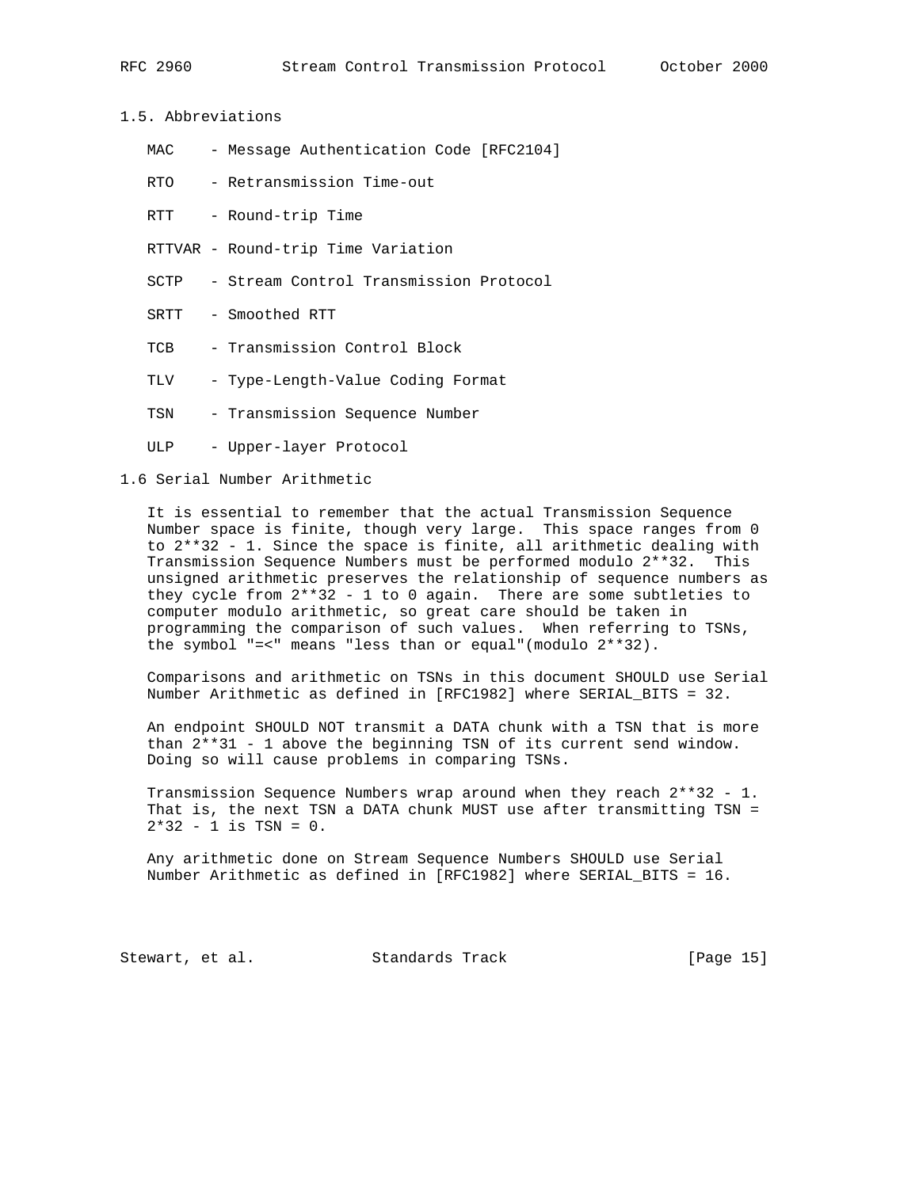## 1.5. Abbreviations

- MAC - Message Authentication Code [RFC2104]
- RTO - Retransmission Time-out
- RTT - Round-trip Time
- RTTVAR - Round-trip Time Variation
- SCTP - Stream Control Transmission Protocol
- SRTT - Smoothed RTT
- TCB - Transmission Control Block
- TLV - Type-Length-Value Coding Format
- TSN - Transmission Sequence Number
- ULP - Upper-layer Protocol

## 1.6 Serial Number Arithmetic

It is essential to remember that the actual Transmission Sequence Number space is finite, though very large. This space ranges from 0 to 2**32 - 1. Since the space is finite, all arithmetic dealing with Transmission Sequence Numbers must be performed modulo 2**32. This unsigned arithmetic preserves the relationship of sequence numbers as they cycle from 2**32 - 1 to 0 again. There are some subtleties to computer modulo arithmetic, so great care should be taken in programming the comparison of such values. When referring to TSNs, the symbol "=<" means "less than or equal"(modulo 2**32).

Comparisons and arithmetic on TSNs in this document SHOULD use Serial Number Arithmetic as defined in [RFC1982] where SERIAL_BITS = 32.

An endpoint SHOULD NOT transmit a DATA chunk with a TSN that is more than 2**31 - 1 above the beginning TSN of its current send window. Doing so will cause problems in comparing TSNs.

Transmission Sequence Numbers wrap around when they reach 2**32 - 1. That is, the next TSN a DATA chunk MUST use after transmitting TSN = 2*32 - 1 is TSN = 0.

Any arithmetic done on Stream Sequence Numbers SHOULD use Serial Number Arithmetic as defined in [RFC1982] where SERIAL_BITS = 16.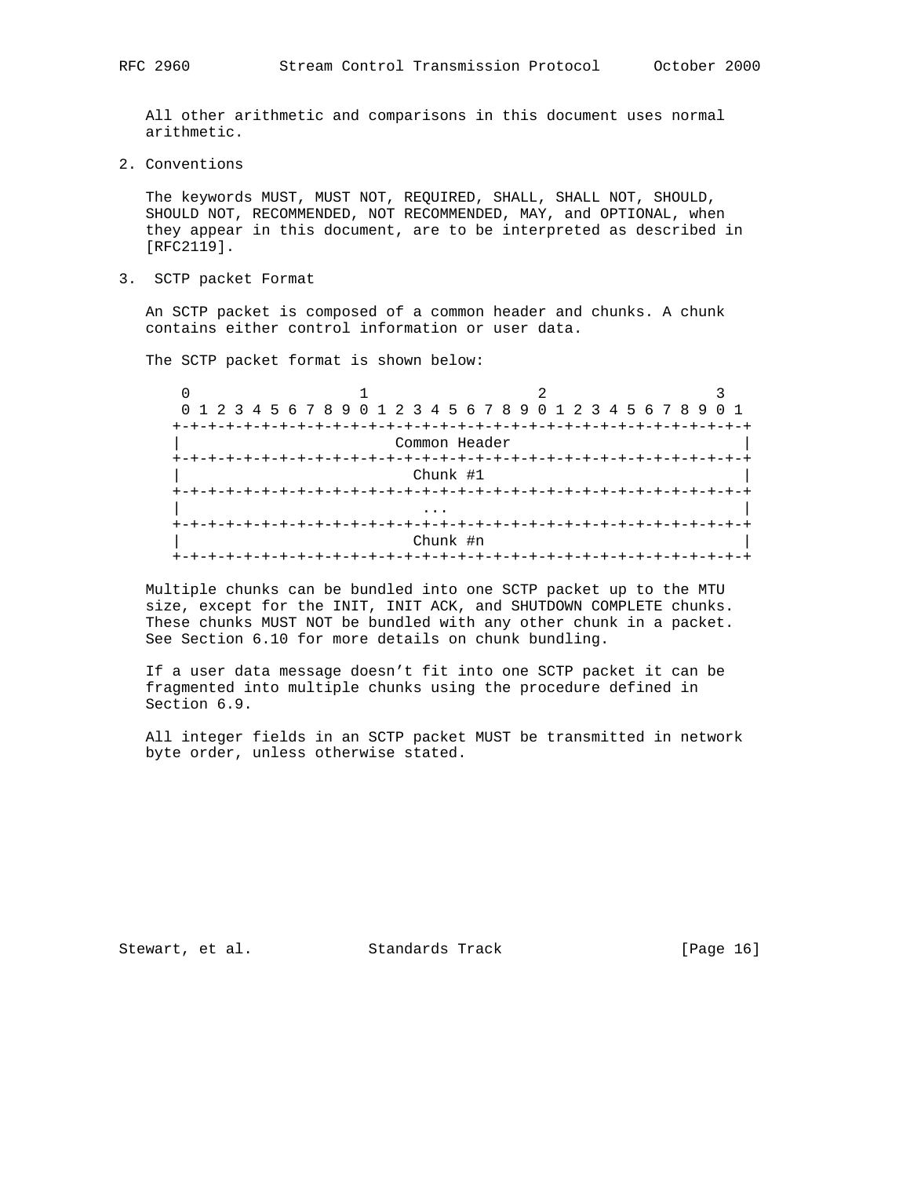All other arithmetic and comparisons in this document uses normal arithmetic.

## 2. Conventions

The keywords MUST, MUST NOT, REQUIRED, SHALL, SHALL NOT, SHOULD, SHOULD NOT, RECOMMENDED, NOT RECOMMENDED, MAY, and OPTIONAL, when they appear in this document, are to be interpreted as described in [RFC2119].

## 3. SCTP packet Format

An SCTP packet is composed of a common header and chunks. A chunk contains either control information or user data.

The SCTP packet format is shown below:

```
 0                   1                   2                   3
 0 1 2 3 4 5 6 7 8 9 0 1 2 3 4 5 6 7 8 9 0 1 2 3 4 5 6 7 8 9 0 1
+-+-+-+-+-+-+-+-+-+-+-+-+-+-+-+-+-+-+-+-+-+-+-+-+-+-+-+-+-+-+-+-+
|                        Common Header                          |
+-+-+-+-+-+-+-+-+-+-+-+-+-+-+-+-+-+-+-+-+-+-+-+-+-+-+-+-+-+-+-+-+
|                          Chunk #1                             |
+-+-+-+-+-+-+-+-+-+-+-+-+-+-+-+-+-+-+-+-+-+-+-+-+-+-+-+-+-+-+-+-+
|                           ...                                 |
+-+-+-+-+-+-+-+-+-+-+-+-+-+-+-+-+-+-+-+-+-+-+-+-+-+-+-+-+-+-+-+-+
|                          Chunk #n                             |
+-+-+-+-+-+-+-+-+-+-+-+-+-+-+-+-+-+-+-+-+-+-+-+-+-+-+-+-+-+-+-+-+
```

Multiple chunks can be bundled into one SCTP packet up to the MTU size, except for the INIT, INIT ACK, and SHUTDOWN COMPLETE chunks. These chunks MUST NOT be bundled with any other chunk in a packet. See Section 6.10 for more details on chunk bundling.

If a user data message doesn't fit into one SCTP packet it can be fragmented into multiple chunks using the procedure defined in Section 6.9.

All integer fields in an SCTP packet MUST be transmitted in network byte order, unless otherwise stated.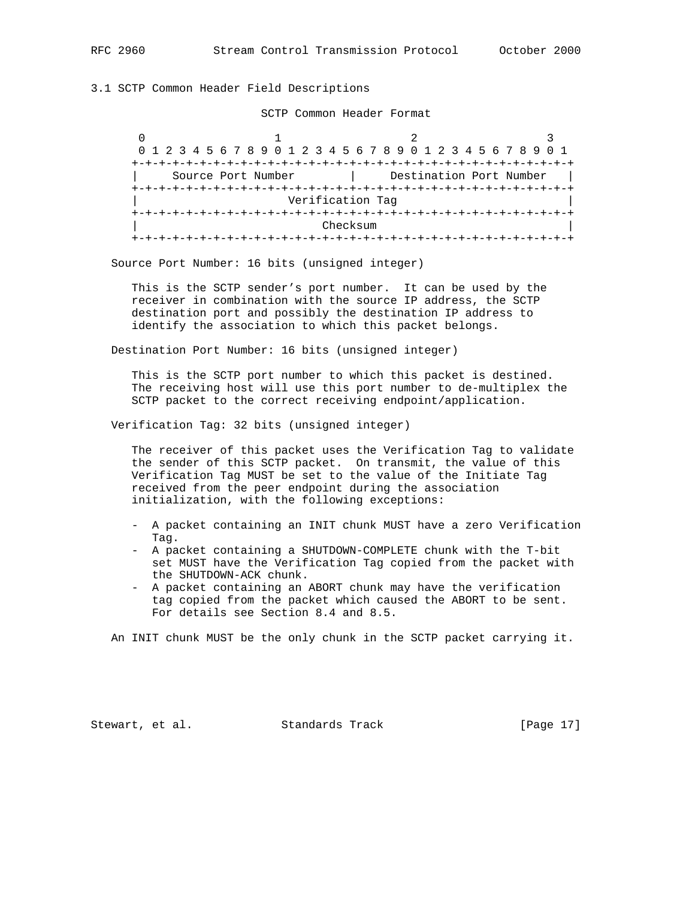### 3.1 SCTP Common Header Field Descriptions

SCTP Common Header Format

```
 0                   1                   2                   3
 0 1 2 3 4 5 6 7 8 9 0 1 2 3 4 5 6 7 8 9 0 1 2 3 4 5 6 7 8 9 0 1
+-+-+-+-+-+-+-+-+-+-+-+-+-+-+-+-+-+-+-+-+-+-+-+-+-+-+-+-+-+-+-+-+
|     Source Port Number        |     Destination Port Number   |
+-+-+-+-+-+-+-+-+-+-+-+-+-+-+-+-+-+-+-+-+-+-+-+-+-+-+-+-+-+-+-+-+
|                      Verification Tag                         |
+-+-+-+-+-+-+-+-+-+-+-+-+-+-+-+-+-+-+-+-+-+-+-+-+-+-+-+-+-+-+-+-+
|                           Checksum                            |
+-+-+-+-+-+-+-+-+-+-+-+-+-+-+-+-+-+-+-+-+-+-+-+-+-+-+-+-+-+-+-+-+
```

Source Port Number: 16 bits (unsigned integer)

This is the SCTP sender's port number. It can be used by the receiver in combination with the source IP address, the SCTP destination port and possibly the destination IP address to identify the association to which this packet belongs.

Destination Port Number: 16 bits (unsigned integer)

This is the SCTP port number to which this packet is destined. The receiving host will use this port number to de-multiplex the SCTP packet to the correct receiving endpoint/application.

Verification Tag: 32 bits (unsigned integer)

The receiver of this packet uses the Verification Tag to validate the sender of this SCTP packet. On transmit, the value of this Verification Tag MUST be set to the value of the Initiate Tag received from the peer endpoint during the association initialization, with the following exceptions:

- A packet containing an INIT chunk MUST have a zero Verification Tag.
- A packet containing a SHUTDOWN-COMPLETE chunk with the T-bit set MUST have the Verification Tag copied from the packet with the SHUTDOWN-ACK chunk.
- A packet containing an ABORT chunk may have the verification tag copied from the packet which caused the ABORT to be sent. For details see Section 8.4 and 8.5.

An INIT chunk MUST be the only chunk in the SCTP packet carrying it.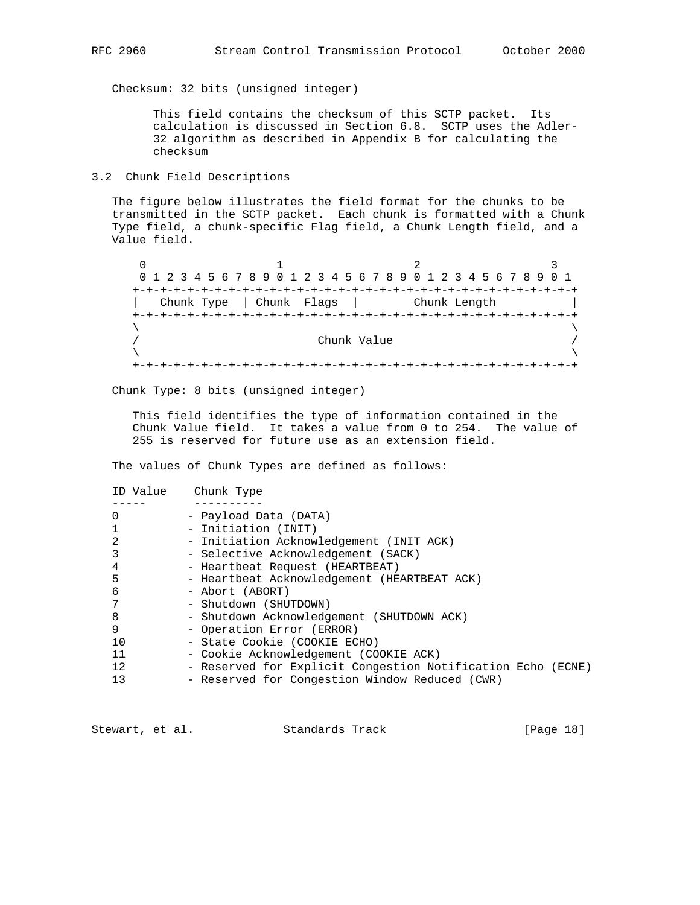Checksum: 32 bits (unsigned integer)

This field contains the checksum of this SCTP packet. Its calculation is discussed in Section 6.8. SCTP uses the Adler-32 algorithm as described in Appendix B for calculating the checksum

### 3.2 Chunk Field Descriptions

The figure below illustrates the field format for the chunks to be transmitted in the SCTP packet. Each chunk is formatted with a Chunk Type field, a chunk-specific Flag field, a Chunk Length field, and a Value field.

```
 0                   1                   2                   3
 0 1 2 3 4 5 6 7 8 9 0 1 2 3 4 5 6 7 8 9 0 1 2 3 4 5 6 7 8 9 0 1
+-+-+-+-+-+-+-+-+-+-+-+-+-+-+-+-+-+-+-+-+-+-+-+-+-+-+-+-+-+-+-+-+
|   Chunk Type  | Chunk  Flags  |        Chunk Length           |
+-+-+-+-+-+-+-+-+-+-+-+-+-+-+-+-+-+-+-+-+-+-+-+-+-+-+-+-+-+-+-+-+
\                                                               \
/                          Chunk Value                          /
\                                                               \
+-+-+-+-+-+-+-+-+-+-+-+-+-+-+-+-+-+-+-+-+-+-+-+-+-+-+-+-+-+-+-+-+
```

Chunk Type: 8 bits (unsigned integer)

This field identifies the type of information contained in the Chunk Value field. It takes a value from 0 to 254. The value of 255 is reserved for future use as an extension field.

The values of Chunk Types are defined as follows:

| ID Value | Chunk Type |
|---|---|
| 0 | - Payload Data (DATA) |
| 1 | - Initiation (INIT) |
| 2 | - Initiation Acknowledgement (INIT ACK) |
| 3 | - Selective Acknowledgement (SACK) |
| 4 | - Heartbeat Request (HEARTBEAT) |
| 5 | - Heartbeat Acknowledgement (HEARTBEAT ACK) |
| 6 | - Abort (ABORT) |
| 7 | - Shutdown (SHUTDOWN) |
| 8 | - Shutdown Acknowledgement (SHUTDOWN ACK) |
| 9 | - Operation Error (ERROR) |
| 10 | - State Cookie (COOKIE ECHO) |
| 11 | - Cookie Acknowledgement (COOKIE ACK) |
| 12 | - Reserved for Explicit Congestion Notification Echo (ECNE) |
| 13 | - Reserved for Congestion Window Reduced (CWR) |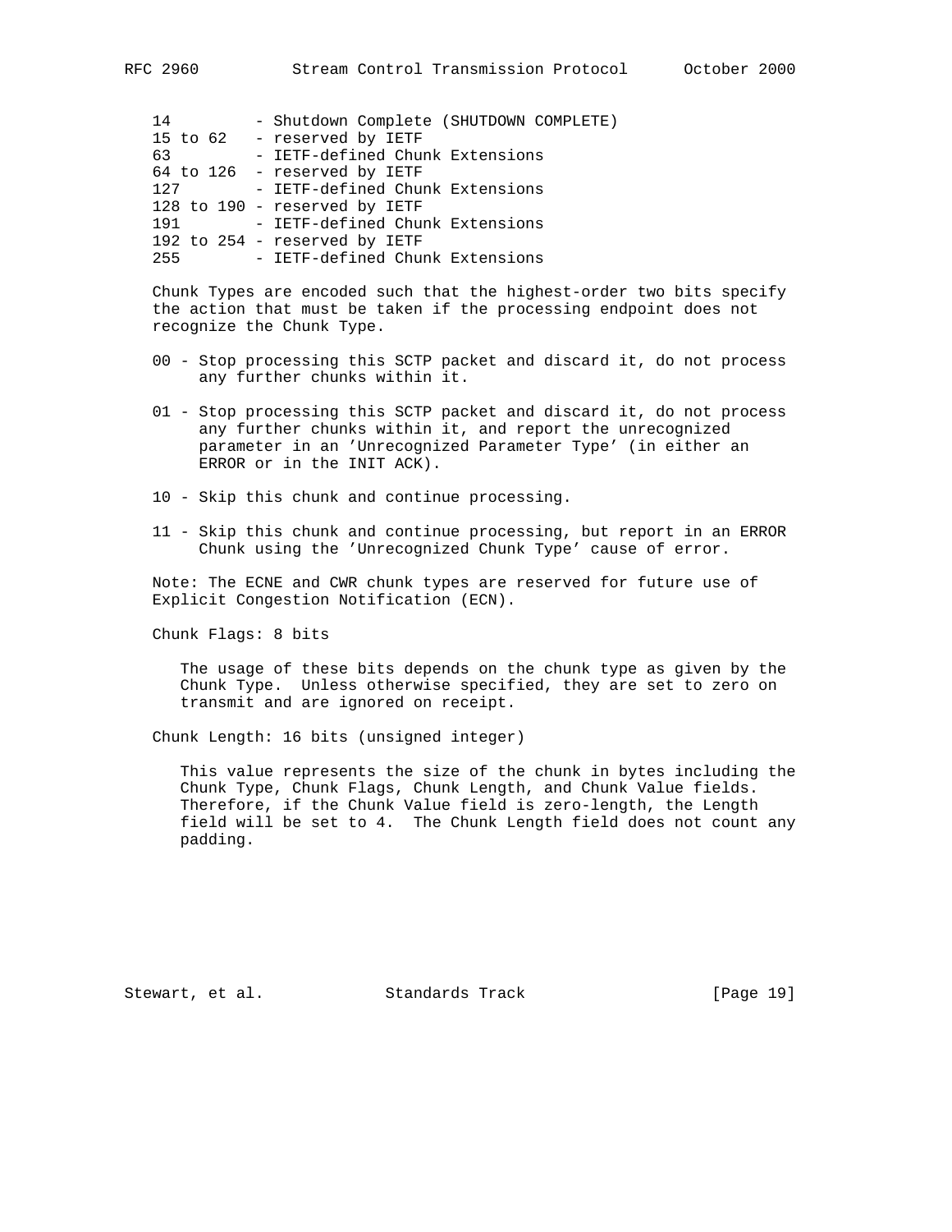```
14         - Shutdown Complete (SHUTDOWN COMPLETE)
15 to 62   - reserved by IETF
63         - IETF-defined Chunk Extensions
64 to 126  - reserved by IETF
127        - IETF-defined Chunk Extensions
128 to 190 - reserved by IETF
191        - IETF-defined Chunk Extensions
192 to 254 - reserved by IETF
255        - IETF-defined Chunk Extensions
```

Chunk Types are encoded such that the highest-order two bits specify the action that must be taken if the processing endpoint does not recognize the Chunk Type.

00 - Stop processing this SCTP packet and discard it, do not process any further chunks within it.

01 - Stop processing this SCTP packet and discard it, do not process any further chunks within it, and report the unrecognized parameter in an 'Unrecognized Parameter Type' (in either an ERROR or in the INIT ACK).

10 - Skip this chunk and continue processing.

11 - Skip this chunk and continue processing, but report in an ERROR Chunk using the 'Unrecognized Chunk Type' cause of error.

Note: The ECNE and CWR chunk types are reserved for future use of Explicit Congestion Notification (ECN).

Chunk Flags: 8 bits

The usage of these bits depends on the chunk type as given by the Chunk Type. Unless otherwise specified, they are set to zero on transmit and are ignored on receipt.

Chunk Length: 16 bits (unsigned integer)

This value represents the size of the chunk in bytes including the Chunk Type, Chunk Flags, Chunk Length, and Chunk Value fields. Therefore, if the Chunk Value field is zero-length, the Length field will be set to 4. The Chunk Length field does not count any padding.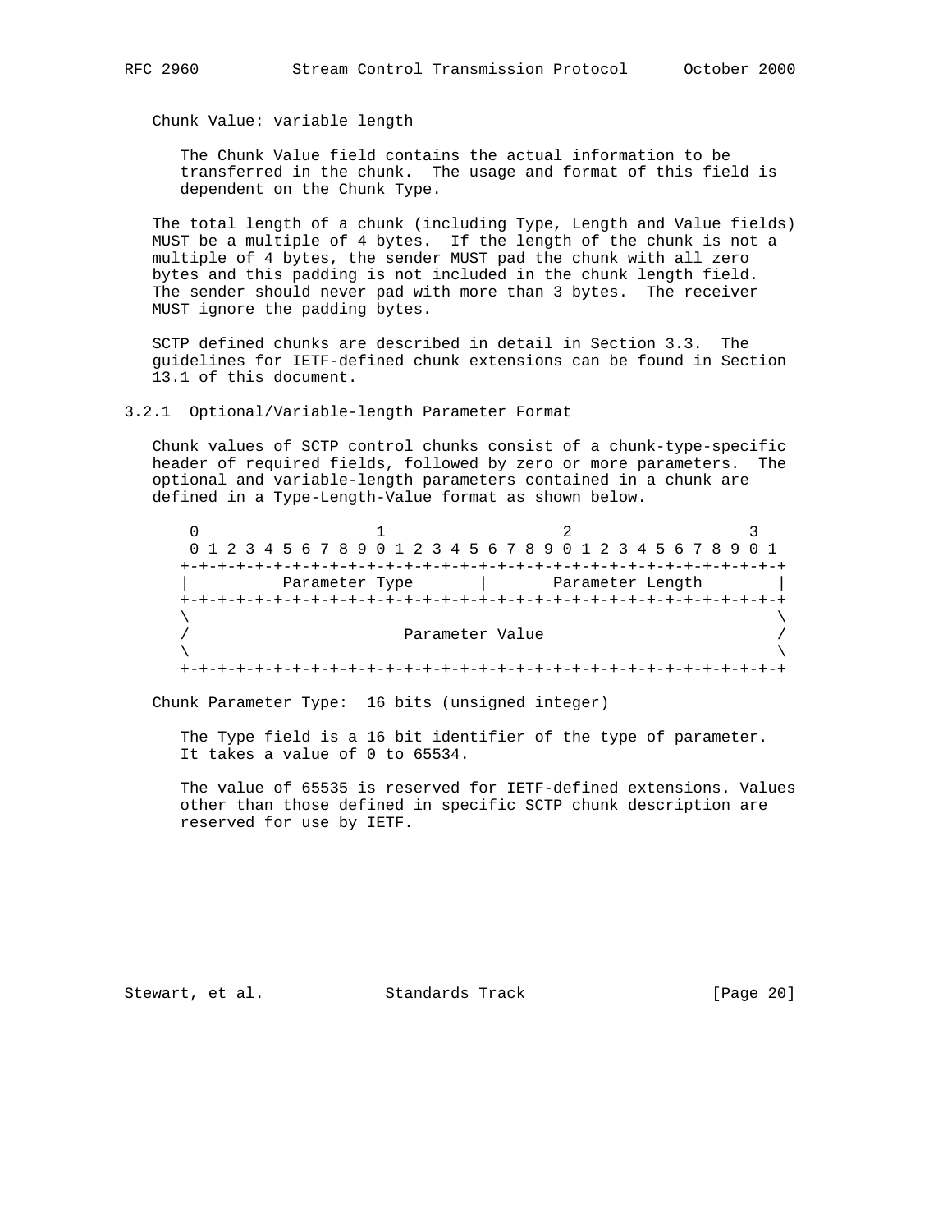Chunk Value: variable length

The Chunk Value field contains the actual information to be transferred in the chunk. The usage and format of this field is dependent on the Chunk Type.

The total length of a chunk (including Type, Length and Value fields) MUST be a multiple of 4 bytes. If the length of the chunk is not a multiple of 4 bytes, the sender MUST pad the chunk with all zero bytes and this padding is not included in the chunk length field. The sender should never pad with more than 3 bytes. The receiver MUST ignore the padding bytes.

SCTP defined chunks are described in detail in Section 3.3. The guidelines for IETF-defined chunk extensions can be found in Section 13.1 of this document.

### 3.2.1 Optional/Variable-length Parameter Format

Chunk values of SCTP control chunks consist of a chunk-type-specific header of required fields, followed by zero or more parameters. The optional and variable-length parameters contained in a chunk are defined in a Type-Length-Value format as shown below.

```
 0                   1                   2                   3
 0 1 2 3 4 5 6 7 8 9 0 1 2 3 4 5 6 7 8 9 0 1 2 3 4 5 6 7 8 9 0 1
+-+-+-+-+-+-+-+-+-+-+-+-+-+-+-+-+-+-+-+-+-+-+-+-+-+-+-+-+-+-+-+-+
|          Parameter Type       |       Parameter Length        |
+-+-+-+-+-+-+-+-+-+-+-+-+-+-+-+-+-+-+-+-+-+-+-+-+-+-+-+-+-+-+-+-+
\                                                               \
/                       Parameter Value                         /
\                                                               \
+-+-+-+-+-+-+-+-+-+-+-+-+-+-+-+-+-+-+-+-+-+-+-+-+-+-+-+-+-+-+-+-+
```

Chunk Parameter Type: 16 bits (unsigned integer)

The Type field is a 16 bit identifier of the type of parameter. It takes a value of 0 to 65534.

The value of 65535 is reserved for IETF-defined extensions. Values other than those defined in specific SCTP chunk description are reserved for use by IETF.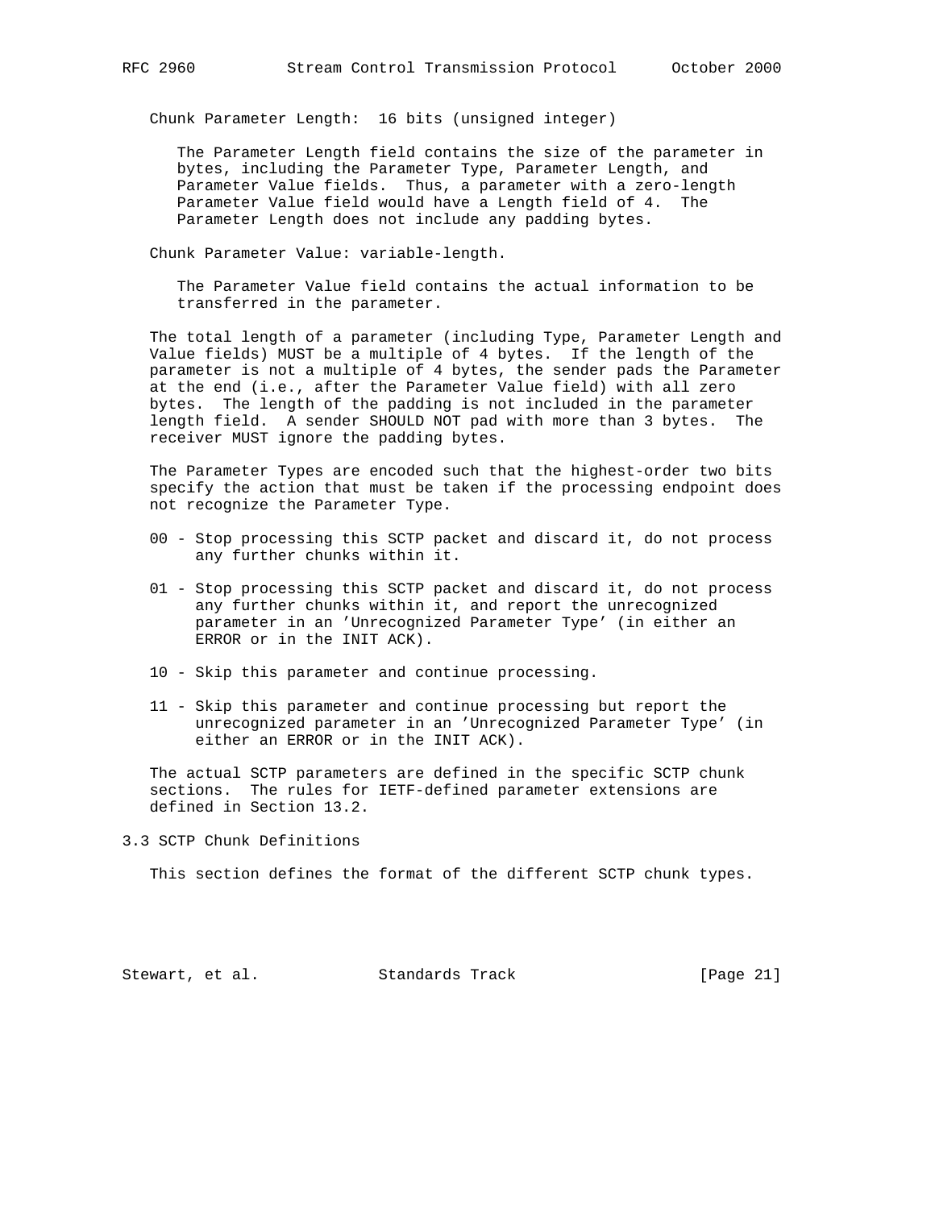Chunk Parameter Length: 16 bits (unsigned integer)

The Parameter Length field contains the size of the parameter in bytes, including the Parameter Type, Parameter Length, and Parameter Value fields. Thus, a parameter with a zero-length Parameter Value field would have a Length field of 4. The Parameter Length does not include any padding bytes.

Chunk Parameter Value: variable-length.

The Parameter Value field contains the actual information to be transferred in the parameter.

The total length of a parameter (including Type, Parameter Length and Value fields) MUST be a multiple of 4 bytes. If the length of the parameter is not a multiple of 4 bytes, the sender pads the Parameter at the end (i.e., after the Parameter Value field) with all zero bytes. The length of the padding is not included in the parameter length field. A sender SHOULD NOT pad with more than 3 bytes. The receiver MUST ignore the padding bytes.

The Parameter Types are encoded such that the highest-order two bits specify the action that must be taken if the processing endpoint does not recognize the Parameter Type.

00 - Stop processing this SCTP packet and discard it, do not process any further chunks within it.

01 - Stop processing this SCTP packet and discard it, do not process any further chunks within it, and report the unrecognized parameter in an 'Unrecognized Parameter Type' (in either an ERROR or in the INIT ACK).

10 - Skip this parameter and continue processing.

11 - Skip this parameter and continue processing but report the unrecognized parameter in an 'Unrecognized Parameter Type' (in either an ERROR or in the INIT ACK).

The actual SCTP parameters are defined in the specific SCTP chunk sections. The rules for IETF-defined parameter extensions are defined in Section 13.2.

## 3.3 SCTP Chunk Definitions

This section defines the format of the different SCTP chunk types.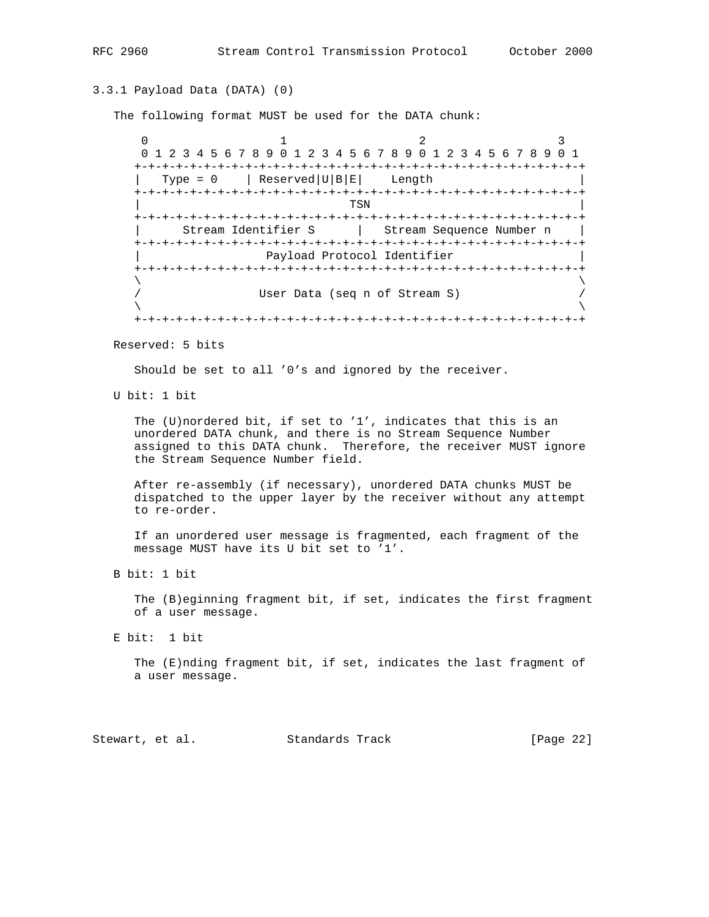### 3.3.1 Payload Data (DATA) (0)

The following format MUST be used for the DATA chunk:

```
 0                   1                   2                   3
 0 1 2 3 4 5 6 7 8 9 0 1 2 3 4 5 6 7 8 9 0 1 2 3 4 5 6 7 8 9 0 1
+-+-+-+-+-+-+-+-+-+-+-+-+-+-+-+-+-+-+-+-+-+-+-+-+-+-+-+-+-+-+-+-+
|   Type = 0    | Reserved|U|B|E|    Length                     |
+-+-+-+-+-+-+-+-+-+-+-+-+-+-+-+-+-+-+-+-+-+-+-+-+-+-+-+-+-+-+-+-+
|                              TSN                              |
+-+-+-+-+-+-+-+-+-+-+-+-+-+-+-+-+-+-+-+-+-+-+-+-+-+-+-+-+-+-+-+-+
|      Stream Identifier S      |   Stream Sequence Number n    |
+-+-+-+-+-+-+-+-+-+-+-+-+-+-+-+-+-+-+-+-+-+-+-+-+-+-+-+-+-+-+-+-+
|                  Payload Protocol Identifier                  |
+-+-+-+-+-+-+-+-+-+-+-+-+-+-+-+-+-+-+-+-+-+-+-+-+-+-+-+-+-+-+-+-+
\                                                               \
/                 User Data (seq n of Stream S)                 /
\                                                               \
+-+-+-+-+-+-+-+-+-+-+-+-+-+-+-+-+-+-+-+-+-+-+-+-+-+-+-+-+-+-+-+-+
```

Reserved: 5 bits

Should be set to all '0's and ignored by the receiver.

U bit: 1 bit

The (U)nordered bit, if set to '1', indicates that this is an unordered DATA chunk, and there is no Stream Sequence Number assigned to this DATA chunk. Therefore, the receiver MUST ignore the Stream Sequence Number field.

After re-assembly (if necessary), unordered DATA chunks MUST be dispatched to the upper layer by the receiver without any attempt to re-order.

If an unordered user message is fragmented, each fragment of the message MUST have its U bit set to '1'.

B bit: 1 bit

The (B)eginning fragment bit, if set, indicates the first fragment of a user message.

E bit: 1 bit

The (E)nding fragment bit, if set, indicates the last fragment of a user message.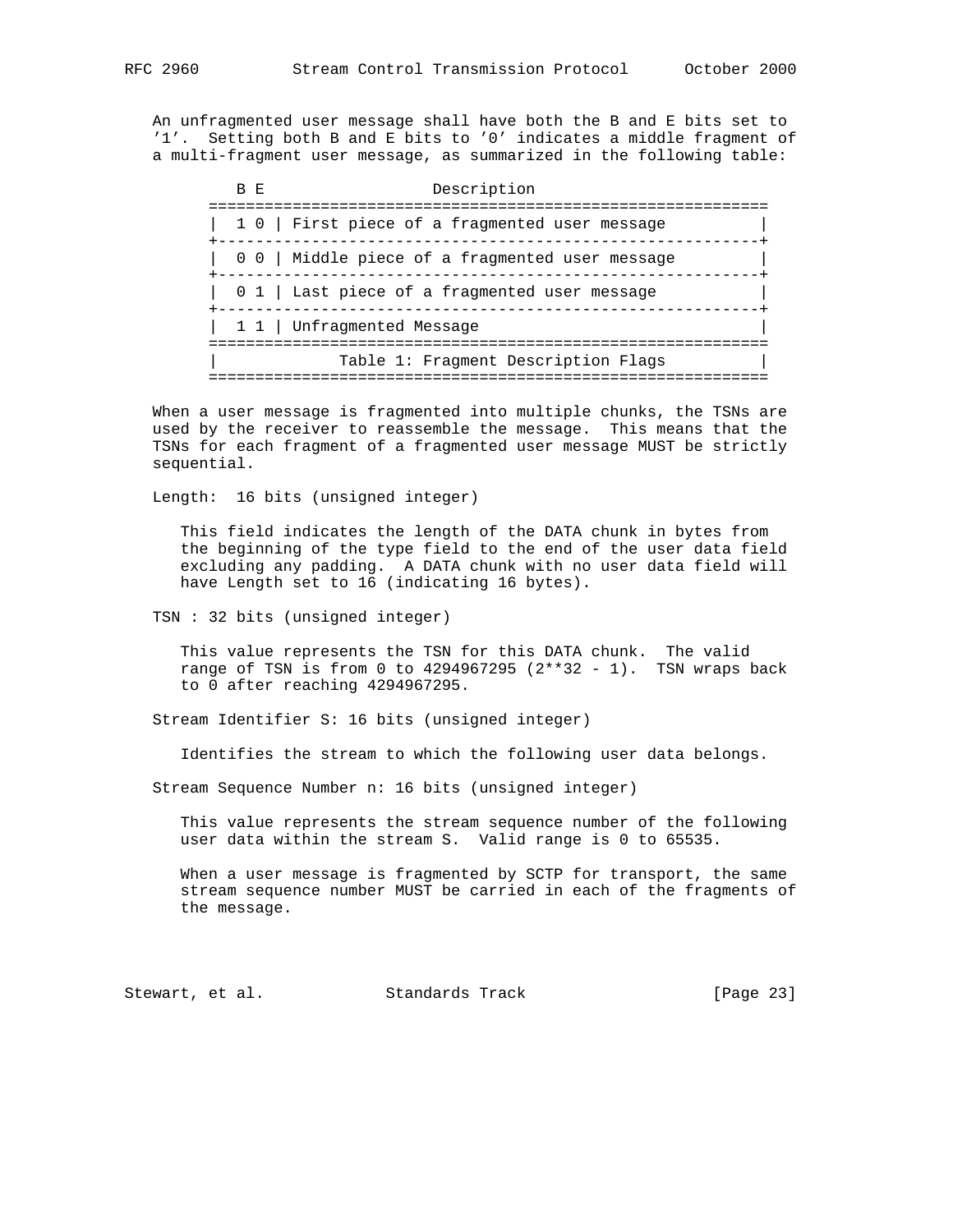An unfragmented user message shall have both the B and E bits set to '1'. Setting both B and E bits to '0' indicates a middle fragment of a multi-fragment user message, as summarized in the following table:

| B E | Description |
|---|---|
| 1 0 | First piece of a fragmented user message |
| 0 0 | Middle piece of a fragmented user message |
| 0 1 | Last piece of a fragmented user message |
| 1 1 | Unfragmented Message |

Table 1: Fragment Description Flags

When a user message is fragmented into multiple chunks, the TSNs are used by the receiver to reassemble the message. This means that the TSNs for each fragment of a fragmented user message MUST be strictly sequential.

Length: 16 bits (unsigned integer)

This field indicates the length of the DATA chunk in bytes from the beginning of the type field to the end of the user data field excluding any padding. A DATA chunk with no user data field will have Length set to 16 (indicating 16 bytes).

TSN : 32 bits (unsigned integer)

This value represents the TSN for this DATA chunk. The valid range of TSN is from 0 to 4294967295 (2**32 - 1). TSN wraps back to 0 after reaching 4294967295.

Stream Identifier S: 16 bits (unsigned integer)

Identifies the stream to which the following user data belongs.

Stream Sequence Number n: 16 bits (unsigned integer)

This value represents the stream sequence number of the following user data within the stream S. Valid range is 0 to 65535.

When a user message is fragmented by SCTP for transport, the same stream sequence number MUST be carried in each of the fragments of the message.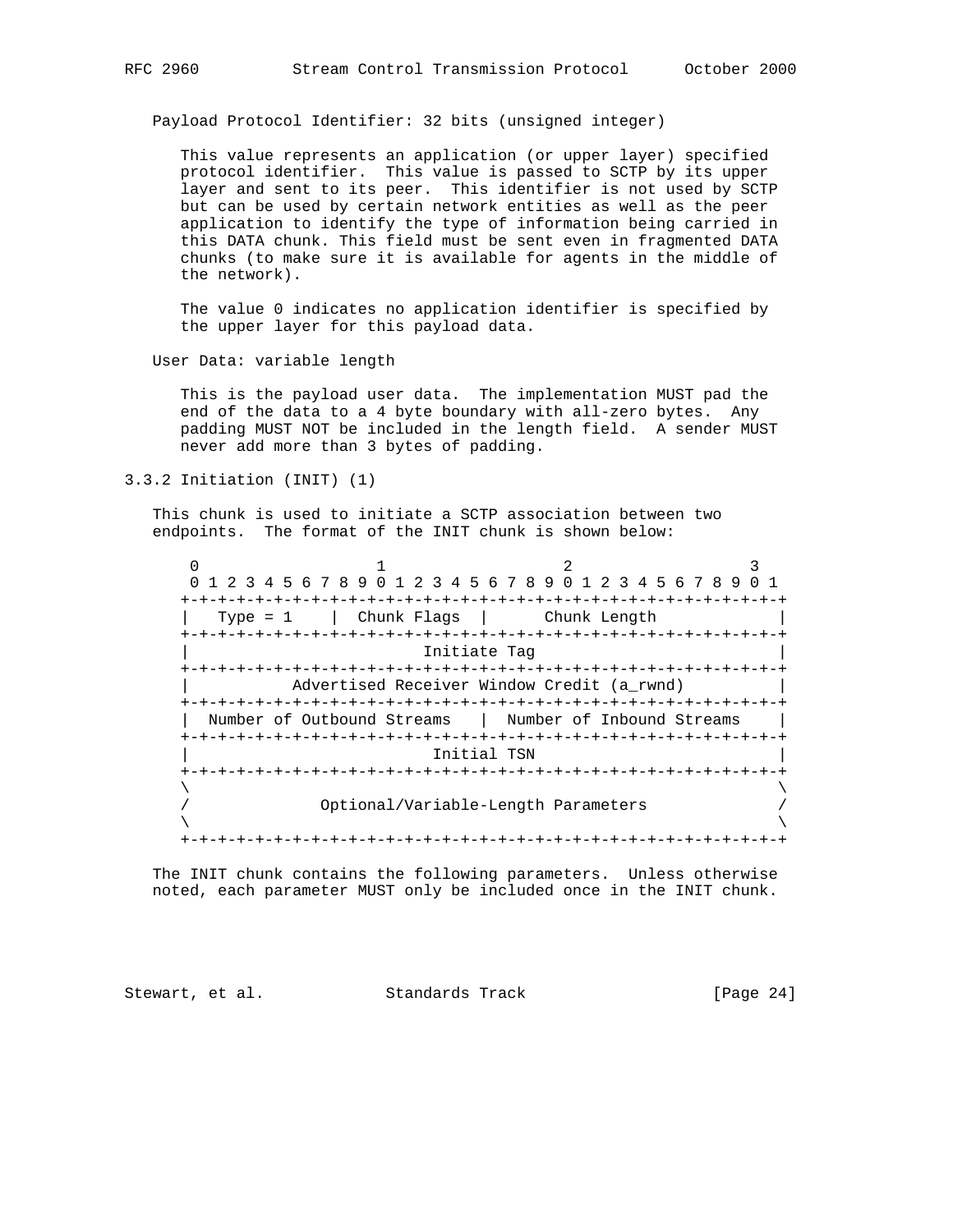Payload Protocol Identifier: 32 bits (unsigned integer)

This value represents an application (or upper layer) specified protocol identifier. This value is passed to SCTP by its upper layer and sent to its peer. This identifier is not used by SCTP but can be used by certain network entities as well as the peer application to identify the type of information being carried in this DATA chunk. This field must be sent even in fragmented DATA chunks (to make sure it is available for agents in the middle of the network).

The value 0 indicates no application identifier is specified by the upper layer for this payload data.

User Data: variable length

This is the payload user data. The implementation MUST pad the end of the data to a 4 byte boundary with all-zero bytes. Any padding MUST NOT be included in the length field. A sender MUST never add more than 3 bytes of padding.

### 3.3.2 Initiation (INIT) (1)

This chunk is used to initiate a SCTP association between two endpoints. The format of the INIT chunk is shown below:

```
 0                   1                   2                   3
 0 1 2 3 4 5 6 7 8 9 0 1 2 3 4 5 6 7 8 9 0 1 2 3 4 5 6 7 8 9 0 1
+-+-+-+-+-+-+-+-+-+-+-+-+-+-+-+-+-+-+-+-+-+-+-+-+-+-+-+-+-+-+-+-+
|   Type = 1    |  Chunk Flags  |      Chunk Length             |
+-+-+-+-+-+-+-+-+-+-+-+-+-+-+-+-+-+-+-+-+-+-+-+-+-+-+-+-+-+-+-+-+
|                         Initiate Tag                          |
+-+-+-+-+-+-+-+-+-+-+-+-+-+-+-+-+-+-+-+-+-+-+-+-+-+-+-+-+-+-+-+-+
|           Advertised Receiver Window Credit (a_rwnd)          |
+-+-+-+-+-+-+-+-+-+-+-+-+-+-+-+-+-+-+-+-+-+-+-+-+-+-+-+-+-+-+-+-+
|  Number of Outbound Streams   |  Number of Inbound Streams    |
+-+-+-+-+-+-+-+-+-+-+-+-+-+-+-+-+-+-+-+-+-+-+-+-+-+-+-+-+-+-+-+-+
|                          Initial TSN                          |
+-+-+-+-+-+-+-+-+-+-+-+-+-+-+-+-+-+-+-+-+-+-+-+-+-+-+-+-+-+-+-+-+
\                                                               \
/              Optional/Variable-Length Parameters              /
\                                                               \
+-+-+-+-+-+-+-+-+-+-+-+-+-+-+-+-+-+-+-+-+-+-+-+-+-+-+-+-+-+-+-+-+
```

The INIT chunk contains the following parameters. Unless otherwise noted, each parameter MUST only be included once in the INIT chunk.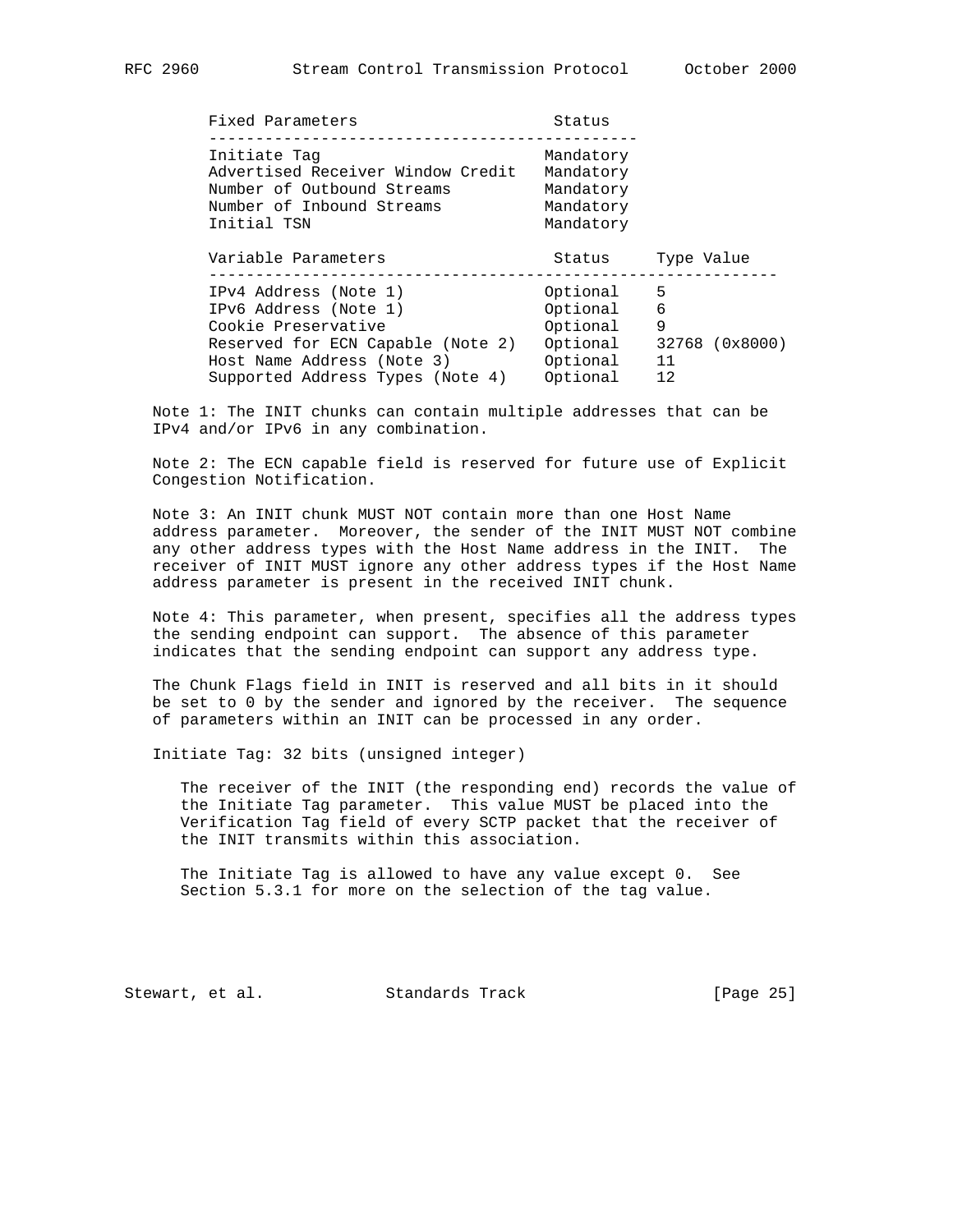| Fixed Parameters | Status |
| --- | --- |
| Initiate Tag | Mandatory |
| Advertised Receiver Window Credit | Mandatory |
| Number of Outbound Streams | Mandatory |
| Number of Inbound Streams | Mandatory |
| Initial TSN | Mandatory |

| Variable Parameters | Status | Type Value |
| --- | --- | --- |
| IPv4 Address (Note 1) | Optional | 5 |
| IPv6 Address (Note 1) | Optional | 6 |
| Cookie Preservative | Optional | 9 |
| Reserved for ECN Capable (Note 2) | Optional | 32768 (0x8000) |
| Host Name Address (Note 3) | Optional | 11 |
| Supported Address Types (Note 4) | Optional | 12 |

Note 1: The INIT chunks can contain multiple addresses that can be IPv4 and/or IPv6 in any combination.

Note 2: The ECN capable field is reserved for future use of Explicit Congestion Notification.

Note 3: An INIT chunk MUST NOT contain more than one Host Name address parameter. Moreover, the sender of the INIT MUST NOT combine any other address types with the Host Name address in the INIT. The receiver of INIT MUST ignore any other address types if the Host Name address parameter is present in the received INIT chunk.

Note 4: This parameter, when present, specifies all the address types the sending endpoint can support. The absence of this parameter indicates that the sending endpoint can support any address type.

The Chunk Flags field in INIT is reserved and all bits in it should be set to 0 by the sender and ignored by the receiver. The sequence of parameters within an INIT can be processed in any order.

Initiate Tag: 32 bits (unsigned integer)

The receiver of the INIT (the responding end) records the value of the Initiate Tag parameter. This value MUST be placed into the Verification Tag field of every SCTP packet that the receiver of the INIT transmits within this association.

The Initiate Tag is allowed to have any value except 0. See Section 5.3.1 for more on the selection of the tag value.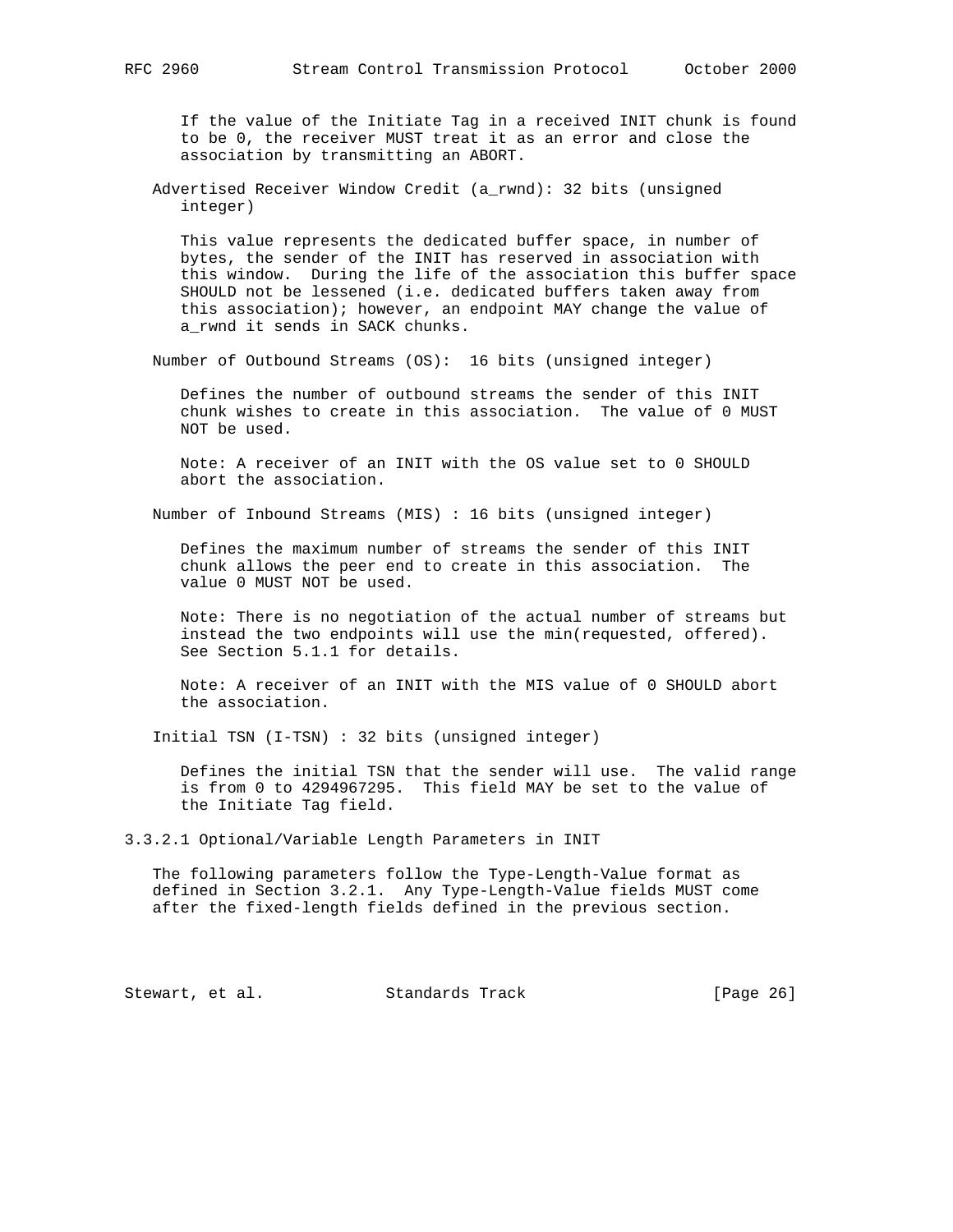If the value of the Initiate Tag in a received INIT chunk is found to be 0, the receiver MUST treat it as an error and close the association by transmitting an ABORT.

Advertised Receiver Window Credit (a_rwnd): 32 bits (unsigned integer)

This value represents the dedicated buffer space, in number of bytes, the sender of the INIT has reserved in association with this window. During the life of the association this buffer space SHOULD not be lessened (i.e. dedicated buffers taken away from this association); however, an endpoint MAY change the value of a_rwnd it sends in SACK chunks.

Number of Outbound Streams (OS): 16 bits (unsigned integer)

Defines the number of outbound streams the sender of this INIT chunk wishes to create in this association. The value of 0 MUST NOT be used.

Note: A receiver of an INIT with the OS value set to 0 SHOULD abort the association.

Number of Inbound Streams (MIS) : 16 bits (unsigned integer)

Defines the maximum number of streams the sender of this INIT chunk allows the peer end to create in this association. The value 0 MUST NOT be used.

Note: There is no negotiation of the actual number of streams but instead the two endpoints will use the min(requested, offered). See Section 5.1.1 for details.

Note: A receiver of an INIT with the MIS value of 0 SHOULD abort the association.

Initial TSN (I-TSN) : 32 bits (unsigned integer)

Defines the initial TSN that the sender will use. The valid range is from 0 to 4294967295. This field MAY be set to the value of the Initiate Tag field.

### 3.3.2.1 Optional/Variable Length Parameters in INIT

The following parameters follow the Type-Length-Value format as defined in Section 3.2.1. Any Type-Length-Value fields MUST come after the fixed-length fields defined in the previous section.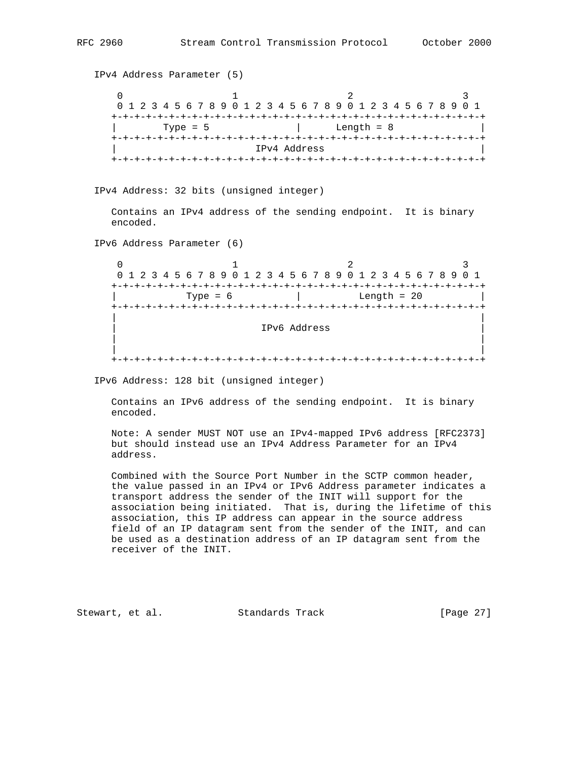IPv4 Address Parameter (5)

```
    0                   1                   2                   3
    0 1 2 3 4 5 6 7 8 9 0 1 2 3 4 5 6 7 8 9 0 1 2 3 4 5 6 7 8 9 0 1
   +-+-+-+-+-+-+-+-+-+-+-+-+-+-+-+-+-+-+-+-+-+-+-+-+-+-+-+-+-+-+-+-+
   |        Type = 5               |      Length = 8               |
   +-+-+-+-+-+-+-+-+-+-+-+-+-+-+-+-+-+-+-+-+-+-+-+-+-+-+-+-+-+-+-+-+
   |                        IPv4 Address                           |
   +-+-+-+-+-+-+-+-+-+-+-+-+-+-+-+-+-+-+-+-+-+-+-+-+-+-+-+-+-+-+-+-+
```

IPv4 Address: 32 bits (unsigned integer)

Contains an IPv4 address of the sending endpoint. It is binary encoded.

IPv6 Address Parameter (6)

```
    0                   1                   2                   3
    0 1 2 3 4 5 6 7 8 9 0 1 2 3 4 5 6 7 8 9 0 1 2 3 4 5 6 7 8 9 0 1
   +-+-+-+-+-+-+-+-+-+-+-+-+-+-+-+-+-+-+-+-+-+-+-+-+-+-+-+-+-+-+-+-+
   |            Type = 6           |          Length = 20          |
   +-+-+-+-+-+-+-+-+-+-+-+-+-+-+-+-+-+-+-+-+-+-+-+-+-+-+-+-+-+-+-+-+
   |                                                               |
   |                         IPv6 Address                          |
   |                                                               |
   |                                                               |
   +-+-+-+-+-+-+-+-+-+-+-+-+-+-+-+-+-+-+-+-+-+-+-+-+-+-+-+-+-+-+-+-+
```

IPv6 Address: 128 bit (unsigned integer)

Contains an IPv6 address of the sending endpoint. It is binary encoded.

Note: A sender MUST NOT use an IPv4-mapped IPv6 address [RFC2373] but should instead use an IPv4 Address Parameter for an IPv4 address.

Combined with the Source Port Number in the SCTP common header, the value passed in an IPv4 or IPv6 Address parameter indicates a transport address the sender of the INIT will support for the association being initiated. That is, during the lifetime of this association, this IP address can appear in the source address field of an IP datagram sent from the sender of the INIT, and can be used as a destination address of an IP datagram sent from the receiver of the INIT.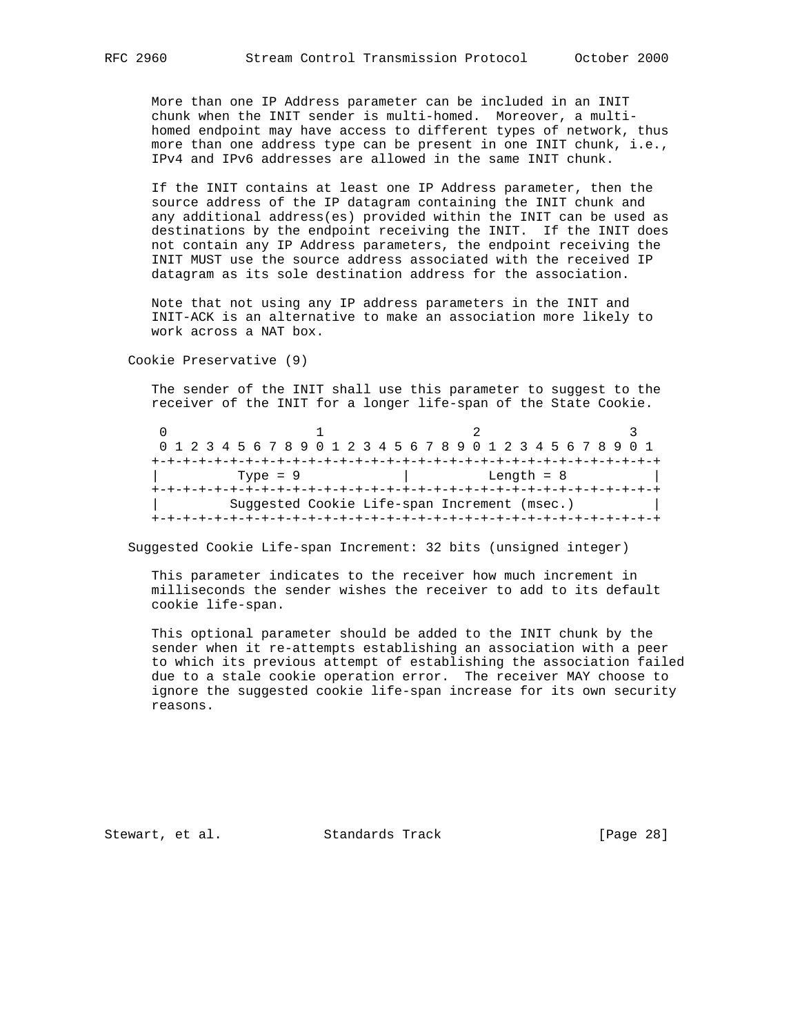More than one IP Address parameter can be included in an INIT chunk when the INIT sender is multi-homed. Moreover, a multi-homed endpoint may have access to different types of network, thus more than one address type can be present in one INIT chunk, i.e., IPv4 and IPv6 addresses are allowed in the same INIT chunk.

If the INIT contains at least one IP Address parameter, then the source address of the IP datagram containing the INIT chunk and any additional address(es) provided within the INIT can be used as destinations by the endpoint receiving the INIT. If the INIT does not contain any IP Address parameters, the endpoint receiving the INIT MUST use the source address associated with the received IP datagram as its sole destination address for the association.

Note that not using any IP address parameters in the INIT and INIT-ACK is an alternative to make an association more likely to work across a NAT box.

Cookie Preservative (9)

The sender of the INIT shall use this parameter to suggest to the receiver of the INIT for a longer life-span of the State Cookie.

```
 0                   1                   2                   3
 0 1 2 3 4 5 6 7 8 9 0 1 2 3 4 5 6 7 8 9 0 1 2 3 4 5 6 7 8 9 0 1
+-+-+-+-+-+-+-+-+-+-+-+-+-+-+-+-+-+-+-+-+-+-+-+-+-+-+-+-+-+-+-+-+
|          Type = 9             |          Length = 8           |
+-+-+-+-+-+-+-+-+-+-+-+-+-+-+-+-+-+-+-+-+-+-+-+-+-+-+-+-+-+-+-+-+
|         Suggested Cookie Life-span Increment (msec.)          |
+-+-+-+-+-+-+-+-+-+-+-+-+-+-+-+-+-+-+-+-+-+-+-+-+-+-+-+-+-+-+-+-+
```

Suggested Cookie Life-span Increment: 32 bits (unsigned integer)

This parameter indicates to the receiver how much increment in milliseconds the sender wishes the receiver to add to its default cookie life-span.

This optional parameter should be added to the INIT chunk by the sender when it re-attempts establishing an association with a peer to which its previous attempt of establishing the association failed due to a stale cookie operation error. The receiver MAY choose to ignore the suggested cookie life-span increase for its own security reasons.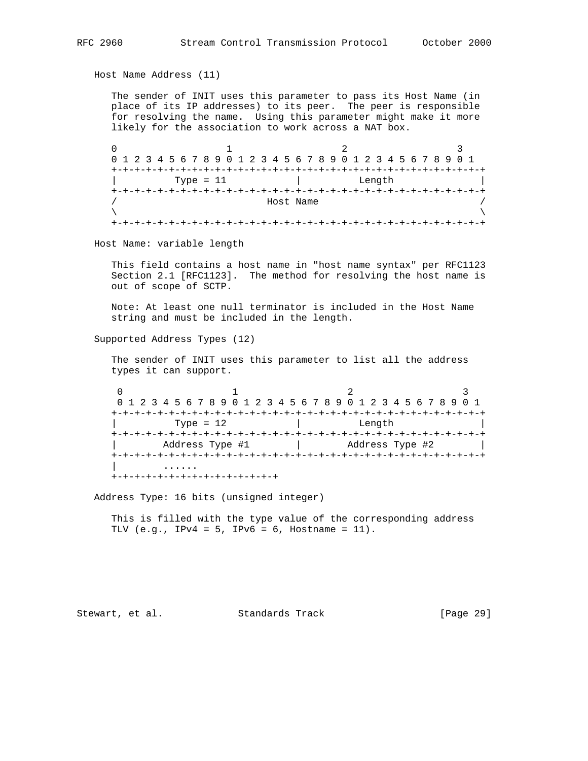Host Name Address (11)

The sender of INIT uses this parameter to pass its Host Name (in place of its IP addresses) to its peer. The peer is responsible for resolving the name. Using this parameter might make it more likely for the association to work across a NAT box.

```
 0                   1                   2                   3
 0 1 2 3 4 5 6 7 8 9 0 1 2 3 4 5 6 7 8 9 0 1 2 3 4 5 6 7 8 9 0 1
+-+-+-+-+-+-+-+-+-+-+-+-+-+-+-+-+-+-+-+-+-+-+-+-+-+-+-+-+-+-+-+-+
|          Type = 11            |          Length               |
+-+-+-+-+-+-+-+-+-+-+-+-+-+-+-+-+-+-+-+-+-+-+-+-+-+-+-+-+-+-+-+-+
/                          Host Name                            /
\                                                               \
+-+-+-+-+-+-+-+-+-+-+-+-+-+-+-+-+-+-+-+-+-+-+-+-+-+-+-+-+-+-+-+-+
```

Host Name: variable length

This field contains a host name in "host name syntax" per RFC1123 Section 2.1 [RFC1123]. The method for resolving the host name is out of scope of SCTP.

Note: At least one null terminator is included in the Host Name string and must be included in the length.

Supported Address Types (12)

The sender of INIT uses this parameter to list all the address types it can support.

```
  0                   1                   2                   3
  0 1 2 3 4 5 6 7 8 9 0 1 2 3 4 5 6 7 8 9 0 1 2 3 4 5 6 7 8 9 0 1
+-+-+-+-+-+-+-+-+-+-+-+-+-+-+-+-+-+-+-+-+-+-+-+-+-+-+-+-+-+-+-+-+
|          Type = 12            |          Length               |
+-+-+-+-+-+-+-+-+-+-+-+-+-+-+-+-+-+-+-+-+-+-+-+-+-+-+-+-+-+-+-+-+
|        Address Type #1        |        Address Type #2        |
+-+-+-+-+-+-+-+-+-+-+-+-+-+-+-+-+-+-+-+-+-+-+-+-+-+-+-+-+-+-+-+-+
|        ......
+-+-+-+-+-+-+-+-+-+-+-+-+-+-+-+-+
```

Address Type: 16 bits (unsigned integer)

This is filled with the type value of the corresponding address TLV (e.g., IPv4 = 5, IPv6 = 6, Hostname = 11).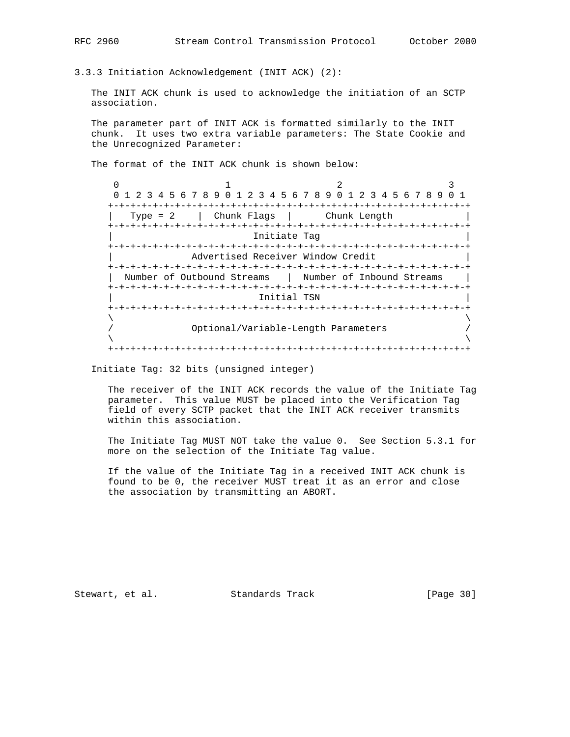### 3.3.3 Initiation Acknowledgement (INIT ACK) (2):

The INIT ACK chunk is used to acknowledge the initiation of an SCTP association.

The parameter part of INIT ACK is formatted similarly to the INIT chunk. It uses two extra variable parameters: The State Cookie and the Unrecognized Parameter:

The format of the INIT ACK chunk is shown below:

```
 0                   1                   2                   3
 0 1 2 3 4 5 6 7 8 9 0 1 2 3 4 5 6 7 8 9 0 1 2 3 4 5 6 7 8 9 0 1
+-+-+-+-+-+-+-+-+-+-+-+-+-+-+-+-+-+-+-+-+-+-+-+-+-+-+-+-+-+-+-+-+
|   Type = 2    |  Chunk Flags  |      Chunk Length             |
+-+-+-+-+-+-+-+-+-+-+-+-+-+-+-+-+-+-+-+-+-+-+-+-+-+-+-+-+-+-+-+-+
|                         Initiate Tag                          |
+-+-+-+-+-+-+-+-+-+-+-+-+-+-+-+-+-+-+-+-+-+-+-+-+-+-+-+-+-+-+-+-+
|              Advertised Receiver Window Credit                |
+-+-+-+-+-+-+-+-+-+-+-+-+-+-+-+-+-+-+-+-+-+-+-+-+-+-+-+-+-+-+-+-+
|  Number of Outbound Streams   |  Number of Inbound Streams    |
+-+-+-+-+-+-+-+-+-+-+-+-+-+-+-+-+-+-+-+-+-+-+-+-+-+-+-+-+-+-+-+-+
|                          Initial TSN                          |
+-+-+-+-+-+-+-+-+-+-+-+-+-+-+-+-+-+-+-+-+-+-+-+-+-+-+-+-+-+-+-+-+
\                                                               \
/              Optional/Variable-Length Parameters              /
\                                                               \
+-+-+-+-+-+-+-+-+-+-+-+-+-+-+-+-+-+-+-+-+-+-+-+-+-+-+-+-+-+-+-+-+
```

Initiate Tag: 32 bits (unsigned integer)

The receiver of the INIT ACK records the value of the Initiate Tag parameter. This value MUST be placed into the Verification Tag field of every SCTP packet that the INIT ACK receiver transmits within this association.

The Initiate Tag MUST NOT take the value 0. See Section 5.3.1 for more on the selection of the Initiate Tag value.

If the value of the Initiate Tag in a received INIT ACK chunk is found to be 0, the receiver MUST treat it as an error and close the association by transmitting an ABORT.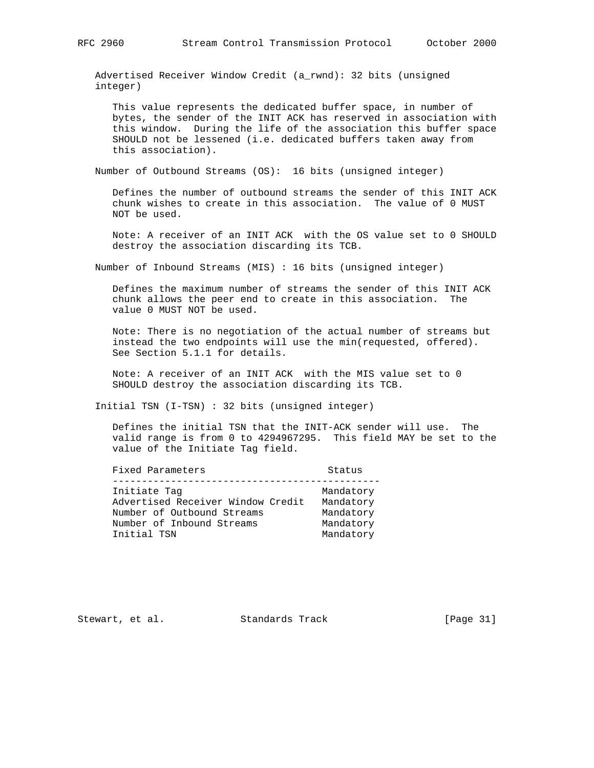Advertised Receiver Window Credit (a_rwnd): 32 bits (unsigned integer)

This value represents the dedicated buffer space, in number of bytes, the sender of the INIT ACK has reserved in association with this window. During the life of the association this buffer space SHOULD not be lessened (i.e. dedicated buffers taken away from this association).

Number of Outbound Streams (OS): 16 bits (unsigned integer)

Defines the number of outbound streams the sender of this INIT ACK chunk wishes to create in this association. The value of 0 MUST NOT be used.

Note: A receiver of an INIT ACK with the OS value set to 0 SHOULD destroy the association discarding its TCB.

Number of Inbound Streams (MIS) : 16 bits (unsigned integer)

Defines the maximum number of streams the sender of this INIT ACK chunk allows the peer end to create in this association. The value 0 MUST NOT be used.

Note: There is no negotiation of the actual number of streams but instead the two endpoints will use the min(requested, offered). See Section 5.1.1 for details.

Note: A receiver of an INIT ACK with the MIS value set to 0 SHOULD destroy the association discarding its TCB.

Initial TSN (I-TSN) : 32 bits (unsigned integer)

Defines the initial TSN that the INIT-ACK sender will use. The valid range is from 0 to 4294967295. This field MAY be set to the value of the Initiate Tag field.

| Fixed Parameters | Status |
|---|---|
| Initiate Tag | Mandatory |
| Advertised Receiver Window Credit | Mandatory |
| Number of Outbound Streams | Mandatory |
| Number of Inbound Streams | Mandatory |
| Initial TSN | Mandatory |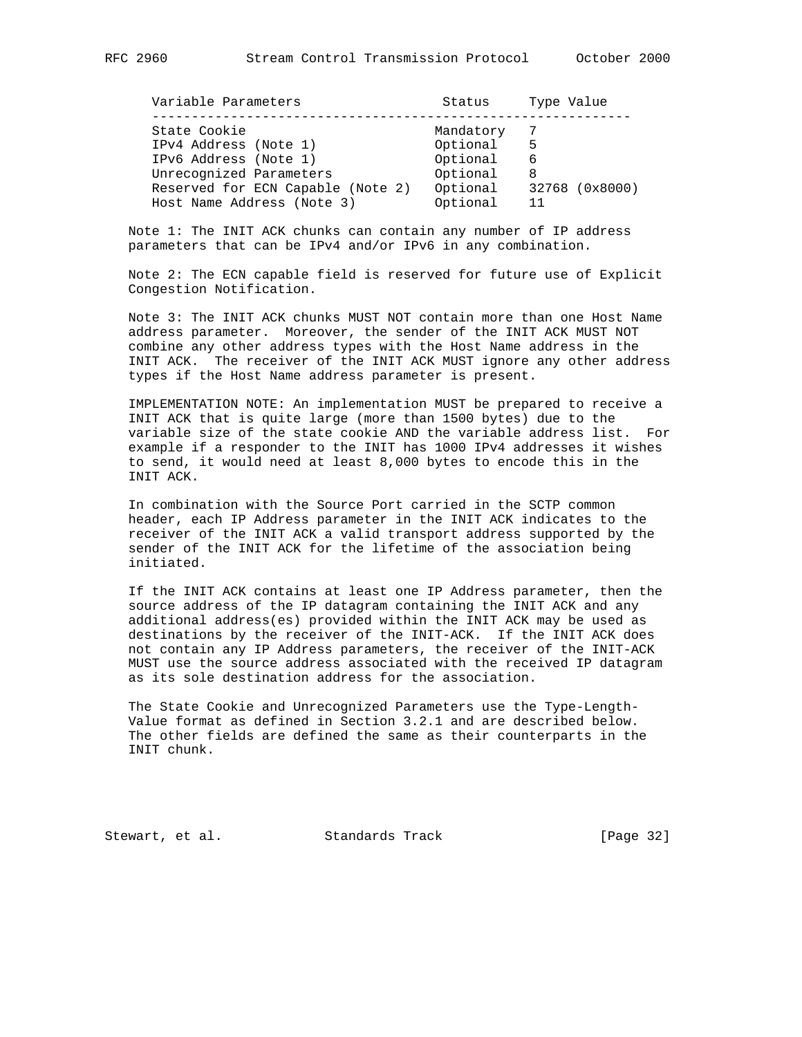| Variable Parameters | Status | Type Value |
| --- | --- | --- |
| State Cookie | Mandatory | 7 |
| IPv4 Address (Note 1) | Optional | 5 |
| IPv6 Address (Note 1) | Optional | 6 |
| Unrecognized Parameters | Optional | 8 |
| Reserved for ECN Capable (Note 2) | Optional | 32768 (0x8000) |
| Host Name Address (Note 3) | Optional | 11 |

Note 1: The INIT ACK chunks can contain any number of IP address parameters that can be IPv4 and/or IPv6 in any combination.

Note 2: The ECN capable field is reserved for future use of Explicit Congestion Notification.

Note 3: The INIT ACK chunks MUST NOT contain more than one Host Name address parameter. Moreover, the sender of the INIT ACK MUST NOT combine any other address types with the Host Name address in the INIT ACK. The receiver of the INIT ACK MUST ignore any other address types if the Host Name address parameter is present.

IMPLEMENTATION NOTE: An implementation MUST be prepared to receive a INIT ACK that is quite large (more than 1500 bytes) due to the variable size of the state cookie AND the variable address list. For example if a responder to the INIT has 1000 IPv4 addresses it wishes to send, it would need at least 8,000 bytes to encode this in the INIT ACK.

In combination with the Source Port carried in the SCTP common header, each IP Address parameter in the INIT ACK indicates to the receiver of the INIT ACK a valid transport address supported by the sender of the INIT ACK for the lifetime of the association being initiated.

If the INIT ACK contains at least one IP Address parameter, then the source address of the IP datagram containing the INIT ACK and any additional address(es) provided within the INIT ACK may be used as destinations by the receiver of the INIT-ACK. If the INIT ACK does not contain any IP Address parameters, the receiver of the INIT-ACK MUST use the source address associated with the received IP datagram as its sole destination address for the association.

The State Cookie and Unrecognized Parameters use the Type-Length-Value format as defined in Section 3.2.1 and are described below. The other fields are defined the same as their counterparts in the INIT chunk.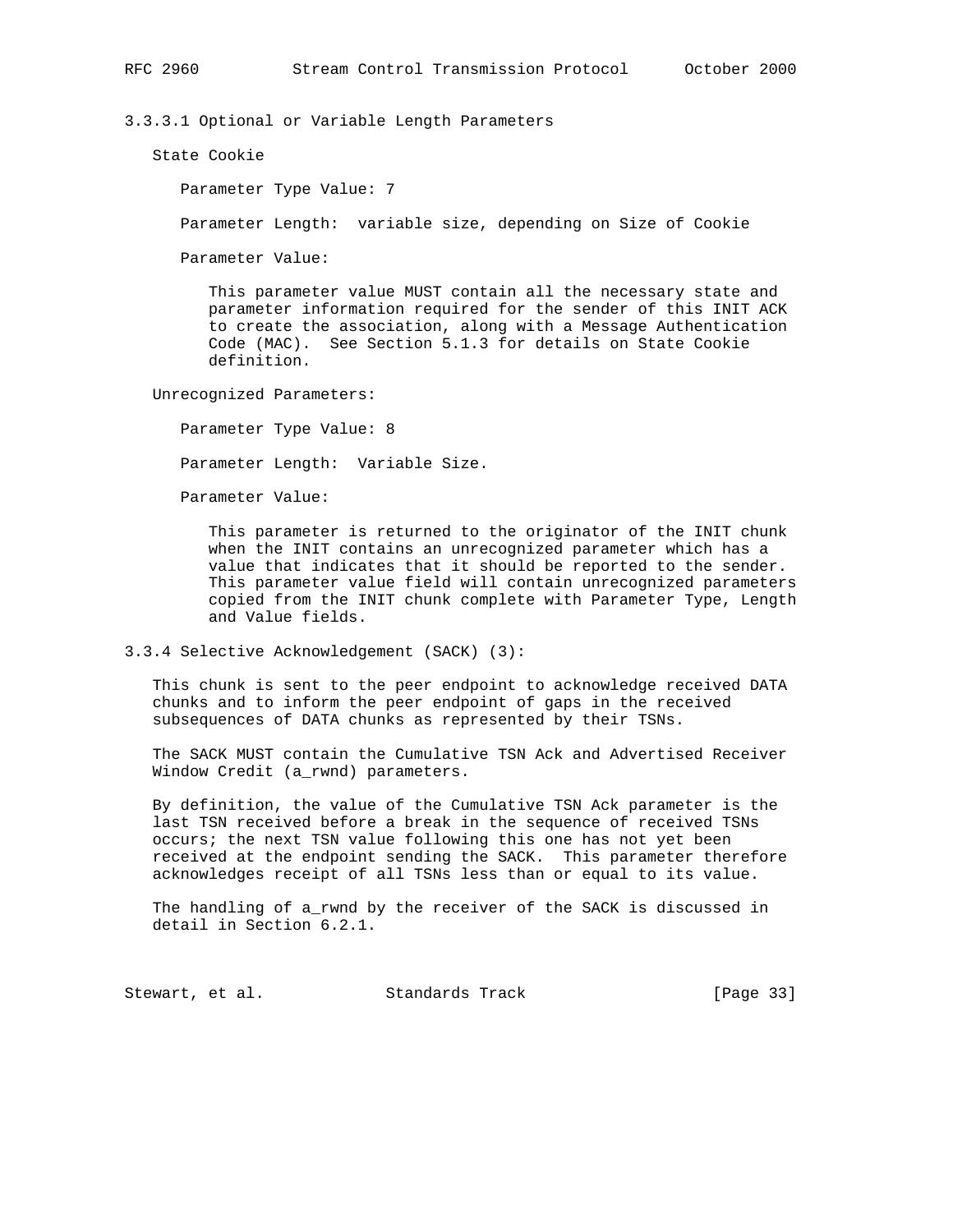#### 3.3.3.1 Optional or Variable Length Parameters

State Cookie

Parameter Type Value: 7

Parameter Length: variable size, depending on Size of Cookie

Parameter Value:

This parameter value MUST contain all the necessary state and parameter information required for the sender of this INIT ACK to create the association, along with a Message Authentication Code (MAC). See Section 5.1.3 for details on State Cookie definition.

Unrecognized Parameters:

Parameter Type Value: 8

Parameter Length: Variable Size.

Parameter Value:

This parameter is returned to the originator of the INIT chunk when the INIT contains an unrecognized parameter which has a value that indicates that it should be reported to the sender. This parameter value field will contain unrecognized parameters copied from the INIT chunk complete with Parameter Type, Length and Value fields.

### 3.3.4 Selective Acknowledgement (SACK) (3):

This chunk is sent to the peer endpoint to acknowledge received DATA chunks and to inform the peer endpoint of gaps in the received subsequences of DATA chunks as represented by their TSNs.

The SACK MUST contain the Cumulative TSN Ack and Advertised Receiver Window Credit (a_rwnd) parameters.

By definition, the value of the Cumulative TSN Ack parameter is the last TSN received before a break in the sequence of received TSNs occurs; the next TSN value following this one has not yet been received at the endpoint sending the SACK. This parameter therefore acknowledges receipt of all TSNs less than or equal to its value.

The handling of a_rwnd by the receiver of the SACK is discussed in detail in Section 6.2.1.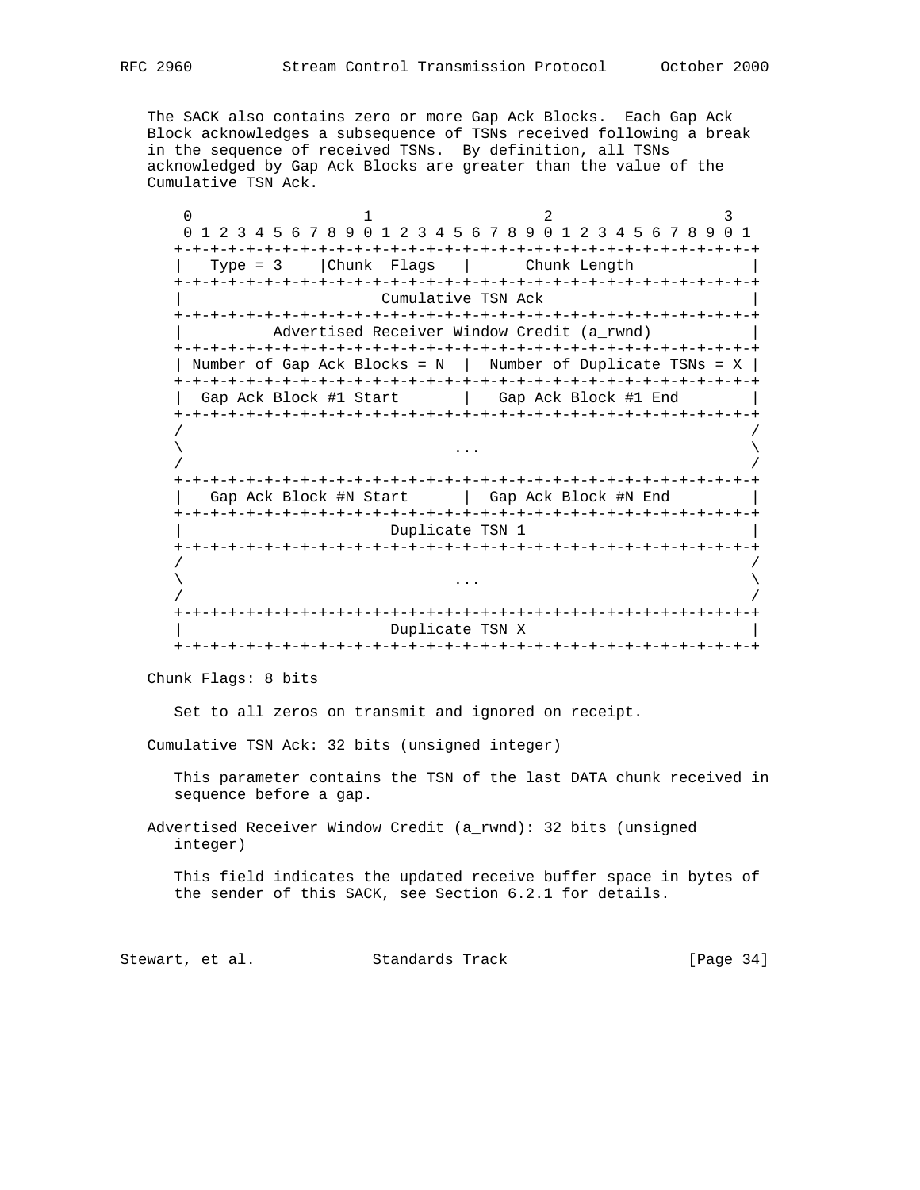The SACK also contains zero or more Gap Ack Blocks. Each Gap Ack Block acknowledges a subsequence of TSNs received following a break in the sequence of received TSNs. By definition, all TSNs acknowledged by Gap Ack Blocks are greater than the value of the Cumulative TSN Ack.

```
 0                   1                   2                   3
 0 1 2 3 4 5 6 7 8 9 0 1 2 3 4 5 6 7 8 9 0 1 2 3 4 5 6 7 8 9 0 1
+-+-+-+-+-+-+-+-+-+-+-+-+-+-+-+-+-+-+-+-+-+-+-+-+-+-+-+-+-+-+-+-+
|   Type = 3    |Chunk  Flags   |      Chunk Length             |
+-+-+-+-+-+-+-+-+-+-+-+-+-+-+-+-+-+-+-+-+-+-+-+-+-+-+-+-+-+-+-+-+
|                      Cumulative TSN Ack                       |
+-+-+-+-+-+-+-+-+-+-+-+-+-+-+-+-+-+-+-+-+-+-+-+-+-+-+-+-+-+-+-+-+
|          Advertised Receiver Window Credit (a_rwnd)           |
+-+-+-+-+-+-+-+-+-+-+-+-+-+-+-+-+-+-+-+-+-+-+-+-+-+-+-+-+-+-+-+-+
| Number of Gap Ack Blocks = N  |  Number of Duplicate TSNs = X |
+-+-+-+-+-+-+-+-+-+-+-+-+-+-+-+-+-+-+-+-+-+-+-+-+-+-+-+-+-+-+-+-+
|  Gap Ack Block #1 Start       |   Gap Ack Block #1 End        |
+-+-+-+-+-+-+-+-+-+-+-+-+-+-+-+-+-+-+-+-+-+-+-+-+-+-+-+-+-+-+-+-+
/                                                               /
\                              ...                              \
/                                                               /
+-+-+-+-+-+-+-+-+-+-+-+-+-+-+-+-+-+-+-+-+-+-+-+-+-+-+-+-+-+-+-+-+
|   Gap Ack Block #N Start      |  Gap Ack Block #N End         |
+-+-+-+-+-+-+-+-+-+-+-+-+-+-+-+-+-+-+-+-+-+-+-+-+-+-+-+-+-+-+-+-+
|                       Duplicate TSN 1                         |
+-+-+-+-+-+-+-+-+-+-+-+-+-+-+-+-+-+-+-+-+-+-+-+-+-+-+-+-+-+-+-+-+
/                                                               /
\                              ...                              \
/                                                               /
+-+-+-+-+-+-+-+-+-+-+-+-+-+-+-+-+-+-+-+-+-+-+-+-+-+-+-+-+-+-+-+-+
|                       Duplicate TSN X                         |
+-+-+-+-+-+-+-+-+-+-+-+-+-+-+-+-+-+-+-+-+-+-+-+-+-+-+-+-+-+-+-+-+
```

Chunk Flags: 8 bits

Set to all zeros on transmit and ignored on receipt.

Cumulative TSN Ack: 32 bits (unsigned integer)

This parameter contains the TSN of the last DATA chunk received in sequence before a gap.

Advertised Receiver Window Credit (a_rwnd): 32 bits (unsigned integer)

This field indicates the updated receive buffer space in bytes of the sender of this SACK, see Section 6.2.1 for details.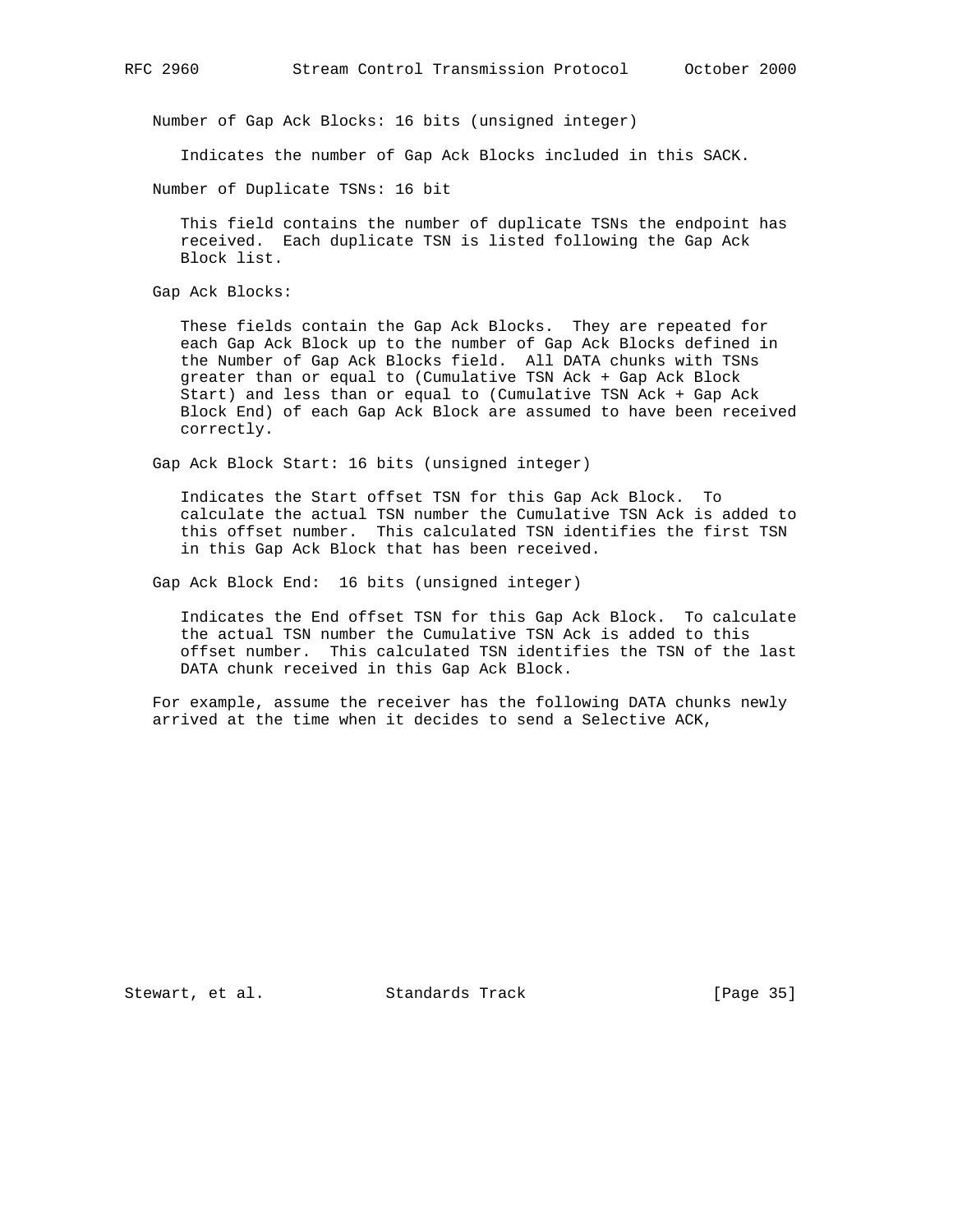Number of Gap Ack Blocks: 16 bits (unsigned integer)

Indicates the number of Gap Ack Blocks included in this SACK.

Number of Duplicate TSNs: 16 bit

This field contains the number of duplicate TSNs the endpoint has received. Each duplicate TSN is listed following the Gap Ack Block list.

Gap Ack Blocks:

These fields contain the Gap Ack Blocks. They are repeated for each Gap Ack Block up to the number of Gap Ack Blocks defined in the Number of Gap Ack Blocks field. All DATA chunks with TSNs greater than or equal to (Cumulative TSN Ack + Gap Ack Block Start) and less than or equal to (Cumulative TSN Ack + Gap Ack Block End) of each Gap Ack Block are assumed to have been received correctly.

Gap Ack Block Start: 16 bits (unsigned integer)

Indicates the Start offset TSN for this Gap Ack Block. To calculate the actual TSN number the Cumulative TSN Ack is added to this offset number. This calculated TSN identifies the first TSN in this Gap Ack Block that has been received.

Gap Ack Block End: 16 bits (unsigned integer)

Indicates the End offset TSN for this Gap Ack Block. To calculate the actual TSN number the Cumulative TSN Ack is added to this offset number. This calculated TSN identifies the TSN of the last DATA chunk received in this Gap Ack Block.

For example, assume the receiver has the following DATA chunks newly arrived at the time when it decides to send a Selective ACK,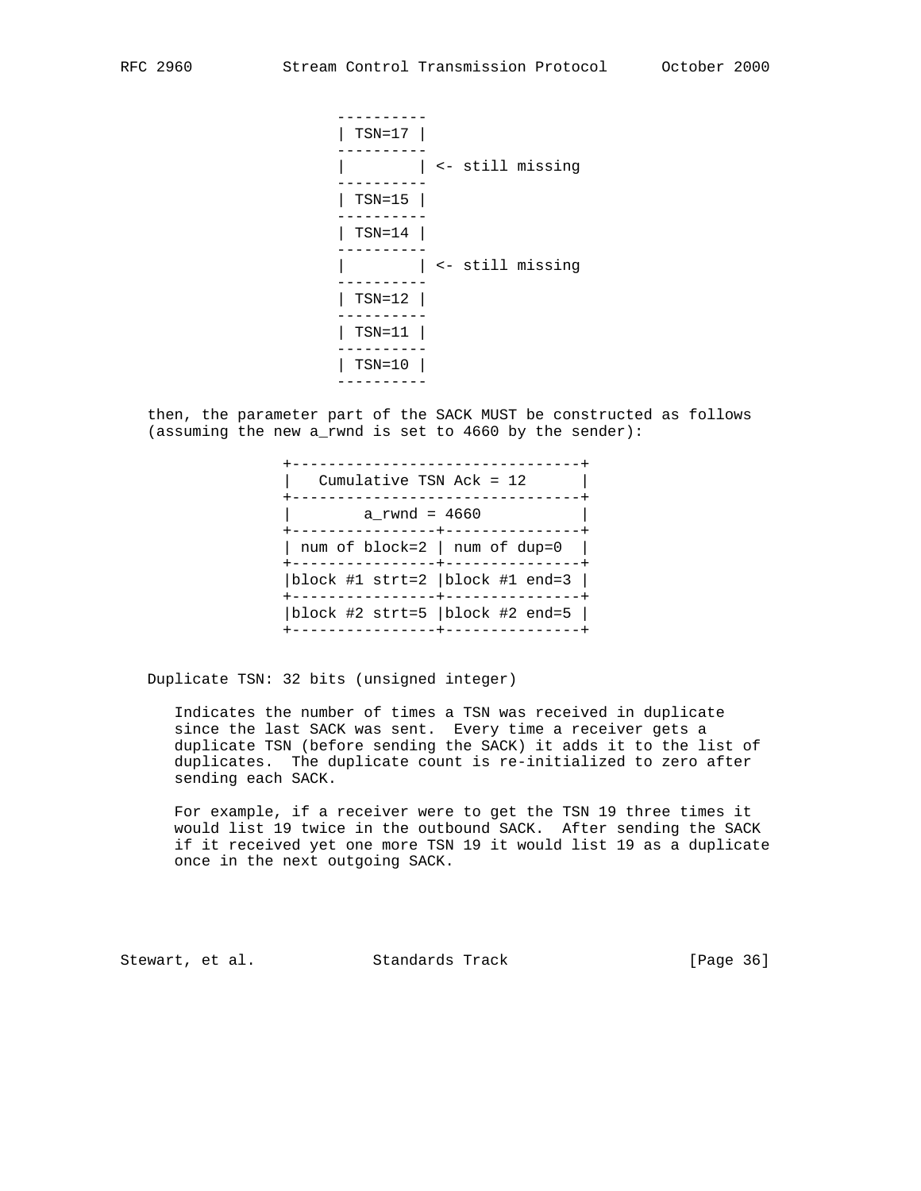```
                    ----------
                    | TSN=17 |
                    ----------
                    |        | <- still missing
                    ----------
                    | TSN=15 |
                    ----------
                    | TSN=14 |
                    ----------
                    |        | <- still missing
                    ----------
                    | TSN=12 |
                    ----------
                    | TSN=11 |
                    ----------
                    | TSN=10 |
                    ----------
```

then, the parameter part of the SACK MUST be constructed as follows (assuming the new a_rwnd is set to 4660 by the sender):

```
              +--------------------------------+
              |   Cumulative TSN Ack = 12      |
              +--------------------------------+
              |        a_rwnd = 4660           |
              +----------------+---------------+
              | num of block=2 | num of dup=0  |
              +----------------+---------------+
              |block #1 strt=2 |block #1 end=3 |
              +----------------+---------------+
              |block #2 strt=5 |block #2 end=5 |
              +----------------+---------------+
```

Duplicate TSN: 32 bits (unsigned integer)

Indicates the number of times a TSN was received in duplicate since the last SACK was sent. Every time a receiver gets a duplicate TSN (before sending the SACK) it adds it to the list of duplicates. The duplicate count is re-initialized to zero after sending each SACK.

For example, if a receiver were to get the TSN 19 three times it would list 19 twice in the outbound SACK. After sending the SACK if it received yet one more TSN 19 it would list 19 as a duplicate once in the next outgoing SACK.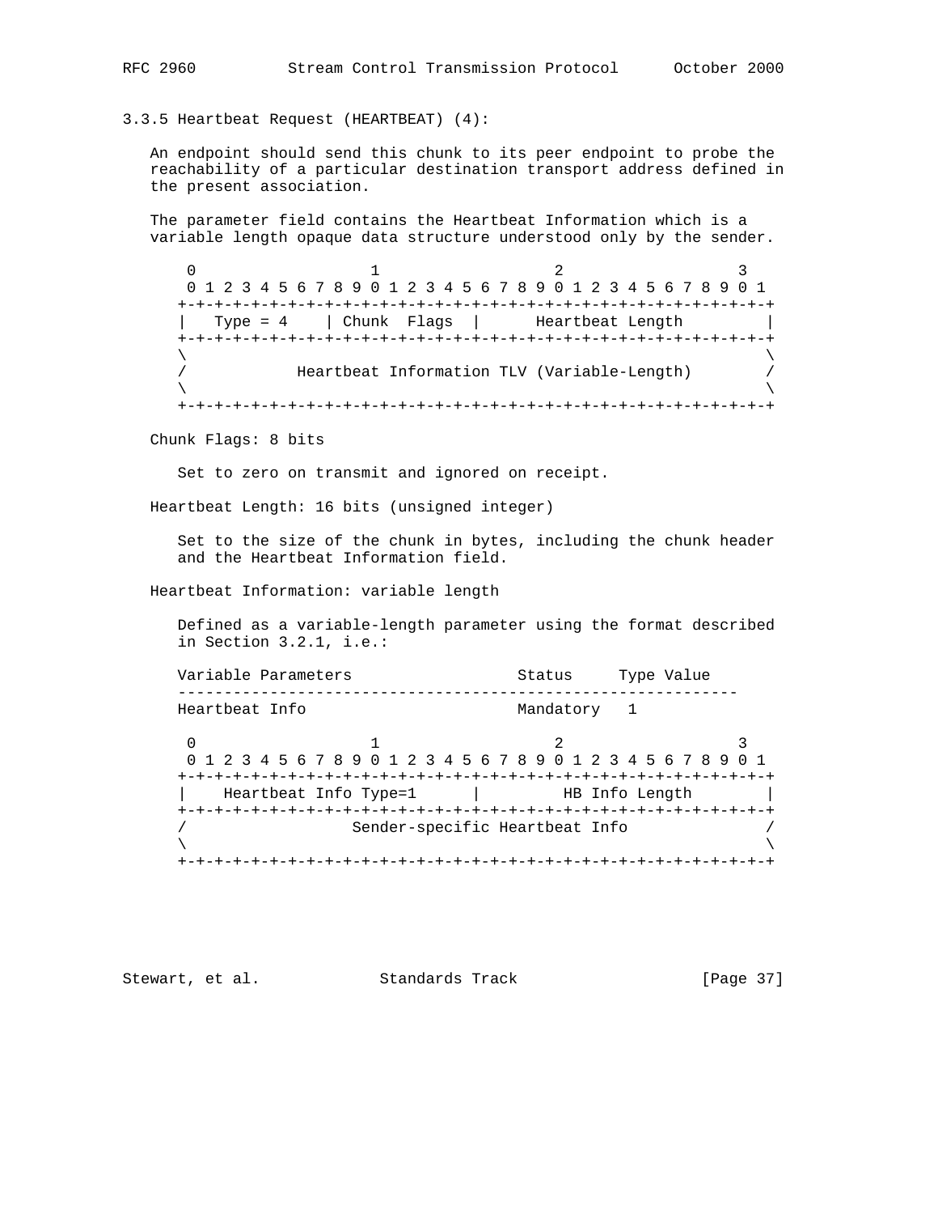### 3.3.5 Heartbeat Request (HEARTBEAT) (4):

An endpoint should send this chunk to its peer endpoint to probe the reachability of a particular destination transport address defined in the present association.

The parameter field contains the Heartbeat Information which is a variable length opaque data structure understood only by the sender.

```
 0                   1                   2                   3
 0 1 2 3 4 5 6 7 8 9 0 1 2 3 4 5 6 7 8 9 0 1 2 3 4 5 6 7 8 9 0 1
+-+-+-+-+-+-+-+-+-+-+-+-+-+-+-+-+-+-+-+-+-+-+-+-+-+-+-+-+-+-+-+-+
|   Type = 4    | Chunk  Flags  |      Heartbeat Length         |
+-+-+-+-+-+-+-+-+-+-+-+-+-+-+-+-+-+-+-+-+-+-+-+-+-+-+-+-+-+-+-+-+
\                                                               \
/            Heartbeat Information TLV (Variable-Length)        /
\                                                               \
+-+-+-+-+-+-+-+-+-+-+-+-+-+-+-+-+-+-+-+-+-+-+-+-+-+-+-+-+-+-+-+-+
```

Chunk Flags: 8 bits

Set to zero on transmit and ignored on receipt.

Heartbeat Length: 16 bits (unsigned integer)

Set to the size of the chunk in bytes, including the chunk header and the Heartbeat Information field.

Heartbeat Information: variable length

Defined as a variable-length parameter using the format described in Section 3.2.1, i.e.:

| Variable Parameters | Status | Type Value |
|---|---|---|
| Heartbeat Info | Mandatory | 1 |

```
 0                   1                   2                   3
 0 1 2 3 4 5 6 7 8 9 0 1 2 3 4 5 6 7 8 9 0 1 2 3 4 5 6 7 8 9 0 1
+-+-+-+-+-+-+-+-+-+-+-+-+-+-+-+-+-+-+-+-+-+-+-+-+-+-+-+-+-+-+-+-+
|    Heartbeat Info Type=1      |         HB Info Length        |
+-+-+-+-+-+-+-+-+-+-+-+-+-+-+-+-+-+-+-+-+-+-+-+-+-+-+-+-+-+-+-+-+
/                  Sender-specific Heartbeat Info               /
\                                                               \
+-+-+-+-+-+-+-+-+-+-+-+-+-+-+-+-+-+-+-+-+-+-+-+-+-+-+-+-+-+-+-+-+
```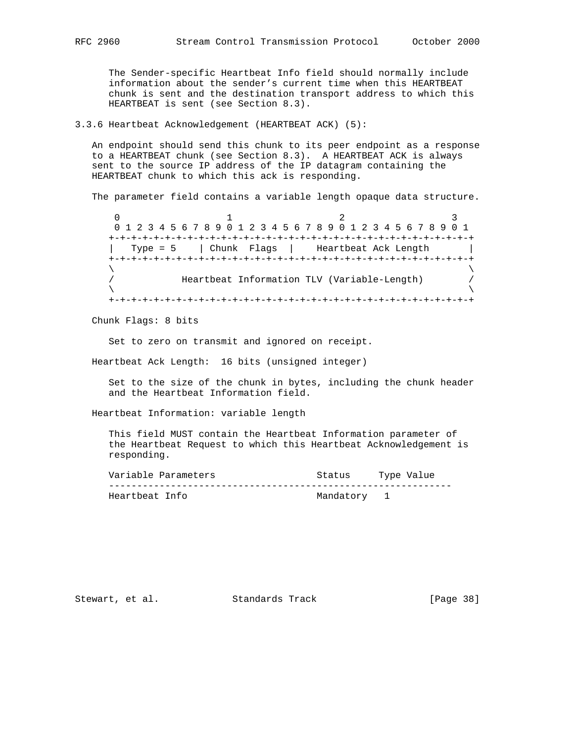The Sender-specific Heartbeat Info field should normally include information about the sender's current time when this HEARTBEAT chunk is sent and the destination transport address to which this HEARTBEAT is sent (see Section 8.3).

### 3.3.6 Heartbeat Acknowledgement (HEARTBEAT ACK) (5):

An endpoint should send this chunk to its peer endpoint as a response to a HEARTBEAT chunk (see Section 8.3). A HEARTBEAT ACK is always sent to the source IP address of the IP datagram containing the HEARTBEAT chunk to which this ack is responding.

The parameter field contains a variable length opaque data structure.

```
 0                   1                   2                   3
 0 1 2 3 4 5 6 7 8 9 0 1 2 3 4 5 6 7 8 9 0 1 2 3 4 5 6 7 8 9 0 1
+-+-+-+-+-+-+-+-+-+-+-+-+-+-+-+-+-+-+-+-+-+-+-+-+-+-+-+-+-+-+-+-+
|   Type = 5    | Chunk  Flags  |    Heartbeat Ack Length       |
+-+-+-+-+-+-+-+-+-+-+-+-+-+-+-+-+-+-+-+-+-+-+-+-+-+-+-+-+-+-+-+-+
\                                                               \
/            Heartbeat Information TLV (Variable-Length)        /
\                                                               \
+-+-+-+-+-+-+-+-+-+-+-+-+-+-+-+-+-+-+-+-+-+-+-+-+-+-+-+-+-+-+-+-+
```

Chunk Flags: 8 bits

Set to zero on transmit and ignored on receipt.

Heartbeat Ack Length: 16 bits (unsigned integer)

Set to the size of the chunk in bytes, including the chunk header and the Heartbeat Information field.

Heartbeat Information: variable length

This field MUST contain the Heartbeat Information parameter of the Heartbeat Request to which this Heartbeat Acknowledgement is responding.

| Variable Parameters | Status | Type Value |
|---|---|---|
| Heartbeat Info | Mandatory | 1 |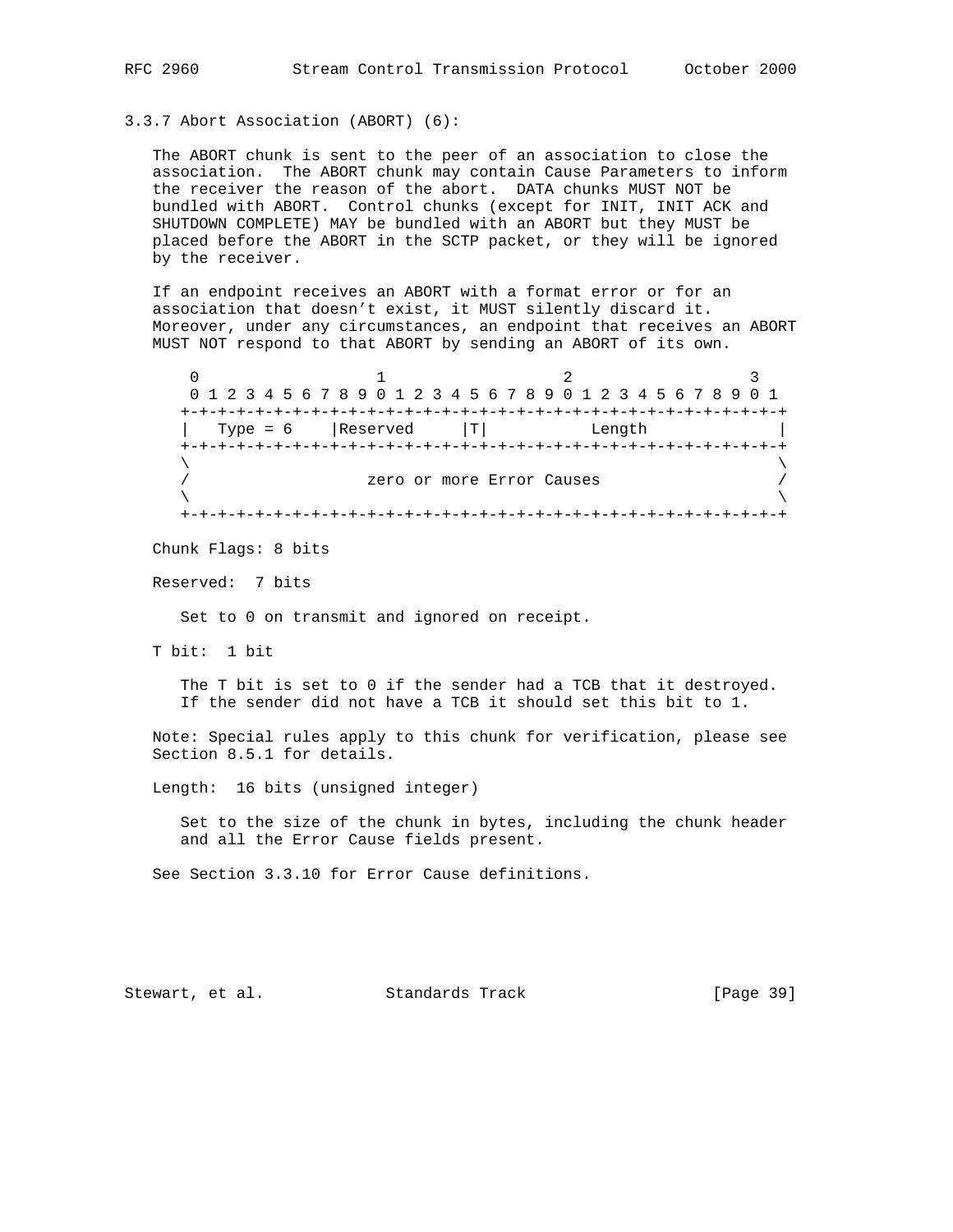### 3.3.7 Abort Association (ABORT) (6):

The ABORT chunk is sent to the peer of an association to close the association. The ABORT chunk may contain Cause Parameters to inform the receiver the reason of the abort. DATA chunks MUST NOT be bundled with ABORT. Control chunks (except for INIT, INIT ACK and SHUTDOWN COMPLETE) MAY be bundled with an ABORT but they MUST be placed before the ABORT in the SCTP packet, or they will be ignored by the receiver.

If an endpoint receives an ABORT with a format error or for an association that doesn't exist, it MUST silently discard it. Moreover, under any circumstances, an endpoint that receives an ABORT MUST NOT respond to that ABORT by sending an ABORT of its own.

```
 0                   1                   2                   3
 0 1 2 3 4 5 6 7 8 9 0 1 2 3 4 5 6 7 8 9 0 1 2 3 4 5 6 7 8 9 0 1
+-+-+-+-+-+-+-+-+-+-+-+-+-+-+-+-+-+-+-+-+-+-+-+-+-+-+-+-+-+-+-+-+
|   Type = 6    |Reserved     |T|           Length              |
+-+-+-+-+-+-+-+-+-+-+-+-+-+-+-+-+-+-+-+-+-+-+-+-+-+-+-+-+-+-+-+-+
\                                                               \
/                   zero or more Error Causes                   /
\                                                               \
+-+-+-+-+-+-+-+-+-+-+-+-+-+-+-+-+-+-+-+-+-+-+-+-+-+-+-+-+-+-+-+-+
```

Chunk Flags: 8 bits

Reserved: 7 bits

Set to 0 on transmit and ignored on receipt.

T bit: 1 bit

The T bit is set to 0 if the sender had a TCB that it destroyed. If the sender did not have a TCB it should set this bit to 1.

Note: Special rules apply to this chunk for verification, please see Section 8.5.1 for details.

Length: 16 bits (unsigned integer)

Set to the size of the chunk in bytes, including the chunk header and all the Error Cause fields present.

See Section 3.3.10 for Error Cause definitions.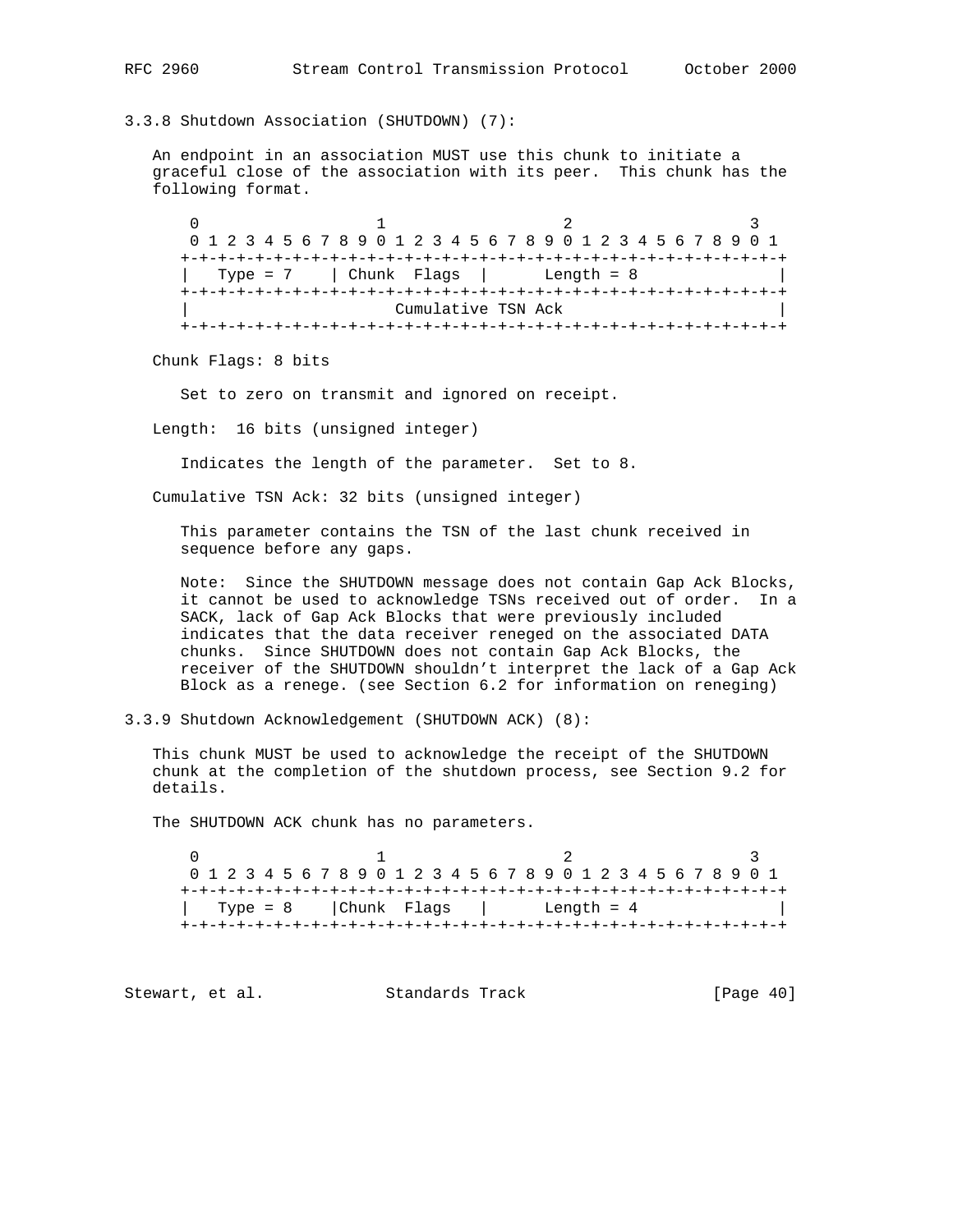### 3.3.8 Shutdown Association (SHUTDOWN) (7):

An endpoint in an association MUST use this chunk to initiate a graceful close of the association with its peer. This chunk has the following format.

```
 0                   1                   2                   3
 0 1 2 3 4 5 6 7 8 9 0 1 2 3 4 5 6 7 8 9 0 1 2 3 4 5 6 7 8 9 0 1
+-+-+-+-+-+-+-+-+-+-+-+-+-+-+-+-+-+-+-+-+-+-+-+-+-+-+-+-+-+-+-+-+
|   Type = 7    | Chunk  Flags  |      Length = 8               |
+-+-+-+-+-+-+-+-+-+-+-+-+-+-+-+-+-+-+-+-+-+-+-+-+-+-+-+-+-+-+-+-+
|                      Cumulative TSN Ack                       |
+-+-+-+-+-+-+-+-+-+-+-+-+-+-+-+-+-+-+-+-+-+-+-+-+-+-+-+-+-+-+-+-+
```

Chunk Flags: 8 bits

Set to zero on transmit and ignored on receipt.

Length: 16 bits (unsigned integer)

Indicates the length of the parameter. Set to 8.

Cumulative TSN Ack: 32 bits (unsigned integer)

This parameter contains the TSN of the last chunk received in sequence before any gaps.

Note: Since the SHUTDOWN message does not contain Gap Ack Blocks, it cannot be used to acknowledge TSNs received out of order. In a SACK, lack of Gap Ack Blocks that were previously included indicates that the data receiver reneged on the associated DATA chunks. Since SHUTDOWN does not contain Gap Ack Blocks, the receiver of the SHUTDOWN shouldn't interpret the lack of a Gap Ack Block as a renege. (see Section 6.2 for information on reneging)

### 3.3.9 Shutdown Acknowledgement (SHUTDOWN ACK) (8):

This chunk MUST be used to acknowledge the receipt of the SHUTDOWN chunk at the completion of the shutdown process, see Section 9.2 for details.

The SHUTDOWN ACK chunk has no parameters.

```
 0                   1                   2                   3
 0 1 2 3 4 5 6 7 8 9 0 1 2 3 4 5 6 7 8 9 0 1 2 3 4 5 6 7 8 9 0 1
+-+-+-+-+-+-+-+-+-+-+-+-+-+-+-+-+-+-+-+-+-+-+-+-+-+-+-+-+-+-+-+-+
|   Type = 8    |Chunk  Flags   |      Length = 4               |
+-+-+-+-+-+-+-+-+-+-+-+-+-+-+-+-+-+-+-+-+-+-+-+-+-+-+-+-+-+-+-+-+
```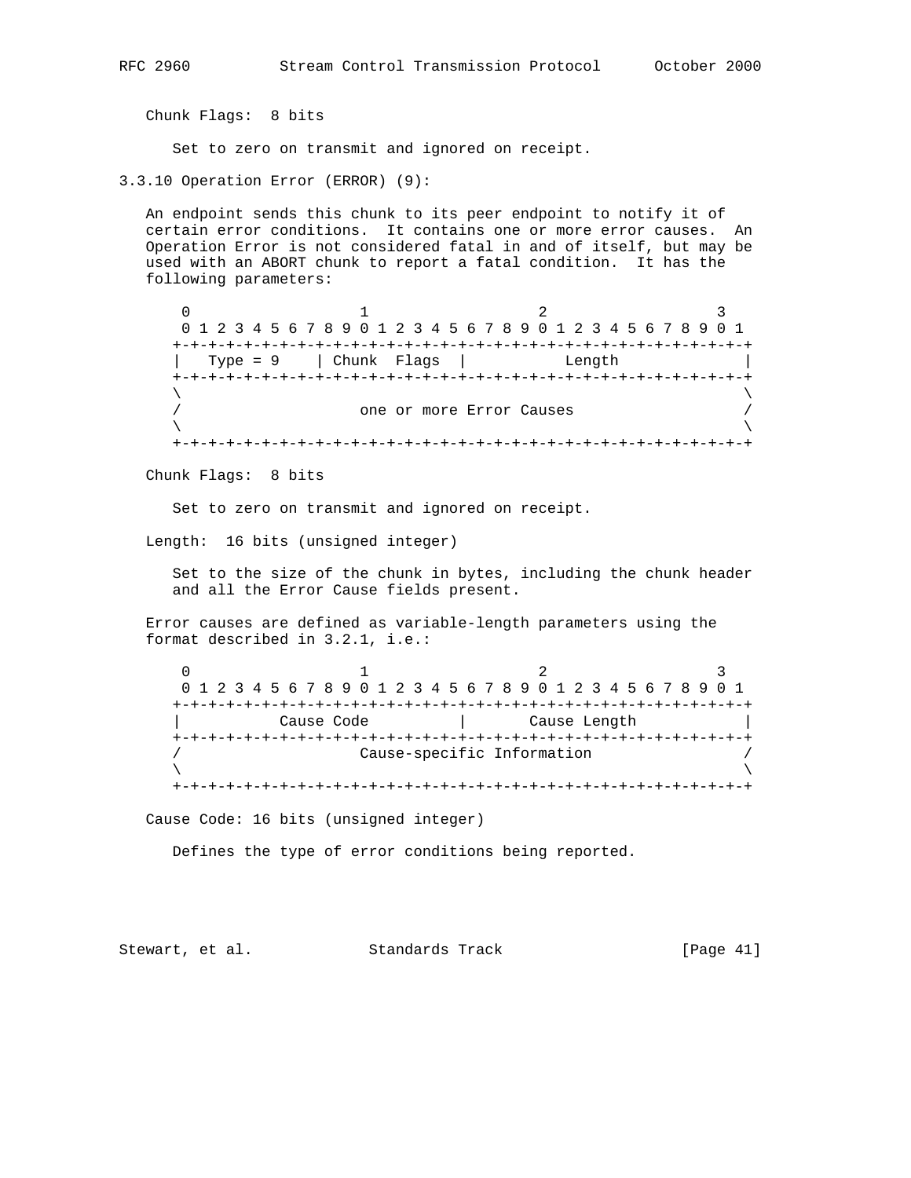Chunk Flags: 8 bits

Set to zero on transmit and ignored on receipt.

### 3.3.10 Operation Error (ERROR) (9):

An endpoint sends this chunk to its peer endpoint to notify it of certain error conditions. It contains one or more error causes. An Operation Error is not considered fatal in and of itself, but may be used with an ABORT chunk to report a fatal condition. It has the following parameters:

```
 0                   1                   2                   3
 0 1 2 3 4 5 6 7 8 9 0 1 2 3 4 5 6 7 8 9 0 1 2 3 4 5 6 7 8 9 0 1
+-+-+-+-+-+-+-+-+-+-+-+-+-+-+-+-+-+-+-+-+-+-+-+-+-+-+-+-+-+-+-+-+
|   Type = 9    | Chunk  Flags  |           Length              |
+-+-+-+-+-+-+-+-+-+-+-+-+-+-+-+-+-+-+-+-+-+-+-+-+-+-+-+-+-+-+-+-+
\                                                               \
/                    one or more Error Causes                   /
\                                                               \
+-+-+-+-+-+-+-+-+-+-+-+-+-+-+-+-+-+-+-+-+-+-+-+-+-+-+-+-+-+-+-+-+
```

Chunk Flags: 8 bits

Set to zero on transmit and ignored on receipt.

Length: 16 bits (unsigned integer)

Set to the size of the chunk in bytes, including the chunk header and all the Error Cause fields present.

Error causes are defined as variable-length parameters using the format described in 3.2.1, i.e.:

```
 0                   1                   2                   3
 0 1 2 3 4 5 6 7 8 9 0 1 2 3 4 5 6 7 8 9 0 1 2 3 4 5 6 7 8 9 0 1
+-+-+-+-+-+-+-+-+-+-+-+-+-+-+-+-+-+-+-+-+-+-+-+-+-+-+-+-+-+-+-+-+
|           Cause Code          |       Cause Length            |
+-+-+-+-+-+-+-+-+-+-+-+-+-+-+-+-+-+-+-+-+-+-+-+-+-+-+-+-+-+-+-+-+
/                    Cause-specific Information                 /
\                                                               \
+-+-+-+-+-+-+-+-+-+-+-+-+-+-+-+-+-+-+-+-+-+-+-+-+-+-+-+-+-+-+-+-+
```

Cause Code: 16 bits (unsigned integer)

Defines the type of error conditions being reported.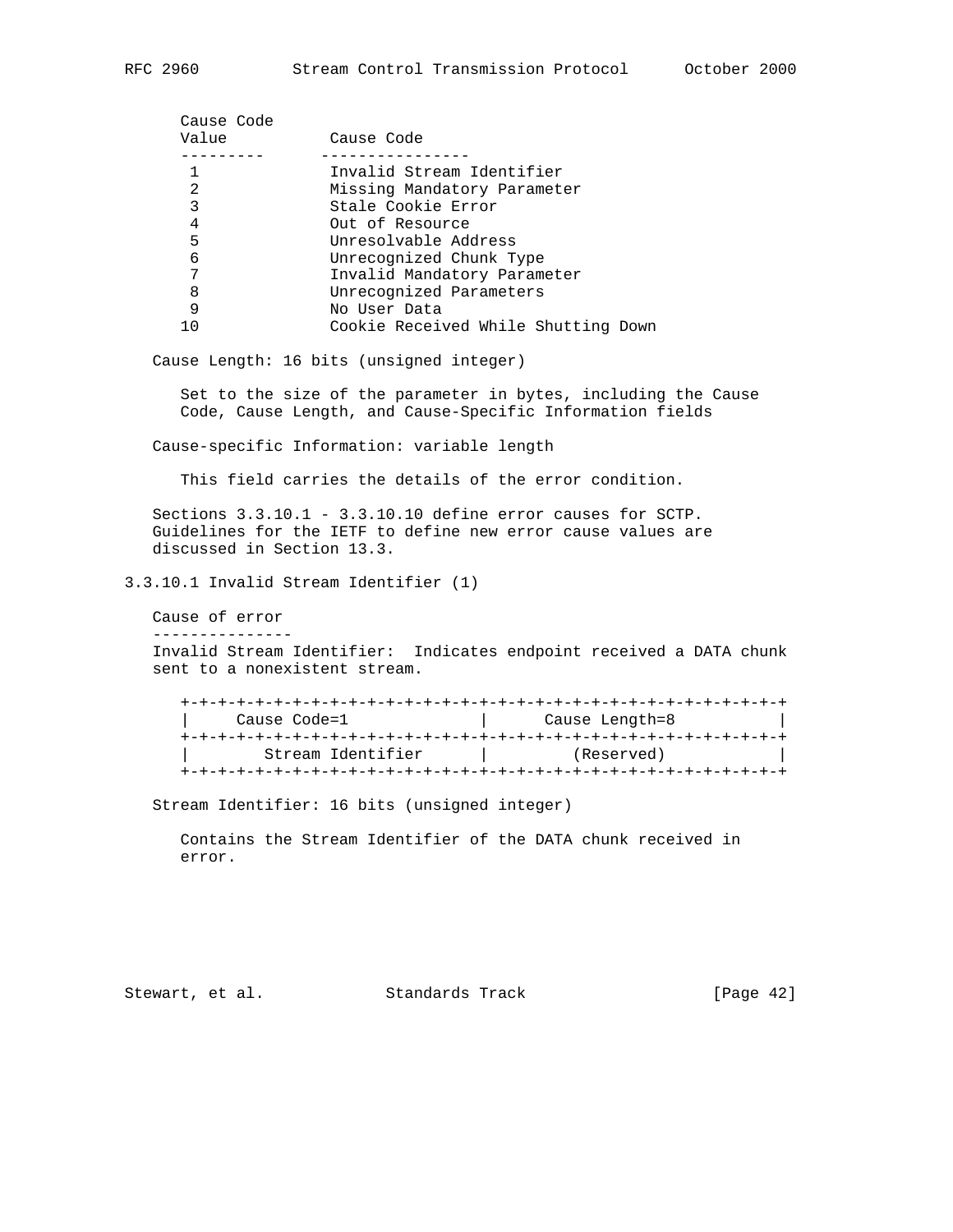| Cause Code Value | Cause Code |
|---|---|
| 1 | Invalid Stream Identifier |
| 2 | Missing Mandatory Parameter |
| 3 | Stale Cookie Error |
| 4 | Out of Resource |
| 5 | Unresolvable Address |
| 6 | Unrecognized Chunk Type |
| 7 | Invalid Mandatory Parameter |
| 8 | Unrecognized Parameters |
| 9 | No User Data |
| 10 | Cookie Received While Shutting Down |

Cause Length: 16 bits (unsigned integer)

Set to the size of the parameter in bytes, including the Cause Code, Cause Length, and Cause-Specific Information fields

Cause-specific Information: variable length

This field carries the details of the error condition.

Sections 3.3.10.1 - 3.3.10.10 define error causes for SCTP. Guidelines for the IETF to define new error cause values are discussed in Section 13.3.

### 3.3.10.1 Invalid Stream Identifier (1)

Cause of error
---------------
Invalid Stream Identifier: Indicates endpoint received a DATA chunk sent to a nonexistent stream.

```
+-+-+-+-+-+-+-+-+-+-+-+-+-+-+-+-+-+-+-+-+-+-+-+-+-+-+-+-+-+-+-+-+
|     Cause Code=1              |      Cause Length=8           |
+-+-+-+-+-+-+-+-+-+-+-+-+-+-+-+-+-+-+-+-+-+-+-+-+-+-+-+-+-+-+-+-+
|        Stream Identifier      |         (Reserved)            |
+-+-+-+-+-+-+-+-+-+-+-+-+-+-+-+-+-+-+-+-+-+-+-+-+-+-+-+-+-+-+-+-+
```

Stream Identifier: 16 bits (unsigned integer)

Contains the Stream Identifier of the DATA chunk received in error.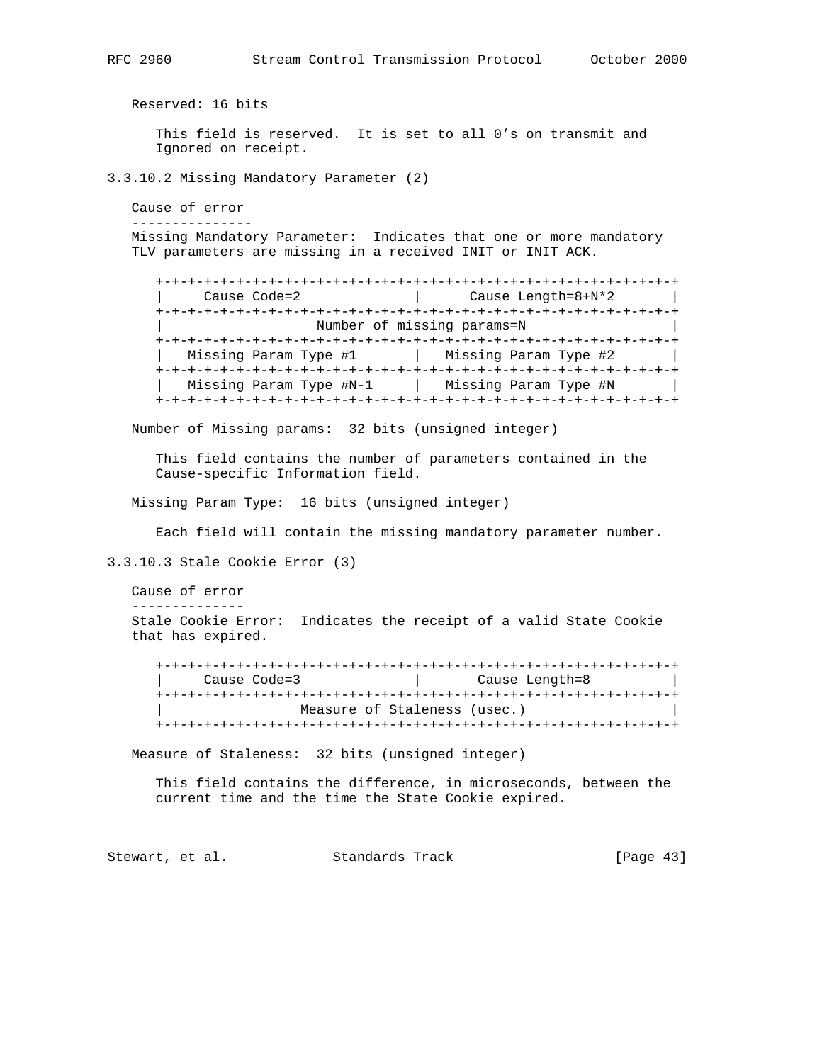Reserved: 16 bits

This field is reserved. It is set to all 0's on transmit and Ignored on receipt.

### 3.3.10.2 Missing Mandatory Parameter (2)

Cause of error
---------------

Missing Mandatory Parameter: Indicates that one or more mandatory TLV parameters are missing in a received INIT or INIT ACK.

```
+-+-+-+-+-+-+-+-+-+-+-+-+-+-+-+-+-+-+-+-+-+-+-+-+-+-+-+-+-+-+-+-+
|     Cause Code=2              |      Cause Length=8+N*2       |
+-+-+-+-+-+-+-+-+-+-+-+-+-+-+-+-+-+-+-+-+-+-+-+-+-+-+-+-+-+-+-+-+
|                   Number of missing params=N                  |
+-+-+-+-+-+-+-+-+-+-+-+-+-+-+-+-+-+-+-+-+-+-+-+-+-+-+-+-+-+-+-+-+
|   Missing Param Type #1       |   Missing Param Type #2       |
+-+-+-+-+-+-+-+-+-+-+-+-+-+-+-+-+-+-+-+-+-+-+-+-+-+-+-+-+-+-+-+-+
|   Missing Param Type #N-1     |   Missing Param Type #N       |
+-+-+-+-+-+-+-+-+-+-+-+-+-+-+-+-+-+-+-+-+-+-+-+-+-+-+-+-+-+-+-+-+
```

Number of Missing params: 32 bits (unsigned integer)

This field contains the number of parameters contained in the Cause-specific Information field.

Missing Param Type: 16 bits (unsigned integer)

Each field will contain the missing mandatory parameter number.

### 3.3.10.3 Stale Cookie Error (3)

Cause of error
--------------

Stale Cookie Error: Indicates the receipt of a valid State Cookie that has expired.

```
+-+-+-+-+-+-+-+-+-+-+-+-+-+-+-+-+-+-+-+-+-+-+-+-+-+-+-+-+-+-+-+-+
|     Cause Code=3              |       Cause Length=8          |
+-+-+-+-+-+-+-+-+-+-+-+-+-+-+-+-+-+-+-+-+-+-+-+-+-+-+-+-+-+-+-+-+
|                 Measure of Staleness (usec.)                  |
+-+-+-+-+-+-+-+-+-+-+-+-+-+-+-+-+-+-+-+-+-+-+-+-+-+-+-+-+-+-+-+-+
```

Measure of Staleness: 32 bits (unsigned integer)

This field contains the difference, in microseconds, between the current time and the time the State Cookie expired.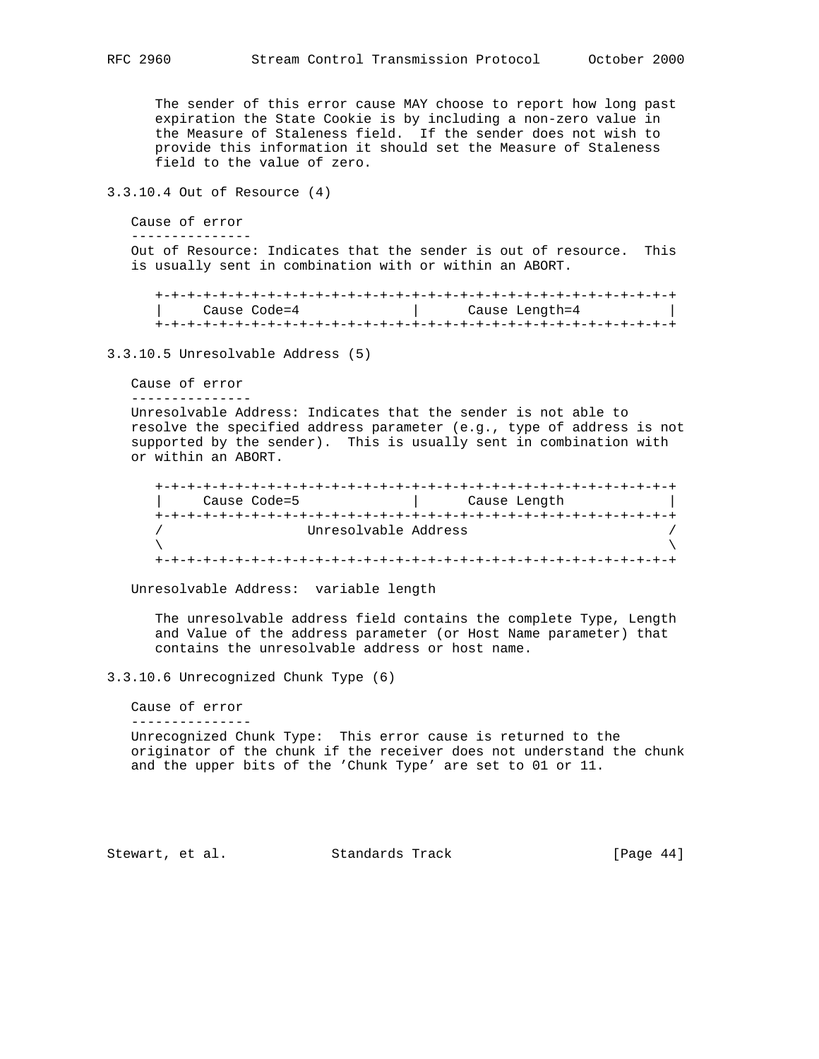The sender of this error cause MAY choose to report how long past expiration the State Cookie is by including a non-zero value in the Measure of Staleness field. If the sender does not wish to provide this information it should set the Measure of Staleness field to the value of zero.

### 3.3.10.4 Out of Resource (4)

Cause of error
---------------
Out of Resource: Indicates that the sender is out of resource. This is usually sent in combination with or within an ABORT.

```
+-+-+-+-+-+-+-+-+-+-+-+-+-+-+-+-+-+-+-+-+-+-+-+-+-+-+-+-+-+-+-+-+
|     Cause Code=4              |      Cause Length=4           |
+-+-+-+-+-+-+-+-+-+-+-+-+-+-+-+-+-+-+-+-+-+-+-+-+-+-+-+-+-+-+-+-+
```

### 3.3.10.5 Unresolvable Address (5)

Cause of error
---------------
Unresolvable Address: Indicates that the sender is not able to resolve the specified address parameter (e.g., type of address is not supported by the sender). This is usually sent in combination with or within an ABORT.

```
+-+-+-+-+-+-+-+-+-+-+-+-+-+-+-+-+-+-+-+-+-+-+-+-+-+-+-+-+-+-+-+-+
|     Cause Code=5              |      Cause Length             |
+-+-+-+-+-+-+-+-+-+-+-+-+-+-+-+-+-+-+-+-+-+-+-+-+-+-+-+-+-+-+-+-+
/                  Unresolvable Address                         /
\                                                               \
+-+-+-+-+-+-+-+-+-+-+-+-+-+-+-+-+-+-+-+-+-+-+-+-+-+-+-+-+-+-+-+-+
```

Unresolvable Address: variable length

The unresolvable address field contains the complete Type, Length and Value of the address parameter (or Host Name parameter) that contains the unresolvable address or host name.

### 3.3.10.6 Unrecognized Chunk Type (6)

Cause of error
---------------
Unrecognized Chunk Type: This error cause is returned to the originator of the chunk if the receiver does not understand the chunk and the upper bits of the 'Chunk Type' are set to 01 or 11.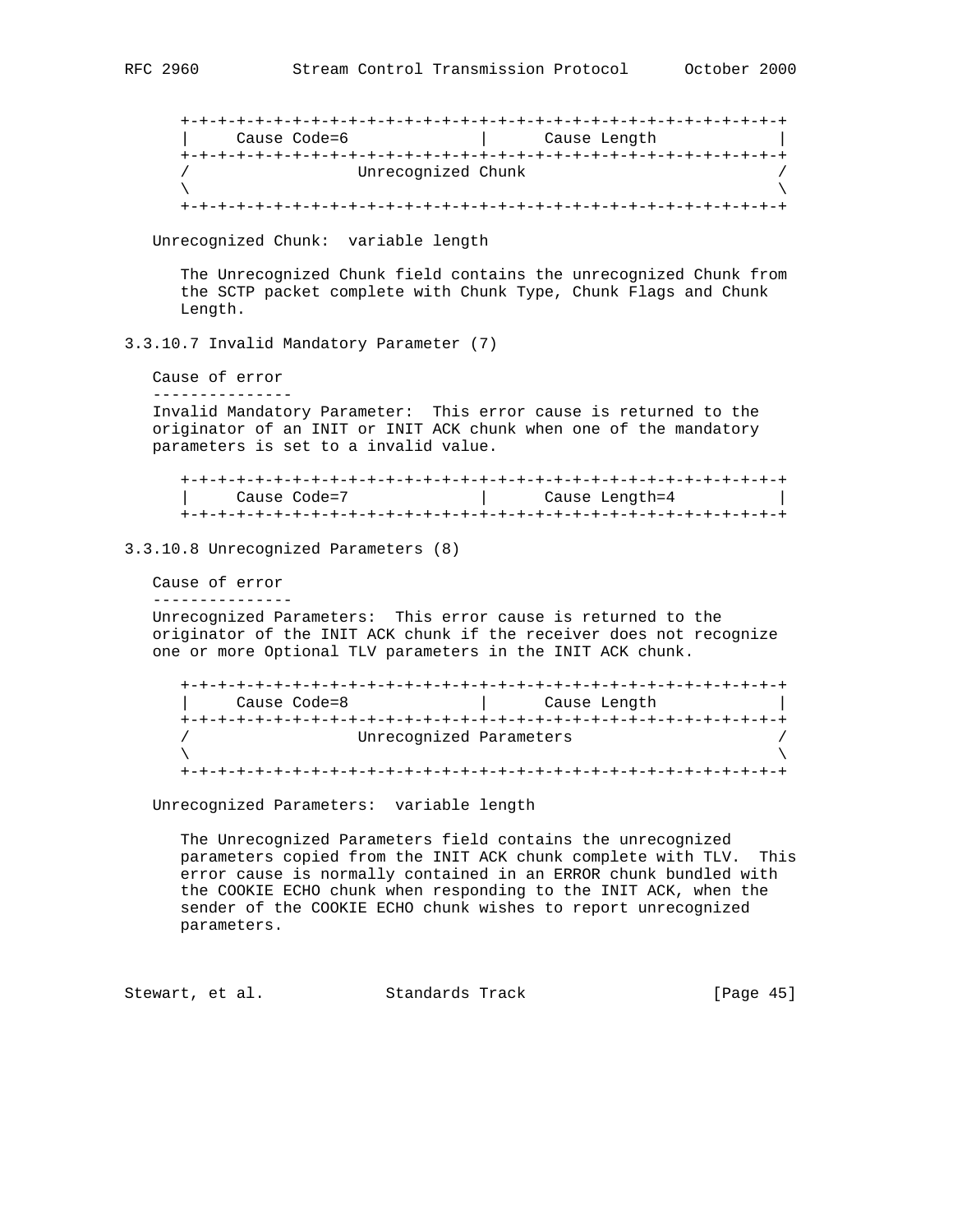```
 +-+-+-+-+-+-+-+-+-+-+-+-+-+-+-+-+-+-+-+-+-+-+-+-+-+-+-+-+-+-+-+-+
 |     Cause Code=6              |      Cause Length             |
 +-+-+-+-+-+-+-+-+-+-+-+-+-+-+-+-+-+-+-+-+-+-+-+-+-+-+-+-+-+-+-+-+
 /                  Unrecognized Chunk                           /
 \                                                               \
 +-+-+-+-+-+-+-+-+-+-+-+-+-+-+-+-+-+-+-+-+-+-+-+-+-+-+-+-+-+-+-+-+
```

Unrecognized Chunk: variable length

The Unrecognized Chunk field contains the unrecognized Chunk from the SCTP packet complete with Chunk Type, Chunk Flags and Chunk Length.

### 3.3.10.7 Invalid Mandatory Parameter (7)

Cause of error
---------------
Invalid Mandatory Parameter: This error cause is returned to the originator of an INIT or INIT ACK chunk when one of the mandatory parameters is set to a invalid value.

```
 +-+-+-+-+-+-+-+-+-+-+-+-+-+-+-+-+-+-+-+-+-+-+-+-+-+-+-+-+-+-+-+-+
 |     Cause Code=7              |      Cause Length=4           |
 +-+-+-+-+-+-+-+-+-+-+-+-+-+-+-+-+-+-+-+-+-+-+-+-+-+-+-+-+-+-+-+-+
```

### 3.3.10.8 Unrecognized Parameters (8)

Cause of error
---------------
Unrecognized Parameters: This error cause is returned to the originator of the INIT ACK chunk if the receiver does not recognize one or more Optional TLV parameters in the INIT ACK chunk.

```
 +-+-+-+-+-+-+-+-+-+-+-+-+-+-+-+-+-+-+-+-+-+-+-+-+-+-+-+-+-+-+-+-+
 |     Cause Code=8              |      Cause Length             |
 +-+-+-+-+-+-+-+-+-+-+-+-+-+-+-+-+-+-+-+-+-+-+-+-+-+-+-+-+-+-+-+-+
 /                  Unrecognized Parameters                      /
 \                                                               \
 +-+-+-+-+-+-+-+-+-+-+-+-+-+-+-+-+-+-+-+-+-+-+-+-+-+-+-+-+-+-+-+-+
```

Unrecognized Parameters: variable length

The Unrecognized Parameters field contains the unrecognized parameters copied from the INIT ACK chunk complete with TLV. This error cause is normally contained in an ERROR chunk bundled with the COOKIE ECHO chunk when responding to the INIT ACK, when the sender of the COOKIE ECHO chunk wishes to report unrecognized parameters.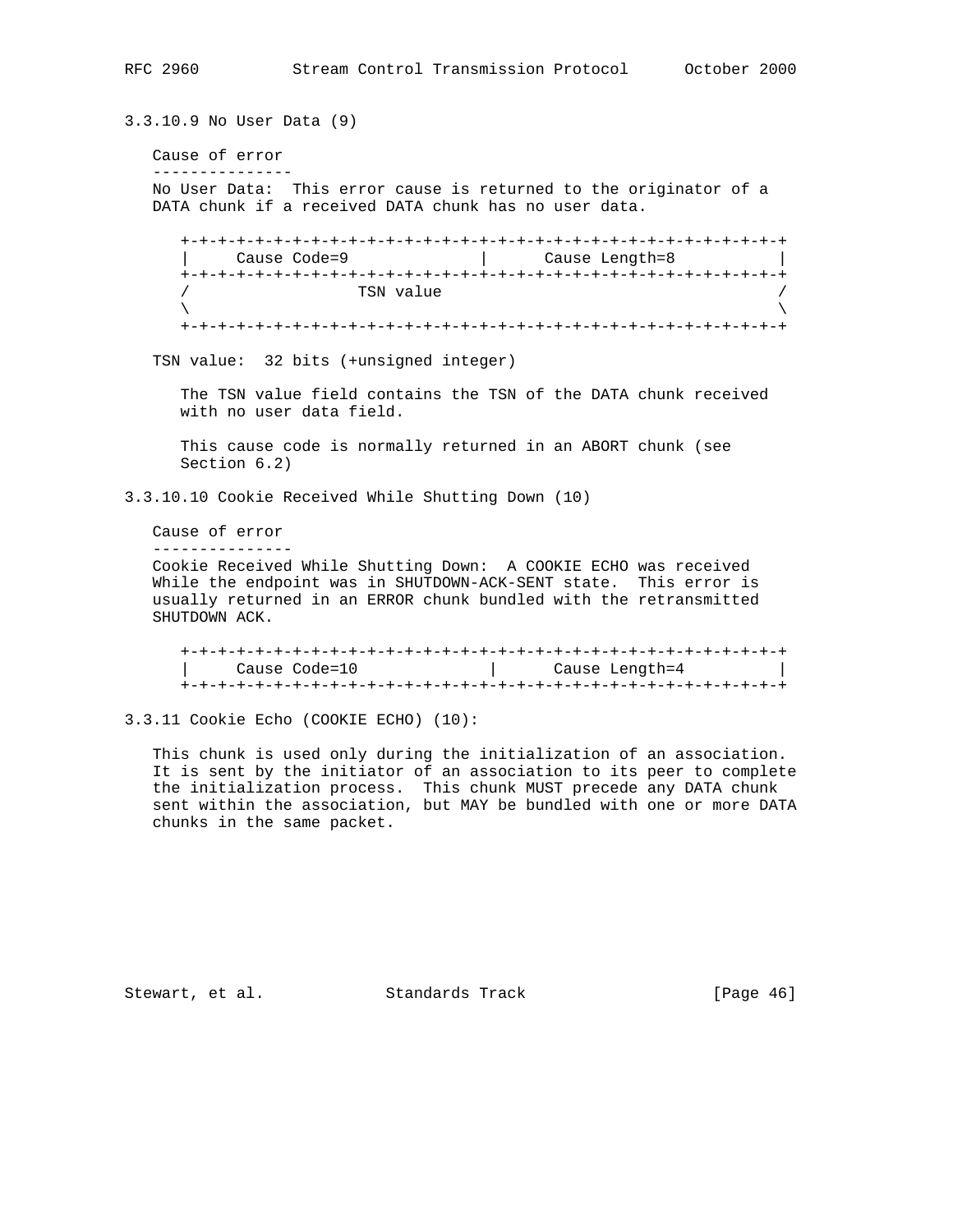### 3.3.10.9 No User Data (9)

Cause of error
---------------
No User Data: This error cause is returned to the originator of a DATA chunk if a received DATA chunk has no user data.

```
 +-+-+-+-+-+-+-+-+-+-+-+-+-+-+-+-+-+-+-+-+-+-+-+-+-+-+-+-+-+-+-+-+
 |     Cause Code=9              |      Cause Length=8           |
 +-+-+-+-+-+-+-+-+-+-+-+-+-+-+-+-+-+-+-+-+-+-+-+-+-+-+-+-+-+-+-+-+
 /                  TSN value                                    /
 \                                                               \
 +-+-+-+-+-+-+-+-+-+-+-+-+-+-+-+-+-+-+-+-+-+-+-+-+-+-+-+-+-+-+-+-+
```

TSN value: 32 bits (+unsigned integer)

The TSN value field contains the TSN of the DATA chunk received with no user data field.

This cause code is normally returned in an ABORT chunk (see Section 6.2)

### 3.3.10.10 Cookie Received While Shutting Down (10)

Cause of error
---------------
Cookie Received While Shutting Down: A COOKIE ECHO was received While the endpoint was in SHUTDOWN-ACK-SENT state. This error is usually returned in an ERROR chunk bundled with the retransmitted SHUTDOWN ACK.

```
 +-+-+-+-+-+-+-+-+-+-+-+-+-+-+-+-+-+-+-+-+-+-+-+-+-+-+-+-+-+-+-+-+
 |     Cause Code=10              |      Cause Length=4          |
 +-+-+-+-+-+-+-+-+-+-+-+-+-+-+-+-+-+-+-+-+-+-+-+-+-+-+-+-+-+-+-+-+
```

### 3.3.11 Cookie Echo (COOKIE ECHO) (10):

This chunk is used only during the initialization of an association. It is sent by the initiator of an association to its peer to complete the initialization process. This chunk MUST precede any DATA chunk sent within the association, but MAY be bundled with one or more DATA chunks in the same packet.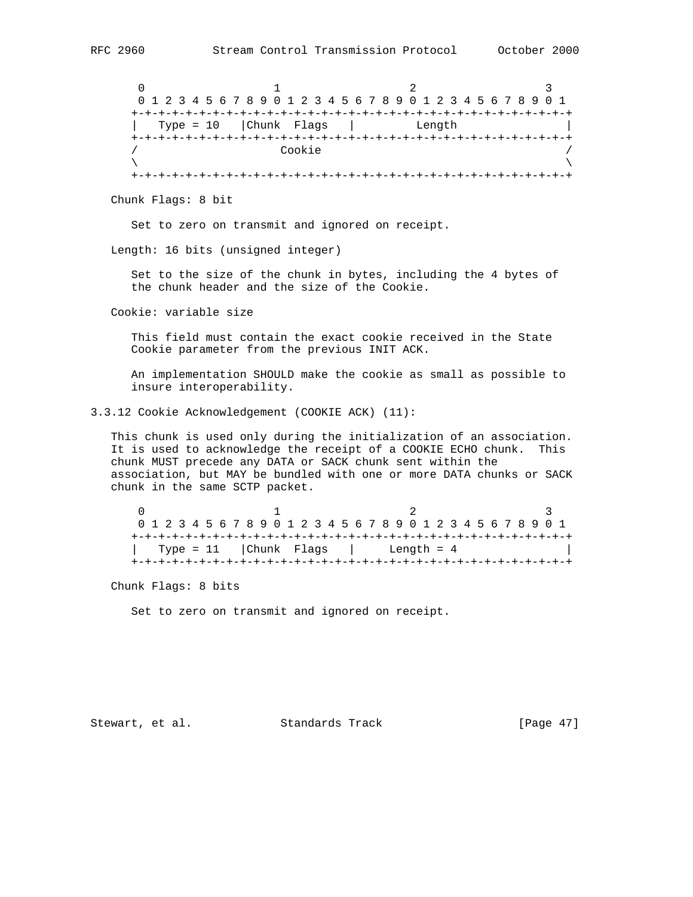```
        0                   1                   2                   3
        0 1 2 3 4 5 6 7 8 9 0 1 2 3 4 5 6 7 8 9 0 1 2 3 4 5 6 7 8 9 0 1
       +-+-+-+-+-+-+-+-+-+-+-+-+-+-+-+-+-+-+-+-+-+-+-+-+-+-+-+-+-+-+-+-+
       |   Type = 10   |Chunk  Flags   |         Length                |
       +-+-+-+-+-+-+-+-+-+-+-+-+-+-+-+-+-+-+-+-+-+-+-+-+-+-+-+-+-+-+-+-+
       /                     Cookie                                    /
       \                                                               \
       +-+-+-+-+-+-+-+-+-+-+-+-+-+-+-+-+-+-+-+-+-+-+-+-+-+-+-+-+-+-+-+-+
```

Chunk Flags: 8 bit

Set to zero on transmit and ignored on receipt.

Length: 16 bits (unsigned integer)

Set to the size of the chunk in bytes, including the 4 bytes of the chunk header and the size of the Cookie.

Cookie: variable size

This field must contain the exact cookie received in the State Cookie parameter from the previous INIT ACK.

An implementation SHOULD make the cookie as small as possible to insure interoperability.

### 3.3.12 Cookie Acknowledgement (COOKIE ACK) (11):

This chunk is used only during the initialization of an association. It is used to acknowledge the receipt of a COOKIE ECHO chunk. This chunk MUST precede any DATA or SACK chunk sent within the association, but MAY be bundled with one or more DATA chunks or SACK chunk in the same SCTP packet.

```
        0                   1                   2                   3
        0 1 2 3 4 5 6 7 8 9 0 1 2 3 4 5 6 7 8 9 0 1 2 3 4 5 6 7 8 9 0 1
       +-+-+-+-+-+-+-+-+-+-+-+-+-+-+-+-+-+-+-+-+-+-+-+-+-+-+-+-+-+-+-+-+
       |   Type = 11   |Chunk  Flags   |     Length = 4                |
       +-+-+-+-+-+-+-+-+-+-+-+-+-+-+-+-+-+-+-+-+-+-+-+-+-+-+-+-+-+-+-+-+
```

Chunk Flags: 8 bits

Set to zero on transmit and ignored on receipt.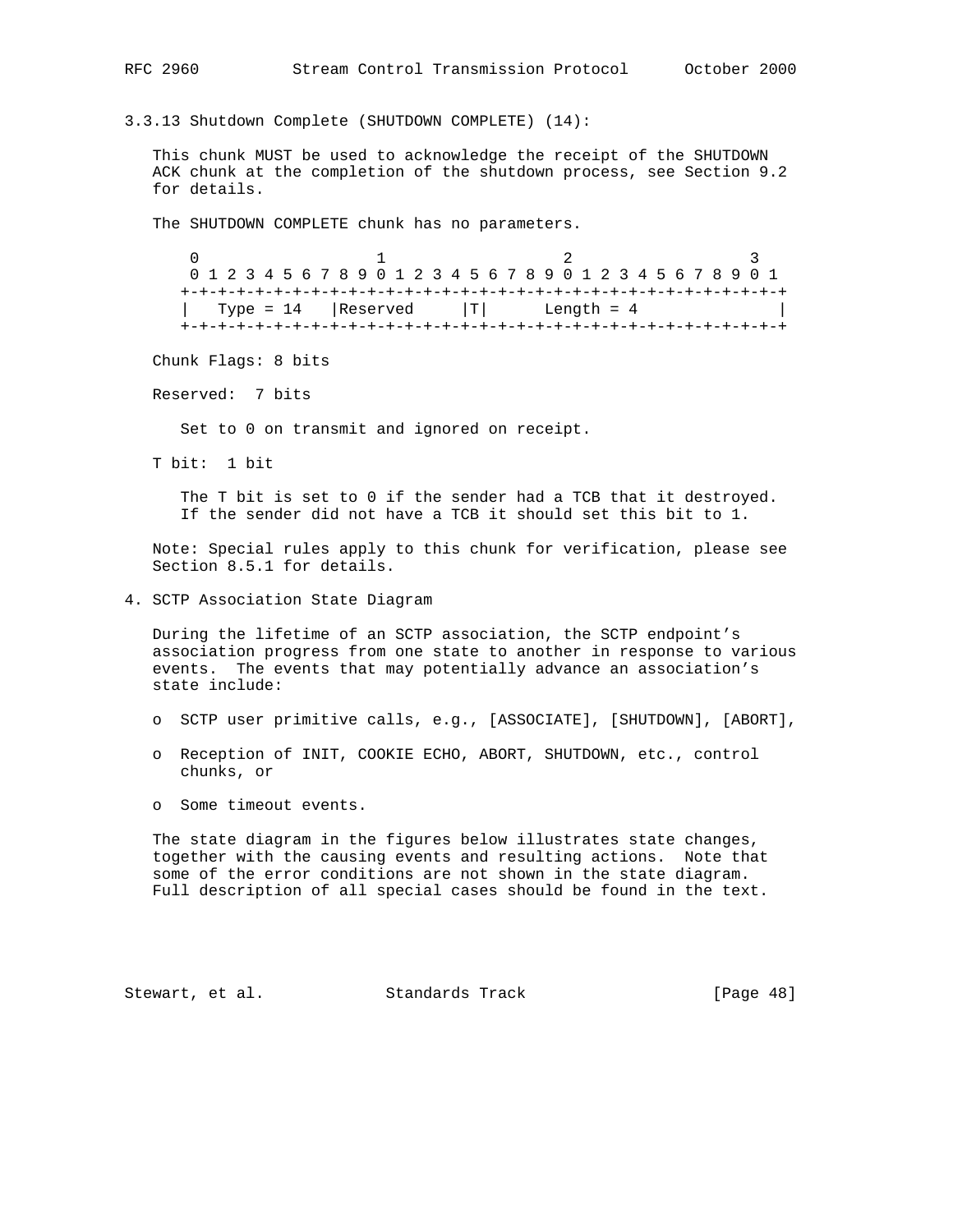### 3.3.13 Shutdown Complete (SHUTDOWN COMPLETE) (14):

This chunk MUST be used to acknowledge the receipt of the SHUTDOWN ACK chunk at the completion of the shutdown process, see Section 9.2 for details.

The SHUTDOWN COMPLETE chunk has no parameters.

```
 0                   1                   2                   3
 0 1 2 3 4 5 6 7 8 9 0 1 2 3 4 5 6 7 8 9 0 1 2 3 4 5 6 7 8 9 0 1
+-+-+-+-+-+-+-+-+-+-+-+-+-+-+-+-+-+-+-+-+-+-+-+-+-+-+-+-+-+-+-+-+
|   Type = 14   |Reserved     |T|      Length = 4               |
+-+-+-+-+-+-+-+-+-+-+-+-+-+-+-+-+-+-+-+-+-+-+-+-+-+-+-+-+-+-+-+-+
```

Chunk Flags: 8 bits

Reserved:  7 bits

Set to 0 on transmit and ignored on receipt.

T bit:  1 bit

The T bit is set to 0 if the sender had a TCB that it destroyed. If the sender did not have a TCB it should set this bit to 1.

Note: Special rules apply to this chunk for verification, please see Section 8.5.1 for details.

## 4. SCTP Association State Diagram

During the lifetime of an SCTP association, the SCTP endpoint's association progress from one state to another in response to various events.  The events that may potentially advance an association's state include:

- o  SCTP user primitive calls, e.g., [ASSOCIATE], [SHUTDOWN], [ABORT],
- o  Reception of INIT, COOKIE ECHO, ABORT, SHUTDOWN, etc., control chunks, or
- o  Some timeout events.

The state diagram in the figures below illustrates state changes, together with the causing events and resulting actions.  Note that some of the error conditions are not shown in the state diagram. Full description of all special cases should be found in the text.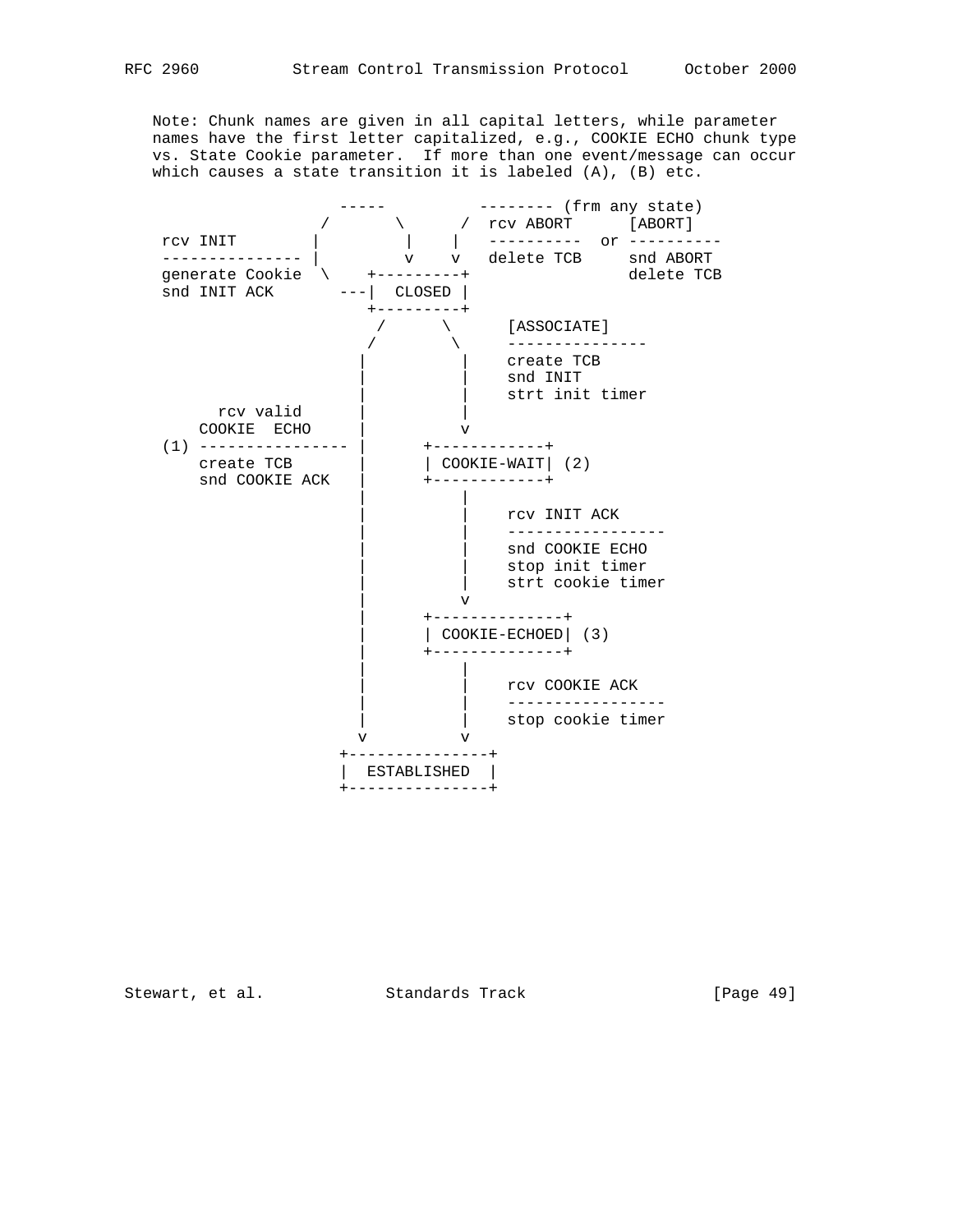Note: Chunk names are given in all capital letters, while parameter names have the first letter capitalized, e.g., COOKIE ECHO chunk type vs. State Cookie parameter. If more than one event/message can occur which causes a state transition it is labeled (A), (B) etc.

```
                    -----          -------- (frm any state)
                  /       \      /  rcv ABORT      [ABORT]
 rcv INIT        |         |    |   ----------  or ----------
 --------------- |         v    v   delete TCB     snd ABORT
 generate Cookie  \    +---------+                 delete TCB
 snd INIT ACK       ---|  CLOSED |
                       +---------+
                        /      \      [ASSOCIATE]
                       /        \     ---------------
                      |          |    create TCB
                      |          |    snd INIT
                      |          |    strt init timer
       rcv valid      |          |
     COOKIE  ECHO     |          v
 (1) ---------------- |      +------------+
     create TCB       |      | COOKIE-WAIT| (2)
     snd COOKIE ACK   |      +------------+
                      |          |
                      |          |    rcv INIT ACK
                      |          |    -----------------
                      |          |    snd COOKIE ECHO
                      |          |    stop init timer
                      |          |    strt cookie timer
                      |          v
                      |      +--------------+
                      |      | COOKIE-ECHOED| (3)
                      |      +--------------+
                      |          |
                      |          |    rcv COOKIE ACK
                      |          |    -----------------
                      |          |    stop cookie timer
                      v          v
                    +---------------+
                    |  ESTABLISHED  |
                    +---------------+
```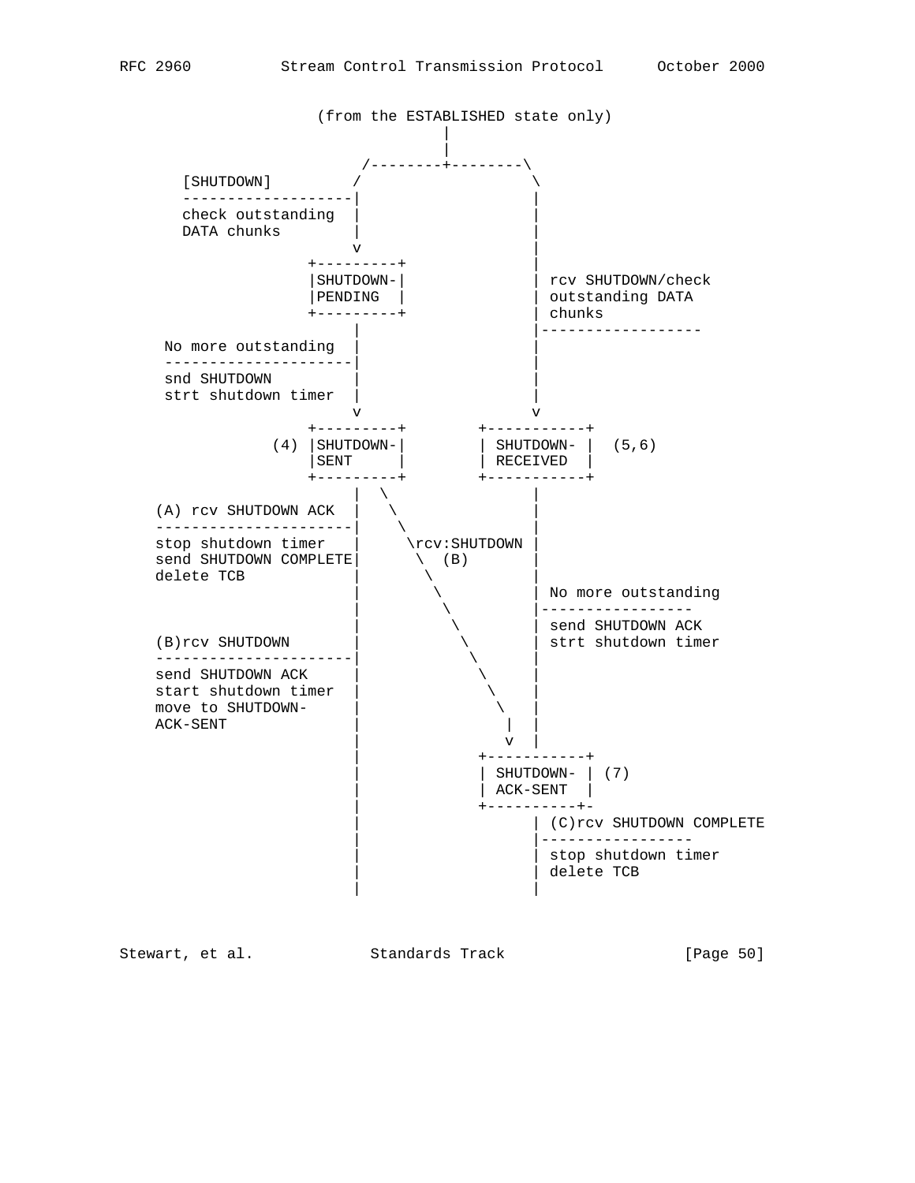```
                   (from the ESTABLISHED state only)
                                 |
                                 |
                        /--------+--------\
    [SHUTDOWN]         /                   \
    -------------------|                   |
    check outstanding  |                   |
    DATA chunks        |                   |
                       v                   |
                  +---------+              |
                  |SHUTDOWN-|              | rcv SHUTDOWN/check
                  |PENDING  |              | outstanding DATA
                  +---------+              | chunks
                       |                   |------------------
   No more outstanding |                   |
   --------------------|                   |
   snd SHUTDOWN        |                   |
   strt shutdown timer |                   |
                       v                   v
                  +---------+        +-----------+
              (4) |SHUTDOWN-|        | SHUTDOWN- |  (5,6)
                  |SENT     |        | RECEIVED  |
                  +---------+        +-----------+
                       |  \                |
  (A) rcv SHUTDOWN ACK |   \               |
  ---------------------|    \              |
  stop shutdown timer  |     \rcv:SHUTDOWN |
  send SHUTDOWN COMPLETE|      \  (B)       |
  delete TCB           |       \           |
                       |        \          | No more outstanding
                       |         \         |-----------------
                       |          \        | send SHUTDOWN ACK
  (B)rcv SHUTDOWN      |           \       | strt shutdown timer
  ---------------------|            \      |
  send SHUTDOWN ACK    |             \     |
  start shutdown timer |              \    |
  move to SHUTDOWN-    |               \   |
  ACK-SENT             |                |  |
                       |                v  |
                       |             +-----------+
                       |             | SHUTDOWN- | (7)
                       |             | ACK-SENT  |
                       |             +----------+-
                       |                   | (C)rcv SHUTDOWN COMPLETE
                       |                   |-----------------
                       |                   | stop shutdown timer
                       |                   | delete TCB
                       |                   |
```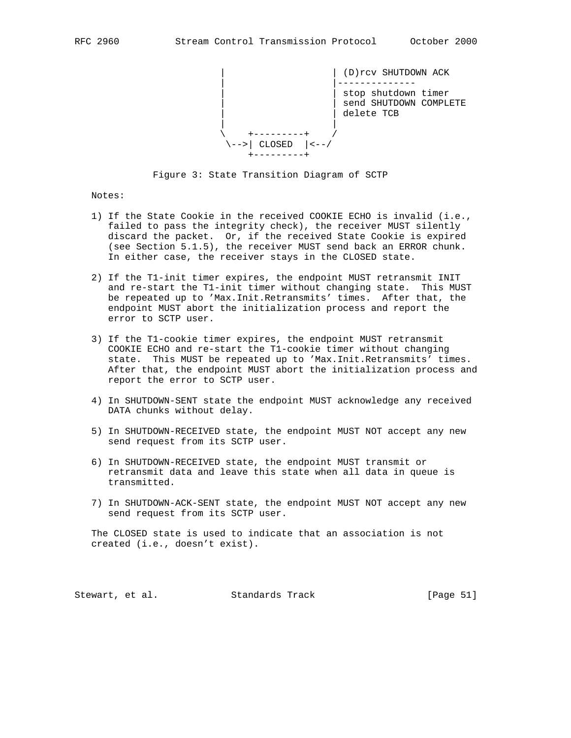```
                       |                    | (D)rcv SHUTDOWN ACK
                       |                    |--------------
                       |                    | stop shutdown timer
                       |                    | send SHUTDOWN COMPLETE
                       |                    | delete TCB
                       |                    |
                       \    +---------+    /
                        \-->| CLOSED  |<--/
                            +---------+
```

Figure 3: State Transition Diagram of SCTP

Notes:

1) If the State Cookie in the received COOKIE ECHO is invalid (i.e., failed to pass the integrity check), the receiver MUST silently discard the packet. Or, if the received State Cookie is expired (see Section 5.1.5), the receiver MUST send back an ERROR chunk. In either case, the receiver stays in the CLOSED state.

2) If the T1-init timer expires, the endpoint MUST retransmit INIT and re-start the T1-init timer without changing state. This MUST be repeated up to 'Max.Init.Retransmits' times. After that, the endpoint MUST abort the initialization process and report the error to SCTP user.

3) If the T1-cookie timer expires, the endpoint MUST retransmit COOKIE ECHO and re-start the T1-cookie timer without changing state. This MUST be repeated up to 'Max.Init.Retransmits' times. After that, the endpoint MUST abort the initialization process and report the error to SCTP user.

4) In SHUTDOWN-SENT state the endpoint MUST acknowledge any received DATA chunks without delay.

5) In SHUTDOWN-RECEIVED state, the endpoint MUST NOT accept any new send request from its SCTP user.

6) In SHUTDOWN-RECEIVED state, the endpoint MUST transmit or retransmit data and leave this state when all data in queue is transmitted.

7) In SHUTDOWN-ACK-SENT state, the endpoint MUST NOT accept any new send request from its SCTP user.

The CLOSED state is used to indicate that an association is not created (i.e., doesn't exist).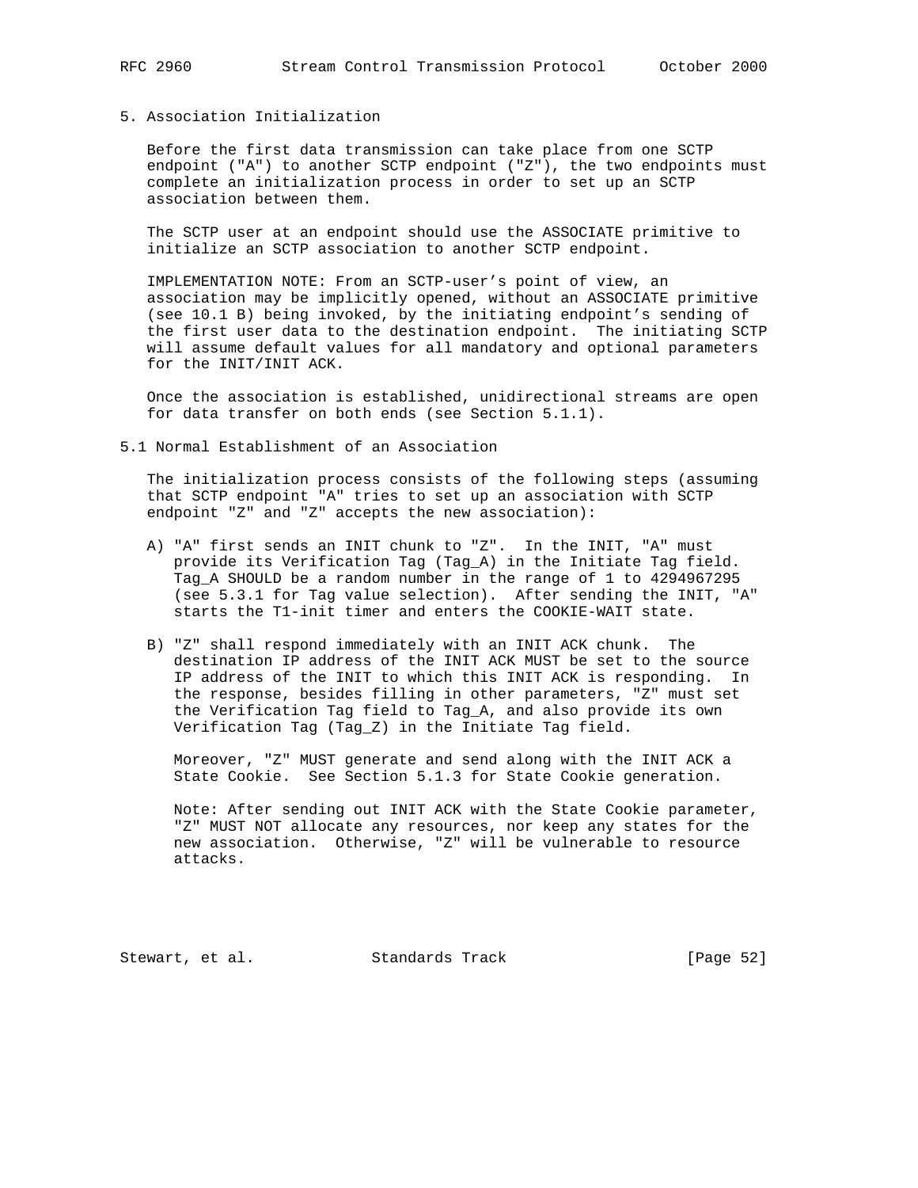## 5. Association Initialization

Before the first data transmission can take place from one SCTP endpoint ("A") to another SCTP endpoint ("Z"), the two endpoints must complete an initialization process in order to set up an SCTP association between them.

The SCTP user at an endpoint should use the ASSOCIATE primitive to initialize an SCTP association to another SCTP endpoint.

IMPLEMENTATION NOTE: From an SCTP-user's point of view, an association may be implicitly opened, without an ASSOCIATE primitive (see 10.1 B) being invoked, by the initiating endpoint's sending of the first user data to the destination endpoint. The initiating SCTP will assume default values for all mandatory and optional parameters for the INIT/INIT ACK.

Once the association is established, unidirectional streams are open for data transfer on both ends (see Section 5.1.1).

### 5.1 Normal Establishment of an Association

The initialization process consists of the following steps (assuming that SCTP endpoint "A" tries to set up an association with SCTP endpoint "Z" and "Z" accepts the new association):

A) "A" first sends an INIT chunk to "Z". In the INIT, "A" must provide its Verification Tag (Tag_A) in the Initiate Tag field. Tag_A SHOULD be a random number in the range of 1 to 4294967295 (see 5.3.1 for Tag value selection). After sending the INIT, "A" starts the T1-init timer and enters the COOKIE-WAIT state.

B) "Z" shall respond immediately with an INIT ACK chunk. The destination IP address of the INIT ACK MUST be set to the source IP address of the INIT to which this INIT ACK is responding. In the response, besides filling in other parameters, "Z" must set the Verification Tag field to Tag_A, and also provide its own Verification Tag (Tag_Z) in the Initiate Tag field.

   Moreover, "Z" MUST generate and send along with the INIT ACK a State Cookie. See Section 5.1.3 for State Cookie generation.

   Note: After sending out INIT ACK with the State Cookie parameter, "Z" MUST NOT allocate any resources, nor keep any states for the new association. Otherwise, "Z" will be vulnerable to resource attacks.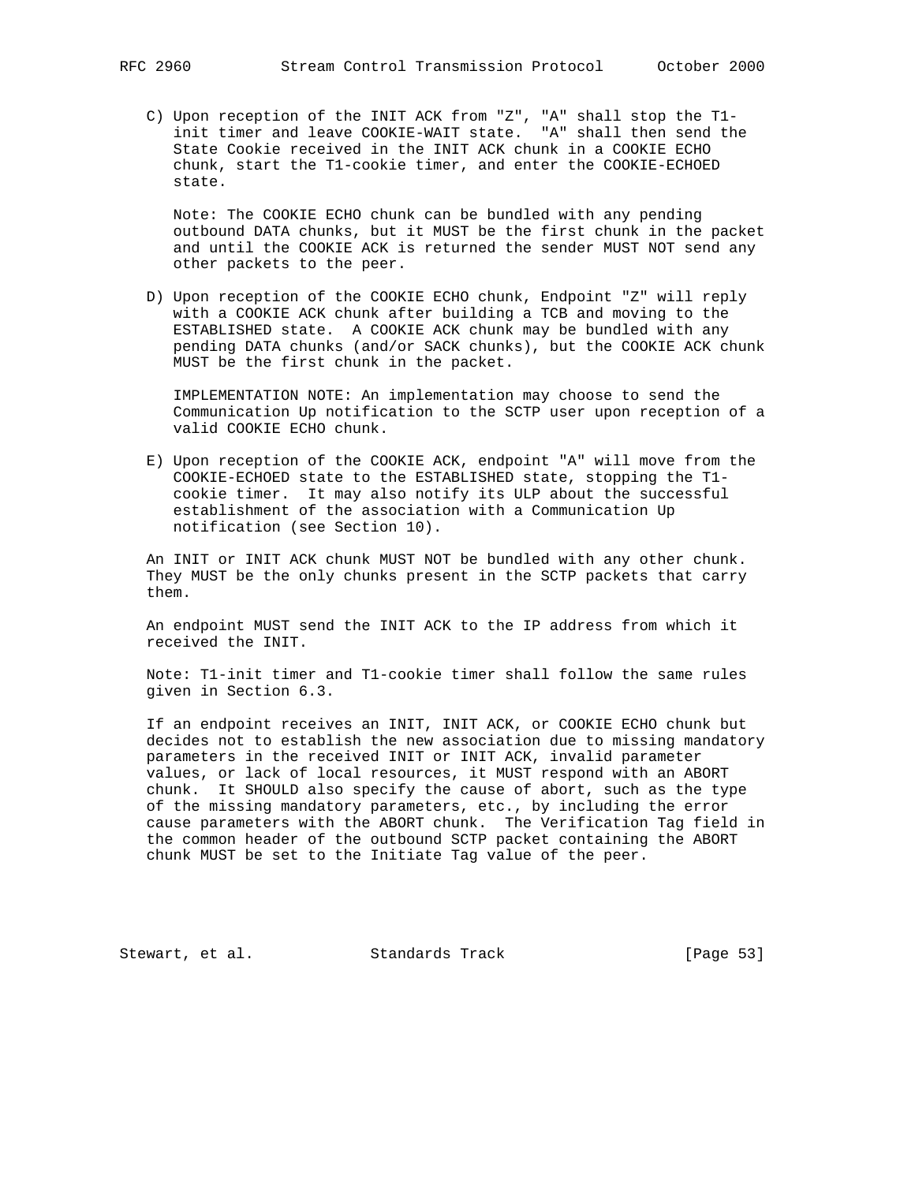C) Upon reception of the INIT ACK from "Z", "A" shall stop the T1-init timer and leave COOKIE-WAIT state. "A" shall then send the State Cookie received in the INIT ACK chunk in a COOKIE ECHO chunk, start the T1-cookie timer, and enter the COOKIE-ECHOED state.

   Note: The COOKIE ECHO chunk can be bundled with any pending outbound DATA chunks, but it MUST be the first chunk in the packet and until the COOKIE ACK is returned the sender MUST NOT send any other packets to the peer.

D) Upon reception of the COOKIE ECHO chunk, Endpoint "Z" will reply with a COOKIE ACK chunk after building a TCB and moving to the ESTABLISHED state. A COOKIE ACK chunk may be bundled with any pending DATA chunks (and/or SACK chunks), but the COOKIE ACK chunk MUST be the first chunk in the packet.

   IMPLEMENTATION NOTE: An implementation may choose to send the Communication Up notification to the SCTP user upon reception of a valid COOKIE ECHO chunk.

E) Upon reception of the COOKIE ACK, endpoint "A" will move from the COOKIE-ECHOED state to the ESTABLISHED state, stopping the T1-cookie timer. It may also notify its ULP about the successful establishment of the association with a Communication Up notification (see Section 10).

An INIT or INIT ACK chunk MUST NOT be bundled with any other chunk. They MUST be the only chunks present in the SCTP packets that carry them.

An endpoint MUST send the INIT ACK to the IP address from which it received the INIT.

Note: T1-init timer and T1-cookie timer shall follow the same rules given in Section 6.3.

If an endpoint receives an INIT, INIT ACK, or COOKIE ECHO chunk but decides not to establish the new association due to missing mandatory parameters in the received INIT or INIT ACK, invalid parameter values, or lack of local resources, it MUST respond with an ABORT chunk. It SHOULD also specify the cause of abort, such as the type of the missing mandatory parameters, etc., by including the error cause parameters with the ABORT chunk. The Verification Tag field in the common header of the outbound SCTP packet containing the ABORT chunk MUST be set to the Initiate Tag value of the peer.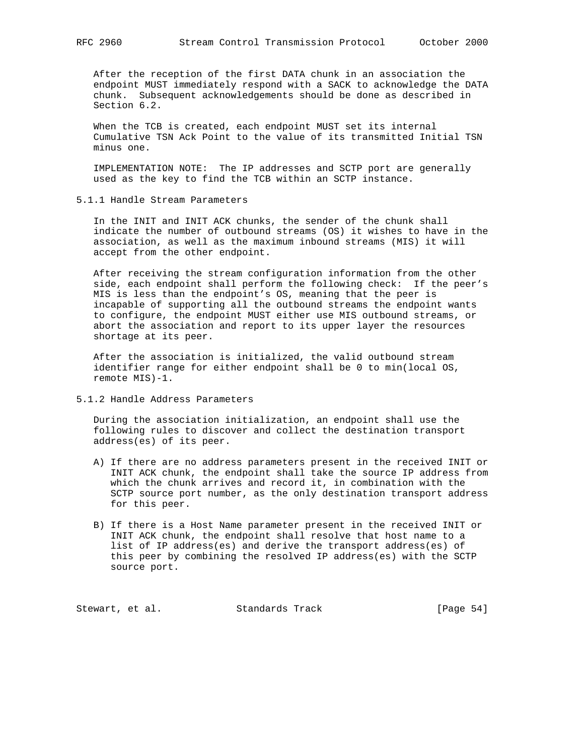After the reception of the first DATA chunk in an association the endpoint MUST immediately respond with a SACK to acknowledge the DATA chunk. Subsequent acknowledgements should be done as described in Section 6.2.

When the TCB is created, each endpoint MUST set its internal Cumulative TSN Ack Point to the value of its transmitted Initial TSN minus one.

IMPLEMENTATION NOTE: The IP addresses and SCTP port are generally used as the key to find the TCB within an SCTP instance.

### 5.1.1 Handle Stream Parameters

In the INIT and INIT ACK chunks, the sender of the chunk shall indicate the number of outbound streams (OS) it wishes to have in the association, as well as the maximum inbound streams (MIS) it will accept from the other endpoint.

After receiving the stream configuration information from the other side, each endpoint shall perform the following check: If the peer's MIS is less than the endpoint's OS, meaning that the peer is incapable of supporting all the outbound streams the endpoint wants to configure, the endpoint MUST either use MIS outbound streams, or abort the association and report to its upper layer the resources shortage at its peer.

After the association is initialized, the valid outbound stream identifier range for either endpoint shall be 0 to min(local OS, remote MIS)-1.

### 5.1.2 Handle Address Parameters

During the association initialization, an endpoint shall use the following rules to discover and collect the destination transport address(es) of its peer.

A) If there are no address parameters present in the received INIT or INIT ACK chunk, the endpoint shall take the source IP address from which the chunk arrives and record it, in combination with the SCTP source port number, as the only destination transport address for this peer.

B) If there is a Host Name parameter present in the received INIT or INIT ACK chunk, the endpoint shall resolve that host name to a list of IP address(es) and derive the transport address(es) of this peer by combining the resolved IP address(es) with the SCTP source port.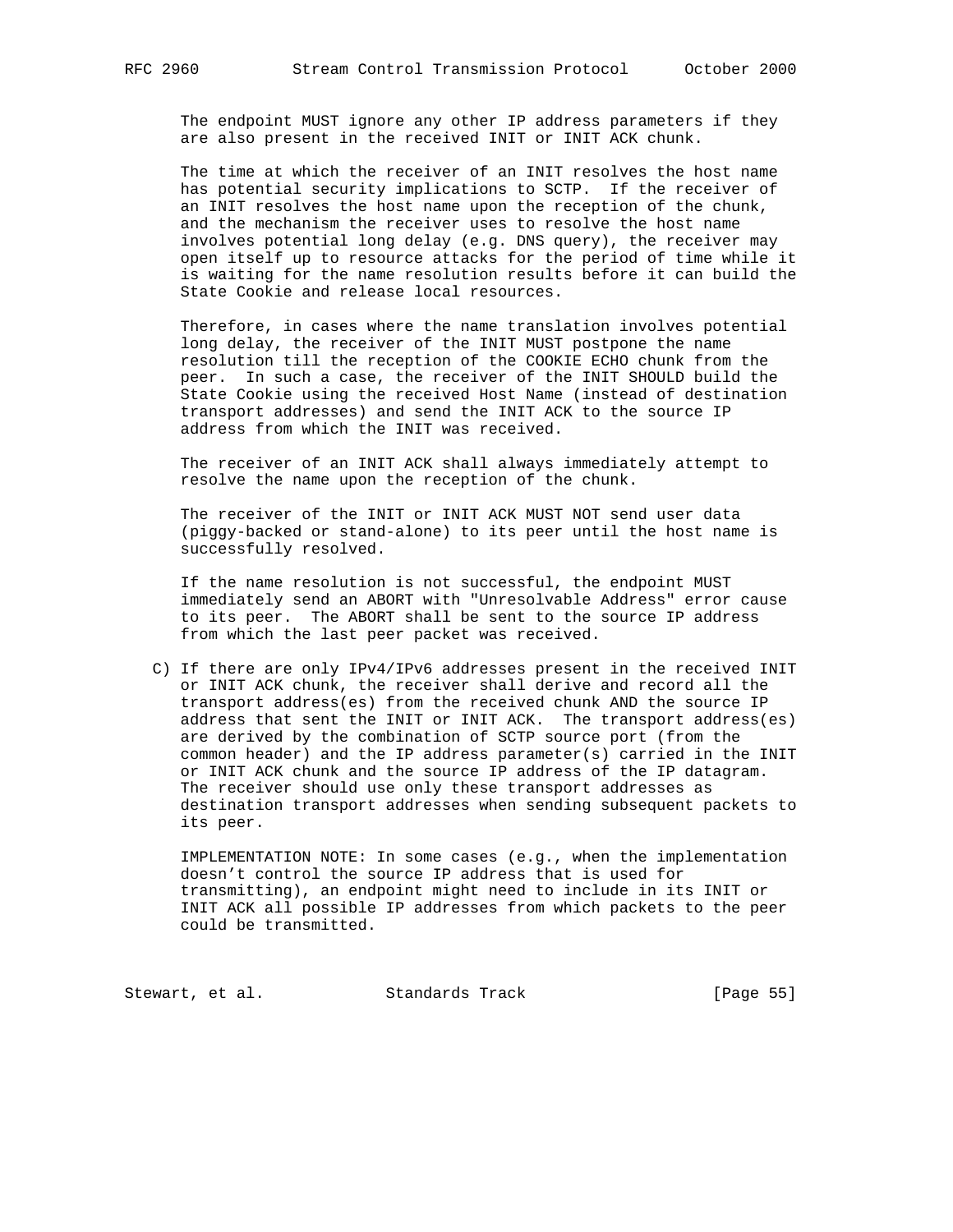The endpoint MUST ignore any other IP address parameters if they are also present in the received INIT or INIT ACK chunk.

The time at which the receiver of an INIT resolves the host name has potential security implications to SCTP. If the receiver of an INIT resolves the host name upon the reception of the chunk, and the mechanism the receiver uses to resolve the host name involves potential long delay (e.g. DNS query), the receiver may open itself up to resource attacks for the period of time while it is waiting for the name resolution results before it can build the State Cookie and release local resources.

Therefore, in cases where the name translation involves potential long delay, the receiver of the INIT MUST postpone the name resolution till the reception of the COOKIE ECHO chunk from the peer. In such a case, the receiver of the INIT SHOULD build the State Cookie using the received Host Name (instead of destination transport addresses) and send the INIT ACK to the source IP address from which the INIT was received.

The receiver of an INIT ACK shall always immediately attempt to resolve the name upon the reception of the chunk.

The receiver of the INIT or INIT ACK MUST NOT send user data (piggy-backed or stand-alone) to its peer until the host name is successfully resolved.

If the name resolution is not successful, the endpoint MUST immediately send an ABORT with "Unresolvable Address" error cause to its peer. The ABORT shall be sent to the source IP address from which the last peer packet was received.

C) If there are only IPv4/IPv6 addresses present in the received INIT or INIT ACK chunk, the receiver shall derive and record all the transport address(es) from the received chunk AND the source IP address that sent the INIT or INIT ACK. The transport address(es) are derived by the combination of SCTP source port (from the common header) and the IP address parameter(s) carried in the INIT or INIT ACK chunk and the source IP address of the IP datagram. The receiver should use only these transport addresses as destination transport addresses when sending subsequent packets to its peer.

IMPLEMENTATION NOTE: In some cases (e.g., when the implementation doesn't control the source IP address that is used for transmitting), an endpoint might need to include in its INIT or INIT ACK all possible IP addresses from which packets to the peer could be transmitted.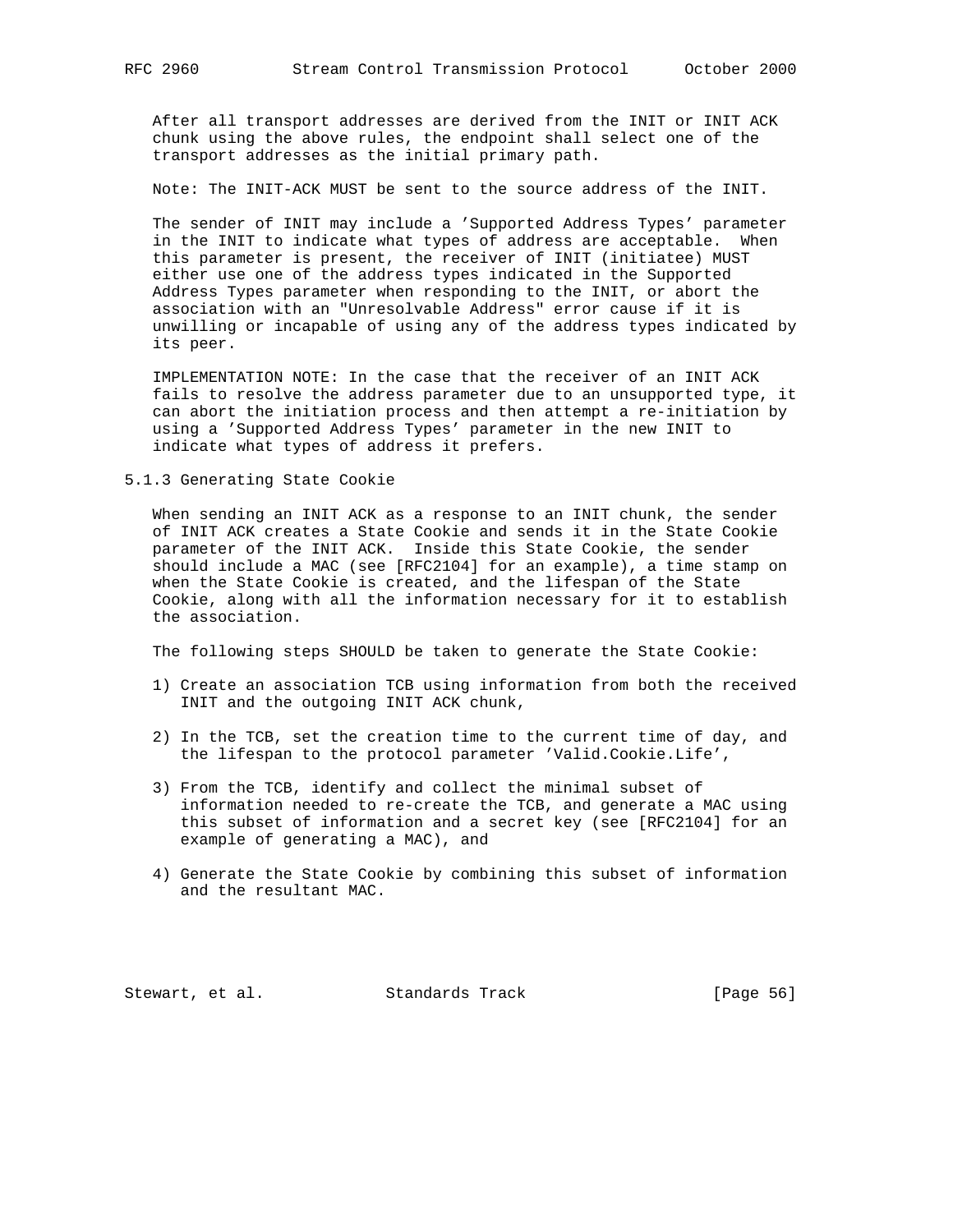After all transport addresses are derived from the INIT or INIT ACK chunk using the above rules, the endpoint shall select one of the transport addresses as the initial primary path.

Note: The INIT-ACK MUST be sent to the source address of the INIT.

The sender of INIT may include a 'Supported Address Types' parameter in the INIT to indicate what types of address are acceptable. When this parameter is present, the receiver of INIT (initiatee) MUST either use one of the address types indicated in the Supported Address Types parameter when responding to the INIT, or abort the association with an "Unresolvable Address" error cause if it is unwilling or incapable of using any of the address types indicated by its peer.

IMPLEMENTATION NOTE: In the case that the receiver of an INIT ACK fails to resolve the address parameter due to an unsupported type, it can abort the initiation process and then attempt a re-initiation by using a 'Supported Address Types' parameter in the new INIT to indicate what types of address it prefers.

### 5.1.3 Generating State Cookie

When sending an INIT ACK as a response to an INIT chunk, the sender of INIT ACK creates a State Cookie and sends it in the State Cookie parameter of the INIT ACK. Inside this State Cookie, the sender should include a MAC (see [RFC2104] for an example), a time stamp on when the State Cookie is created, and the lifespan of the State Cookie, along with all the information necessary for it to establish the association.

The following steps SHOULD be taken to generate the State Cookie:

1) Create an association TCB using information from both the received INIT and the outgoing INIT ACK chunk,

2) In the TCB, set the creation time to the current time of day, and the lifespan to the protocol parameter 'Valid.Cookie.Life',

3) From the TCB, identify and collect the minimal subset of information needed to re-create the TCB, and generate a MAC using this subset of information and a secret key (see [RFC2104] for an example of generating a MAC), and

4) Generate the State Cookie by combining this subset of information and the resultant MAC.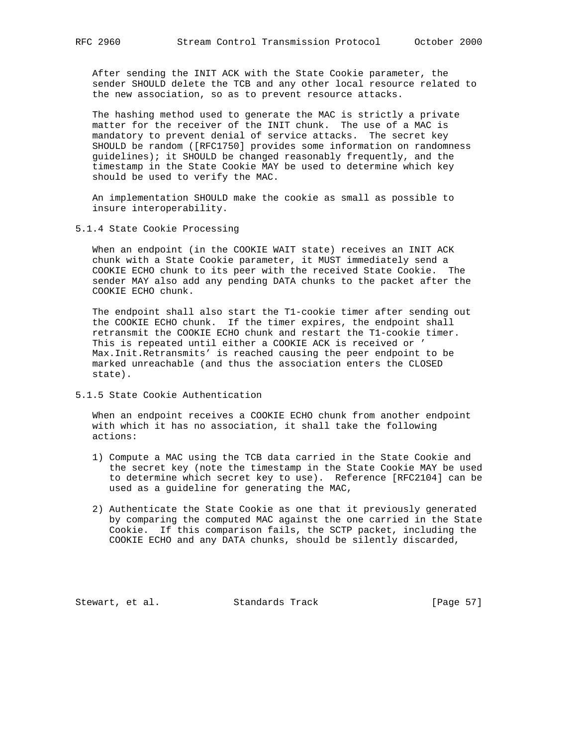After sending the INIT ACK with the State Cookie parameter, the sender SHOULD delete the TCB and any other local resource related to the new association, so as to prevent resource attacks.

The hashing method used to generate the MAC is strictly a private matter for the receiver of the INIT chunk. The use of a MAC is mandatory to prevent denial of service attacks. The secret key SHOULD be random ([RFC1750] provides some information on randomness guidelines); it SHOULD be changed reasonably frequently, and the timestamp in the State Cookie MAY be used to determine which key should be used to verify the MAC.

An implementation SHOULD make the cookie as small as possible to insure interoperability.

### 5.1.4 State Cookie Processing

When an endpoint (in the COOKIE WAIT state) receives an INIT ACK chunk with a State Cookie parameter, it MUST immediately send a COOKIE ECHO chunk to its peer with the received State Cookie. The sender MAY also add any pending DATA chunks to the packet after the COOKIE ECHO chunk.

The endpoint shall also start the T1-cookie timer after sending out the COOKIE ECHO chunk. If the timer expires, the endpoint shall retransmit the COOKIE ECHO chunk and restart the T1-cookie timer. This is repeated until either a COOKIE ACK is received or 'Max.Init.Retransmits' is reached causing the peer endpoint to be marked unreachable (and thus the association enters the CLOSED state).

### 5.1.5 State Cookie Authentication

When an endpoint receives a COOKIE ECHO chunk from another endpoint with which it has no association, it shall take the following actions:

1) Compute a MAC using the TCB data carried in the State Cookie and the secret key (note the timestamp in the State Cookie MAY be used to determine which secret key to use). Reference [RFC2104] can be used as a guideline for generating the MAC,

2) Authenticate the State Cookie as one that it previously generated by comparing the computed MAC against the one carried in the State Cookie. If this comparison fails, the SCTP packet, including the COOKIE ECHO and any DATA chunks, should be silently discarded,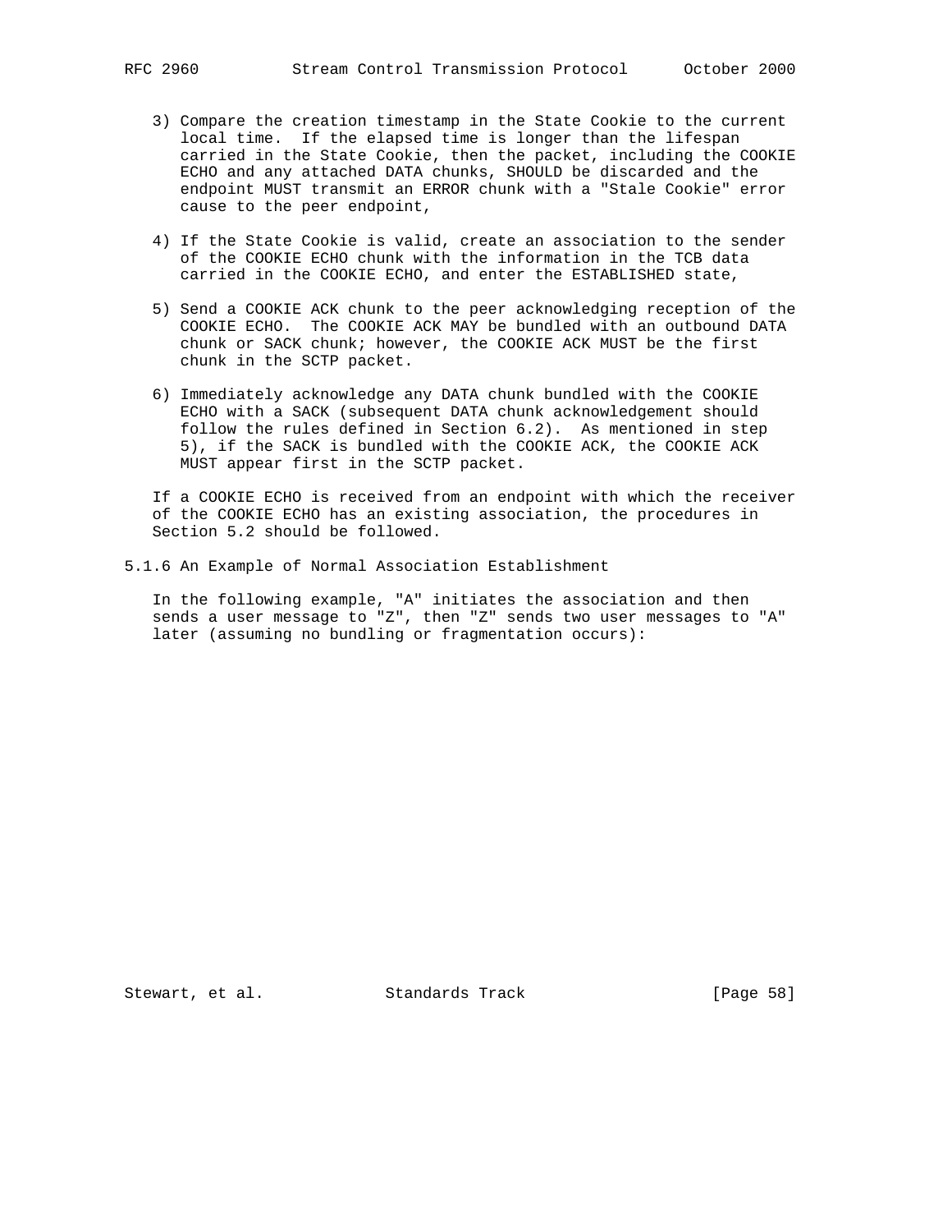3) Compare the creation timestamp in the State Cookie to the current local time. If the elapsed time is longer than the lifespan carried in the State Cookie, then the packet, including the COOKIE ECHO and any attached DATA chunks, SHOULD be discarded and the endpoint MUST transmit an ERROR chunk with a "Stale Cookie" error cause to the peer endpoint,

4) If the State Cookie is valid, create an association to the sender of the COOKIE ECHO chunk with the information in the TCB data carried in the COOKIE ECHO, and enter the ESTABLISHED state,

5) Send a COOKIE ACK chunk to the peer acknowledging reception of the COOKIE ECHO. The COOKIE ACK MAY be bundled with an outbound DATA chunk or SACK chunk; however, the COOKIE ACK MUST be the first chunk in the SCTP packet.

6) Immediately acknowledge any DATA chunk bundled with the COOKIE ECHO with a SACK (subsequent DATA chunk acknowledgement should follow the rules defined in Section 6.2). As mentioned in step 5), if the SACK is bundled with the COOKIE ACK, the COOKIE ACK MUST appear first in the SCTP packet.

If a COOKIE ECHO is received from an endpoint with which the receiver of the COOKIE ECHO has an existing association, the procedures in Section 5.2 should be followed.

### 5.1.6 An Example of Normal Association Establishment

In the following example, "A" initiates the association and then sends a user message to "Z", then "Z" sends two user messages to "A" later (assuming no bundling or fragmentation occurs):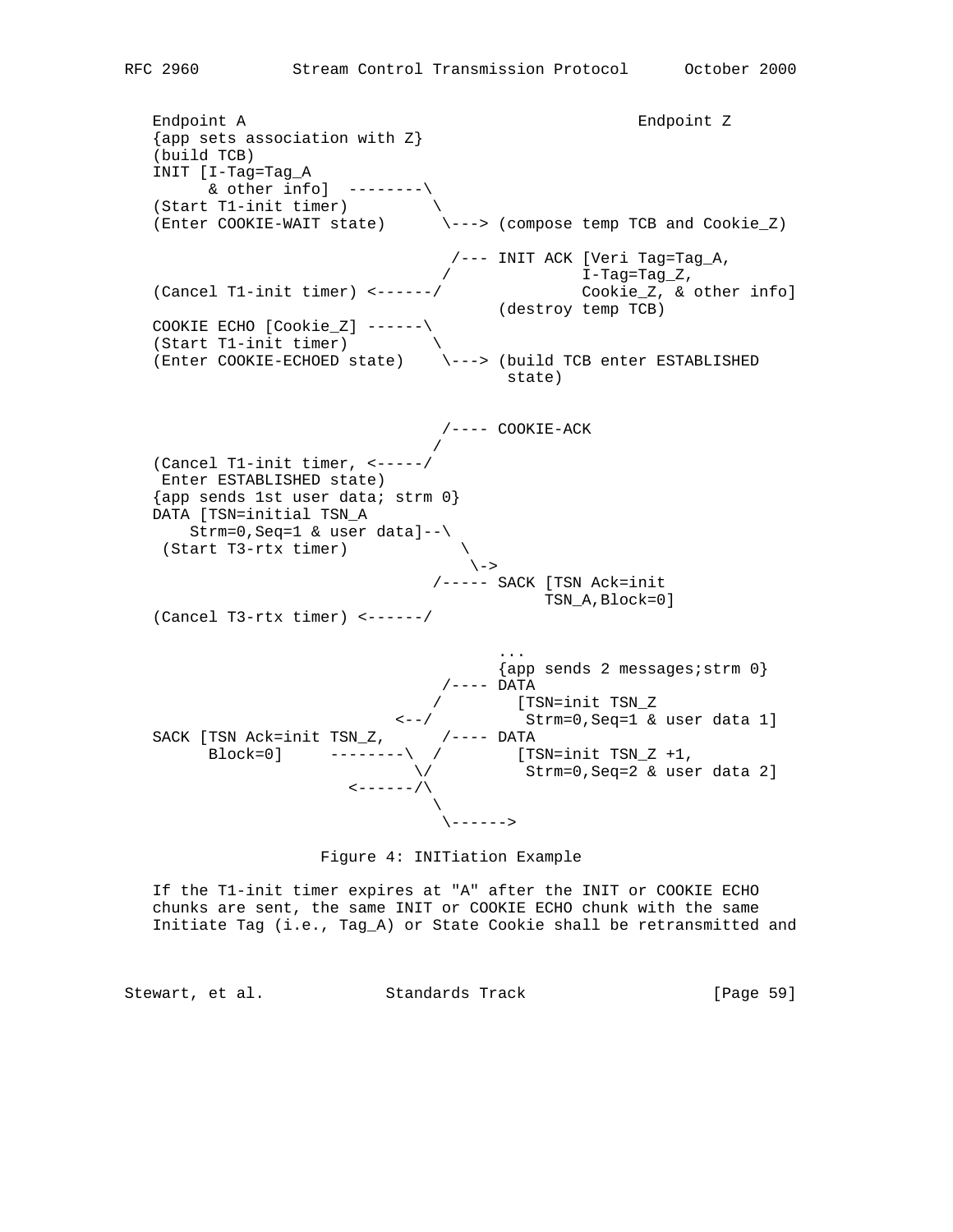```
   Endpoint A                                          Endpoint Z
   {app sets association with Z}
   (build TCB)
   INIT [I-Tag=Tag_A
         & other info]  --------\
   (Start T1-init timer)         \
   (Enter COOKIE-WAIT state)      \---> (compose temp TCB and Cookie_Z)

                                   /--- INIT ACK [Veri Tag=Tag_A,
                                  /              I-Tag=Tag_Z,
   (Cancel T1-init timer) <------/               Cookie_Z, & other info]
                                        (destroy temp TCB)
   COOKIE ECHO [Cookie_Z] ------\
   (Start T1-init timer)         \
   (Enter COOKIE-ECHOED state)    \---> (build TCB enter ESTABLISHED
                                         state)


                                  /---- COOKIE-ACK
                                 /
   (Cancel T1-init timer, <-----/
    Enter ESTABLISHED state)
   {app sends 1st user data; strm 0}
   DATA [TSN=initial TSN_A
       Strm=0,Seq=1 & user data]--\
    (Start T3-rtx timer)            \
                                     \->
                                 /----- SACK [TSN Ack=init
                                             TSN_A,Block=0]
   (Cancel T3-rtx timer) <------/

                                        ...
                                        {app sends 2 messages;strm 0}
                                  /---- DATA
                                 /        [TSN=init TSN_Z
                             <--/          Strm=0,Seq=1 & user data 1]
   SACK [TSN Ack=init TSN_Z,      /---- DATA
         Block=0]     --------\  /        [TSN=init TSN_Z +1,
                               \/          Strm=0,Seq=2 & user data 2]
                        <------/\
                                 \
                                  \------>
```

Figure 4: INITiation Example

If the T1-init timer expires at "A" after the INIT or COOKIE ECHO chunks are sent, the same INIT or COOKIE ECHO chunk with the same Initiate Tag (i.e., Tag_A) or State Cookie shall be retransmitted and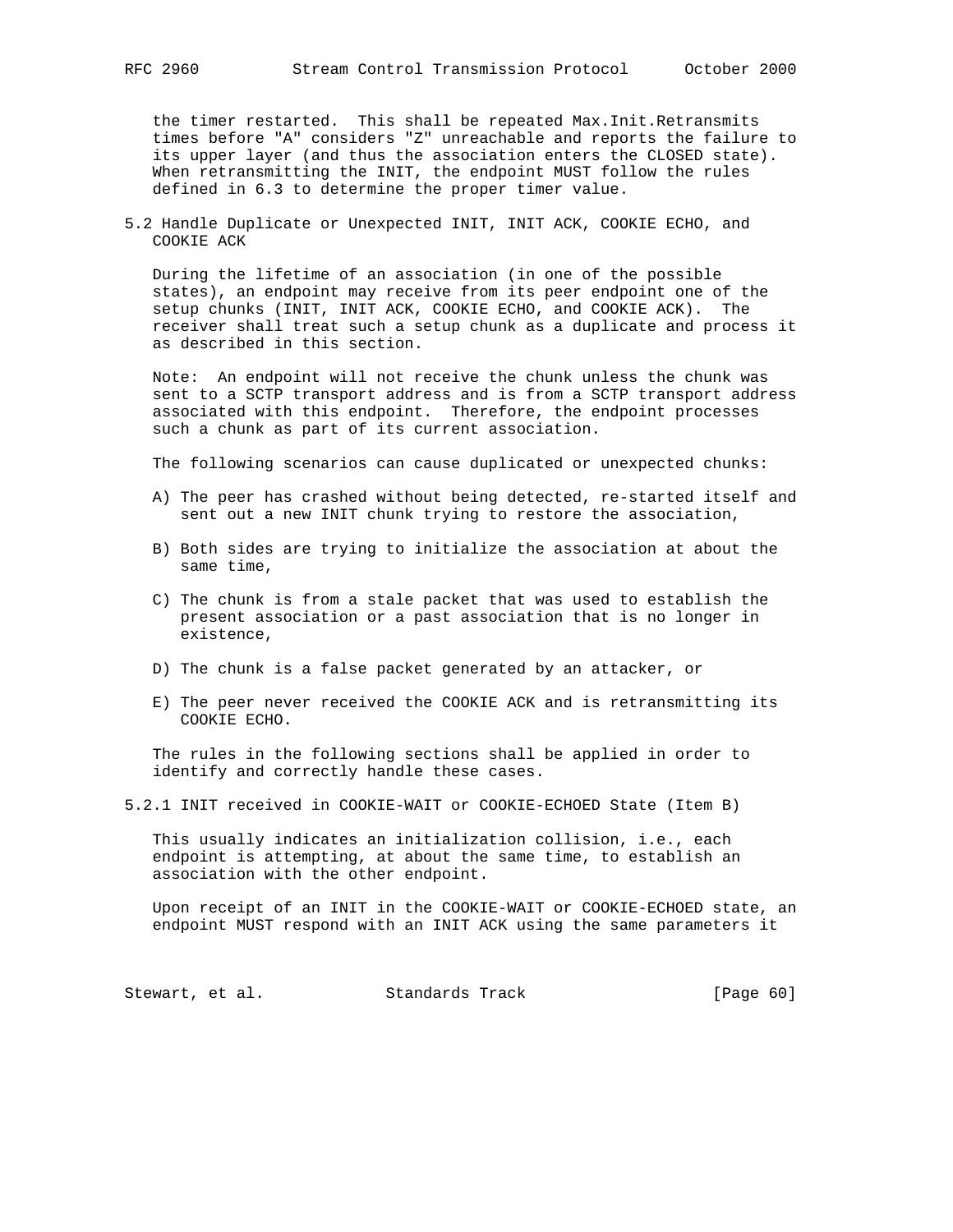the timer restarted. This shall be repeated Max.Init.Retransmits times before "A" considers "Z" unreachable and reports the failure to its upper layer (and thus the association enters the CLOSED state). When retransmitting the INIT, the endpoint MUST follow the rules defined in 6.3 to determine the proper timer value.

## 5.2 Handle Duplicate or Unexpected INIT, INIT ACK, COOKIE ECHO, and COOKIE ACK

During the lifetime of an association (in one of the possible states), an endpoint may receive from its peer endpoint one of the setup chunks (INIT, INIT ACK, COOKIE ECHO, and COOKIE ACK). The receiver shall treat such a setup chunk as a duplicate and process it as described in this section.

Note: An endpoint will not receive the chunk unless the chunk was sent to a SCTP transport address and is from a SCTP transport address associated with this endpoint. Therefore, the endpoint processes such a chunk as part of its current association.

The following scenarios can cause duplicated or unexpected chunks:

A) The peer has crashed without being detected, re-started itself and sent out a new INIT chunk trying to restore the association,

B) Both sides are trying to initialize the association at about the same time,

C) The chunk is from a stale packet that was used to establish the present association or a past association that is no longer in existence,

D) The chunk is a false packet generated by an attacker, or

E) The peer never received the COOKIE ACK and is retransmitting its COOKIE ECHO.

The rules in the following sections shall be applied in order to identify and correctly handle these cases.

### 5.2.1 INIT received in COOKIE-WAIT or COOKIE-ECHOED State (Item B)

This usually indicates an initialization collision, i.e., each endpoint is attempting, at about the same time, to establish an association with the other endpoint.

Upon receipt of an INIT in the COOKIE-WAIT or COOKIE-ECHOED state, an endpoint MUST respond with an INIT ACK using the same parameters it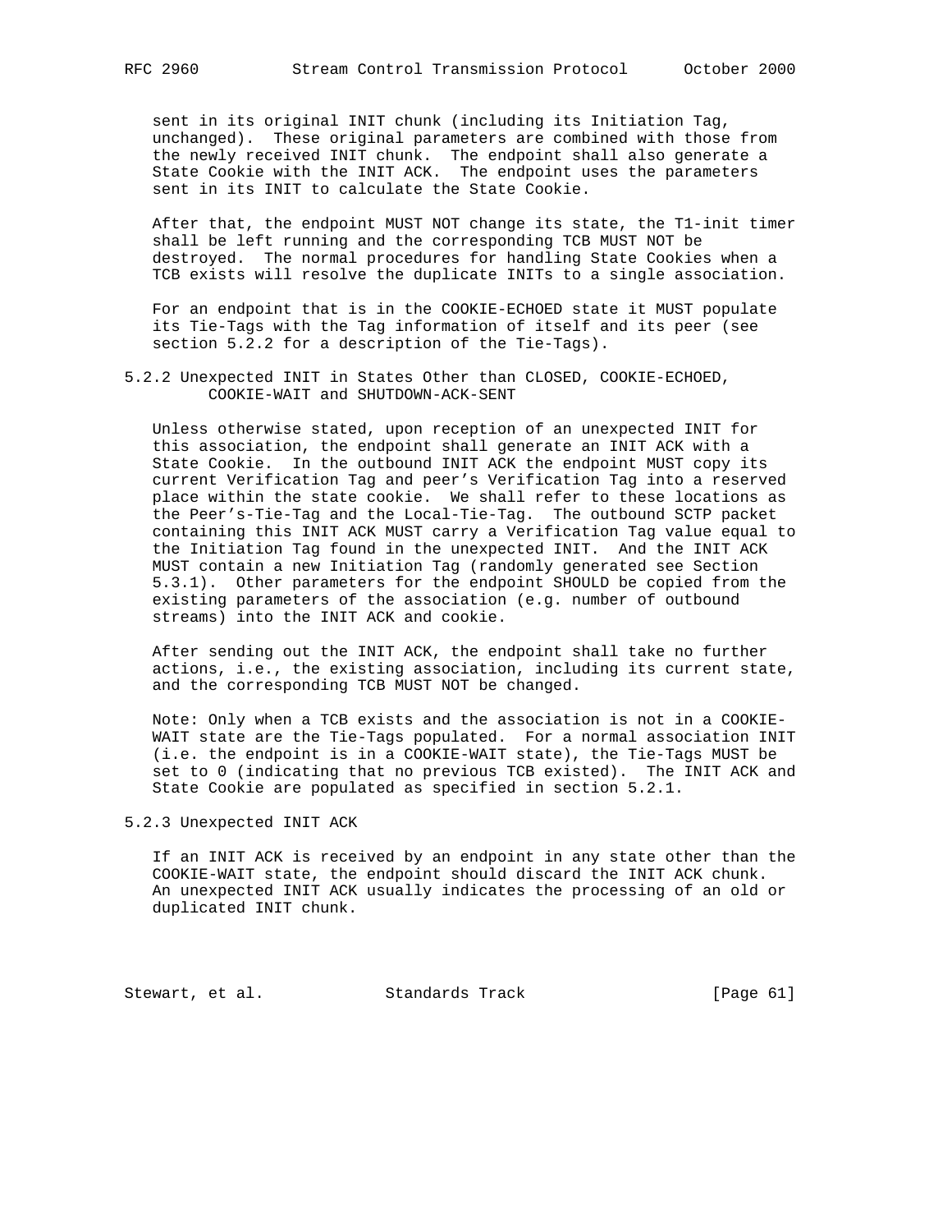sent in its original INIT chunk (including its Initiation Tag, unchanged). These original parameters are combined with those from the newly received INIT chunk. The endpoint shall also generate a State Cookie with the INIT ACK. The endpoint uses the parameters sent in its INIT to calculate the State Cookie.

After that, the endpoint MUST NOT change its state, the T1-init timer shall be left running and the corresponding TCB MUST NOT be destroyed. The normal procedures for handling State Cookies when a TCB exists will resolve the duplicate INITs to a single association.

For an endpoint that is in the COOKIE-ECHOED state it MUST populate its Tie-Tags with the Tag information of itself and its peer (see section 5.2.2 for a description of the Tie-Tags).

### 5.2.2 Unexpected INIT in States Other than CLOSED, COOKIE-ECHOED, COOKIE-WAIT and SHUTDOWN-ACK-SENT

Unless otherwise stated, upon reception of an unexpected INIT for this association, the endpoint shall generate an INIT ACK with a State Cookie. In the outbound INIT ACK the endpoint MUST copy its current Verification Tag and peer's Verification Tag into a reserved place within the state cookie. We shall refer to these locations as the Peer's-Tie-Tag and the Local-Tie-Tag. The outbound SCTP packet containing this INIT ACK MUST carry a Verification Tag value equal to the Initiation Tag found in the unexpected INIT. And the INIT ACK MUST contain a new Initiation Tag (randomly generated see Section 5.3.1). Other parameters for the endpoint SHOULD be copied from the existing parameters of the association (e.g. number of outbound streams) into the INIT ACK and cookie.

After sending out the INIT ACK, the endpoint shall take no further actions, i.e., the existing association, including its current state, and the corresponding TCB MUST NOT be changed.

Note: Only when a TCB exists and the association is not in a COOKIE-WAIT state are the Tie-Tags populated. For a normal association INIT (i.e. the endpoint is in a COOKIE-WAIT state), the Tie-Tags MUST be set to 0 (indicating that no previous TCB existed). The INIT ACK and State Cookie are populated as specified in section 5.2.1.

### 5.2.3 Unexpected INIT ACK

If an INIT ACK is received by an endpoint in any state other than the COOKIE-WAIT state, the endpoint should discard the INIT ACK chunk. An unexpected INIT ACK usually indicates the processing of an old or duplicated INIT chunk.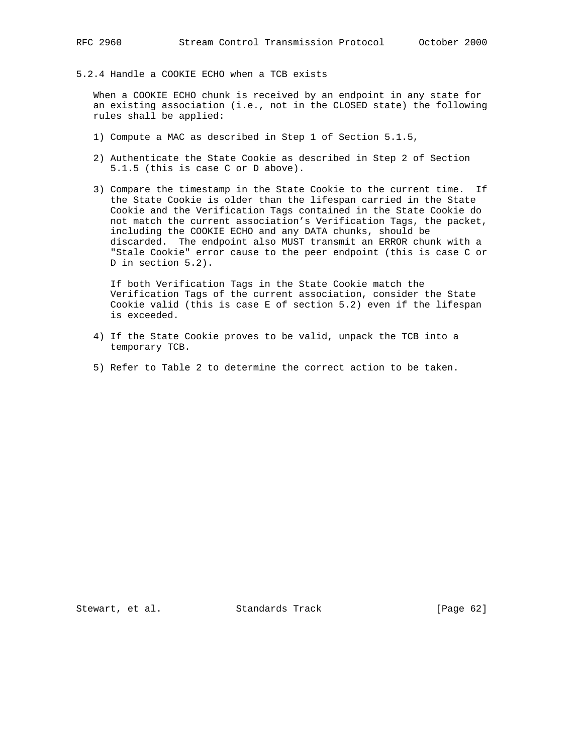### 5.2.4 Handle a COOKIE ECHO when a TCB exists

When a COOKIE ECHO chunk is received by an endpoint in any state for an existing association (i.e., not in the CLOSED state) the following rules shall be applied:

1) Compute a MAC as described in Step 1 of Section 5.1.5,

2) Authenticate the State Cookie as described in Step 2 of Section 5.1.5 (this is case C or D above).

3) Compare the timestamp in the State Cookie to the current time. If the State Cookie is older than the lifespan carried in the State Cookie and the Verification Tags contained in the State Cookie do not match the current association's Verification Tags, the packet, including the COOKIE ECHO and any DATA chunks, should be discarded. The endpoint also MUST transmit an ERROR chunk with a "Stale Cookie" error cause to the peer endpoint (this is case C or D in section 5.2).

   If both Verification Tags in the State Cookie match the Verification Tags of the current association, consider the State Cookie valid (this is case E of section 5.2) even if the lifespan is exceeded.

4) If the State Cookie proves to be valid, unpack the TCB into a temporary TCB.

5) Refer to Table 2 to determine the correct action to be taken.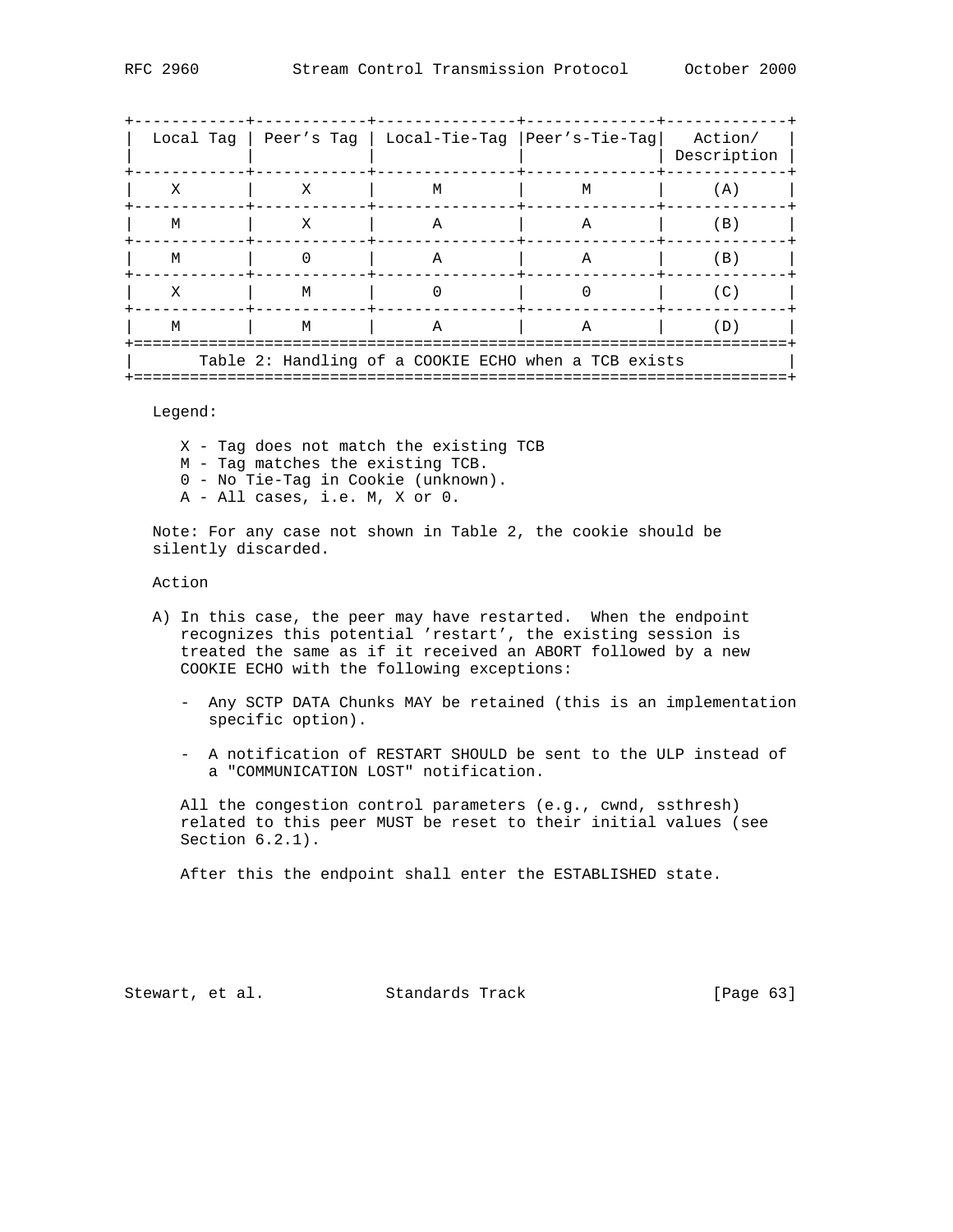| Local Tag | Peer's Tag | Local-Tie-Tag | Peer's-Tie-Tag | Action/ Description |
|---|---|---|---|---|
| X | X | M | M | (A) |
| M | X | A | A | (B) |
| M | 0 | A | A | (B) |
| X | M | 0 | 0 | (C) |
| M | M | A | A | (D) |

Table 2: Handling of a COOKIE ECHO when a TCB exists

Legend:

X - Tag does not match the existing TCB
M - Tag matches the existing TCB.
0 - No Tie-Tag in Cookie (unknown).
A - All cases, i.e. M, X or 0.

Note: For any case not shown in Table 2, the cookie should be silently discarded.

Action

A) In this case, the peer may have restarted. When the endpoint recognizes this potential 'restart', the existing session is treated the same as if it received an ABORT followed by a new COOKIE ECHO with the following exceptions:

- Any SCTP DATA Chunks MAY be retained (this is an implementation specific option).

- A notification of RESTART SHOULD be sent to the ULP instead of a "COMMUNICATION LOST" notification.

All the congestion control parameters (e.g., cwnd, ssthresh) related to this peer MUST be reset to their initial values (see Section 6.2.1).

After this the endpoint shall enter the ESTABLISHED state.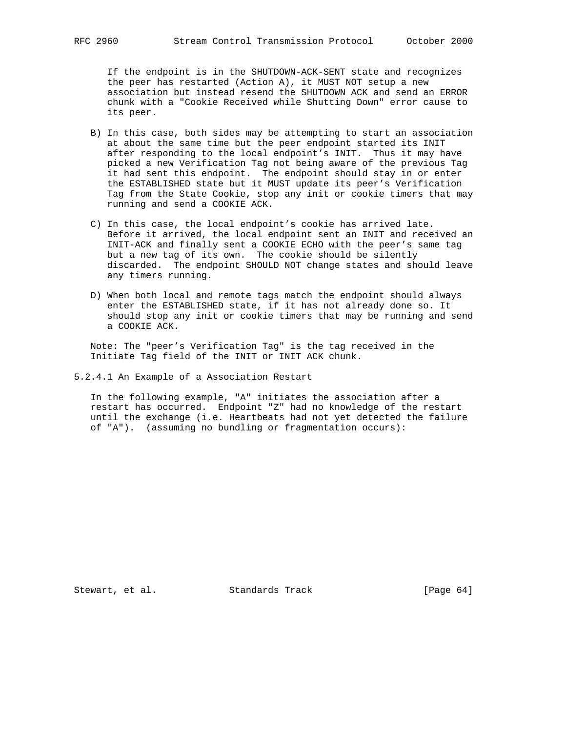If the endpoint is in the SHUTDOWN-ACK-SENT state and recognizes the peer has restarted (Action A), it MUST NOT setup a new association but instead resend the SHUTDOWN ACK and send an ERROR chunk with a "Cookie Received while Shutting Down" error cause to its peer.

B) In this case, both sides may be attempting to start an association at about the same time but the peer endpoint started its INIT after responding to the local endpoint's INIT. Thus it may have picked a new Verification Tag not being aware of the previous Tag it had sent this endpoint. The endpoint should stay in or enter the ESTABLISHED state but it MUST update its peer's Verification Tag from the State Cookie, stop any init or cookie timers that may running and send a COOKIE ACK.

C) In this case, the local endpoint's cookie has arrived late. Before it arrived, the local endpoint sent an INIT and received an INIT-ACK and finally sent a COOKIE ECHO with the peer's same tag but a new tag of its own. The cookie should be silently discarded. The endpoint SHOULD NOT change states and should leave any timers running.

D) When both local and remote tags match the endpoint should always enter the ESTABLISHED state, if it has not already done so. It should stop any init or cookie timers that may be running and send a COOKIE ACK.

Note: The "peer's Verification Tag" is the tag received in the Initiate Tag field of the INIT or INIT ACK chunk.

### 5.2.4.1 An Example of a Association Restart

In the following example, "A" initiates the association after a restart has occurred. Endpoint "Z" had no knowledge of the restart until the exchange (i.e. Heartbeats had not yet detected the failure of "A"). (assuming no bundling or fragmentation occurs):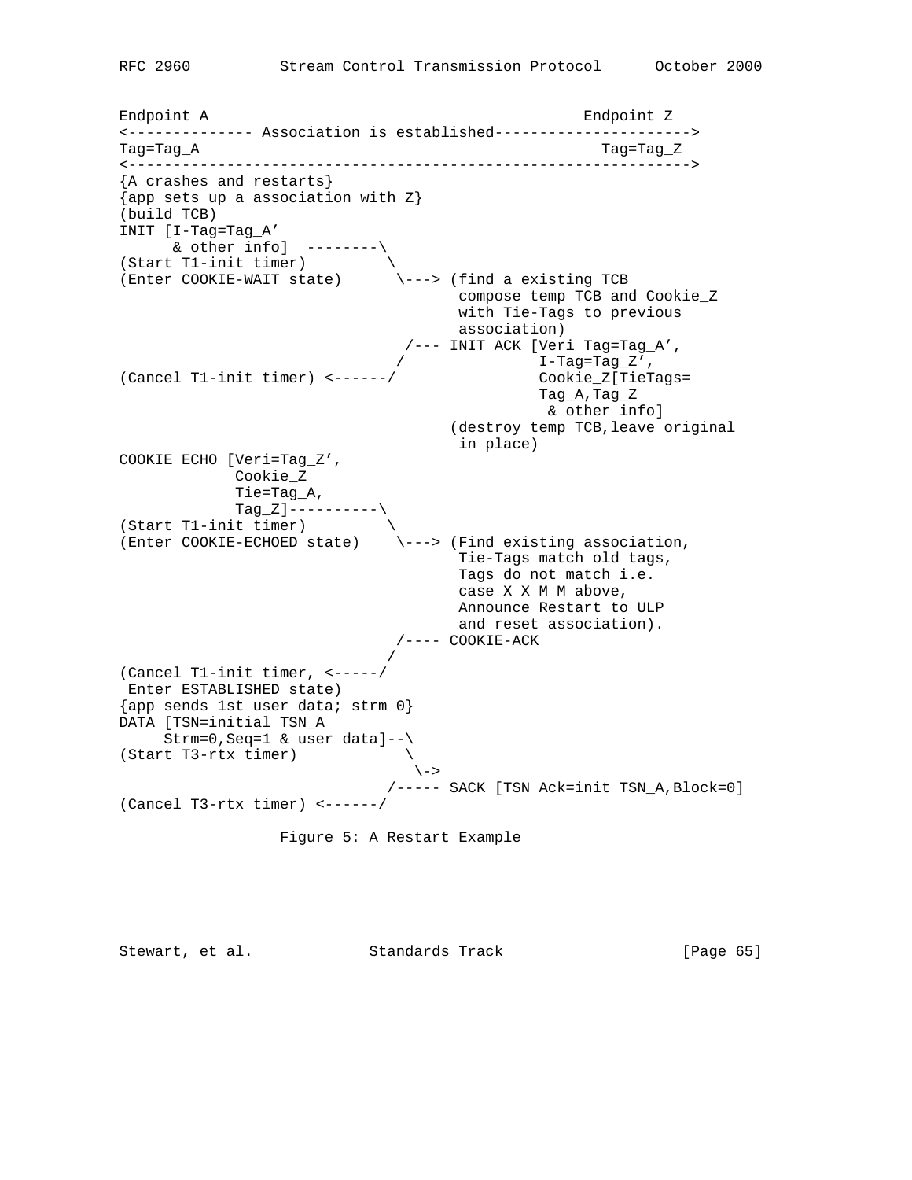```
Endpoint A                                          Endpoint Z
<-------------- Association is established---------------------->
Tag=Tag_A                                             Tag=Tag_Z
<--------------------------------------------------------------->
{A crashes and restarts}
{app sets up a association with Z}
(build TCB)
INIT [I-Tag=Tag_A'
      & other info]  --------\
(Start T1-init timer)         \
(Enter COOKIE-WAIT state)      \---> (find a existing TCB
                                      compose temp TCB and Cookie_Z
                                      with Tie-Tags to previous
                                      association)
                                /--- INIT ACK [Veri Tag=Tag_A',
                               /               I-Tag=Tag_Z',
(Cancel T1-init timer) <------/                Cookie_Z[TieTags=
                                               Tag_A,Tag_Z
                                                & other info]
                                     (destroy temp TCB,leave original
                                      in place)
COOKIE ECHO [Veri=Tag_Z',
             Cookie_Z
             Tie=Tag_A,
             Tag_Z]----------\
(Start T1-init timer)         \
(Enter COOKIE-ECHOED state)    \---> (Find existing association,
                                      Tie-Tags match old tags,
                                      Tags do not match i.e.
                                      case X X M M above,
                                      Announce Restart to ULP
                                      and reset association).
                               /---- COOKIE-ACK
                              /
(Cancel T1-init timer, <-----/
 Enter ESTABLISHED state)
{app sends 1st user data; strm 0}
DATA [TSN=initial TSN_A
     Strm=0,Seq=1 & user data]--\
(Start T3-rtx timer)             \
                                  \->
                              /----- SACK [TSN Ack=init TSN_A,Block=0]
(Cancel T3-rtx timer) <------/
```

Figure 5: A Restart Example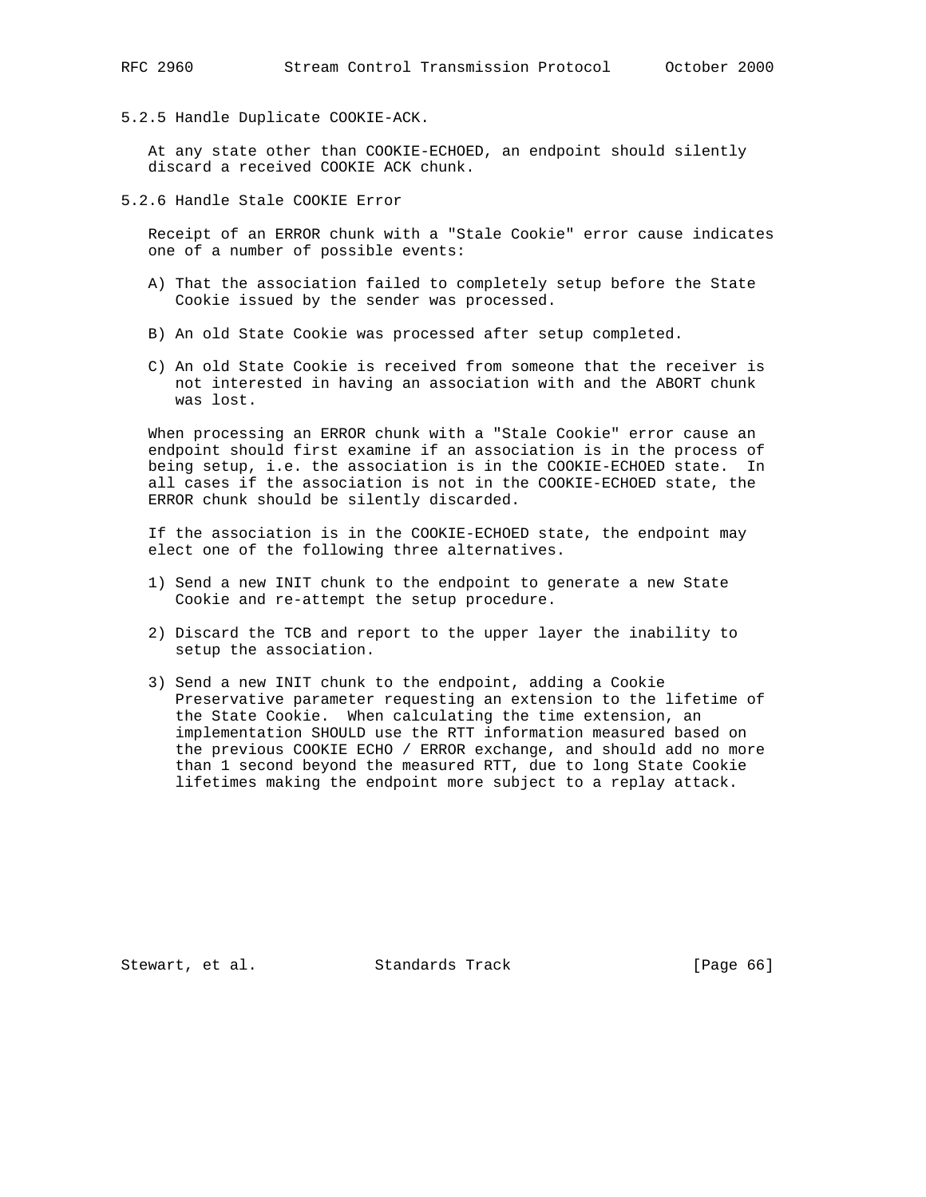### 5.2.5 Handle Duplicate COOKIE-ACK.

At any state other than COOKIE-ECHOED, an endpoint should silently discard a received COOKIE ACK chunk.

### 5.2.6 Handle Stale COOKIE Error

Receipt of an ERROR chunk with a "Stale Cookie" error cause indicates one of a number of possible events:

A) That the association failed to completely setup before the State Cookie issued by the sender was processed.

B) An old State Cookie was processed after setup completed.

C) An old State Cookie is received from someone that the receiver is not interested in having an association with and the ABORT chunk was lost.

When processing an ERROR chunk with a "Stale Cookie" error cause an endpoint should first examine if an association is in the process of being setup, i.e. the association is in the COOKIE-ECHOED state. In all cases if the association is not in the COOKIE-ECHOED state, the ERROR chunk should be silently discarded.

If the association is in the COOKIE-ECHOED state, the endpoint may elect one of the following three alternatives.

1) Send a new INIT chunk to the endpoint to generate a new State Cookie and re-attempt the setup procedure.

2) Discard the TCB and report to the upper layer the inability to setup the association.

3) Send a new INIT chunk to the endpoint, adding a Cookie Preservative parameter requesting an extension to the lifetime of the State Cookie. When calculating the time extension, an implementation SHOULD use the RTT information measured based on the previous COOKIE ECHO / ERROR exchange, and should add no more than 1 second beyond the measured RTT, due to long State Cookie lifetimes making the endpoint more subject to a replay attack.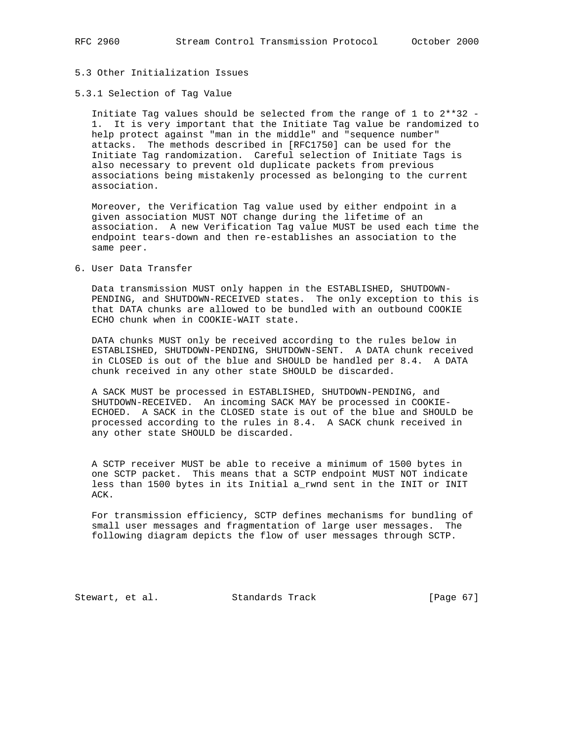### 5.3 Other Initialization Issues

#### 5.3.1 Selection of Tag Value

Initiate Tag values should be selected from the range of 1 to $2^{32} - 1$. It is very important that the Initiate Tag value be randomized to help protect against "man in the middle" and "sequence number" attacks. The methods described in [RFC1750] can be used for the Initiate Tag randomization. Careful selection of Initiate Tags is also necessary to prevent old duplicate packets from previous associations being mistakenly processed as belonging to the current association.

Moreover, the Verification Tag value used by either endpoint in a given association MUST NOT change during the lifetime of an association. A new Verification Tag value MUST be used each time the endpoint tears-down and then re-establishes an association to the same peer.

## 6. User Data Transfer

Data transmission MUST only happen in the ESTABLISHED, SHUTDOWN-PENDING, and SHUTDOWN-RECEIVED states. The only exception to this is that DATA chunks are allowed to be bundled with an outbound COOKIE ECHO chunk when in COOKIE-WAIT state.

DATA chunks MUST only be received according to the rules below in ESTABLISHED, SHUTDOWN-PENDING, SHUTDOWN-SENT. A DATA chunk received in CLOSED is out of the blue and SHOULD be handled per 8.4. A DATA chunk received in any other state SHOULD be discarded.

A SACK MUST be processed in ESTABLISHED, SHUTDOWN-PENDING, and SHUTDOWN-RECEIVED. An incoming SACK MAY be processed in COOKIE-ECHOED. A SACK in the CLOSED state is out of the blue and SHOULD be processed according to the rules in 8.4. A SACK chunk received in any other state SHOULD be discarded.

A SCTP receiver MUST be able to receive a minimum of 1500 bytes in one SCTP packet. This means that a SCTP endpoint MUST NOT indicate less than 1500 bytes in its Initial a_rwnd sent in the INIT or INIT ACK.

For transmission efficiency, SCTP defines mechanisms for bundling of small user messages and fragmentation of large user messages. The following diagram depicts the flow of user messages through SCTP.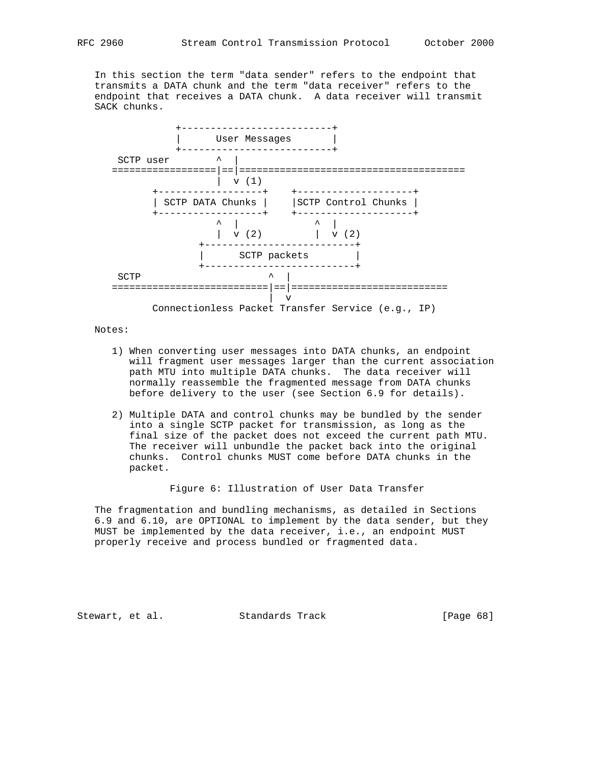In this section the term "data sender" refers to the endpoint that transmits a DATA chunk and the term "data receiver" refers to the endpoint that receives a DATA chunk. A data receiver will transmit SACK chunks.

```
              +--------------------------+
              |      User Messages       |
              +--------------------------+
 SCTP user        ^  |
=================|==|=======================================
                  |  v (1)
       +-------------------+    +----------------------+
       | SCTP DATA Chunks  |    |SCTP Control Chunks   |
       +-------------------+    +----------------------+
                  ^  |              ^  |
                  |  v (2)          |  v (2)
              +--------------------------+
              |      SCTP packets        |
              +--------------------------+
 SCTP                      ^  |
===========================|==|===========================
                           |  v
       Connectionless Packet Transfer Service (e.g., IP)
```

Notes:

1) When converting user messages into DATA chunks, an endpoint will fragment user messages larger than the current association path MTU into multiple DATA chunks. The data receiver will normally reassemble the fragmented message from DATA chunks before delivery to the user (see Section 6.9 for details).

2) Multiple DATA and control chunks may be bundled by the sender into a single SCTP packet for transmission, as long as the final size of the packet does not exceed the current path MTU. The receiver will unbundle the packet back into the original chunks. Control chunks MUST come before DATA chunks in the packet.

Figure 6: Illustration of User Data Transfer

The fragmentation and bundling mechanisms, as detailed in Sections 6.9 and 6.10, are OPTIONAL to implement by the data sender, but they MUST be implemented by the data receiver, i.e., an endpoint MUST properly receive and process bundled or fragmented data.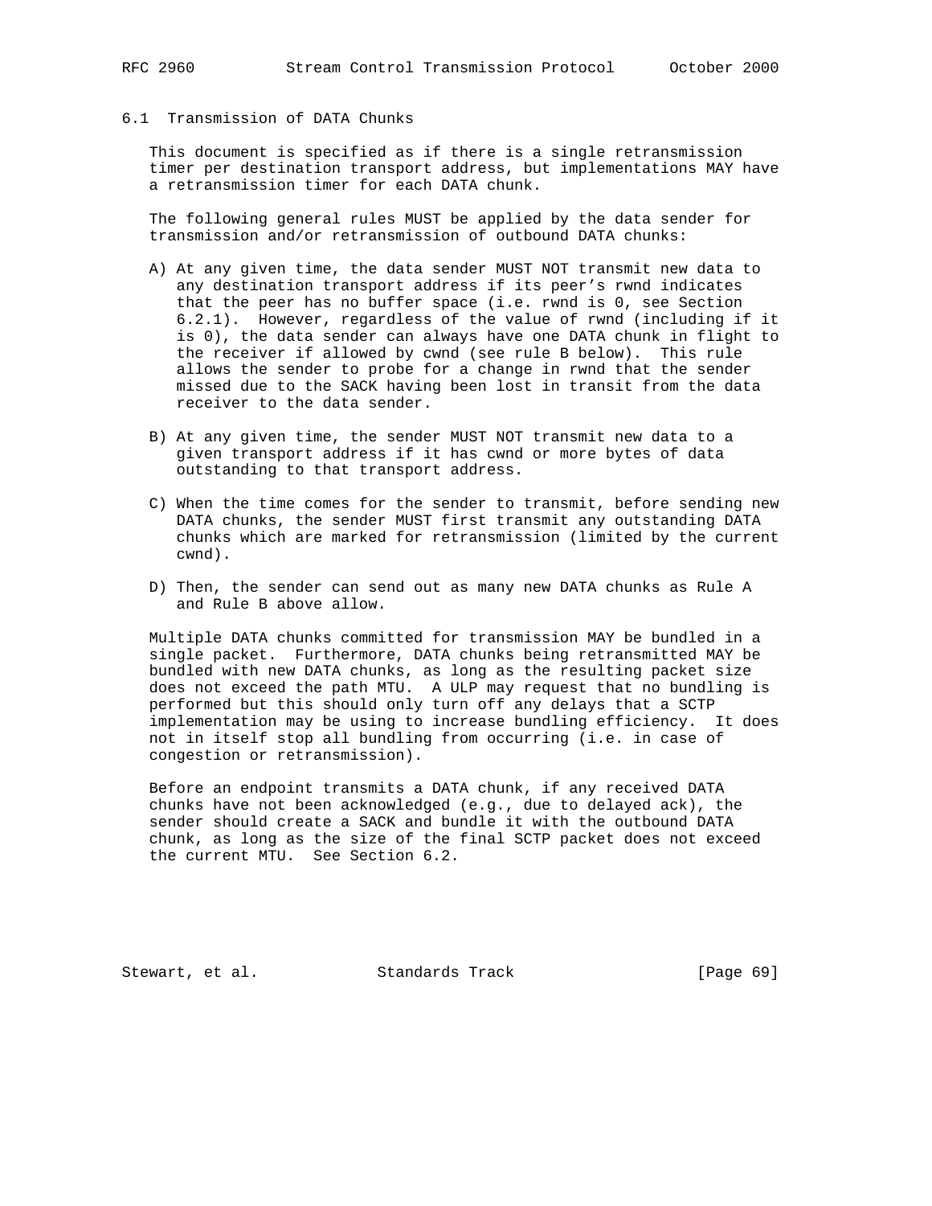### 6.1 Transmission of DATA Chunks

This document is specified as if there is a single retransmission timer per destination transport address, but implementations MAY have a retransmission timer for each DATA chunk.

The following general rules MUST be applied by the data sender for transmission and/or retransmission of outbound DATA chunks:

A) At any given time, the data sender MUST NOT transmit new data to any destination transport address if its peer's rwnd indicates that the peer has no buffer space (i.e. rwnd is 0, see Section 6.2.1). However, regardless of the value of rwnd (including if it is 0), the data sender can always have one DATA chunk in flight to the receiver if allowed by cwnd (see rule B below). This rule allows the sender to probe for a change in rwnd that the sender missed due to the SACK having been lost in transit from the data receiver to the data sender.

B) At any given time, the sender MUST NOT transmit new data to a given transport address if it has cwnd or more bytes of data outstanding to that transport address.

C) When the time comes for the sender to transmit, before sending new DATA chunks, the sender MUST first transmit any outstanding DATA chunks which are marked for retransmission (limited by the current cwnd).

D) Then, the sender can send out as many new DATA chunks as Rule A and Rule B above allow.

Multiple DATA chunks committed for transmission MAY be bundled in a single packet. Furthermore, DATA chunks being retransmitted MAY be bundled with new DATA chunks, as long as the resulting packet size does not exceed the path MTU. A ULP may request that no bundling is performed but this should only turn off any delays that a SCTP implementation may be using to increase bundling efficiency. It does not in itself stop all bundling from occurring (i.e. in case of congestion or retransmission).

Before an endpoint transmits a DATA chunk, if any received DATA chunks have not been acknowledged (e.g., due to delayed ack), the sender should create a SACK and bundle it with the outbound DATA chunk, as long as the size of the final SCTP packet does not exceed the current MTU. See Section 6.2.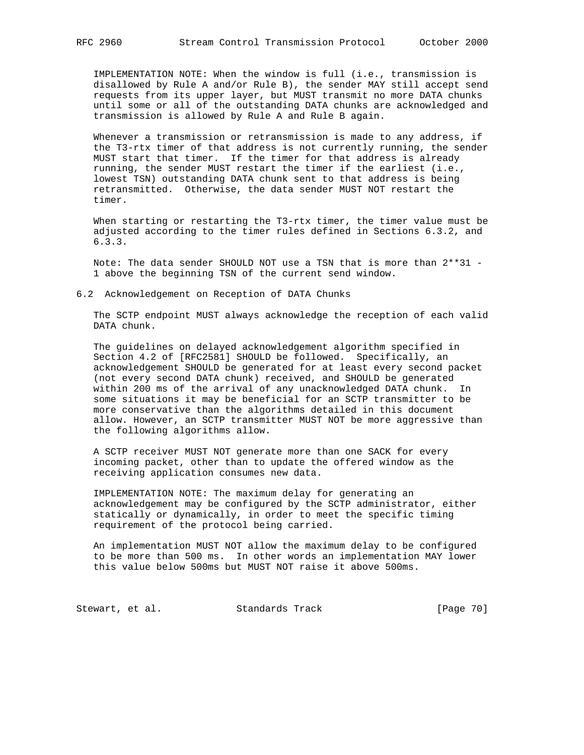IMPLEMENTATION NOTE: When the window is full (i.e., transmission is disallowed by Rule A and/or Rule B), the sender MAY still accept send requests from its upper layer, but MUST transmit no more DATA chunks until some or all of the outstanding DATA chunks are acknowledged and transmission is allowed by Rule A and Rule B again.

Whenever a transmission or retransmission is made to any address, if the T3-rtx timer of that address is not currently running, the sender MUST start that timer. If the timer for that address is already running, the sender MUST restart the timer if the earliest (i.e., lowest TSN) outstanding DATA chunk sent to that address is being retransmitted. Otherwise, the data sender MUST NOT restart the timer.

When starting or restarting the T3-rtx timer, the timer value must be adjusted according to the timer rules defined in Sections 6.3.2, and 6.3.3.

Note: The data sender SHOULD NOT use a TSN that is more than 2**31 - 1 above the beginning TSN of the current send window.

## 6.2 Acknowledgement on Reception of DATA Chunks

The SCTP endpoint MUST always acknowledge the reception of each valid DATA chunk.

The guidelines on delayed acknowledgement algorithm specified in Section 4.2 of [RFC2581] SHOULD be followed. Specifically, an acknowledgement SHOULD be generated for at least every second packet (not every second DATA chunk) received, and SHOULD be generated within 200 ms of the arrival of any unacknowledged DATA chunk. In some situations it may be beneficial for an SCTP transmitter to be more conservative than the algorithms detailed in this document allow. However, an SCTP transmitter MUST NOT be more aggressive than the following algorithms allow.

A SCTP receiver MUST NOT generate more than one SACK for every incoming packet, other than to update the offered window as the receiving application consumes new data.

IMPLEMENTATION NOTE: The maximum delay for generating an acknowledgement may be configured by the SCTP administrator, either statically or dynamically, in order to meet the specific timing requirement of the protocol being carried.

An implementation MUST NOT allow the maximum delay to be configured to be more than 500 ms. In other words an implementation MAY lower this value below 500ms but MUST NOT raise it above 500ms.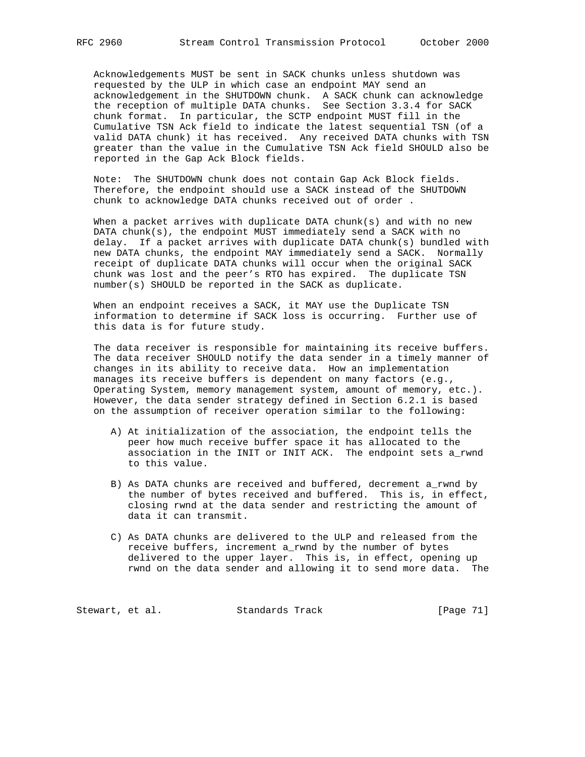Acknowledgements MUST be sent in SACK chunks unless shutdown was requested by the ULP in which case an endpoint MAY send an acknowledgement in the SHUTDOWN chunk. A SACK chunk can acknowledge the reception of multiple DATA chunks. See Section 3.3.4 for SACK chunk format. In particular, the SCTP endpoint MUST fill in the Cumulative TSN Ack field to indicate the latest sequential TSN (of a valid DATA chunk) it has received. Any received DATA chunks with TSN greater than the value in the Cumulative TSN Ack field SHOULD also be reported in the Gap Ack Block fields.

Note: The SHUTDOWN chunk does not contain Gap Ack Block fields. Therefore, the endpoint should use a SACK instead of the SHUTDOWN chunk to acknowledge DATA chunks received out of order .

When a packet arrives with duplicate DATA chunk(s) and with no new DATA chunk(s), the endpoint MUST immediately send a SACK with no delay. If a packet arrives with duplicate DATA chunk(s) bundled with new DATA chunks, the endpoint MAY immediately send a SACK. Normally receipt of duplicate DATA chunks will occur when the original SACK chunk was lost and the peer's RTO has expired. The duplicate TSN number(s) SHOULD be reported in the SACK as duplicate.

When an endpoint receives a SACK, it MAY use the Duplicate TSN information to determine if SACK loss is occurring. Further use of this data is for future study.

The data receiver is responsible for maintaining its receive buffers. The data receiver SHOULD notify the data sender in a timely manner of changes in its ability to receive data. How an implementation manages its receive buffers is dependent on many factors (e.g., Operating System, memory management system, amount of memory, etc.). However, the data sender strategy defined in Section 6.2.1 is based on the assumption of receiver operation similar to the following:

A) At initialization of the association, the endpoint tells the peer how much receive buffer space it has allocated to the association in the INIT or INIT ACK. The endpoint sets a_rwnd to this value.

B) As DATA chunks are received and buffered, decrement a_rwnd by the number of bytes received and buffered. This is, in effect, closing rwnd at the data sender and restricting the amount of data it can transmit.

C) As DATA chunks are delivered to the ULP and released from the receive buffers, increment a_rwnd by the number of bytes delivered to the upper layer. This is, in effect, opening up rwnd on the data sender and allowing it to send more data. The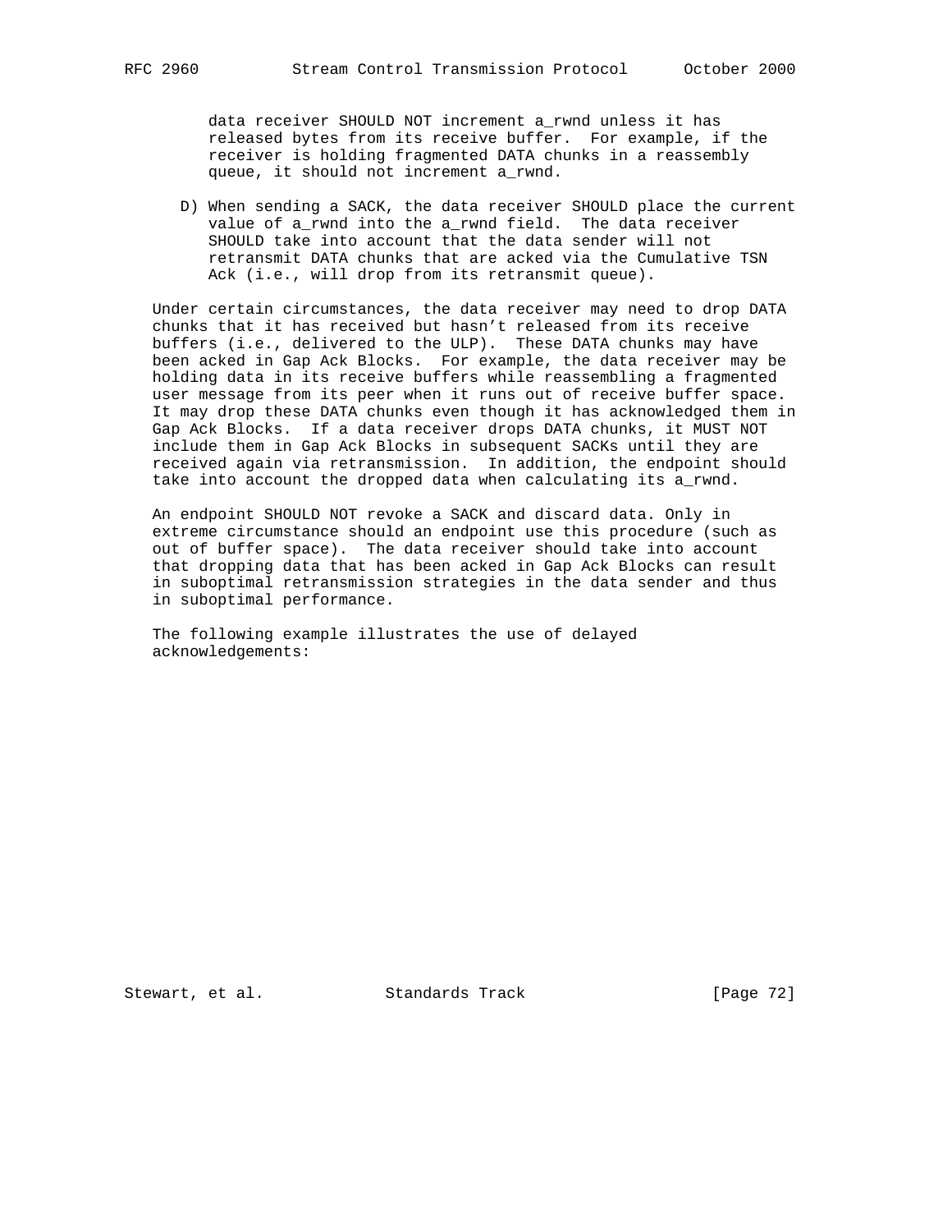data receiver SHOULD NOT increment a_rwnd unless it has released bytes from its receive buffer. For example, if the receiver is holding fragmented DATA chunks in a reassembly queue, it should not increment a_rwnd.

D) When sending a SACK, the data receiver SHOULD place the current value of a_rwnd into the a_rwnd field. The data receiver SHOULD take into account that the data sender will not retransmit DATA chunks that are acked via the Cumulative TSN Ack (i.e., will drop from its retransmit queue).

Under certain circumstances, the data receiver may need to drop DATA chunks that it has received but hasn't released from its receive buffers (i.e., delivered to the ULP). These DATA chunks may have been acked in Gap Ack Blocks. For example, the data receiver may be holding data in its receive buffers while reassembling a fragmented user message from its peer when it runs out of receive buffer space. It may drop these DATA chunks even though it has acknowledged them in Gap Ack Blocks. If a data receiver drops DATA chunks, it MUST NOT include them in Gap Ack Blocks in subsequent SACKs until they are received again via retransmission. In addition, the endpoint should take into account the dropped data when calculating its a_rwnd.

An endpoint SHOULD NOT revoke a SACK and discard data. Only in extreme circumstance should an endpoint use this procedure (such as out of buffer space). The data receiver should take into account that dropping data that has been acked in Gap Ack Blocks can result in suboptimal retransmission strategies in the data sender and thus in suboptimal performance.

The following example illustrates the use of delayed acknowledgements: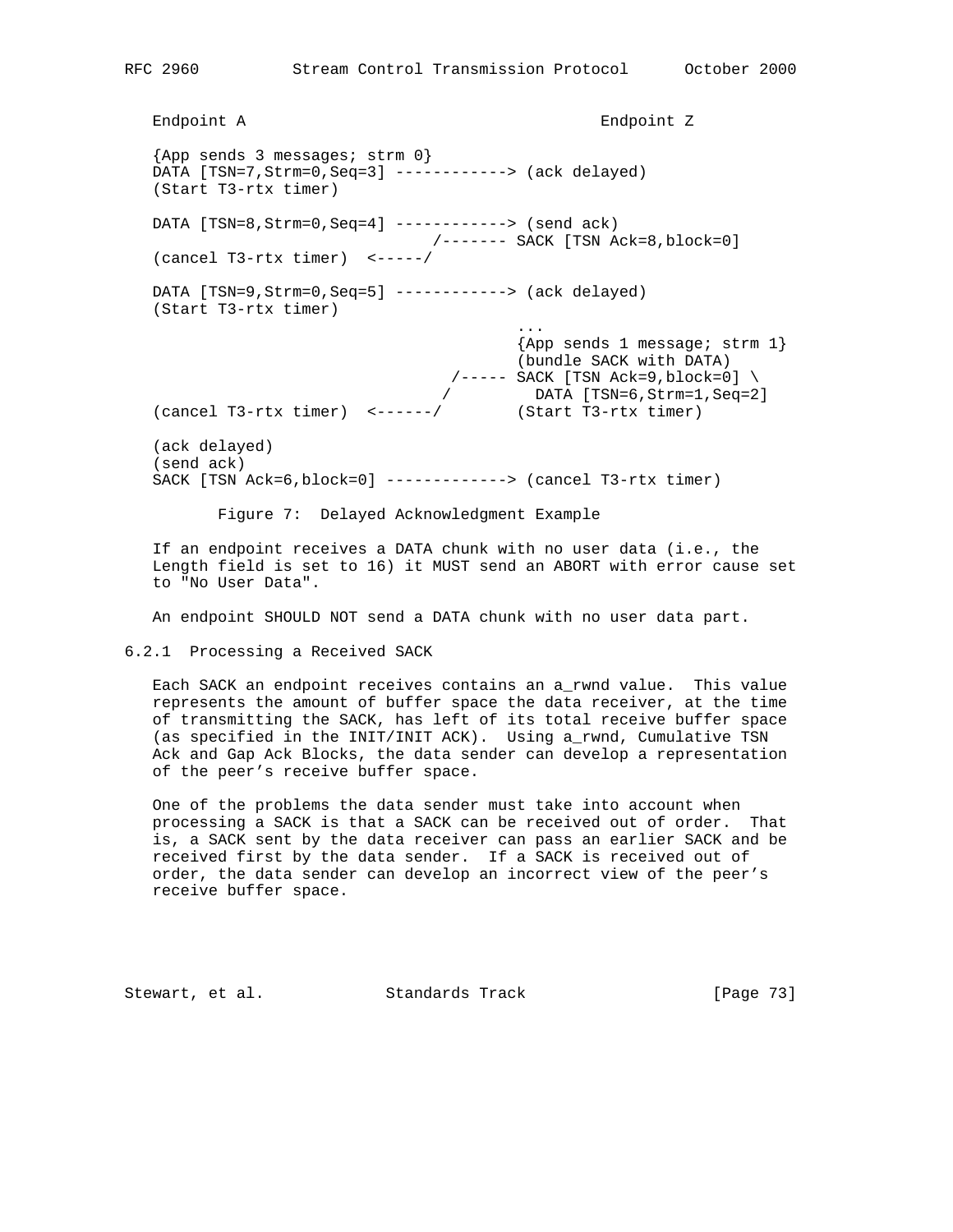```
Endpoint A                                      Endpoint Z

{App sends 3 messages; strm 0}
DATA [TSN=7,Strm=0,Seq=3] ------------> (ack delayed)
(Start T3-rtx timer)

DATA [TSN=8,Strm=0,Seq=4] ------------> (send ack)
                              /------- SACK [TSN Ack=8,block=0]
(cancel T3-rtx timer)  <-----/

DATA [TSN=9,Strm=0,Seq=5] ------------> (ack delayed)
(Start T3-rtx timer)
                                        ...
                                        {App sends 1 message; strm 1}
                                        (bundle SACK with DATA)
                               /----- SACK [TSN Ack=9,block=0] \
                              /         DATA [TSN=6,Strm=1,Seq=2]
(cancel T3-rtx timer)  <------/        (Start T3-rtx timer)

(ack delayed)
(send ack)
SACK [TSN Ack=6,block=0] -------------> (cancel T3-rtx timer)
```

Figure 7: Delayed Acknowledgment Example

If an endpoint receives a DATA chunk with no user data (i.e., the Length field is set to 16) it MUST send an ABORT with error cause set to "No User Data".

An endpoint SHOULD NOT send a DATA chunk with no user data part.

### 6.2.1 Processing a Received SACK

Each SACK an endpoint receives contains an a_rwnd value. This value represents the amount of buffer space the data receiver, at the time of transmitting the SACK, has left of its total receive buffer space (as specified in the INIT/INIT ACK). Using a_rwnd, Cumulative TSN Ack and Gap Ack Blocks, the data sender can develop a representation of the peer's receive buffer space.

One of the problems the data sender must take into account when processing a SACK is that a SACK can be received out of order. That is, a SACK sent by the data receiver can pass an earlier SACK and be received first by the data sender. If a SACK is received out of order, the data sender can develop an incorrect view of the peer's receive buffer space.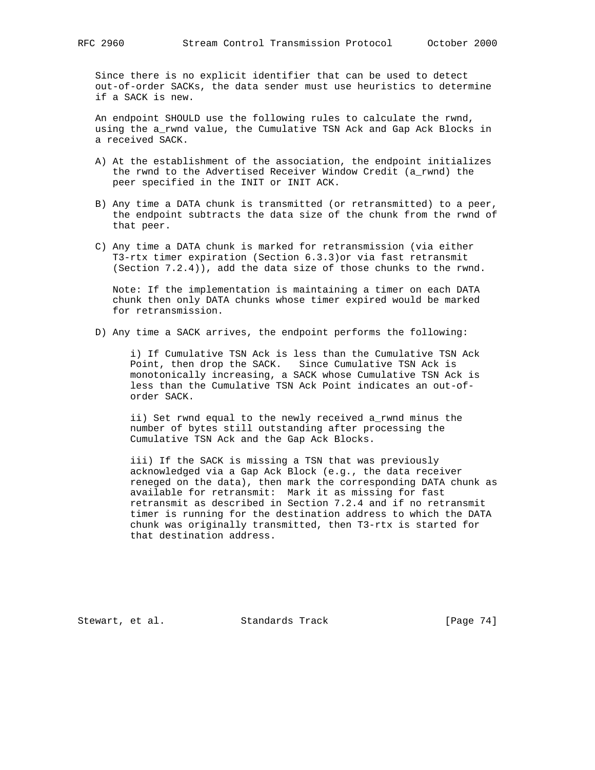Since there is no explicit identifier that can be used to detect out-of-order SACKs, the data sender must use heuristics to determine if a SACK is new.

An endpoint SHOULD use the following rules to calculate the rwnd, using the a_rwnd value, the Cumulative TSN Ack and Gap Ack Blocks in a received SACK.

A) At the establishment of the association, the endpoint initializes the rwnd to the Advertised Receiver Window Credit (a_rwnd) the peer specified in the INIT or INIT ACK.

B) Any time a DATA chunk is transmitted (or retransmitted) to a peer, the endpoint subtracts the data size of the chunk from the rwnd of that peer.

C) Any time a DATA chunk is marked for retransmission (via either T3-rtx timer expiration (Section 6.3.3)or via fast retransmit (Section 7.2.4)), add the data size of those chunks to the rwnd.

   Note: If the implementation is maintaining a timer on each DATA chunk then only DATA chunks whose timer expired would be marked for retransmission.

D) Any time a SACK arrives, the endpoint performs the following:

   i) If Cumulative TSN Ack is less than the Cumulative TSN Ack Point, then drop the SACK. Since Cumulative TSN Ack is monotonically increasing, a SACK whose Cumulative TSN Ack is less than the Cumulative TSN Ack Point indicates an out-of-order SACK.

   ii) Set rwnd equal to the newly received a_rwnd minus the number of bytes still outstanding after processing the Cumulative TSN Ack and the Gap Ack Blocks.

   iii) If the SACK is missing a TSN that was previously acknowledged via a Gap Ack Block (e.g., the data receiver reneged on the data), then mark the corresponding DATA chunk as available for retransmit: Mark it as missing for fast retransmit as described in Section 7.2.4 and if no retransmit timer is running for the destination address to which the DATA chunk was originally transmitted, then T3-rtx is started for that destination address.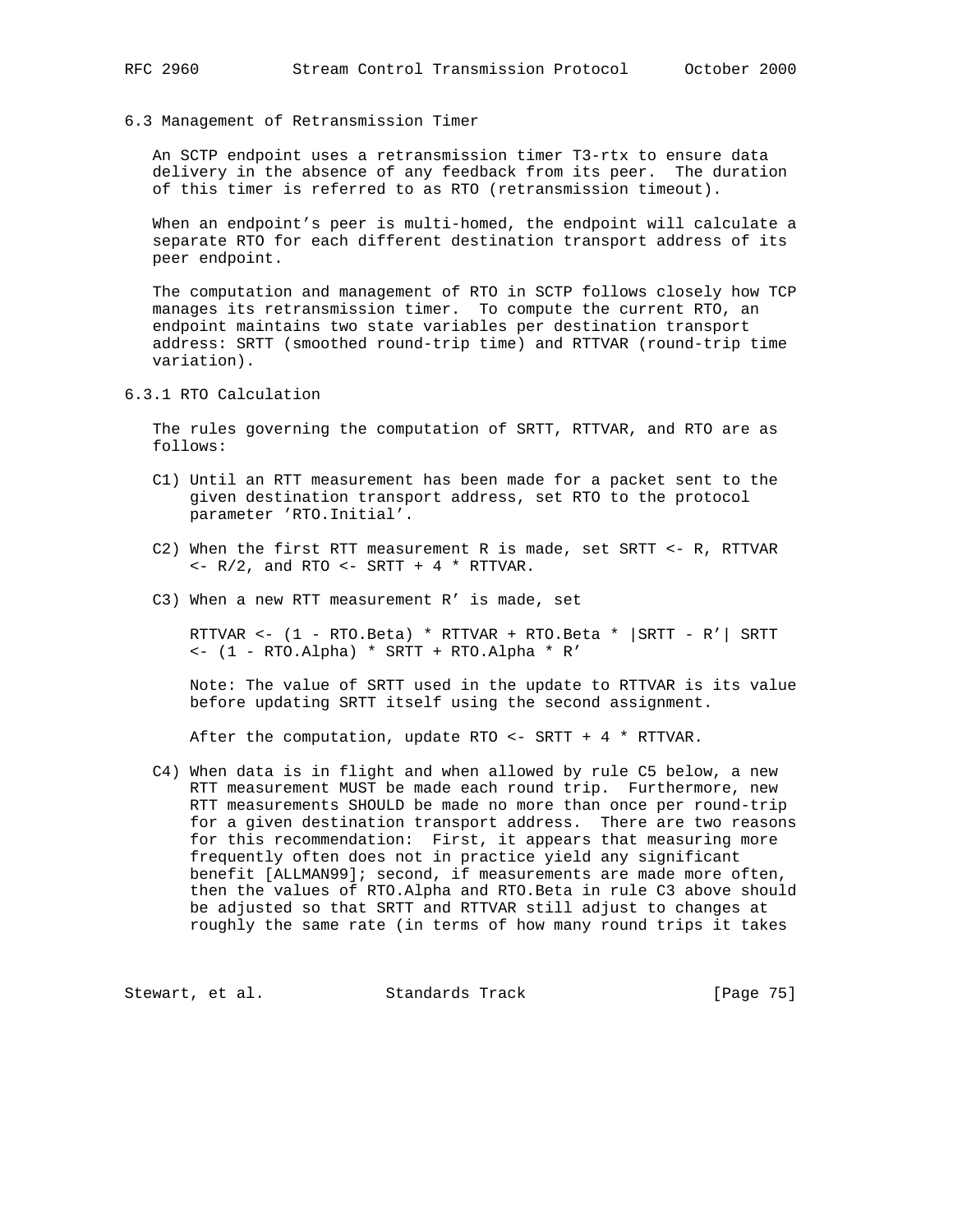### 6.3 Management of Retransmission Timer

An SCTP endpoint uses a retransmission timer T3-rtx to ensure data delivery in the absence of any feedback from its peer. The duration of this timer is referred to as RTO (retransmission timeout).

When an endpoint's peer is multi-homed, the endpoint will calculate a separate RTO for each different destination transport address of its peer endpoint.

The computation and management of RTO in SCTP follows closely how TCP manages its retransmission timer. To compute the current RTO, an endpoint maintains two state variables per destination transport address: SRTT (smoothed round-trip time) and RTTVAR (round-trip time variation).

#### 6.3.1 RTO Calculation

The rules governing the computation of SRTT, RTTVAR, and RTO are as follows:

C1) Until an RTT measurement has been made for a packet sent to the given destination transport address, set RTO to the protocol parameter 'RTO.Initial'.

C2) When the first RTT measurement R is made, set SRTT <- R, RTTVAR <- R/2, and RTO <- SRTT + 4 * RTTVAR.

C3) When a new RTT measurement R' is made, set

RTTVAR <- (1 - RTO.Beta) * RTTVAR + RTO.Beta * |SRTT - R'| SRTT <- (1 - RTO.Alpha) * SRTT + RTO.Alpha * R'

Note: The value of SRTT used in the update to RTTVAR is its value before updating SRTT itself using the second assignment.

After the computation, update RTO <- SRTT + 4 * RTTVAR.

C4) When data is in flight and when allowed by rule C5 below, a new RTT measurement MUST be made each round trip. Furthermore, new RTT measurements SHOULD be made no more than once per round-trip for a given destination transport address. There are two reasons for this recommendation: First, it appears that measuring more frequently often does not in practice yield any significant benefit [ALLMAN99]; second, if measurements are made more often, then the values of RTO.Alpha and RTO.Beta in rule C3 above should be adjusted so that SRTT and RTTVAR still adjust to changes at roughly the same rate (in terms of how many round trips it takes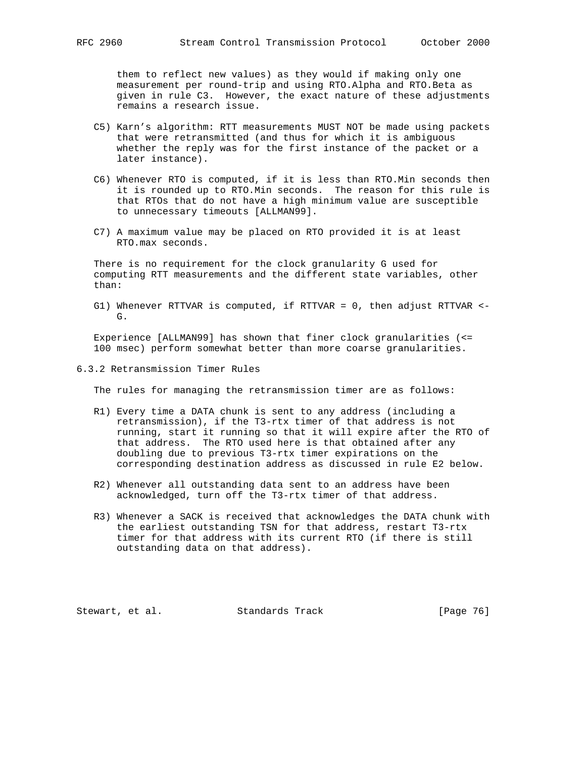them to reflect new values) as they would if making only one measurement per round-trip and using RTO.Alpha and RTO.Beta as given in rule C3. However, the exact nature of these adjustments remains a research issue.

C5) Karn's algorithm: RTT measurements MUST NOT be made using packets that were retransmitted (and thus for which it is ambiguous whether the reply was for the first instance of the packet or a later instance).

C6) Whenever RTO is computed, if it is less than RTO.Min seconds then it is rounded up to RTO.Min seconds. The reason for this rule is that RTOs that do not have a high minimum value are susceptible to unnecessary timeouts [ALLMAN99].

C7) A maximum value may be placed on RTO provided it is at least RTO.max seconds.

There is no requirement for the clock granularity G used for computing RTT measurements and the different state variables, other than:

G1) Whenever RTTVAR is computed, if RTTVAR = 0, then adjust RTTVAR <- G.

Experience [ALLMAN99] has shown that finer clock granularities (<= 100 msec) perform somewhat better than more coarse granularities.

### 6.3.2 Retransmission Timer Rules

The rules for managing the retransmission timer are as follows:

R1) Every time a DATA chunk is sent to any address (including a retransmission), if the T3-rtx timer of that address is not running, start it running so that it will expire after the RTO of that address. The RTO used here is that obtained after any doubling due to previous T3-rtx timer expirations on the corresponding destination address as discussed in rule E2 below.

R2) Whenever all outstanding data sent to an address have been acknowledged, turn off the T3-rtx timer of that address.

R3) Whenever a SACK is received that acknowledges the DATA chunk with the earliest outstanding TSN for that address, restart T3-rtx timer for that address with its current RTO (if there is still outstanding data on that address).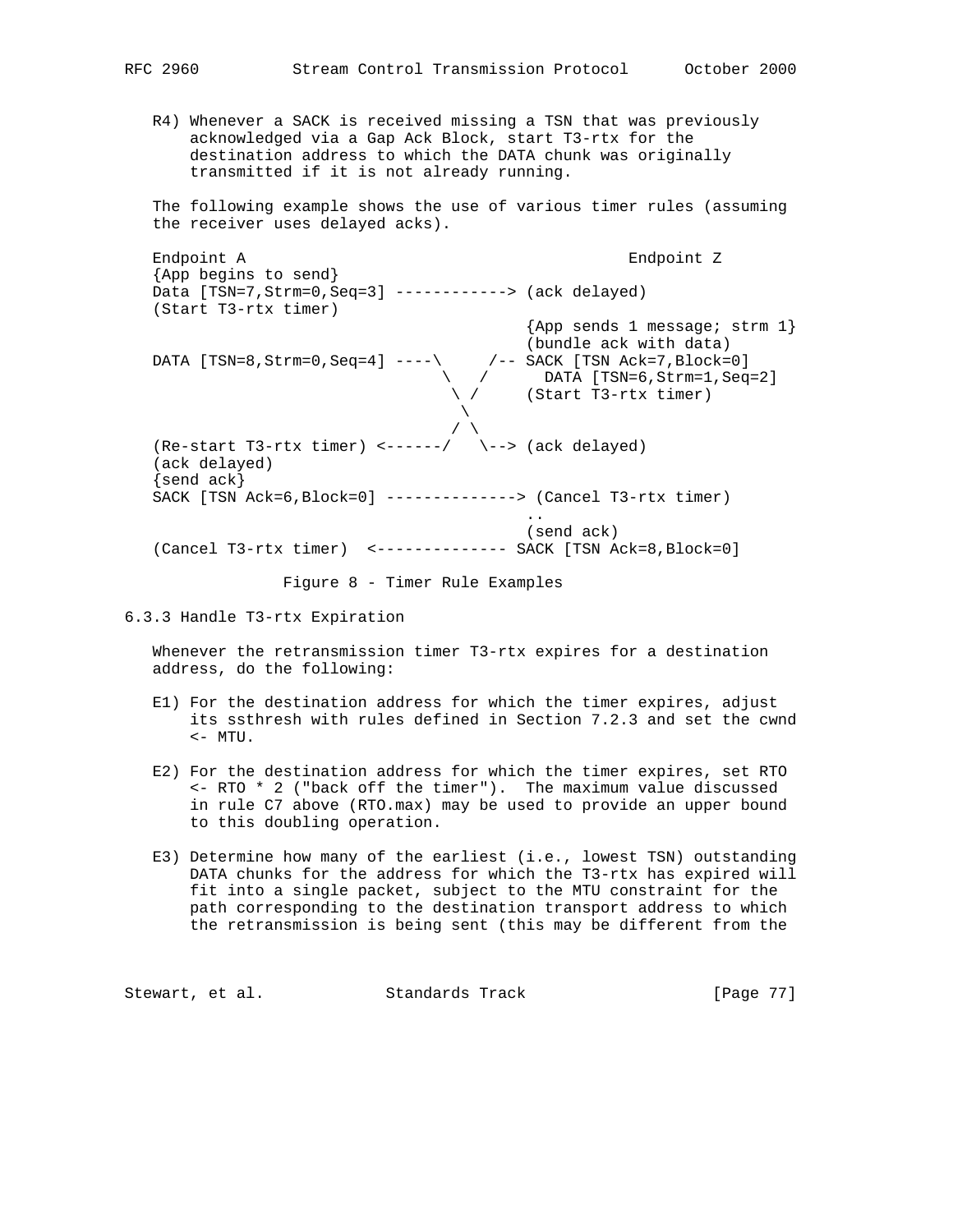R4) Whenever a SACK is received missing a TSN that was previously acknowledged via a Gap Ack Block, start T3-rtx for the destination address to which the DATA chunk was originally transmitted if it is not already running.

The following example shows the use of various timer rules (assuming the receiver uses delayed acks).

```
Endpoint A                                         Endpoint Z
{App begins to send}
Data [TSN=7,Strm=0,Seq=3] ------------> (ack delayed)
(Start T3-rtx timer)
                                        {App sends 1 message; strm 1}
                                        (bundle ack with data)
DATA [TSN=8,Strm=0,Seq=4] ----\     /-- SACK [TSN Ack=7,Block=0]
                               \   /      DATA [TSN=6,Strm=1,Seq=2]
                                \ /     (Start T3-rtx timer)
                                 \
                                / \
(Re-start T3-rtx timer) <------/   \--> (ack delayed)
(ack delayed)
{send ack}
SACK [TSN Ack=6,Block=0] --------------> (Cancel T3-rtx timer)
                                        ..
                                        (send ack)
(Cancel T3-rtx timer)  <-------------- SACK [TSN Ack=8,Block=0]
```

Figure 8 - Timer Rule Examples

### 6.3.3 Handle T3-rtx Expiration

Whenever the retransmission timer T3-rtx expires for a destination address, do the following:

E1) For the destination address for which the timer expires, adjust its ssthresh with rules defined in Section 7.2.3 and set the cwnd <- MTU.

E2) For the destination address for which the timer expires, set RTO <- RTO * 2 ("back off the timer"). The maximum value discussed in rule C7 above (RTO.max) may be used to provide an upper bound to this doubling operation.

E3) Determine how many of the earliest (i.e., lowest TSN) outstanding DATA chunks for the address for which the T3-rtx has expired will fit into a single packet, subject to the MTU constraint for the path corresponding to the destination transport address to which the retransmission is being sent (this may be different from the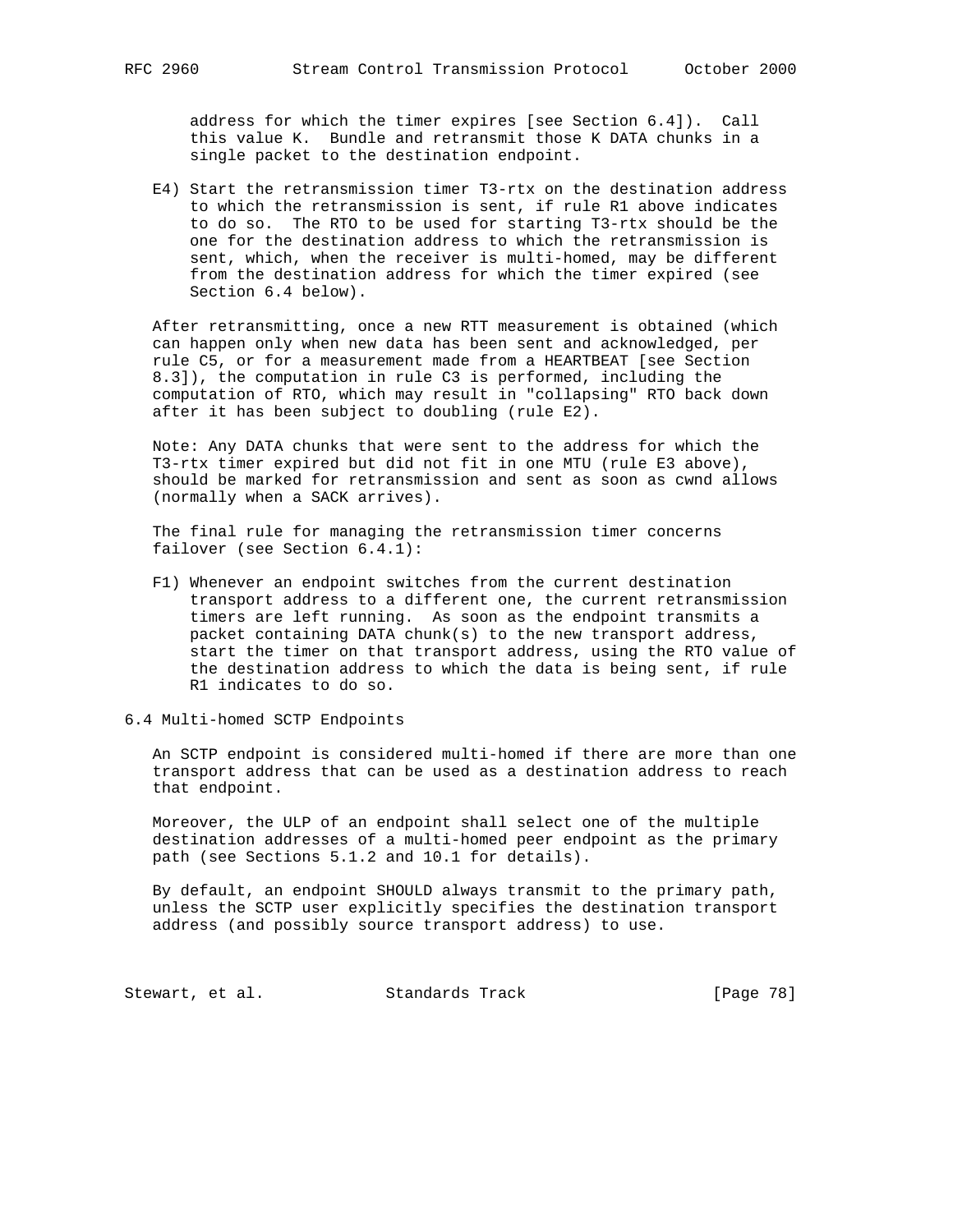address for which the timer expires [see Section 6.4]). Call this value K. Bundle and retransmit those K DATA chunks in a single packet to the destination endpoint.

E4) Start the retransmission timer T3-rtx on the destination address to which the retransmission is sent, if rule R1 above indicates to do so. The RTO to be used for starting T3-rtx should be the one for the destination address to which the retransmission is sent, which, when the receiver is multi-homed, may be different from the destination address for which the timer expired (see Section 6.4 below).

After retransmitting, once a new RTT measurement is obtained (which can happen only when new data has been sent and acknowledged, per rule C5, or for a measurement made from a HEARTBEAT [see Section 8.3]), the computation in rule C3 is performed, including the computation of RTO, which may result in "collapsing" RTO back down after it has been subject to doubling (rule E2).

Note: Any DATA chunks that were sent to the address for which the T3-rtx timer expired but did not fit in one MTU (rule E3 above), should be marked for retransmission and sent as soon as cwnd allows (normally when a SACK arrives).

The final rule for managing the retransmission timer concerns failover (see Section 6.4.1):

F1) Whenever an endpoint switches from the current destination transport address to a different one, the current retransmission timers are left running. As soon as the endpoint transmits a packet containing DATA chunk(s) to the new transport address, start the timer on that transport address, using the RTO value of the destination address to which the data is being sent, if rule R1 indicates to do so.

## 6.4 Multi-homed SCTP Endpoints

An SCTP endpoint is considered multi-homed if there are more than one transport address that can be used as a destination address to reach that endpoint.

Moreover, the ULP of an endpoint shall select one of the multiple destination addresses of a multi-homed peer endpoint as the primary path (see Sections 5.1.2 and 10.1 for details).

By default, an endpoint SHOULD always transmit to the primary path, unless the SCTP user explicitly specifies the destination transport address (and possibly source transport address) to use.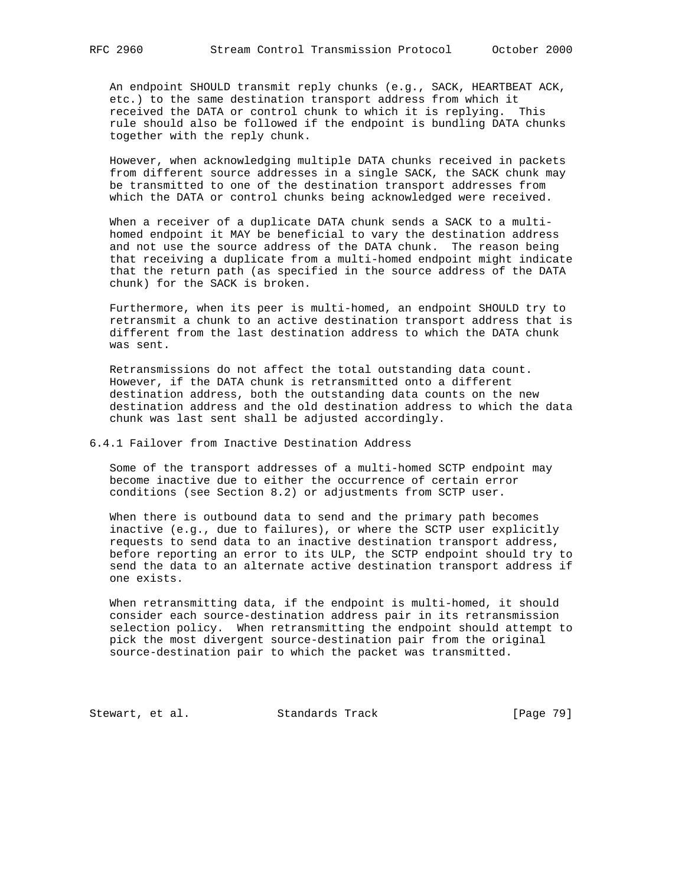An endpoint SHOULD transmit reply chunks (e.g., SACK, HEARTBEAT ACK, etc.) to the same destination transport address from which it received the DATA or control chunk to which it is replying. This rule should also be followed if the endpoint is bundling DATA chunks together with the reply chunk.

However, when acknowledging multiple DATA chunks received in packets from different source addresses in a single SACK, the SACK chunk may be transmitted to one of the destination transport addresses from which the DATA or control chunks being acknowledged were received.

When a receiver of a duplicate DATA chunk sends a SACK to a multi-homed endpoint it MAY be beneficial to vary the destination address and not use the source address of the DATA chunk. The reason being that receiving a duplicate from a multi-homed endpoint might indicate that the return path (as specified in the source address of the DATA chunk) for the SACK is broken.

Furthermore, when its peer is multi-homed, an endpoint SHOULD try to retransmit a chunk to an active destination transport address that is different from the last destination address to which the DATA chunk was sent.

Retransmissions do not affect the total outstanding data count. However, if the DATA chunk is retransmitted onto a different destination address, both the outstanding data counts on the new destination address and the old destination address to which the data chunk was last sent shall be adjusted accordingly.

### 6.4.1 Failover from Inactive Destination Address

Some of the transport addresses of a multi-homed SCTP endpoint may become inactive due to either the occurrence of certain error conditions (see Section 8.2) or adjustments from SCTP user.

When there is outbound data to send and the primary path becomes inactive (e.g., due to failures), or where the SCTP user explicitly requests to send data to an inactive destination transport address, before reporting an error to its ULP, the SCTP endpoint should try to send the data to an alternate active destination transport address if one exists.

When retransmitting data, if the endpoint is multi-homed, it should consider each source-destination address pair in its retransmission selection policy. When retransmitting the endpoint should attempt to pick the most divergent source-destination pair from the original source-destination pair to which the packet was transmitted.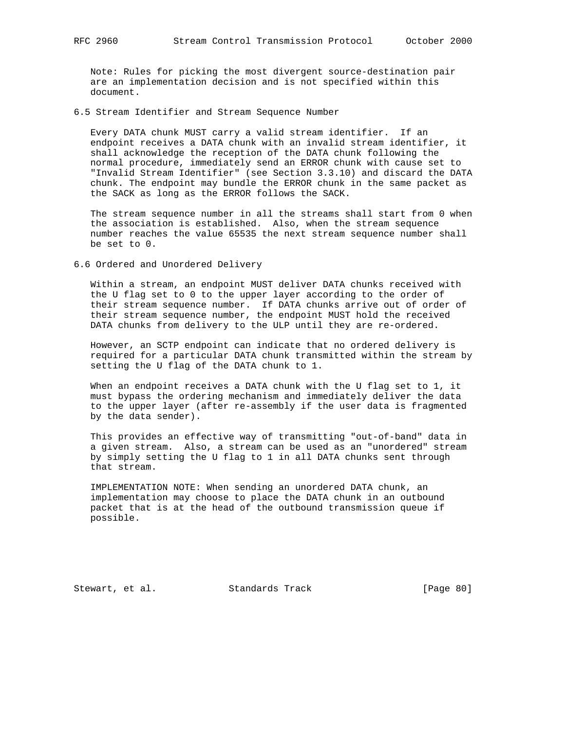Note: Rules for picking the most divergent source-destination pair are an implementation decision and is not specified within this document.

### 6.5 Stream Identifier and Stream Sequence Number

Every DATA chunk MUST carry a valid stream identifier. If an endpoint receives a DATA chunk with an invalid stream identifier, it shall acknowledge the reception of the DATA chunk following the normal procedure, immediately send an ERROR chunk with cause set to "Invalid Stream Identifier" (see Section 3.3.10) and discard the DATA chunk. The endpoint may bundle the ERROR chunk in the same packet as the SACK as long as the ERROR follows the SACK.

The stream sequence number in all the streams shall start from 0 when the association is established. Also, when the stream sequence number reaches the value 65535 the next stream sequence number shall be set to 0.

### 6.6 Ordered and Unordered Delivery

Within a stream, an endpoint MUST deliver DATA chunks received with the U flag set to 0 to the upper layer according to the order of their stream sequence number. If DATA chunks arrive out of order of their stream sequence number, the endpoint MUST hold the received DATA chunks from delivery to the ULP until they are re-ordered.

However, an SCTP endpoint can indicate that no ordered delivery is required for a particular DATA chunk transmitted within the stream by setting the U flag of the DATA chunk to 1.

When an endpoint receives a DATA chunk with the U flag set to 1, it must bypass the ordering mechanism and immediately deliver the data to the upper layer (after re-assembly if the user data is fragmented by the data sender).

This provides an effective way of transmitting "out-of-band" data in a given stream. Also, a stream can be used as an "unordered" stream by simply setting the U flag to 1 in all DATA chunks sent through that stream.

IMPLEMENTATION NOTE: When sending an unordered DATA chunk, an implementation may choose to place the DATA chunk in an outbound packet that is at the head of the outbound transmission queue if possible.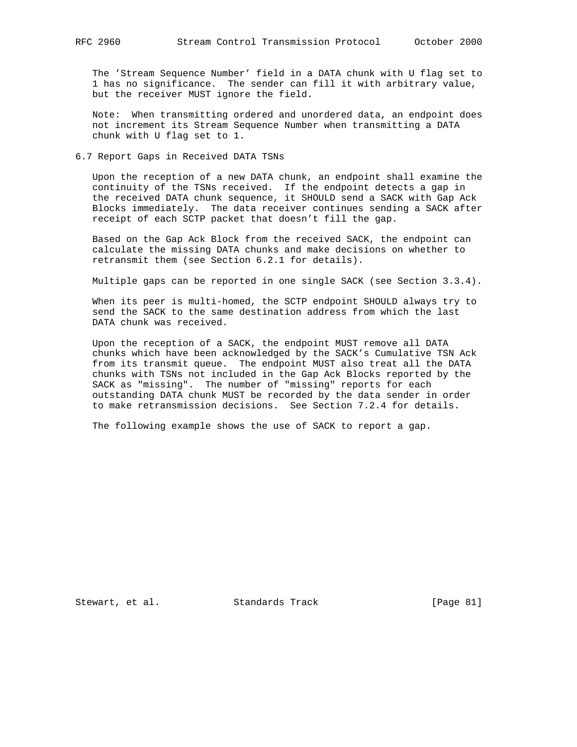The 'Stream Sequence Number' field in a DATA chunk with U flag set to 1 has no significance. The sender can fill it with arbitrary value, but the receiver MUST ignore the field.

Note: When transmitting ordered and unordered data, an endpoint does not increment its Stream Sequence Number when transmitting a DATA chunk with U flag set to 1.

## 6.7 Report Gaps in Received DATA TSNs

Upon the reception of a new DATA chunk, an endpoint shall examine the continuity of the TSNs received. If the endpoint detects a gap in the received DATA chunk sequence, it SHOULD send a SACK with Gap Ack Blocks immediately. The data receiver continues sending a SACK after receipt of each SCTP packet that doesn't fill the gap.

Based on the Gap Ack Block from the received SACK, the endpoint can calculate the missing DATA chunks and make decisions on whether to retransmit them (see Section 6.2.1 for details).

Multiple gaps can be reported in one single SACK (see Section 3.3.4).

When its peer is multi-homed, the SCTP endpoint SHOULD always try to send the SACK to the same destination address from which the last DATA chunk was received.

Upon the reception of a SACK, the endpoint MUST remove all DATA chunks which have been acknowledged by the SACK's Cumulative TSN Ack from its transmit queue. The endpoint MUST also treat all the DATA chunks with TSNs not included in the Gap Ack Blocks reported by the SACK as "missing". The number of "missing" reports for each outstanding DATA chunk MUST be recorded by the data sender in order to make retransmission decisions. See Section 7.2.4 for details.

The following example shows the use of SACK to report a gap.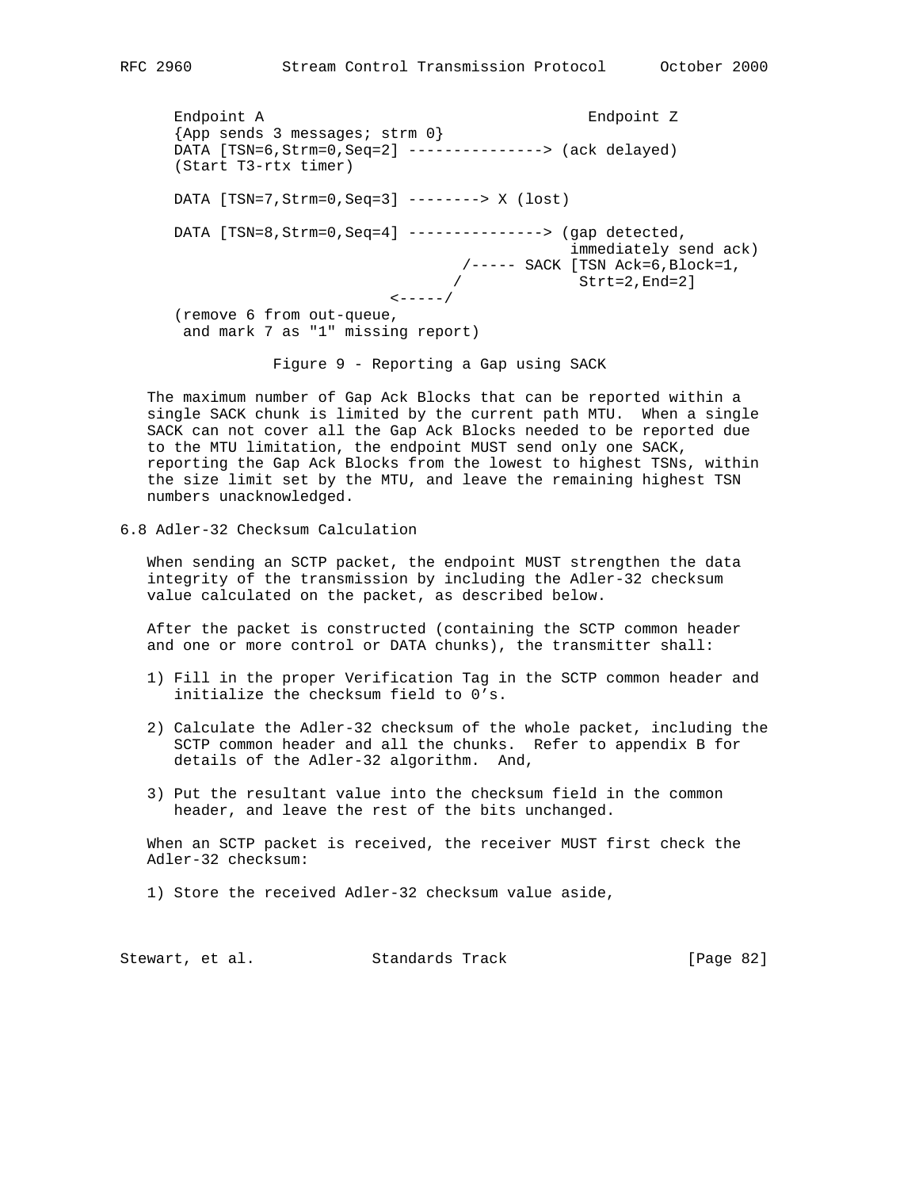```
   Endpoint A                                      Endpoint Z
   {App sends 3 messages; strm 0}
   DATA [TSN=6,Strm=0,Seq=2] ---------------> (ack delayed)
   (Start T3-rtx timer)

   DATA [TSN=7,Strm=0,Seq=3] --------> X (lost)

   DATA [TSN=8,Strm=0,Seq=4] ---------------> (gap detected,
                                               immediately send ack)
                                   /----- SACK [TSN Ack=6,Block=1,
                                  /             Strt=2,End=2]
                           <-----/
   (remove 6 from out-queue,
    and mark 7 as "1" missing report)
```

Figure 9 - Reporting a Gap using SACK

The maximum number of Gap Ack Blocks that can be reported within a single SACK chunk is limited by the current path MTU. When a single SACK can not cover all the Gap Ack Blocks needed to be reported due to the MTU limitation, the endpoint MUST send only one SACK, reporting the Gap Ack Blocks from the lowest to highest TSNs, within the size limit set by the MTU, and leave the remaining highest TSN numbers unacknowledged.

## 6.8 Adler-32 Checksum Calculation

When sending an SCTP packet, the endpoint MUST strengthen the data integrity of the transmission by including the Adler-32 checksum value calculated on the packet, as described below.

After the packet is constructed (containing the SCTP common header and one or more control or DATA chunks), the transmitter shall:

1) Fill in the proper Verification Tag in the SCTP common header and initialize the checksum field to 0’s.

2) Calculate the Adler-32 checksum of the whole packet, including the SCTP common header and all the chunks. Refer to appendix B for details of the Adler-32 algorithm. And,

3) Put the resultant value into the checksum field in the common header, and leave the rest of the bits unchanged.

When an SCTP packet is received, the receiver MUST first check the Adler-32 checksum:

1) Store the received Adler-32 checksum value aside,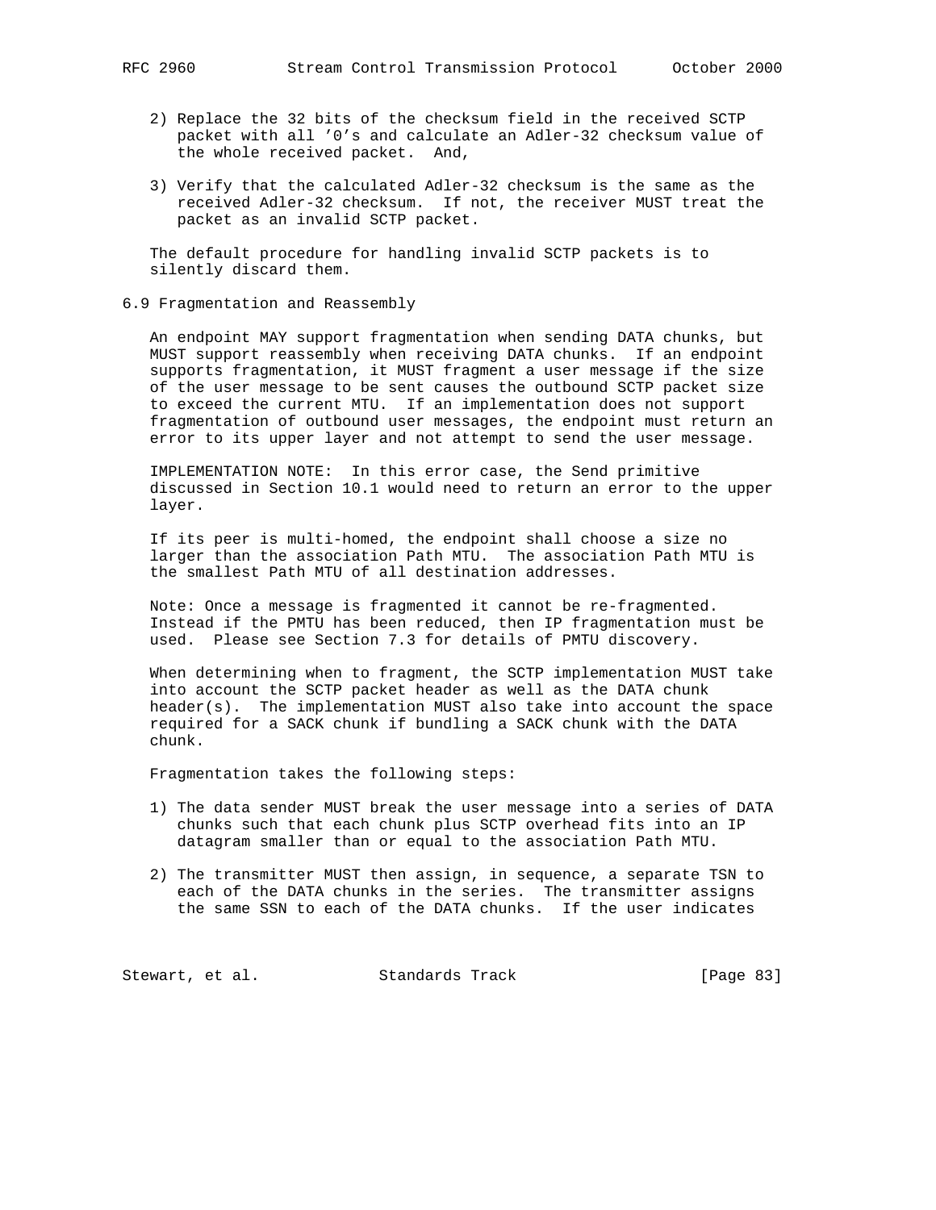2) Replace the 32 bits of the checksum field in the received SCTP packet with all '0's and calculate an Adler-32 checksum value of the whole received packet. And,

3) Verify that the calculated Adler-32 checksum is the same as the received Adler-32 checksum. If not, the receiver MUST treat the packet as an invalid SCTP packet.

The default procedure for handling invalid SCTP packets is to silently discard them.

## 6.9 Fragmentation and Reassembly

An endpoint MAY support fragmentation when sending DATA chunks, but MUST support reassembly when receiving DATA chunks. If an endpoint supports fragmentation, it MUST fragment a user message if the size of the user message to be sent causes the outbound SCTP packet size to exceed the current MTU. If an implementation does not support fragmentation of outbound user messages, the endpoint must return an error to its upper layer and not attempt to send the user message.

IMPLEMENTATION NOTE: In this error case, the Send primitive discussed in Section 10.1 would need to return an error to the upper layer.

If its peer is multi-homed, the endpoint shall choose a size no larger than the association Path MTU. The association Path MTU is the smallest Path MTU of all destination addresses.

Note: Once a message is fragmented it cannot be re-fragmented. Instead if the PMTU has been reduced, then IP fragmentation must be used. Please see Section 7.3 for details of PMTU discovery.

When determining when to fragment, the SCTP implementation MUST take into account the SCTP packet header as well as the DATA chunk header(s). The implementation MUST also take into account the space required for a SACK chunk if bundling a SACK chunk with the DATA chunk.

Fragmentation takes the following steps:

1) The data sender MUST break the user message into a series of DATA chunks such that each chunk plus SCTP overhead fits into an IP datagram smaller than or equal to the association Path MTU.

2) The transmitter MUST then assign, in sequence, a separate TSN to each of the DATA chunks in the series. The transmitter assigns the same SSN to each of the DATA chunks. If the user indicates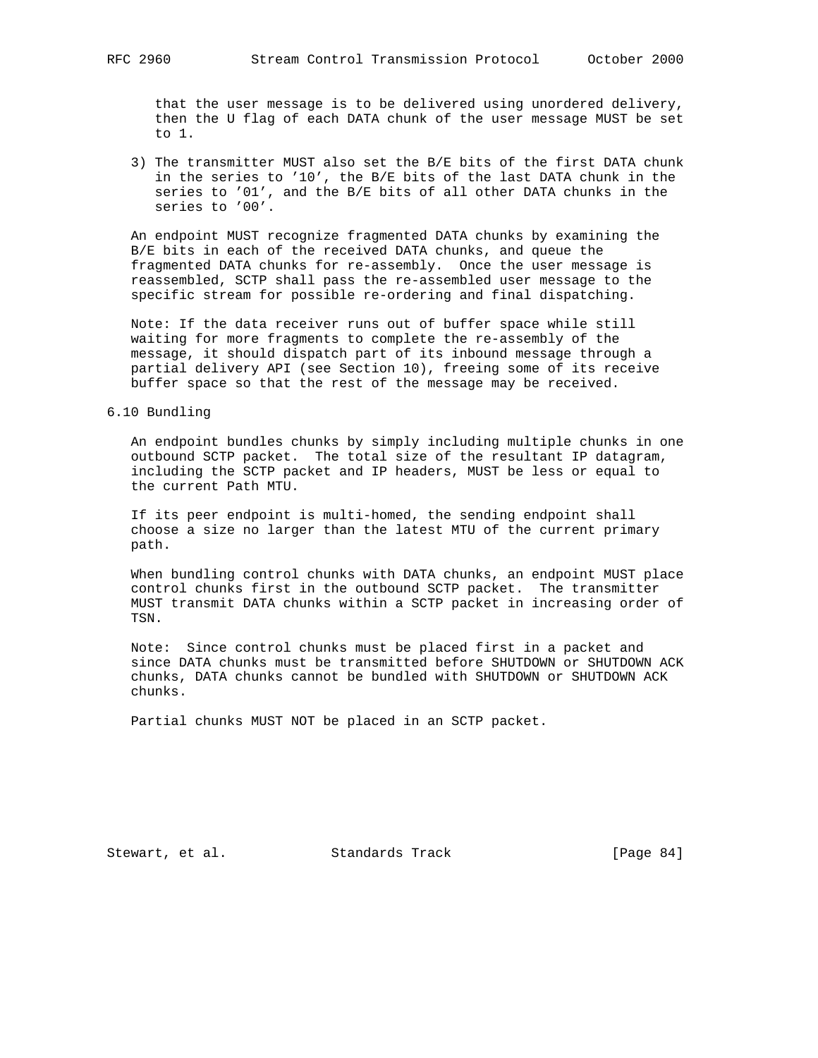that the user message is to be delivered using unordered delivery, then the U flag of each DATA chunk of the user message MUST be set to 1.

3) The transmitter MUST also set the B/E bits of the first DATA chunk in the series to '10', the B/E bits of the last DATA chunk in the series to '01', and the B/E bits of all other DATA chunks in the series to '00'.

An endpoint MUST recognize fragmented DATA chunks by examining the B/E bits in each of the received DATA chunks, and queue the fragmented DATA chunks for re-assembly. Once the user message is reassembled, SCTP shall pass the re-assembled user message to the specific stream for possible re-ordering and final dispatching.

Note: If the data receiver runs out of buffer space while still waiting for more fragments to complete the re-assembly of the message, it should dispatch part of its inbound message through a partial delivery API (see Section 10), freeing some of its receive buffer space so that the rest of the message may be received.

## 6.10 Bundling

An endpoint bundles chunks by simply including multiple chunks in one outbound SCTP packet. The total size of the resultant IP datagram, including the SCTP packet and IP headers, MUST be less or equal to the current Path MTU.

If its peer endpoint is multi-homed, the sending endpoint shall choose a size no larger than the latest MTU of the current primary path.

When bundling control chunks with DATA chunks, an endpoint MUST place control chunks first in the outbound SCTP packet. The transmitter MUST transmit DATA chunks within a SCTP packet in increasing order of TSN.

Note: Since control chunks must be placed first in a packet and since DATA chunks must be transmitted before SHUTDOWN or SHUTDOWN ACK chunks, DATA chunks cannot be bundled with SHUTDOWN or SHUTDOWN ACK chunks.

Partial chunks MUST NOT be placed in an SCTP packet.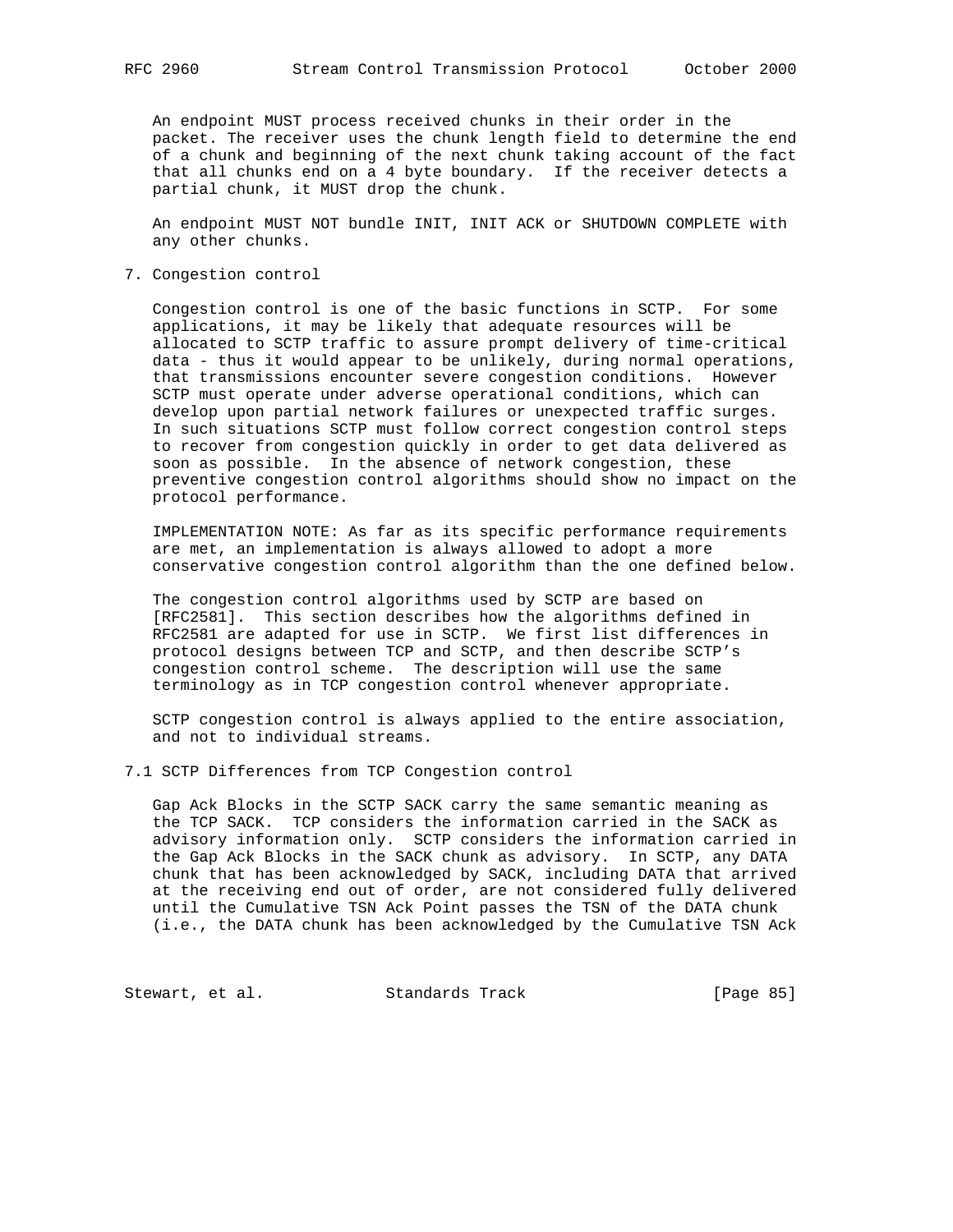An endpoint MUST process received chunks in their order in the packet. The receiver uses the chunk length field to determine the end of a chunk and beginning of the next chunk taking account of the fact that all chunks end on a 4 byte boundary. If the receiver detects a partial chunk, it MUST drop the chunk.

An endpoint MUST NOT bundle INIT, INIT ACK or SHUTDOWN COMPLETE with any other chunks.

## 7. Congestion control

Congestion control is one of the basic functions in SCTP. For some applications, it may be likely that adequate resources will be allocated to SCTP traffic to assure prompt delivery of time-critical data - thus it would appear to be unlikely, during normal operations, that transmissions encounter severe congestion conditions. However SCTP must operate under adverse operational conditions, which can develop upon partial network failures or unexpected traffic surges. In such situations SCTP must follow correct congestion control steps to recover from congestion quickly in order to get data delivered as soon as possible. In the absence of network congestion, these preventive congestion control algorithms should show no impact on the protocol performance.

IMPLEMENTATION NOTE: As far as its specific performance requirements are met, an implementation is always allowed to adopt a more conservative congestion control algorithm than the one defined below.

The congestion control algorithms used by SCTP are based on [RFC2581]. This section describes how the algorithms defined in RFC2581 are adapted for use in SCTP. We first list differences in protocol designs between TCP and SCTP, and then describe SCTP's congestion control scheme. The description will use the same terminology as in TCP congestion control whenever appropriate.

SCTP congestion control is always applied to the entire association, and not to individual streams.

### 7.1 SCTP Differences from TCP Congestion control

Gap Ack Blocks in the SCTP SACK carry the same semantic meaning as the TCP SACK. TCP considers the information carried in the SACK as advisory information only. SCTP considers the information carried in the Gap Ack Blocks in the SACK chunk as advisory. In SCTP, any DATA chunk that has been acknowledged by SACK, including DATA that arrived at the receiving end out of order, are not considered fully delivered until the Cumulative TSN Ack Point passes the TSN of the DATA chunk (i.e., the DATA chunk has been acknowledged by the Cumulative TSN Ack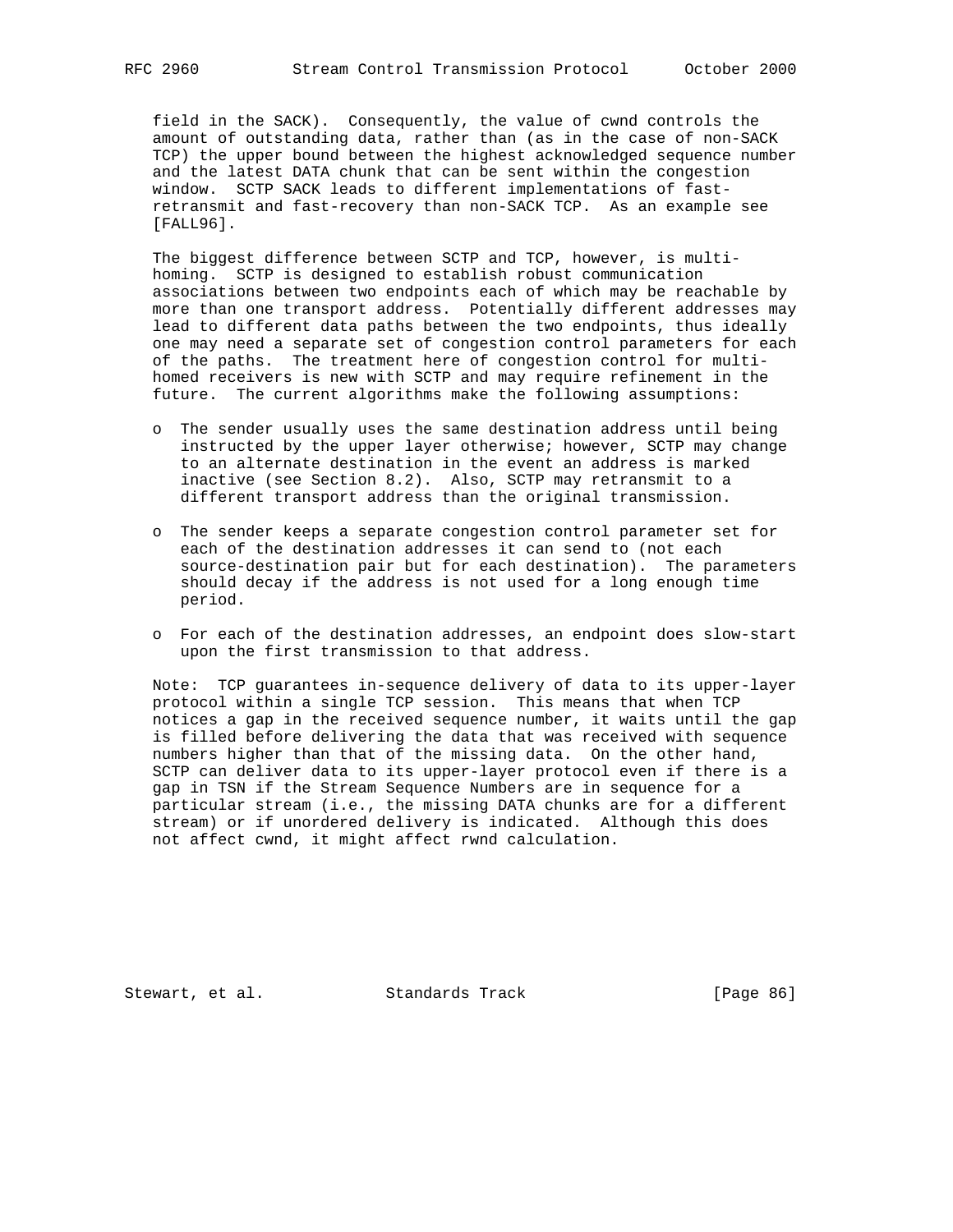field in the SACK). Consequently, the value of cwnd controls the amount of outstanding data, rather than (as in the case of non-SACK TCP) the upper bound between the highest acknowledged sequence number and the latest DATA chunk that can be sent within the congestion window. SCTP SACK leads to different implementations of fast-retransmit and fast-recovery than non-SACK TCP. As an example see [FALL96].

The biggest difference between SCTP and TCP, however, is multi-homing. SCTP is designed to establish robust communication associations between two endpoints each of which may be reachable by more than one transport address. Potentially different addresses may lead to different data paths between the two endpoints, thus ideally one may need a separate set of congestion control parameters for each of the paths. The treatment here of congestion control for multi-homed receivers is new with SCTP and may require refinement in the future. The current algorithms make the following assumptions:

- The sender usually uses the same destination address until being instructed by the upper layer otherwise; however, SCTP may change to an alternate destination in the event an address is marked inactive (see Section 8.2). Also, SCTP may retransmit to a different transport address than the original transmission.
- The sender keeps a separate congestion control parameter set for each of the destination addresses it can send to (not each source-destination pair but for each destination). The parameters should decay if the address is not used for a long enough time period.
- For each of the destination addresses, an endpoint does slow-start upon the first transmission to that address.

Note: TCP guarantees in-sequence delivery of data to its upper-layer protocol within a single TCP session. This means that when TCP notices a gap in the received sequence number, it waits until the gap is filled before delivering the data that was received with sequence numbers higher than that of the missing data. On the other hand, SCTP can deliver data to its upper-layer protocol even if there is a gap in TSN if the Stream Sequence Numbers are in sequence for a particular stream (i.e., the missing DATA chunks are for a different stream) or if unordered delivery is indicated. Although this does not affect cwnd, it might affect rwnd calculation.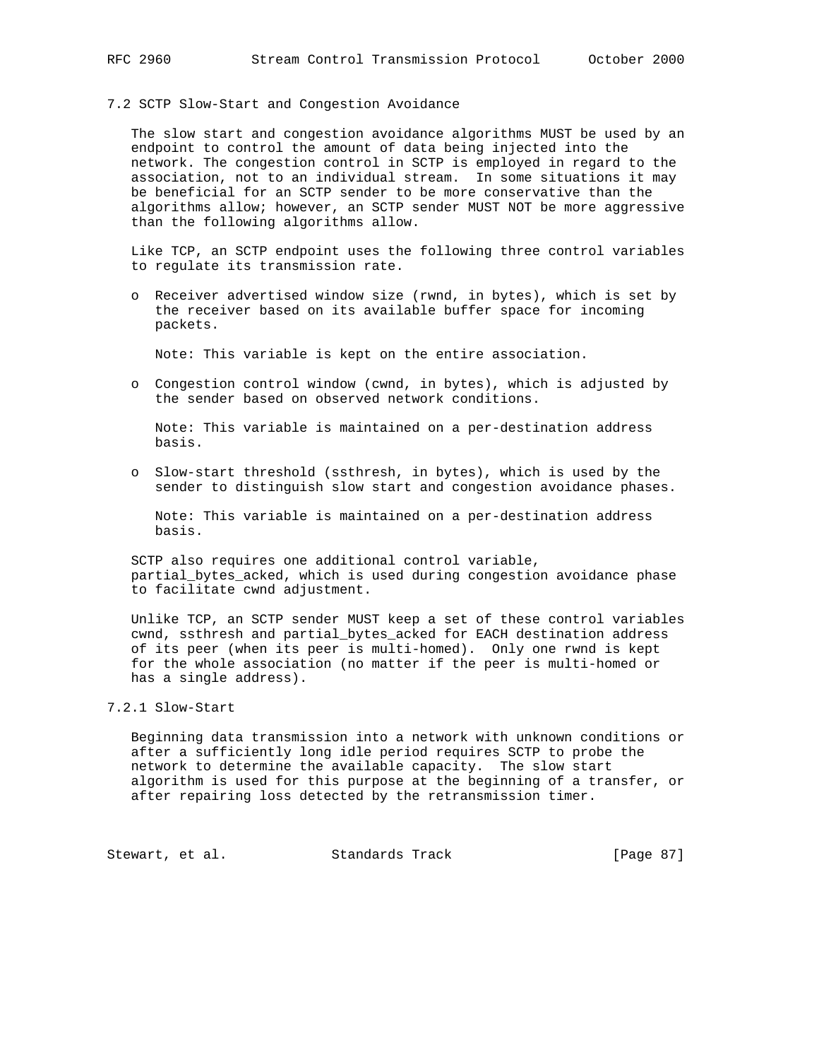### 7.2 SCTP Slow-Start and Congestion Avoidance

The slow start and congestion avoidance algorithms MUST be used by an endpoint to control the amount of data being injected into the network. The congestion control in SCTP is employed in regard to the association, not to an individual stream. In some situations it may be beneficial for an SCTP sender to be more conservative than the algorithms allow; however, an SCTP sender MUST NOT be more aggressive than the following algorithms allow.

Like TCP, an SCTP endpoint uses the following three control variables to regulate its transmission rate.

- Receiver advertised window size (rwnd, in bytes), which is set by the receiver based on its available buffer space for incoming packets.

  Note: This variable is kept on the entire association.

- Congestion control window (cwnd, in bytes), which is adjusted by the sender based on observed network conditions.

  Note: This variable is maintained on a per-destination address basis.

- Slow-start threshold (ssthresh, in bytes), which is used by the sender to distinguish slow start and congestion avoidance phases.

  Note: This variable is maintained on a per-destination address basis.

SCTP also requires one additional control variable, partial_bytes_acked, which is used during congestion avoidance phase to facilitate cwnd adjustment.

Unlike TCP, an SCTP sender MUST keep a set of these control variables cwnd, ssthresh and partial_bytes_acked for EACH destination address of its peer (when its peer is multi-homed). Only one rwnd is kept for the whole association (no matter if the peer is multi-homed or has a single address).

#### 7.2.1 Slow-Start

Beginning data transmission into a network with unknown conditions or after a sufficiently long idle period requires SCTP to probe the network to determine the available capacity. The slow start algorithm is used for this purpose at the beginning of a transfer, or after repairing loss detected by the retransmission timer.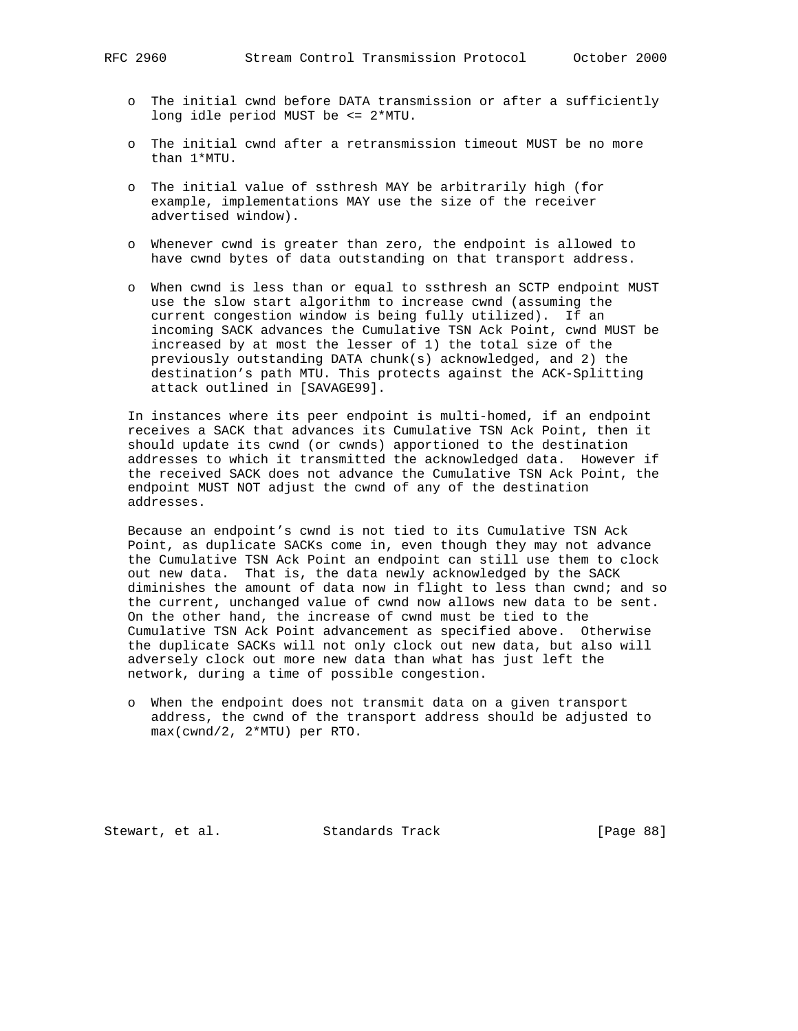- The initial cwnd before DATA transmission or after a sufficiently long idle period MUST be <= 2*MTU.

- The initial cwnd after a retransmission timeout MUST be no more than 1*MTU.

- The initial value of ssthresh MAY be arbitrarily high (for example, implementations MAY use the size of the receiver advertised window).

- Whenever cwnd is greater than zero, the endpoint is allowed to have cwnd bytes of data outstanding on that transport address.

- When cwnd is less than or equal to ssthresh an SCTP endpoint MUST use the slow start algorithm to increase cwnd (assuming the current congestion window is being fully utilized). If an incoming SACK advances the Cumulative TSN Ack Point, cwnd MUST be increased by at most the lesser of 1) the total size of the previously outstanding DATA chunk(s) acknowledged, and 2) the destination's path MTU. This protects against the ACK-Splitting attack outlined in [SAVAGE99].

In instances where its peer endpoint is multi-homed, if an endpoint receives a SACK that advances its Cumulative TSN Ack Point, then it should update its cwnd (or cwnds) apportioned to the destination addresses to which it transmitted the acknowledged data. However if the received SACK does not advance the Cumulative TSN Ack Point, the endpoint MUST NOT adjust the cwnd of any of the destination addresses.

Because an endpoint's cwnd is not tied to its Cumulative TSN Ack Point, as duplicate SACKs come in, even though they may not advance the Cumulative TSN Ack Point an endpoint can still use them to clock out new data. That is, the data newly acknowledged by the SACK diminishes the amount of data now in flight to less than cwnd; and so the current, unchanged value of cwnd now allows new data to be sent. On the other hand, the increase of cwnd must be tied to the Cumulative TSN Ack Point advancement as specified above. Otherwise the duplicate SACKs will not only clock out new data, but also will adversely clock out more new data than what has just left the network, during a time of possible congestion.

- When the endpoint does not transmit data on a given transport address, the cwnd of the transport address should be adjusted to max(cwnd/2, 2*MTU) per RTO.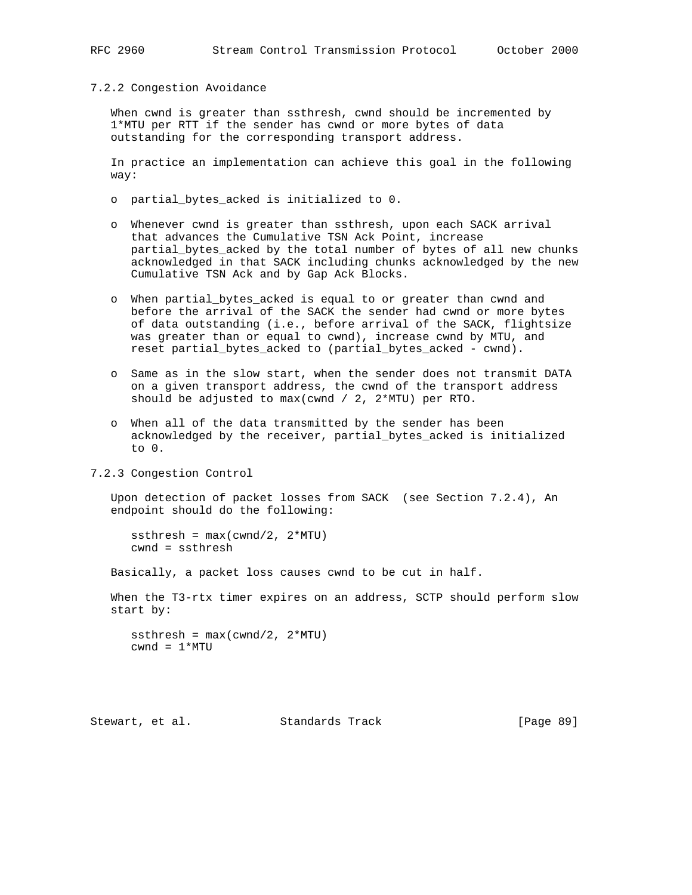### 7.2.2 Congestion Avoidance

When cwnd is greater than ssthresh, cwnd should be incremented by 1*MTU per RTT if the sender has cwnd or more bytes of data outstanding for the corresponding transport address.

In practice an implementation can achieve this goal in the following way:

- partial_bytes_acked is initialized to 0.
- Whenever cwnd is greater than ssthresh, upon each SACK arrival that advances the Cumulative TSN Ack Point, increase partial_bytes_acked by the total number of bytes of all new chunks acknowledged in that SACK including chunks acknowledged by the new Cumulative TSN Ack and by Gap Ack Blocks.
- When partial_bytes_acked is equal to or greater than cwnd and before the arrival of the SACK the sender had cwnd or more bytes of data outstanding (i.e., before arrival of the SACK, flightsize was greater than or equal to cwnd), increase cwnd by MTU, and reset partial_bytes_acked to (partial_bytes_acked - cwnd).
- Same as in the slow start, when the sender does not transmit DATA on a given transport address, the cwnd of the transport address should be adjusted to max(cwnd / 2, 2*MTU) per RTO.
- When all of the data transmitted by the sender has been acknowledged by the receiver, partial_bytes_acked is initialized to 0.

### 7.2.3 Congestion Control

Upon detection of packet losses from SACK (see Section 7.2.4), An endpoint should do the following:

```
ssthresh = max(cwnd/2, 2*MTU)
cwnd = ssthresh
```

Basically, a packet loss causes cwnd to be cut in half.

When the T3-rtx timer expires on an address, SCTP should perform slow start by:

```
ssthresh = max(cwnd/2, 2*MTU)
cwnd = 1*MTU
```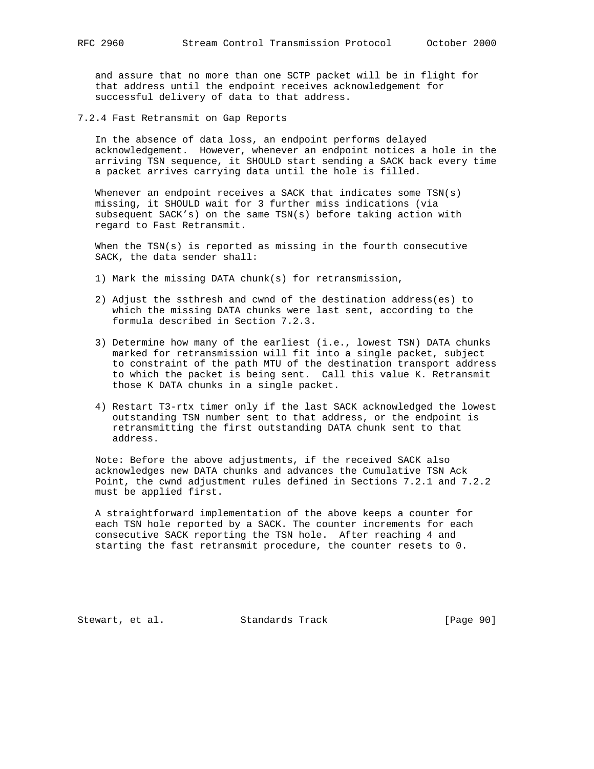and assure that no more than one SCTP packet will be in flight for that address until the endpoint receives acknowledgement for successful delivery of data to that address.

### 7.2.4 Fast Retransmit on Gap Reports

In the absence of data loss, an endpoint performs delayed acknowledgement. However, whenever an endpoint notices a hole in the arriving TSN sequence, it SHOULD start sending a SACK back every time a packet arrives carrying data until the hole is filled.

Whenever an endpoint receives a SACK that indicates some TSN(s) missing, it SHOULD wait for 3 further miss indications (via subsequent SACK's) on the same TSN(s) before taking action with regard to Fast Retransmit.

When the TSN(s) is reported as missing in the fourth consecutive SACK, the data sender shall:

1) Mark the missing DATA chunk(s) for retransmission,

2) Adjust the ssthresh and cwnd of the destination address(es) to which the missing DATA chunks were last sent, according to the formula described in Section 7.2.3.

3) Determine how many of the earliest (i.e., lowest TSN) DATA chunks marked for retransmission will fit into a single packet, subject to constraint of the path MTU of the destination transport address to which the packet is being sent. Call this value K. Retransmit those K DATA chunks in a single packet.

4) Restart T3-rtx timer only if the last SACK acknowledged the lowest outstanding TSN number sent to that address, or the endpoint is retransmitting the first outstanding DATA chunk sent to that address.

Note: Before the above adjustments, if the received SACK also acknowledges new DATA chunks and advances the Cumulative TSN Ack Point, the cwnd adjustment rules defined in Sections 7.2.1 and 7.2.2 must be applied first.

A straightforward implementation of the above keeps a counter for each TSN hole reported by a SACK. The counter increments for each consecutive SACK reporting the TSN hole. After reaching 4 and starting the fast retransmit procedure, the counter resets to 0.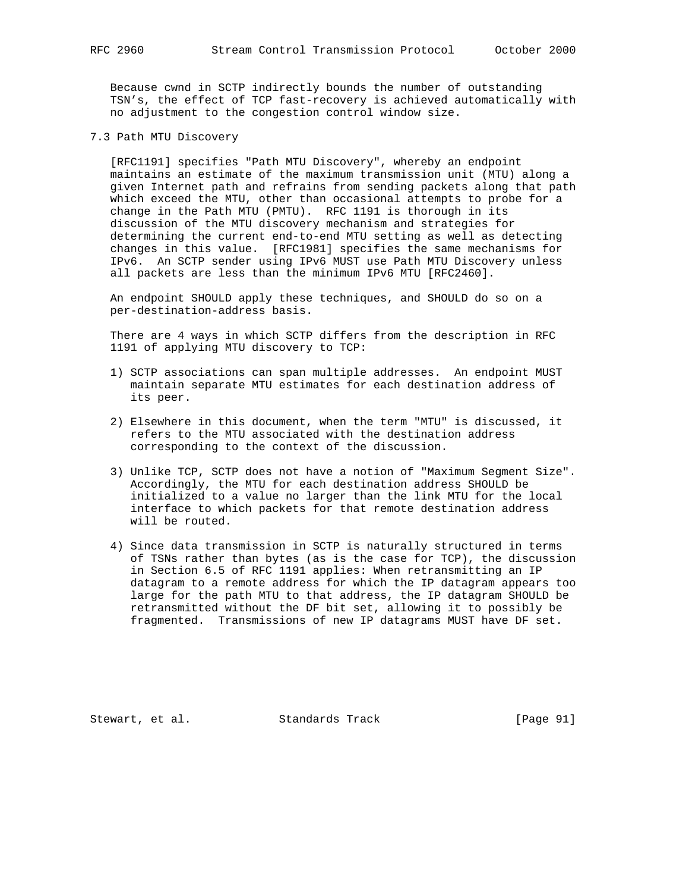Because cwnd in SCTP indirectly bounds the number of outstanding TSN's, the effect of TCP fast-recovery is achieved automatically with no adjustment to the congestion control window size.

### 7.3 Path MTU Discovery

[RFC1191] specifies "Path MTU Discovery", whereby an endpoint maintains an estimate of the maximum transmission unit (MTU) along a given Internet path and refrains from sending packets along that path which exceed the MTU, other than occasional attempts to probe for a change in the Path MTU (PMTU). RFC 1191 is thorough in its discussion of the MTU discovery mechanism and strategies for determining the current end-to-end MTU setting as well as detecting changes in this value. [RFC1981] specifies the same mechanisms for IPv6. An SCTP sender using IPv6 MUST use Path MTU Discovery unless all packets are less than the minimum IPv6 MTU [RFC2460].

An endpoint SHOULD apply these techniques, and SHOULD do so on a per-destination-address basis.

There are 4 ways in which SCTP differs from the description in RFC 1191 of applying MTU discovery to TCP:

1) SCTP associations can span multiple addresses. An endpoint MUST maintain separate MTU estimates for each destination address of its peer.

2) Elsewhere in this document, when the term "MTU" is discussed, it refers to the MTU associated with the destination address corresponding to the context of the discussion.

3) Unlike TCP, SCTP does not have a notion of "Maximum Segment Size". Accordingly, the MTU for each destination address SHOULD be initialized to a value no larger than the link MTU for the local interface to which packets for that remote destination address will be routed.

4) Since data transmission in SCTP is naturally structured in terms of TSNs rather than bytes (as is the case for TCP), the discussion in Section 6.5 of RFC 1191 applies: When retransmitting an IP datagram to a remote address for which the IP datagram appears too large for the path MTU to that address, the IP datagram SHOULD be retransmitted without the DF bit set, allowing it to possibly be fragmented. Transmissions of new IP datagrams MUST have DF set.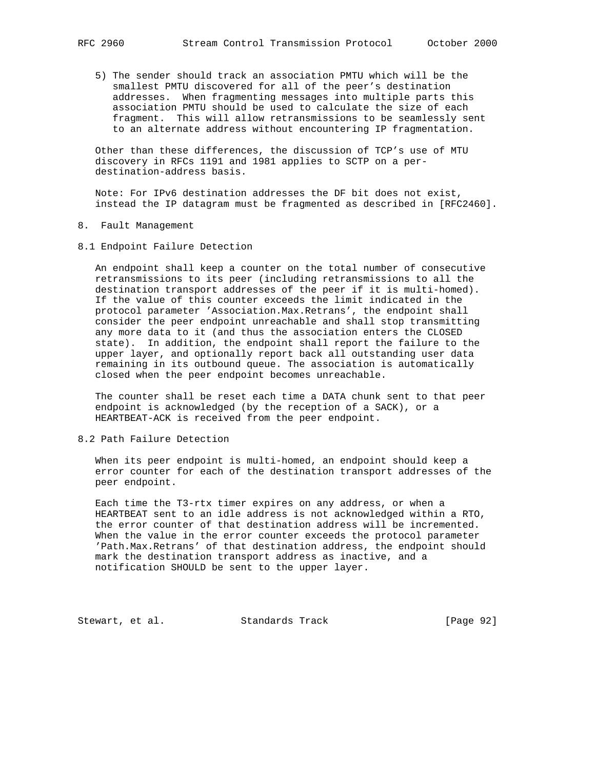5) The sender should track an association PMTU which will be the smallest PMTU discovered for all of the peer's destination addresses. When fragmenting messages into multiple parts this association PMTU should be used to calculate the size of each fragment. This will allow retransmissions to be seamlessly sent to an alternate address without encountering IP fragmentation.

Other than these differences, the discussion of TCP's use of MTU discovery in RFCs 1191 and 1981 applies to SCTP on a per-destination-address basis.

Note: For IPv6 destination addresses the DF bit does not exist, instead the IP datagram must be fragmented as described in [RFC2460].

# 8. Fault Management

## 8.1 Endpoint Failure Detection

An endpoint shall keep a counter on the total number of consecutive retransmissions to its peer (including retransmissions to all the destination transport addresses of the peer if it is multi-homed). If the value of this counter exceeds the limit indicated in the protocol parameter 'Association.Max.Retrans', the endpoint shall consider the peer endpoint unreachable and shall stop transmitting any more data to it (and thus the association enters the CLOSED state). In addition, the endpoint shall report the failure to the upper layer, and optionally report back all outstanding user data remaining in its outbound queue. The association is automatically closed when the peer endpoint becomes unreachable.

The counter shall be reset each time a DATA chunk sent to that peer endpoint is acknowledged (by the reception of a SACK), or a HEARTBEAT-ACK is received from the peer endpoint.

## 8.2 Path Failure Detection

When its peer endpoint is multi-homed, an endpoint should keep a error counter for each of the destination transport addresses of the peer endpoint.

Each time the T3-rtx timer expires on any address, or when a HEARTBEAT sent to an idle address is not acknowledged within a RTO, the error counter of that destination address will be incremented. When the value in the error counter exceeds the protocol parameter 'Path.Max.Retrans' of that destination address, the endpoint should mark the destination transport address as inactive, and a notification SHOULD be sent to the upper layer.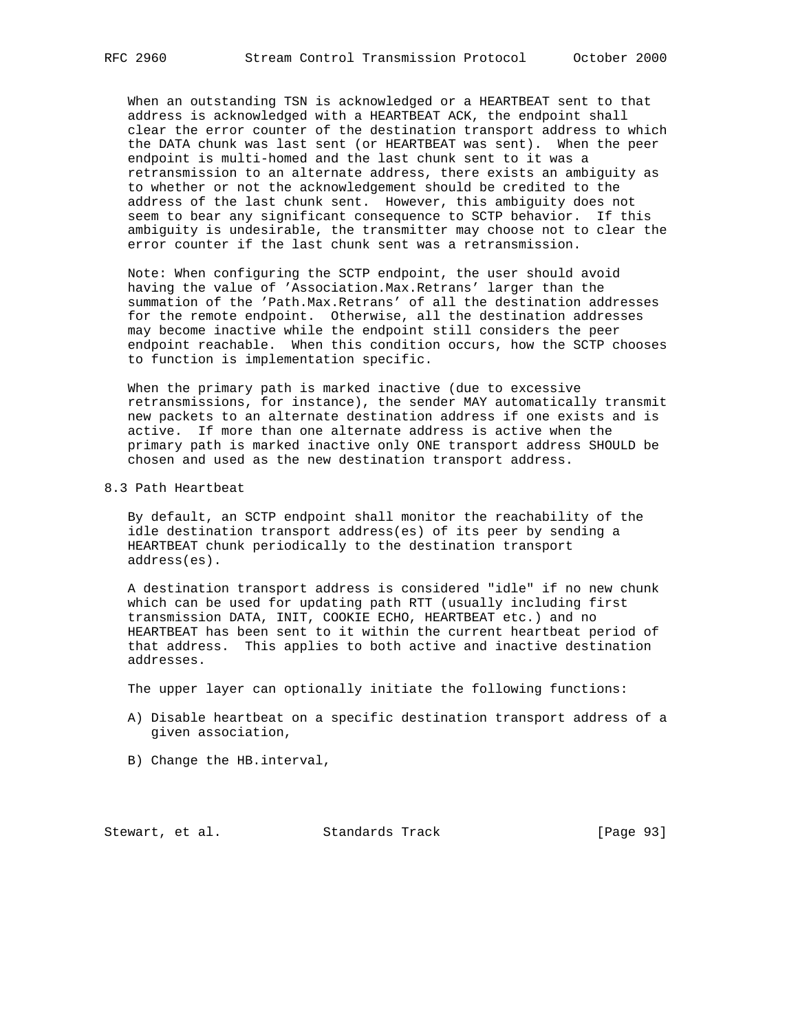When an outstanding TSN is acknowledged or a HEARTBEAT sent to that address is acknowledged with a HEARTBEAT ACK, the endpoint shall clear the error counter of the destination transport address to which the DATA chunk was last sent (or HEARTBEAT was sent). When the peer endpoint is multi-homed and the last chunk sent to it was a retransmission to an alternate address, there exists an ambiguity as to whether or not the acknowledgement should be credited to the address of the last chunk sent. However, this ambiguity does not seem to bear any significant consequence to SCTP behavior. If this ambiguity is undesirable, the transmitter may choose not to clear the error counter if the last chunk sent was a retransmission.

Note: When configuring the SCTP endpoint, the user should avoid having the value of 'Association.Max.Retrans' larger than the summation of the 'Path.Max.Retrans' of all the destination addresses for the remote endpoint. Otherwise, all the destination addresses may become inactive while the endpoint still considers the peer endpoint reachable. When this condition occurs, how the SCTP chooses to function is implementation specific.

When the primary path is marked inactive (due to excessive retransmissions, for instance), the sender MAY automatically transmit new packets to an alternate destination address if one exists and is active. If more than one alternate address is active when the primary path is marked inactive only ONE transport address SHOULD be chosen and used as the new destination transport address.

## 8.3 Path Heartbeat

By default, an SCTP endpoint shall monitor the reachability of the idle destination transport address(es) of its peer by sending a HEARTBEAT chunk periodically to the destination transport address(es).

A destination transport address is considered "idle" if no new chunk which can be used for updating path RTT (usually including first transmission DATA, INIT, COOKIE ECHO, HEARTBEAT etc.) and no HEARTBEAT has been sent to it within the current heartbeat period of that address. This applies to both active and inactive destination addresses.

The upper layer can optionally initiate the following functions:

A) Disable heartbeat on a specific destination transport address of a given association,

B) Change the HB.interval,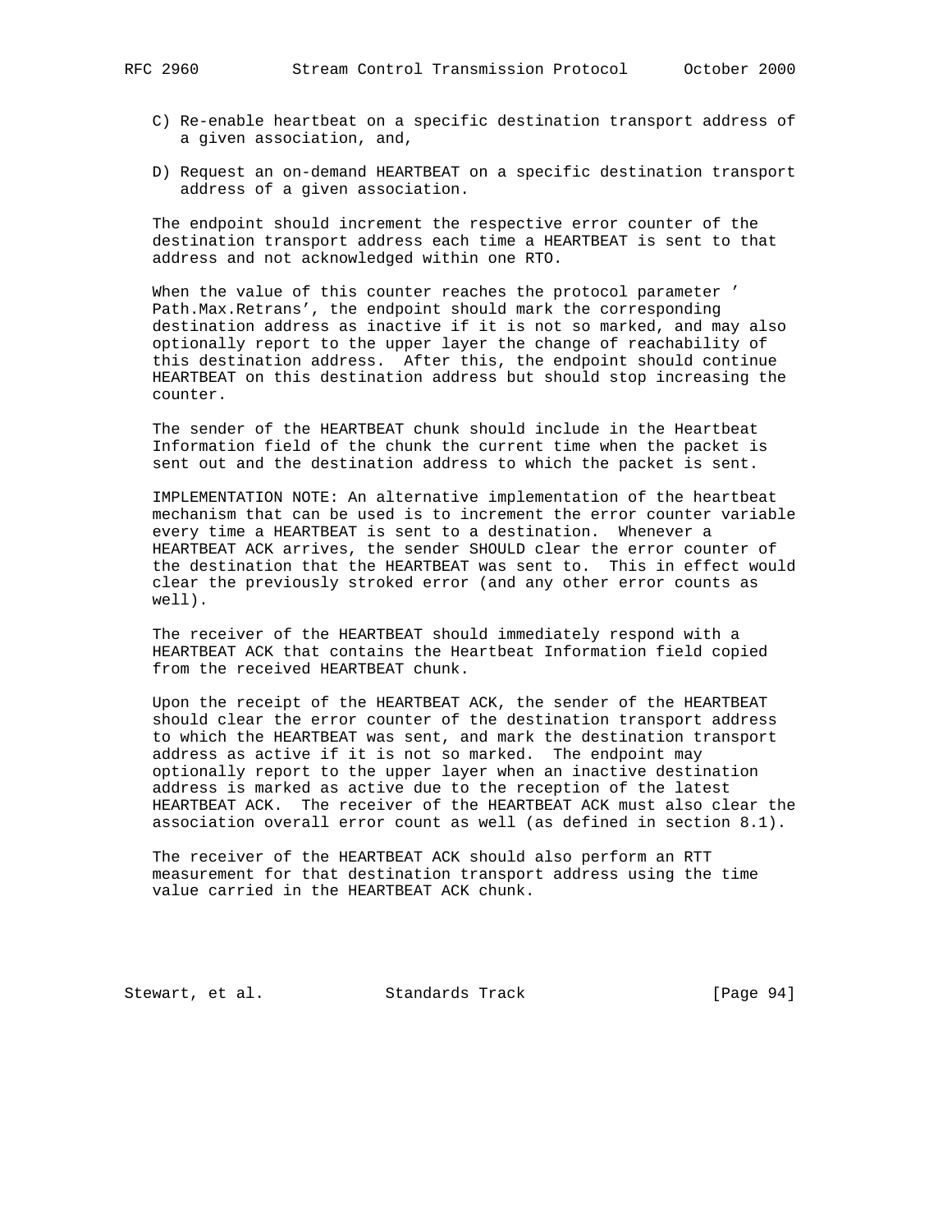C) Re-enable heartbeat on a specific destination transport address of a given association, and,

D) Request an on-demand HEARTBEAT on a specific destination transport address of a given association.

The endpoint should increment the respective error counter of the destination transport address each time a HEARTBEAT is sent to that address and not acknowledged within one RTO.

When the value of this counter reaches the protocol parameter ' Path.Max.Retrans', the endpoint should mark the corresponding destination address as inactive if it is not so marked, and may also optionally report to the upper layer the change of reachability of this destination address. After this, the endpoint should continue HEARTBEAT on this destination address but should stop increasing the counter.

The sender of the HEARTBEAT chunk should include in the Heartbeat Information field of the chunk the current time when the packet is sent out and the destination address to which the packet is sent.

IMPLEMENTATION NOTE: An alternative implementation of the heartbeat mechanism that can be used is to increment the error counter variable every time a HEARTBEAT is sent to a destination. Whenever a HEARTBEAT ACK arrives, the sender SHOULD clear the error counter of the destination that the HEARTBEAT was sent to. This in effect would clear the previously stroked error (and any other error counts as well).

The receiver of the HEARTBEAT should immediately respond with a HEARTBEAT ACK that contains the Heartbeat Information field copied from the received HEARTBEAT chunk.

Upon the receipt of the HEARTBEAT ACK, the sender of the HEARTBEAT should clear the error counter of the destination transport address to which the HEARTBEAT was sent, and mark the destination transport address as active if it is not so marked. The endpoint may optionally report to the upper layer when an inactive destination address is marked as active due to the reception of the latest HEARTBEAT ACK. The receiver of the HEARTBEAT ACK must also clear the association overall error count as well (as defined in section 8.1).

The receiver of the HEARTBEAT ACK should also perform an RTT measurement for that destination transport address using the time value carried in the HEARTBEAT ACK chunk.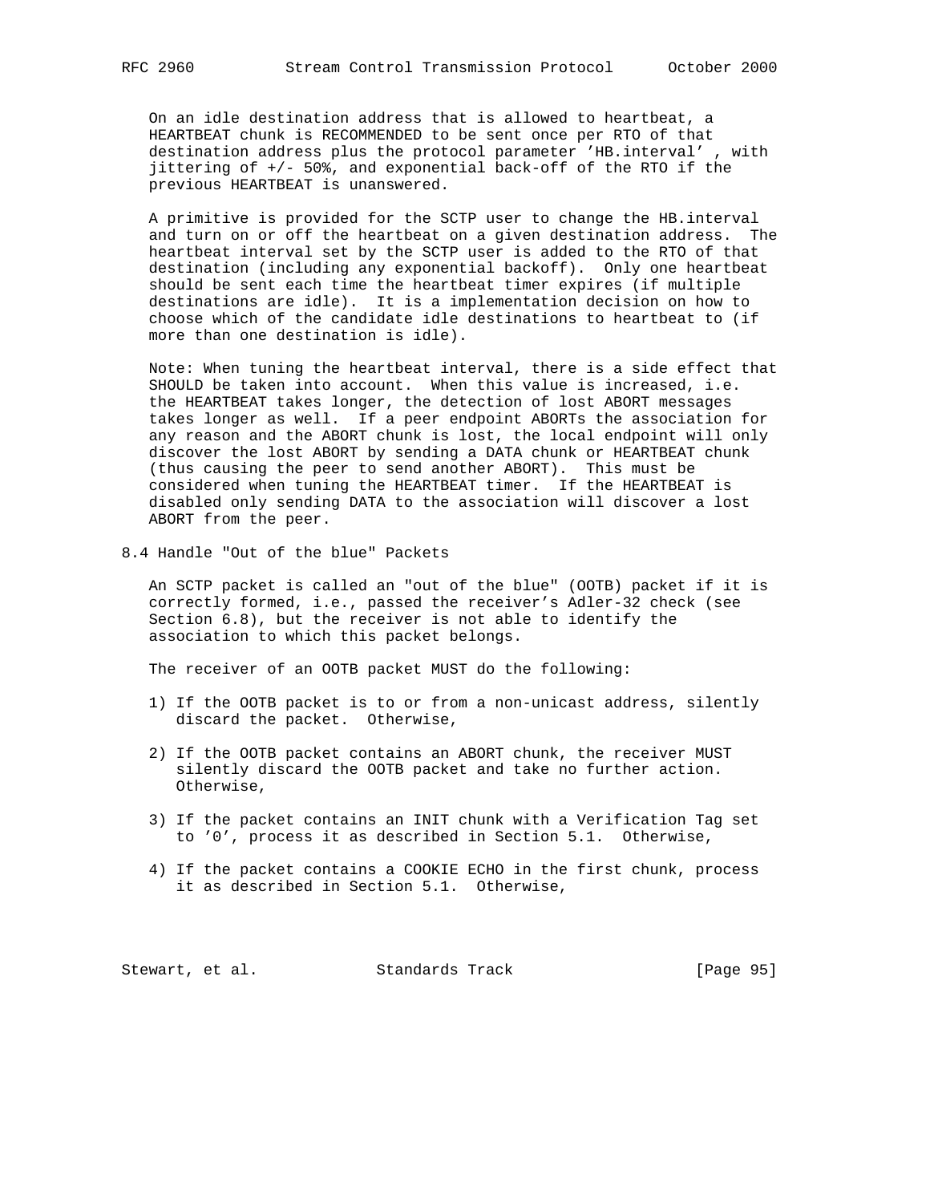On an idle destination address that is allowed to heartbeat, a HEARTBEAT chunk is RECOMMENDED to be sent once per RTO of that destination address plus the protocol parameter 'HB.interval' , with jittering of +/- 50%, and exponential back-off of the RTO if the previous HEARTBEAT is unanswered.

A primitive is provided for the SCTP user to change the HB.interval and turn on or off the heartbeat on a given destination address. The heartbeat interval set by the SCTP user is added to the RTO of that destination (including any exponential backoff). Only one heartbeat should be sent each time the heartbeat timer expires (if multiple destinations are idle). It is a implementation decision on how to choose which of the candidate idle destinations to heartbeat to (if more than one destination is idle).

Note: When tuning the heartbeat interval, there is a side effect that SHOULD be taken into account. When this value is increased, i.e. the HEARTBEAT takes longer, the detection of lost ABORT messages takes longer as well. If a peer endpoint ABORTs the association for any reason and the ABORT chunk is lost, the local endpoint will only discover the lost ABORT by sending a DATA chunk or HEARTBEAT chunk (thus causing the peer to send another ABORT). This must be considered when tuning the HEARTBEAT timer. If the HEARTBEAT is disabled only sending DATA to the association will discover a lost ABORT from the peer.

## 8.4 Handle "Out of the blue" Packets

An SCTP packet is called an "out of the blue" (OOTB) packet if it is correctly formed, i.e., passed the receiver's Adler-32 check (see Section 6.8), but the receiver is not able to identify the association to which this packet belongs.

The receiver of an OOTB packet MUST do the following:

1) If the OOTB packet is to or from a non-unicast address, silently discard the packet. Otherwise,

2) If the OOTB packet contains an ABORT chunk, the receiver MUST silently discard the OOTB packet and take no further action. Otherwise,

3) If the packet contains an INIT chunk with a Verification Tag set to '0', process it as described in Section 5.1. Otherwise,

4) If the packet contains a COOKIE ECHO in the first chunk, process it as described in Section 5.1. Otherwise,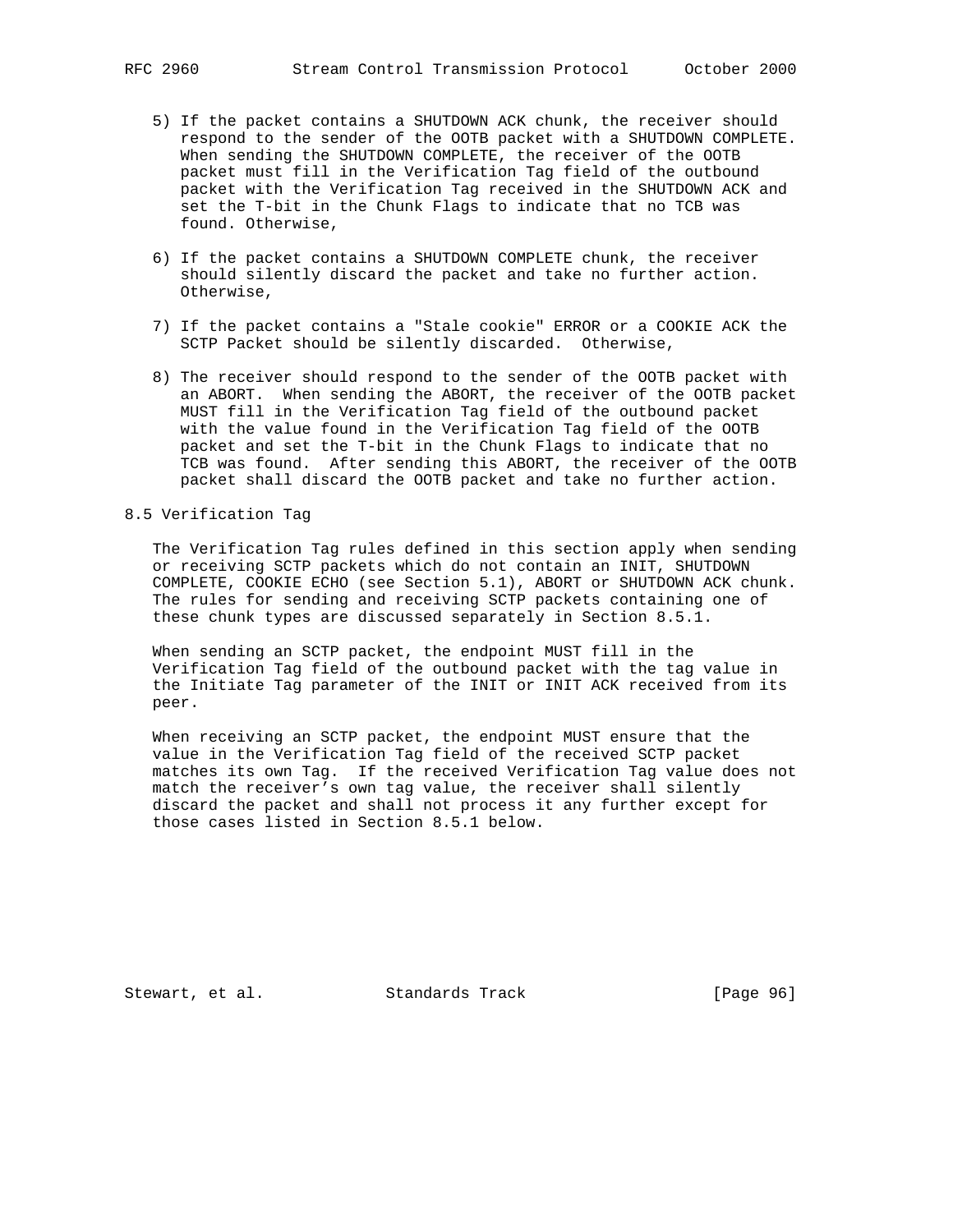5) If the packet contains a SHUTDOWN ACK chunk, the receiver should respond to the sender of the OOTB packet with a SHUTDOWN COMPLETE. When sending the SHUTDOWN COMPLETE, the receiver of the OOTB packet must fill in the Verification Tag field of the outbound packet with the Verification Tag received in the SHUTDOWN ACK and set the T-bit in the Chunk Flags to indicate that no TCB was found. Otherwise,

6) If the packet contains a SHUTDOWN COMPLETE chunk, the receiver should silently discard the packet and take no further action. Otherwise,

7) If the packet contains a "Stale cookie" ERROR or a COOKIE ACK the SCTP Packet should be silently discarded. Otherwise,

8) The receiver should respond to the sender of the OOTB packet with an ABORT. When sending the ABORT, the receiver of the OOTB packet MUST fill in the Verification Tag field of the outbound packet with the value found in the Verification Tag field of the OOTB packet and set the T-bit in the Chunk Flags to indicate that no TCB was found. After sending this ABORT, the receiver of the OOTB packet shall discard the OOTB packet and take no further action.

## 8.5 Verification Tag

The Verification Tag rules defined in this section apply when sending or receiving SCTP packets which do not contain an INIT, SHUTDOWN COMPLETE, COOKIE ECHO (see Section 5.1), ABORT or SHUTDOWN ACK chunk. The rules for sending and receiving SCTP packets containing one of these chunk types are discussed separately in Section 8.5.1.

When sending an SCTP packet, the endpoint MUST fill in the Verification Tag field of the outbound packet with the tag value in the Initiate Tag parameter of the INIT or INIT ACK received from its peer.

When receiving an SCTP packet, the endpoint MUST ensure that the value in the Verification Tag field of the received SCTP packet matches its own Tag. If the received Verification Tag value does not match the receiver's own tag value, the receiver shall silently discard the packet and shall not process it any further except for those cases listed in Section 8.5.1 below.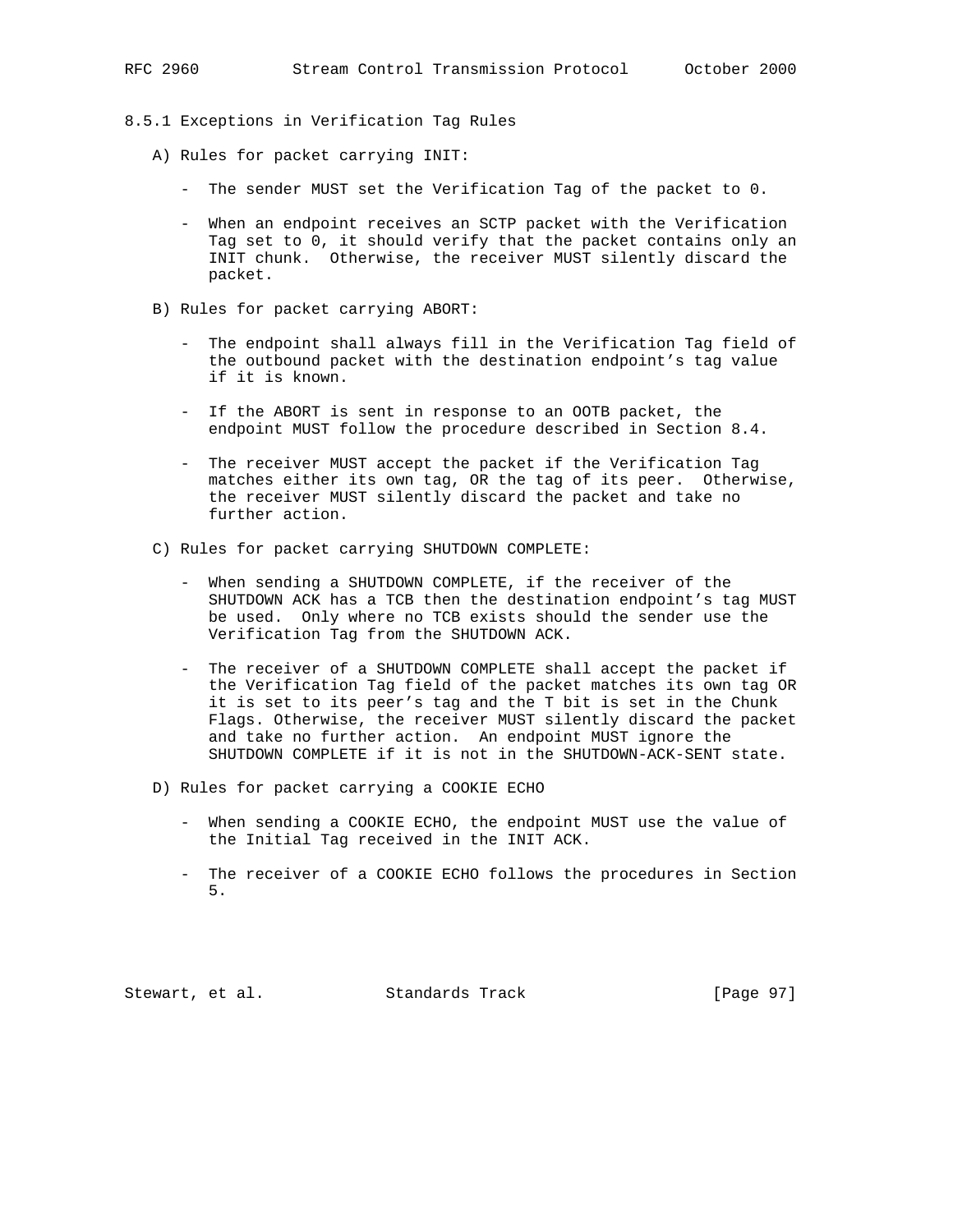### 8.5.1 Exceptions in Verification Tag Rules

A) Rules for packet carrying INIT:

- The sender MUST set the Verification Tag of the packet to 0.

- When an endpoint receives an SCTP packet with the Verification Tag set to 0, it should verify that the packet contains only an INIT chunk. Otherwise, the receiver MUST silently discard the packet.

B) Rules for packet carrying ABORT:

- The endpoint shall always fill in the Verification Tag field of the outbound packet with the destination endpoint's tag value if it is known.

- If the ABORT is sent in response to an OOTB packet, the endpoint MUST follow the procedure described in Section 8.4.

- The receiver MUST accept the packet if the Verification Tag matches either its own tag, OR the tag of its peer. Otherwise, the receiver MUST silently discard the packet and take no further action.

C) Rules for packet carrying SHUTDOWN COMPLETE:

- When sending a SHUTDOWN COMPLETE, if the receiver of the SHUTDOWN ACK has a TCB then the destination endpoint's tag MUST be used. Only where no TCB exists should the sender use the Verification Tag from the SHUTDOWN ACK.

- The receiver of a SHUTDOWN COMPLETE shall accept the packet if the Verification Tag field of the packet matches its own tag OR it is set to its peer's tag and the T bit is set in the Chunk Flags. Otherwise, the receiver MUST silently discard the packet and take no further action. An endpoint MUST ignore the SHUTDOWN COMPLETE if it is not in the SHUTDOWN-ACK-SENT state.

D) Rules for packet carrying a COOKIE ECHO

- When sending a COOKIE ECHO, the endpoint MUST use the value of the Initial Tag received in the INIT ACK.

- The receiver of a COOKIE ECHO follows the procedures in Section 5.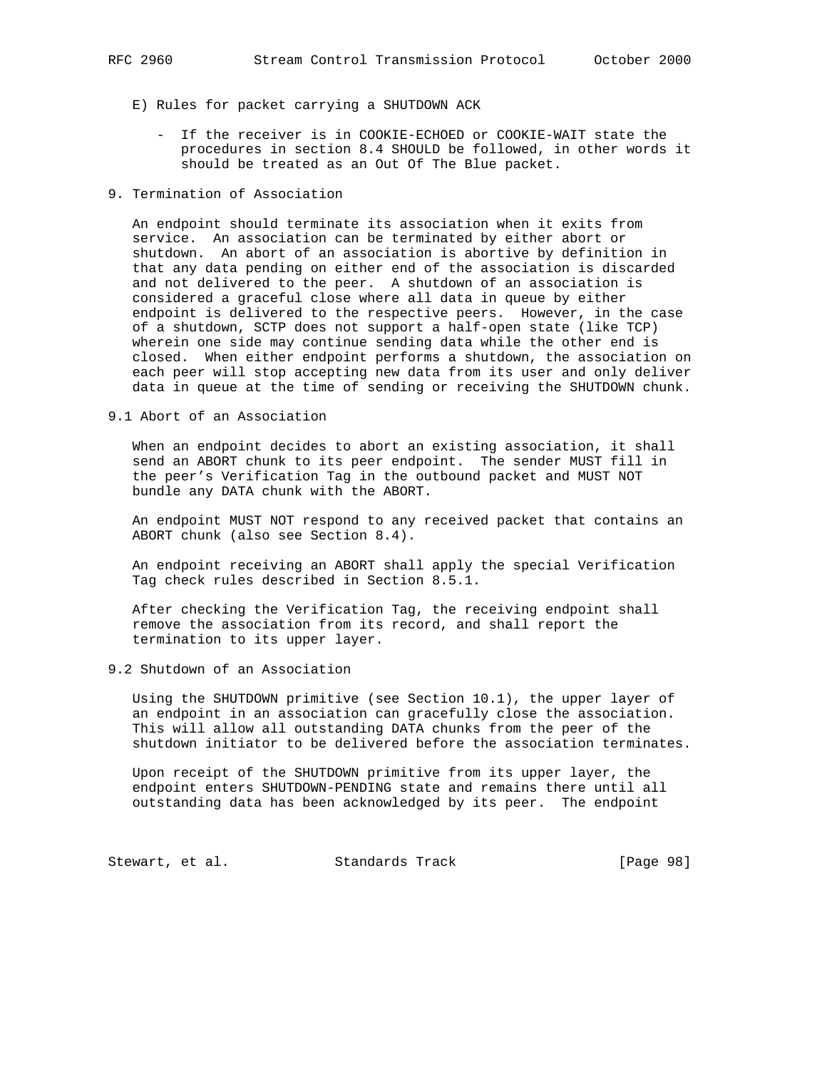E) Rules for packet carrying a SHUTDOWN ACK

- If the receiver is in COOKIE-ECHOED or COOKIE-WAIT state the procedures in section 8.4 SHOULD be followed, in other words it should be treated as an Out Of The Blue packet.

## 9. Termination of Association

An endpoint should terminate its association when it exits from service. An association can be terminated by either abort or shutdown. An abort of an association is abortive by definition in that any data pending on either end of the association is discarded and not delivered to the peer. A shutdown of an association is considered a graceful close where all data in queue by either endpoint is delivered to the respective peers. However, in the case of a shutdown, SCTP does not support a half-open state (like TCP) wherein one side may continue sending data while the other end is closed. When either endpoint performs a shutdown, the association on each peer will stop accepting new data from its user and only deliver data in queue at the time of sending or receiving the SHUTDOWN chunk.

### 9.1 Abort of an Association

When an endpoint decides to abort an existing association, it shall send an ABORT chunk to its peer endpoint. The sender MUST fill in the peer's Verification Tag in the outbound packet and MUST NOT bundle any DATA chunk with the ABORT.

An endpoint MUST NOT respond to any received packet that contains an ABORT chunk (also see Section 8.4).

An endpoint receiving an ABORT shall apply the special Verification Tag check rules described in Section 8.5.1.

After checking the Verification Tag, the receiving endpoint shall remove the association from its record, and shall report the termination to its upper layer.

### 9.2 Shutdown of an Association

Using the SHUTDOWN primitive (see Section 10.1), the upper layer of an endpoint in an association can gracefully close the association. This will allow all outstanding DATA chunks from the peer of the shutdown initiator to be delivered before the association terminates.

Upon receipt of the SHUTDOWN primitive from its upper layer, the endpoint enters SHUTDOWN-PENDING state and remains there until all outstanding data has been acknowledged by its peer. The endpoint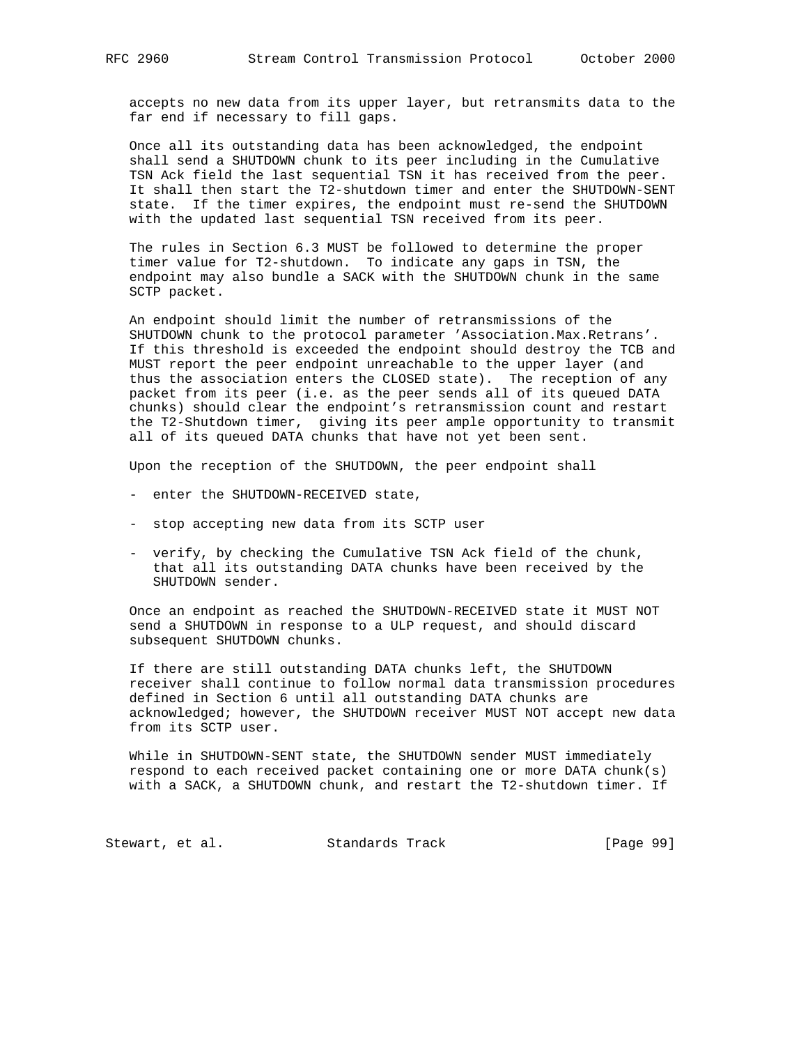accepts no new data from its upper layer, but retransmits data to the far end if necessary to fill gaps.

Once all its outstanding data has been acknowledged, the endpoint shall send a SHUTDOWN chunk to its peer including in the Cumulative TSN Ack field the last sequential TSN it has received from the peer. It shall then start the T2-shutdown timer and enter the SHUTDOWN-SENT state. If the timer expires, the endpoint must re-send the SHUTDOWN with the updated last sequential TSN received from its peer.

The rules in Section 6.3 MUST be followed to determine the proper timer value for T2-shutdown. To indicate any gaps in TSN, the endpoint may also bundle a SACK with the SHUTDOWN chunk in the same SCTP packet.

An endpoint should limit the number of retransmissions of the SHUTDOWN chunk to the protocol parameter 'Association.Max.Retrans'. If this threshold is exceeded the endpoint should destroy the TCB and MUST report the peer endpoint unreachable to the upper layer (and thus the association enters the CLOSED state). The reception of any packet from its peer (i.e. as the peer sends all of its queued DATA chunks) should clear the endpoint's retransmission count and restart the T2-Shutdown timer, giving its peer ample opportunity to transmit all of its queued DATA chunks that have not yet been sent.

Upon the reception of the SHUTDOWN, the peer endpoint shall

- enter the SHUTDOWN-RECEIVED state,
- stop accepting new data from its SCTP user
- verify, by checking the Cumulative TSN Ack field of the chunk, that all its outstanding DATA chunks have been received by the SHUTDOWN sender.

Once an endpoint as reached the SHUTDOWN-RECEIVED state it MUST NOT send a SHUTDOWN in response to a ULP request, and should discard subsequent SHUTDOWN chunks.

If there are still outstanding DATA chunks left, the SHUTDOWN receiver shall continue to follow normal data transmission procedures defined in Section 6 until all outstanding DATA chunks are acknowledged; however, the SHUTDOWN receiver MUST NOT accept new data from its SCTP user.

While in SHUTDOWN-SENT state, the SHUTDOWN sender MUST immediately respond to each received packet containing one or more DATA chunk(s) with a SACK, a SHUTDOWN chunk, and restart the T2-shutdown timer. If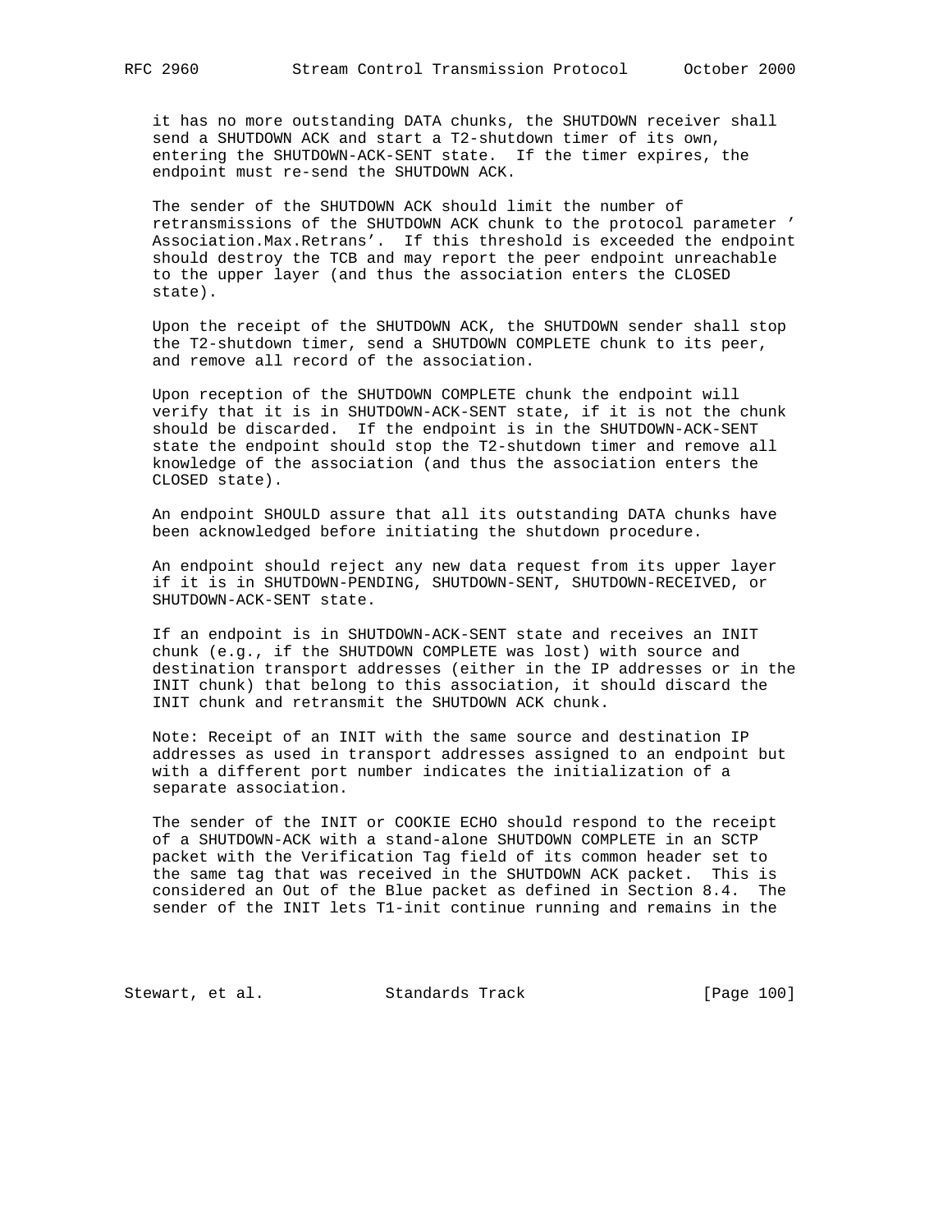it has no more outstanding DATA chunks, the SHUTDOWN receiver shall send a SHUTDOWN ACK and start a T2-shutdown timer of its own, entering the SHUTDOWN-ACK-SENT state. If the timer expires, the endpoint must re-send the SHUTDOWN ACK.

The sender of the SHUTDOWN ACK should limit the number of retransmissions of the SHUTDOWN ACK chunk to the protocol parameter 'Association.Max.Retrans'. If this threshold is exceeded the endpoint should destroy the TCB and may report the peer endpoint unreachable to the upper layer (and thus the association enters the CLOSED state).

Upon the receipt of the SHUTDOWN ACK, the SHUTDOWN sender shall stop the T2-shutdown timer, send a SHUTDOWN COMPLETE chunk to its peer, and remove all record of the association.

Upon reception of the SHUTDOWN COMPLETE chunk the endpoint will verify that it is in SHUTDOWN-ACK-SENT state, if it is not the chunk should be discarded. If the endpoint is in the SHUTDOWN-ACK-SENT state the endpoint should stop the T2-shutdown timer and remove all knowledge of the association (and thus the association enters the CLOSED state).

An endpoint SHOULD assure that all its outstanding DATA chunks have been acknowledged before initiating the shutdown procedure.

An endpoint should reject any new data request from its upper layer if it is in SHUTDOWN-PENDING, SHUTDOWN-SENT, SHUTDOWN-RECEIVED, or SHUTDOWN-ACK-SENT state.

If an endpoint is in SHUTDOWN-ACK-SENT state and receives an INIT chunk (e.g., if the SHUTDOWN COMPLETE was lost) with source and destination transport addresses (either in the IP addresses or in the INIT chunk) that belong to this association, it should discard the INIT chunk and retransmit the SHUTDOWN ACK chunk.

Note: Receipt of an INIT with the same source and destination IP addresses as used in transport addresses assigned to an endpoint but with a different port number indicates the initialization of a separate association.

The sender of the INIT or COOKIE ECHO should respond to the receipt of a SHUTDOWN-ACK with a stand-alone SHUTDOWN COMPLETE in an SCTP packet with the Verification Tag field of its common header set to the same tag that was received in the SHUTDOWN ACK packet. This is considered an Out of the Blue packet as defined in Section 8.4. The sender of the INIT lets T1-init continue running and remains in the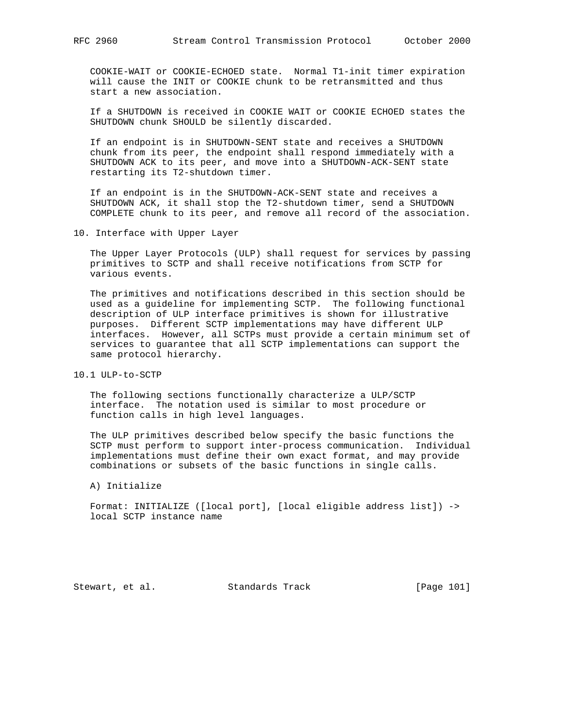COOKIE-WAIT or COOKIE-ECHOED state. Normal T1-init timer expiration will cause the INIT or COOKIE chunk to be retransmitted and thus start a new association.

If a SHUTDOWN is received in COOKIE WAIT or COOKIE ECHOED states the SHUTDOWN chunk SHOULD be silently discarded.

If an endpoint is in SHUTDOWN-SENT state and receives a SHUTDOWN chunk from its peer, the endpoint shall respond immediately with a SHUTDOWN ACK to its peer, and move into a SHUTDOWN-ACK-SENT state restarting its T2-shutdown timer.

If an endpoint is in the SHUTDOWN-ACK-SENT state and receives a SHUTDOWN ACK, it shall stop the T2-shutdown timer, send a SHUTDOWN COMPLETE chunk to its peer, and remove all record of the association.

# 10. Interface with Upper Layer

The Upper Layer Protocols (ULP) shall request for services by passing primitives to SCTP and shall receive notifications from SCTP for various events.

The primitives and notifications described in this section should be used as a guideline for implementing SCTP. The following functional description of ULP interface primitives is shown for illustrative purposes. Different SCTP implementations may have different ULP interfaces. However, all SCTPs must provide a certain minimum set of services to guarantee that all SCTP implementations can support the same protocol hierarchy.

## 10.1 ULP-to-SCTP

The following sections functionally characterize a ULP/SCTP interface. The notation used is similar to most procedure or function calls in high level languages.

The ULP primitives described below specify the basic functions the SCTP must perform to support inter-process communication. Individual implementations must define their own exact format, and may provide combinations or subsets of the basic functions in single calls.

A) Initialize

Format: INITIALIZE ([local port], [local eligible address list]) -> local SCTP instance name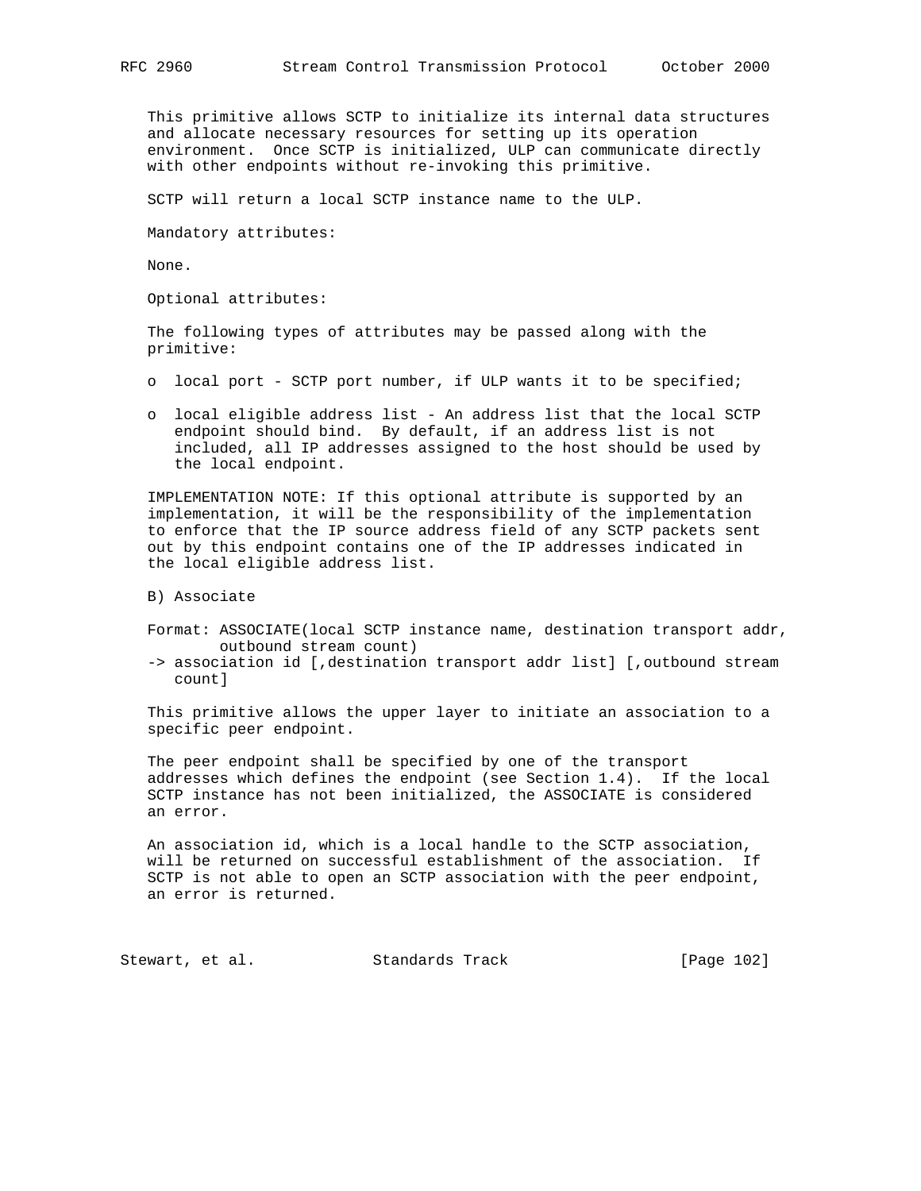This primitive allows SCTP to initialize its internal data structures and allocate necessary resources for setting up its operation environment. Once SCTP is initialized, ULP can communicate directly with other endpoints without re-invoking this primitive.

SCTP will return a local SCTP instance name to the ULP.

Mandatory attributes:

None.

Optional attributes:

The following types of attributes may be passed along with the primitive:

- o local port - SCTP port number, if ULP wants it to be specified;
- o local eligible address list - An address list that the local SCTP endpoint should bind. By default, if an address list is not included, all IP addresses assigned to the host should be used by the local endpoint.

IMPLEMENTATION NOTE: If this optional attribute is supported by an implementation, it will be the responsibility of the implementation to enforce that the IP source address field of any SCTP packets sent out by this endpoint contains one of the IP addresses indicated in the local eligible address list.

B) Associate

```
Format: ASSOCIATE(local SCTP instance name, destination transport addr,
        outbound stream count)
-> association id [,destination transport addr list] [,outbound stream
   count]
```

This primitive allows the upper layer to initiate an association to a specific peer endpoint.

The peer endpoint shall be specified by one of the transport addresses which defines the endpoint (see Section 1.4). If the local SCTP instance has not been initialized, the ASSOCIATE is considered an error.

An association id, which is a local handle to the SCTP association, will be returned on successful establishment of the association. If SCTP is not able to open an SCTP association with the peer endpoint, an error is returned.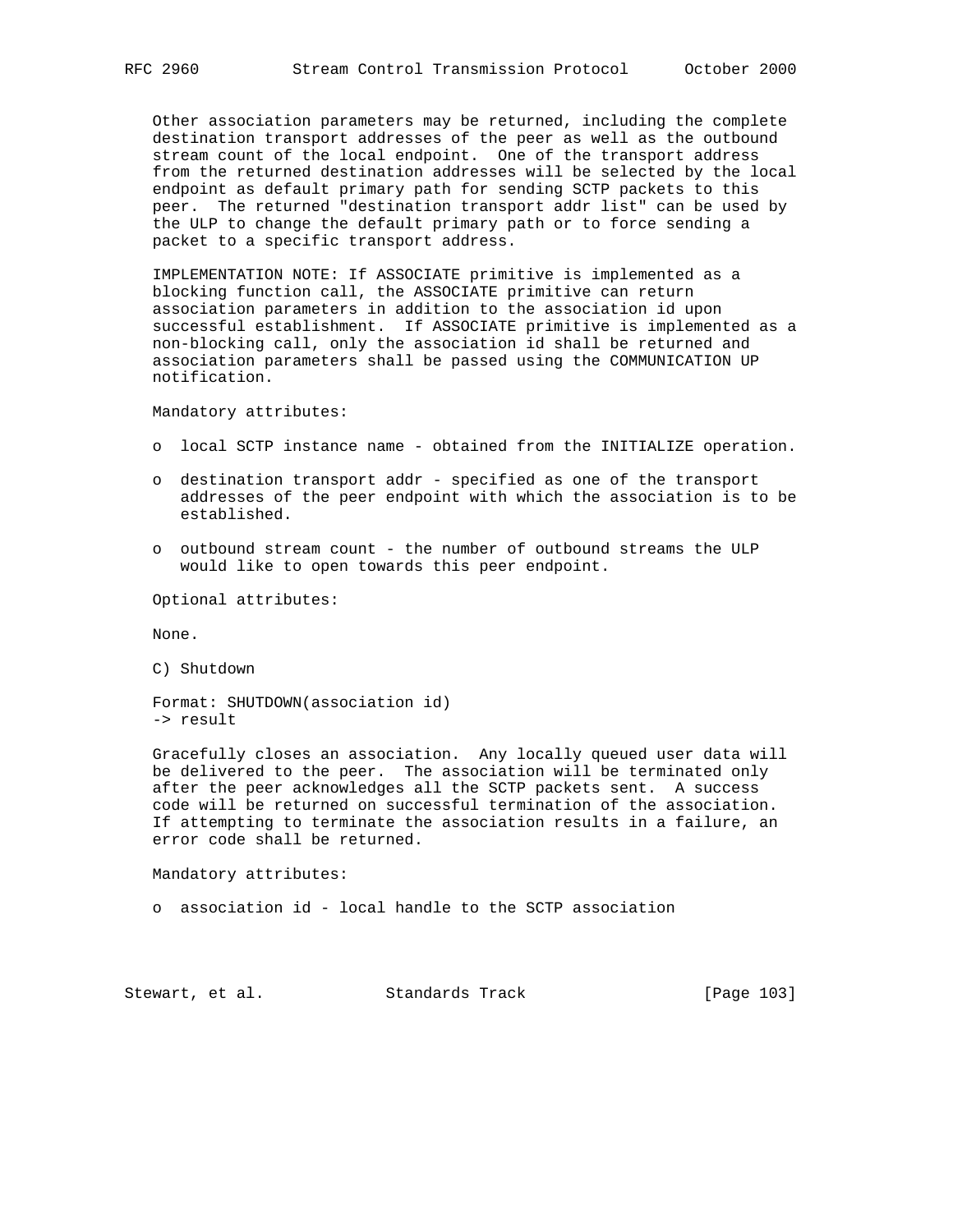Other association parameters may be returned, including the complete destination transport addresses of the peer as well as the outbound stream count of the local endpoint. One of the transport address from the returned destination addresses will be selected by the local endpoint as default primary path for sending SCTP packets to this peer. The returned "destination transport addr list" can be used by the ULP to change the default primary path or to force sending a packet to a specific transport address.

IMPLEMENTATION NOTE: If ASSOCIATE primitive is implemented as a blocking function call, the ASSOCIATE primitive can return association parameters in addition to the association id upon successful establishment. If ASSOCIATE primitive is implemented as a non-blocking call, only the association id shall be returned and association parameters shall be passed using the COMMUNICATION UP notification.

Mandatory attributes:

- o local SCTP instance name - obtained from the INITIALIZE operation.

- o destination transport addr - specified as one of the transport addresses of the peer endpoint with which the association is to be established.

- o outbound stream count - the number of outbound streams the ULP would like to open towards this peer endpoint.

Optional attributes:

None.

C) Shutdown

Format: SHUTDOWN(association id)
-> result

Gracefully closes an association. Any locally queued user data will be delivered to the peer. The association will be terminated only after the peer acknowledges all the SCTP packets sent. A success code will be returned on successful termination of the association. If attempting to terminate the association results in a failure, an error code shall be returned.

Mandatory attributes:

- o association id - local handle to the SCTP association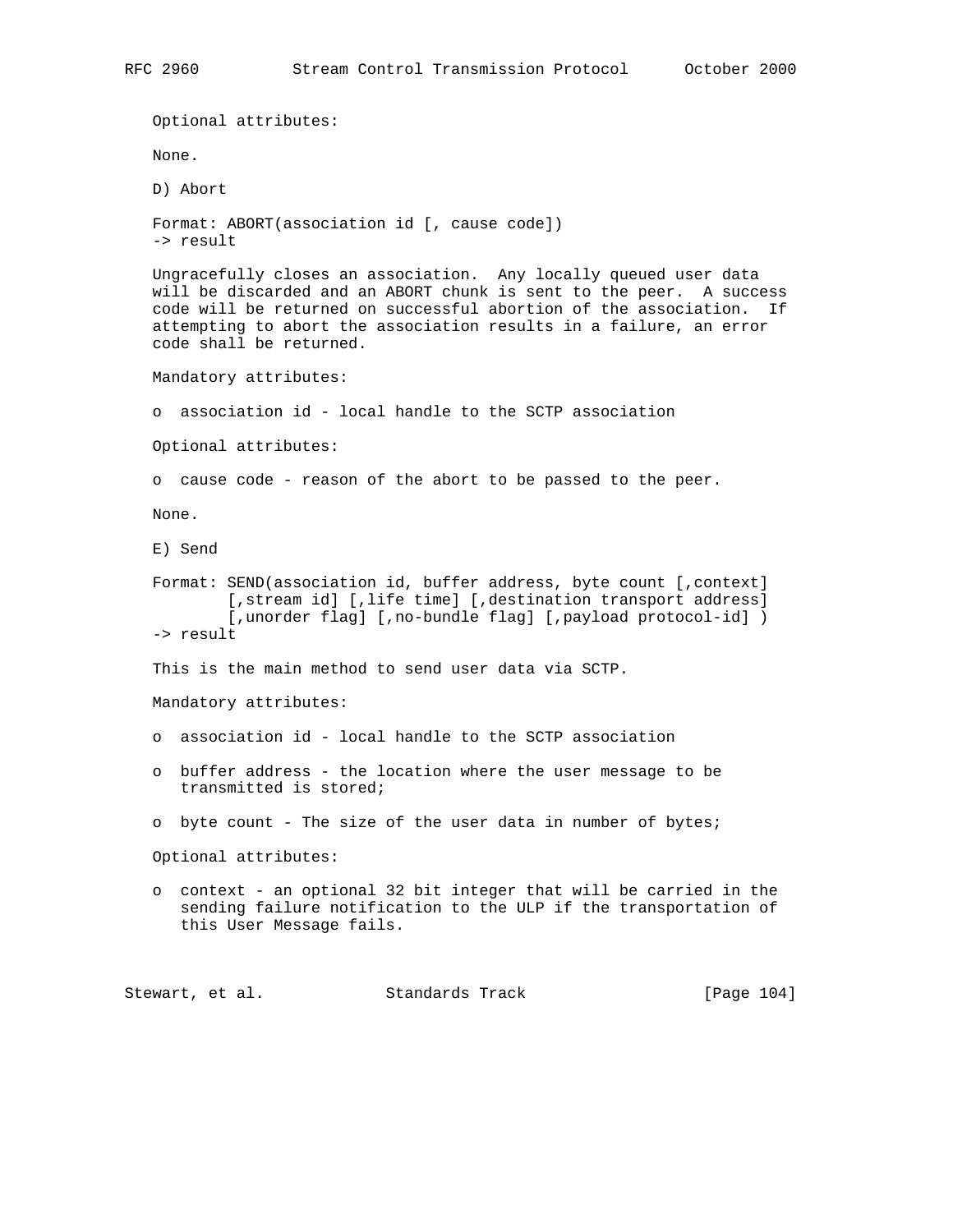Optional attributes:

None.

D) Abort

Format: ABORT(association id [, cause code])
-> result

Ungracefully closes an association. Any locally queued user data will be discarded and an ABORT chunk is sent to the peer. A success code will be returned on successful abortion of the association. If attempting to abort the association results in a failure, an error code shall be returned.

Mandatory attributes:

- association id - local handle to the SCTP association

Optional attributes:

- cause code - reason of the abort to be passed to the peer.

None.

E) Send

```
Format: SEND(association id, buffer address, byte count [,context]
        [,stream id] [,life time] [,destination transport address]
        [,unorder flag] [,no-bundle flag] [,payload protocol-id] )
-> result
```

This is the main method to send user data via SCTP.

Mandatory attributes:

- association id - local handle to the SCTP association

- buffer address - the location where the user message to be transmitted is stored;

- byte count - The size of the user data in number of bytes;

Optional attributes:

- context - an optional 32 bit integer that will be carried in the sending failure notification to the ULP if the transportation of this User Message fails.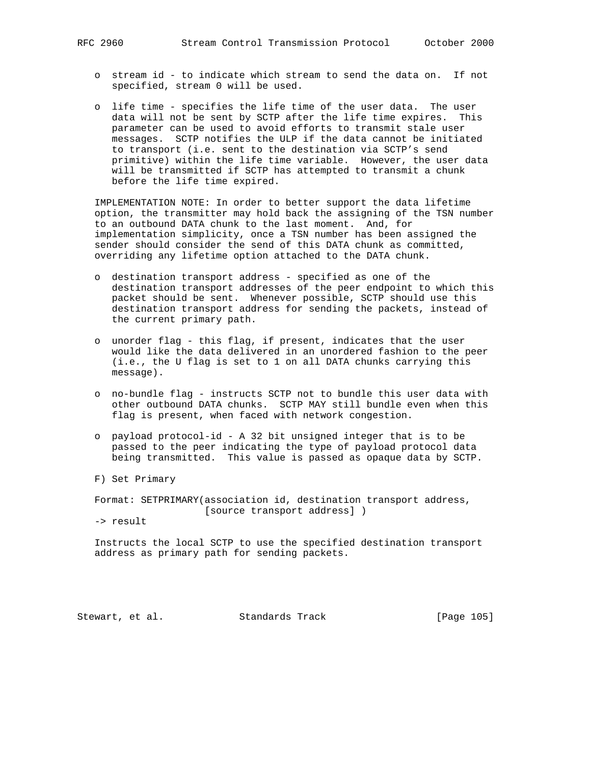- stream id - to indicate which stream to send the data on. If not specified, stream 0 will be used.

- life time - specifies the life time of the user data. The user data will not be sent by SCTP after the life time expires. This parameter can be used to avoid efforts to transmit stale user messages. SCTP notifies the ULP if the data cannot be initiated to transport (i.e. sent to the destination via SCTP's send primitive) within the life time variable. However, the user data will be transmitted if SCTP has attempted to transmit a chunk before the life time expired.

IMPLEMENTATION NOTE: In order to better support the data lifetime option, the transmitter may hold back the assigning of the TSN number to an outbound DATA chunk to the last moment. And, for implementation simplicity, once a TSN number has been assigned the sender should consider the send of this DATA chunk as committed, overriding any lifetime option attached to the DATA chunk.

- destination transport address - specified as one of the destination transport addresses of the peer endpoint to which this packet should be sent. Whenever possible, SCTP should use this destination transport address for sending the packets, instead of the current primary path.

- unorder flag - this flag, if present, indicates that the user would like the data delivered in an unordered fashion to the peer (i.e., the U flag is set to 1 on all DATA chunks carrying this message).

- no-bundle flag - instructs SCTP not to bundle this user data with other outbound DATA chunks. SCTP MAY still bundle even when this flag is present, when faced with network congestion.

- payload protocol-id - A 32 bit unsigned integer that is to be passed to the peer indicating the type of payload protocol data being transmitted. This value is passed as opaque data by SCTP.

F) Set Primary

```
Format: SETPRIMARY(association id, destination transport address,
                   [source transport address] )
-> result
```

Instructs the local SCTP to use the specified destination transport address as primary path for sending packets.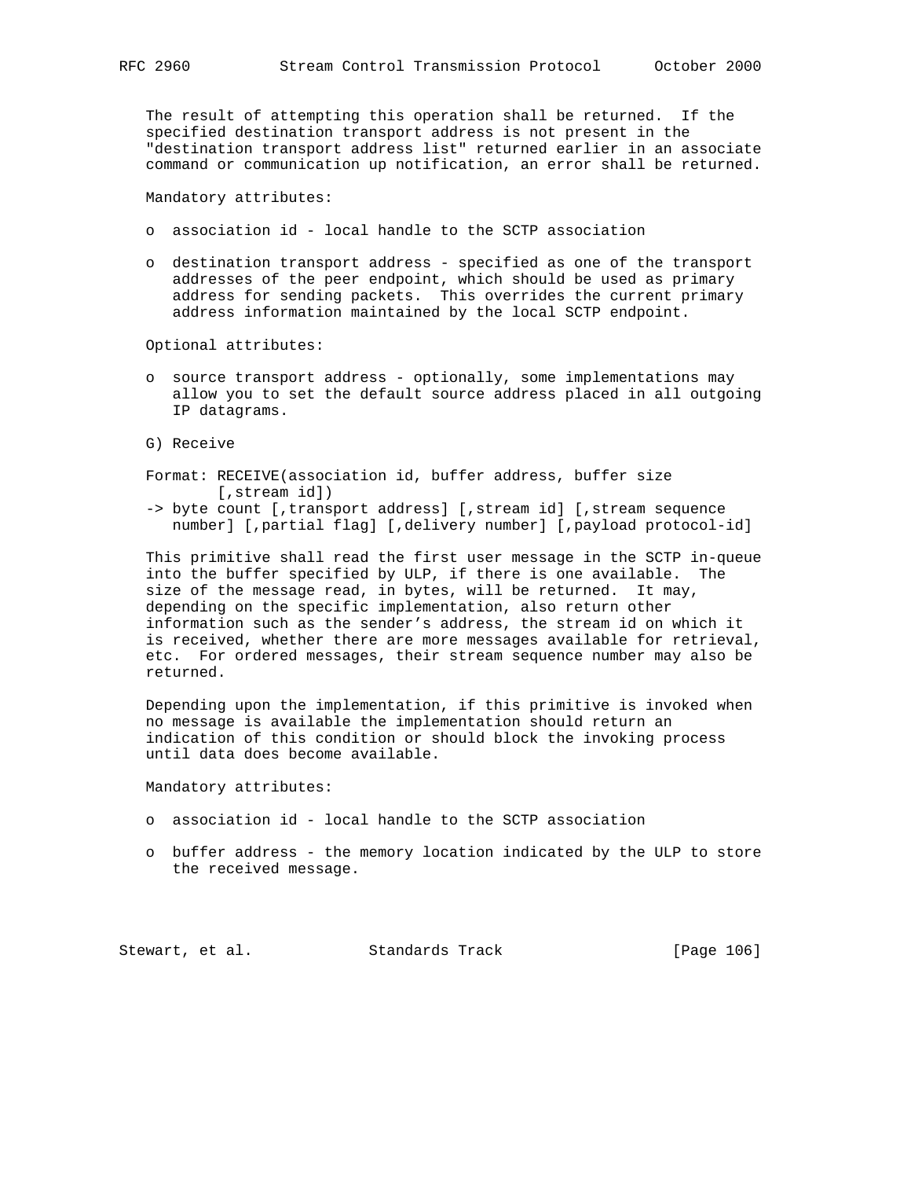The result of attempting this operation shall be returned. If the specified destination transport address is not present in the "destination transport address list" returned earlier in an associate command or communication up notification, an error shall be returned.

Mandatory attributes:

- o association id - local handle to the SCTP association
- o destination transport address - specified as one of the transport addresses of the peer endpoint, which should be used as primary address for sending packets. This overrides the current primary address information maintained by the local SCTP endpoint.

Optional attributes:

- o source transport address - optionally, some implementations may allow you to set the default source address placed in all outgoing IP datagrams.

G) Receive

```
Format: RECEIVE(association id, buffer address, buffer size
        [,stream id])
-> byte count [,transport address] [,stream id] [,stream sequence
   number] [,partial flag] [,delivery number] [,payload protocol-id]
```

This primitive shall read the first user message in the SCTP in-queue into the buffer specified by ULP, if there is one available. The size of the message read, in bytes, will be returned. It may, depending on the specific implementation, also return other information such as the sender's address, the stream id on which it is received, whether there are more messages available for retrieval, etc. For ordered messages, their stream sequence number may also be returned.

Depending upon the implementation, if this primitive is invoked when no message is available the implementation should return an indication of this condition or should block the invoking process until data does become available.

Mandatory attributes:

- o association id - local handle to the SCTP association
- o buffer address - the memory location indicated by the ULP to store the received message.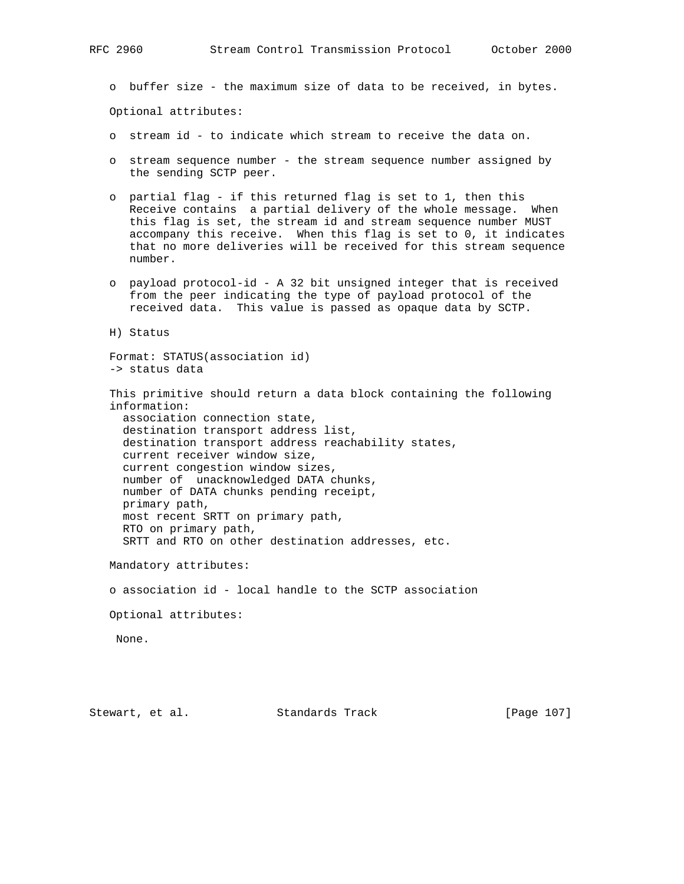o buffer size - the maximum size of data to be received, in bytes.

Optional attributes:

o stream id - to indicate which stream to receive the data on.

o stream sequence number - the stream sequence number assigned by the sending SCTP peer.

o partial flag - if this returned flag is set to 1, then this Receive contains a partial delivery of the whole message. When this flag is set, the stream id and stream sequence number MUST accompany this receive. When this flag is set to 0, it indicates that no more deliveries will be received for this stream sequence number.

o payload protocol-id - A 32 bit unsigned integer that is received from the peer indicating the type of payload protocol of the received data. This value is passed as opaque data by SCTP.

H) Status

Format: STATUS(association id)
-> status data

This primitive should return a data block containing the following information:

- association connection state,
- destination transport address list,
- destination transport address reachability states,
- current receiver window size,
- current congestion window sizes,
- number of unacknowledged DATA chunks,
- number of DATA chunks pending receipt,
- primary path,
- most recent SRTT on primary path,
- RTO on primary path,
- SRTT and RTO on other destination addresses, etc.

Mandatory attributes:

o association id - local handle to the SCTP association

Optional attributes:

None.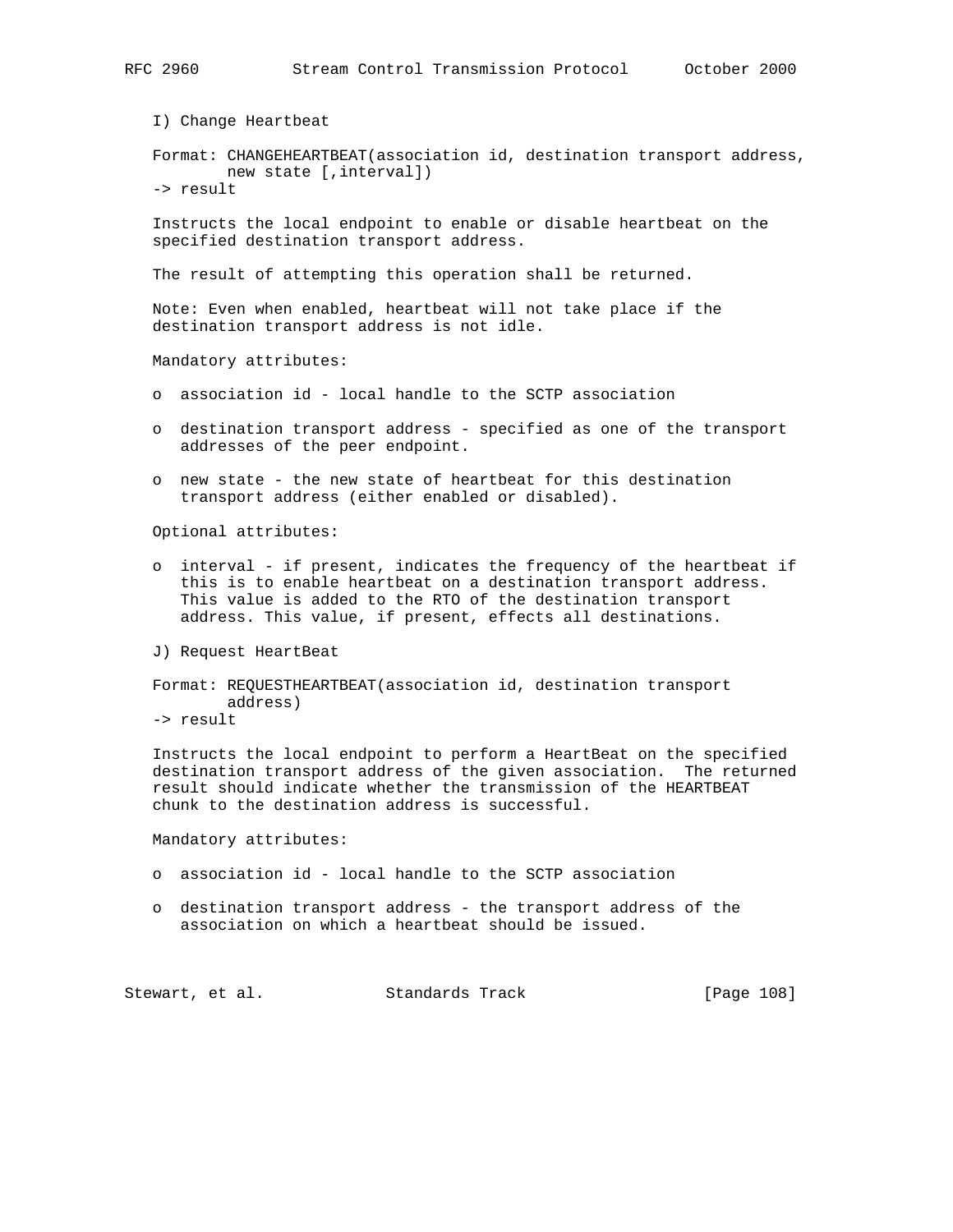I) Change Heartbeat

Format: CHANGEHEARTBEAT(association id, destination transport address, new state [,interval])
-> result

Instructs the local endpoint to enable or disable heartbeat on the specified destination transport address.

The result of attempting this operation shall be returned.

Note: Even when enabled, heartbeat will not take place if the destination transport address is not idle.

Mandatory attributes:

- association id - local handle to the SCTP association
- destination transport address - specified as one of the transport addresses of the peer endpoint.
- new state - the new state of heartbeat for this destination transport address (either enabled or disabled).

Optional attributes:

- interval - if present, indicates the frequency of the heartbeat if this is to enable heartbeat on a destination transport address. This value is added to the RTO of the destination transport address. This value, if present, effects all destinations.

J) Request HeartBeat

Format: REQUESTHEARTBEAT(association id, destination transport address)
-> result

Instructs the local endpoint to perform a HeartBeat on the specified destination transport address of the given association. The returned result should indicate whether the transmission of the HEARTBEAT chunk to the destination address is successful.

Mandatory attributes:

- association id - local handle to the SCTP association
- destination transport address - the transport address of the association on which a heartbeat should be issued.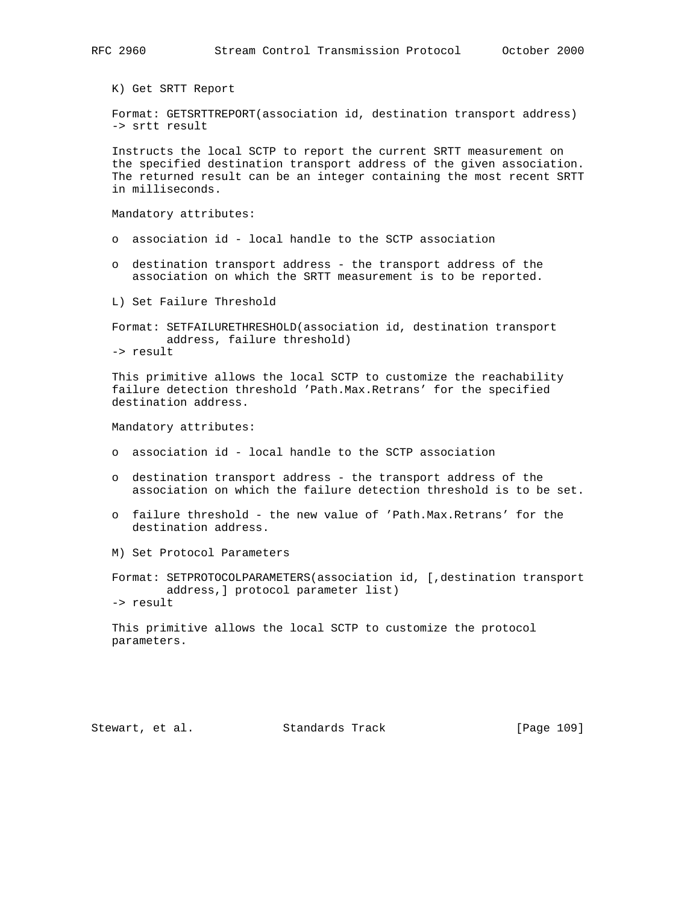K) Get SRTT Report

Format: GETSRTTREPORT(association id, destination transport address)
-> srtt result

Instructs the local SCTP to report the current SRTT measurement on the specified destination transport address of the given association. The returned result can be an integer containing the most recent SRTT in milliseconds.

Mandatory attributes:

- association id - local handle to the SCTP association
- destination transport address - the transport address of the association on which the SRTT measurement is to be reported.

L) Set Failure Threshold

Format: SETFAILURETHRESHOLD(association id, destination transport address, failure threshold)
-> result

This primitive allows the local SCTP to customize the reachability failure detection threshold 'Path.Max.Retrans' for the specified destination address.

Mandatory attributes:

- association id - local handle to the SCTP association
- destination transport address - the transport address of the association on which the failure detection threshold is to be set.
- failure threshold - the new value of 'Path.Max.Retrans' for the destination address.

M) Set Protocol Parameters

Format: SETPROTOCOLPARAMETERS(association id, [,destination transport address,] protocol parameter list)
-> result

This primitive allows the local SCTP to customize the protocol parameters.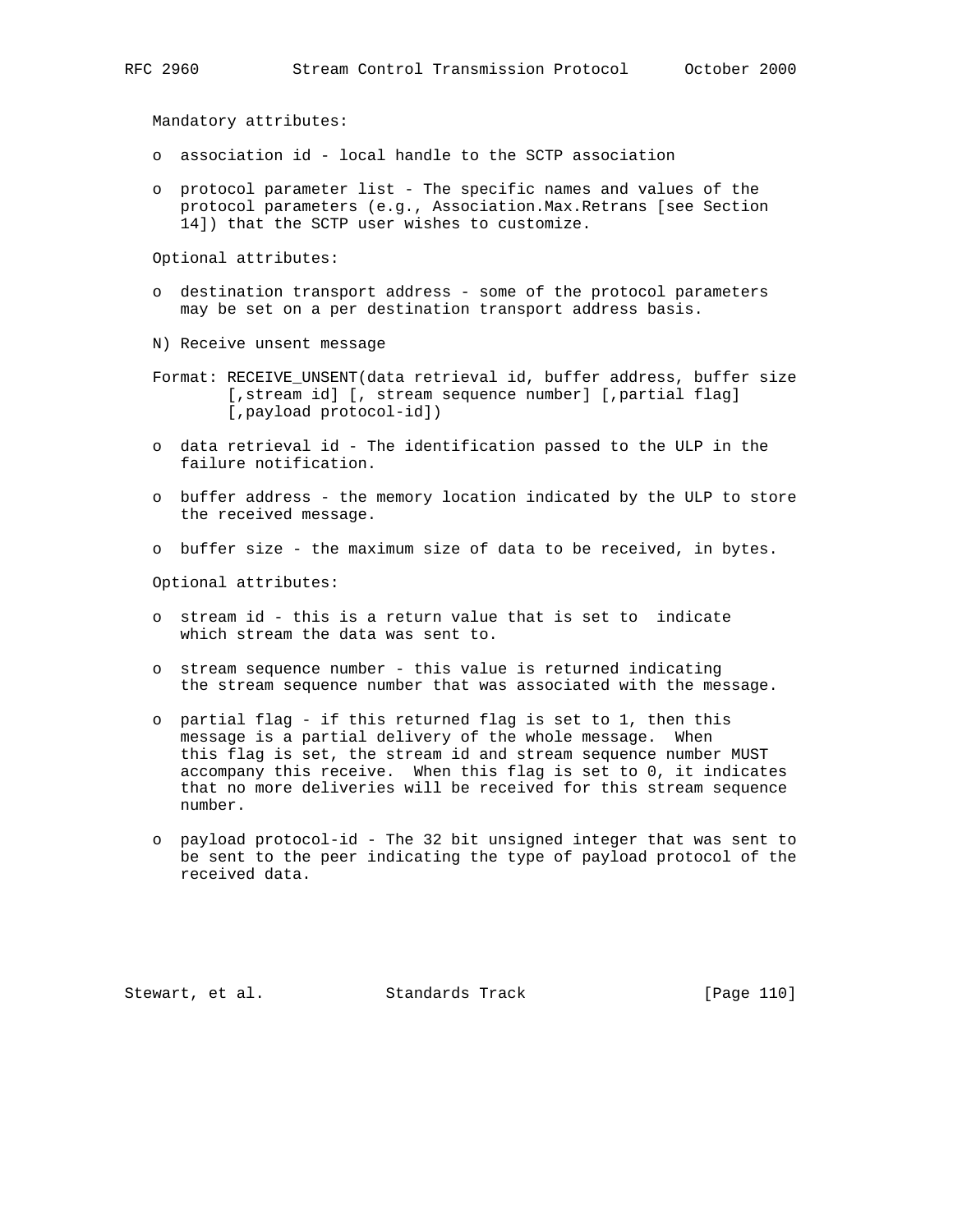Mandatory attributes:

o association id - local handle to the SCTP association

o protocol parameter list - The specific names and values of the protocol parameters (e.g., Association.Max.Retrans [see Section 14]) that the SCTP user wishes to customize.

Optional attributes:

o destination transport address - some of the protocol parameters may be set on a per destination transport address basis.

N) Receive unsent message

Format: RECEIVE_UNSENT(data retrieval id, buffer address, buffer size [,stream id] [, stream sequence number] [,partial flag] [,payload protocol-id])

o data retrieval id - The identification passed to the ULP in the failure notification.

o buffer address - the memory location indicated by the ULP to store the received message.

o buffer size - the maximum size of data to be received, in bytes.

Optional attributes:

o stream id - this is a return value that is set to indicate which stream the data was sent to.

o stream sequence number - this value is returned indicating the stream sequence number that was associated with the message.

o partial flag - if this returned flag is set to 1, then this message is a partial delivery of the whole message. When this flag is set, the stream id and stream sequence number MUST accompany this receive. When this flag is set to 0, it indicates that no more deliveries will be received for this stream sequence number.

o payload protocol-id - The 32 bit unsigned integer that was sent to be sent to the peer indicating the type of payload protocol of the received data.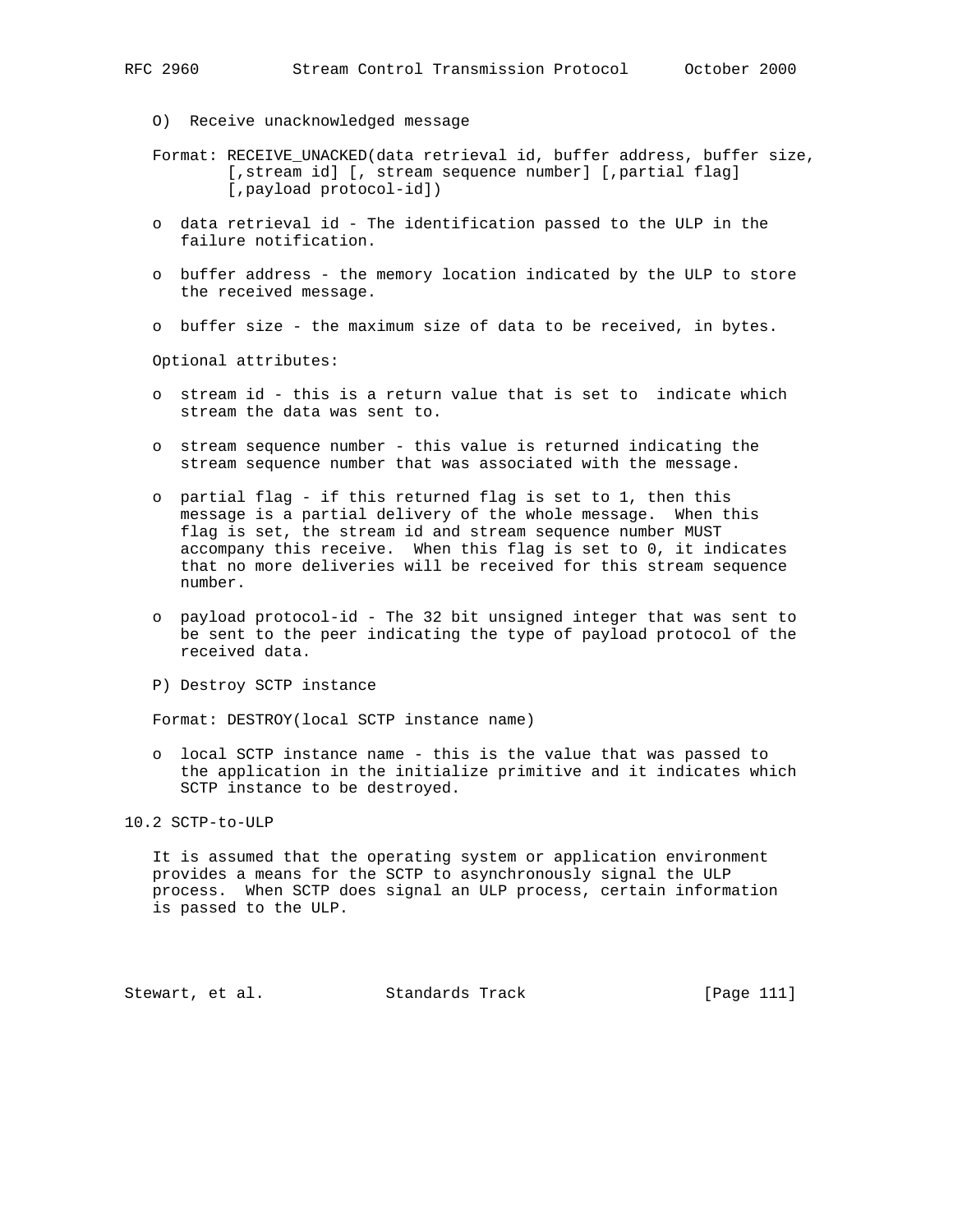O) Receive unacknowledged message

Format: RECEIVE_UNACKED(data retrieval id, buffer address, buffer size, [,stream id] [, stream sequence number] [,partial flag] [,payload protocol-id])

- data retrieval id - The identification passed to the ULP in the failure notification.
- buffer address - the memory location indicated by the ULP to store the received message.
- buffer size - the maximum size of data to be received, in bytes.

Optional attributes:

- stream id - this is a return value that is set to indicate which stream the data was sent to.
- stream sequence number - this value is returned indicating the stream sequence number that was associated with the message.
- partial flag - if this returned flag is set to 1, then this message is a partial delivery of the whole message. When this flag is set, the stream id and stream sequence number MUST accompany this receive. When this flag is set to 0, it indicates that no more deliveries will be received for this stream sequence number.
- payload protocol-id - The 32 bit unsigned integer that was sent to be sent to the peer indicating the type of payload protocol of the received data.

P) Destroy SCTP instance

Format: DESTROY(local SCTP instance name)

- local SCTP instance name - this is the value that was passed to the application in the initialize primitive and it indicates which SCTP instance to be destroyed.

## 10.2 SCTP-to-ULP

It is assumed that the operating system or application environment provides a means for the SCTP to asynchronously signal the ULP process. When SCTP does signal an ULP process, certain information is passed to the ULP.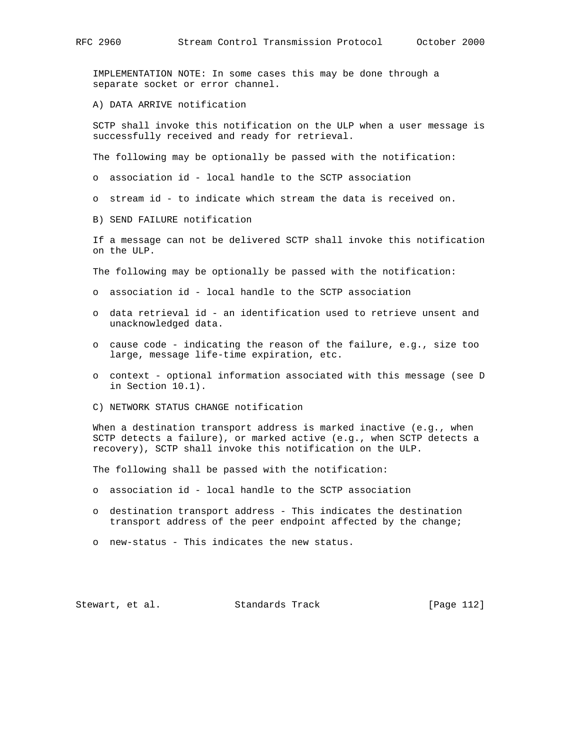IMPLEMENTATION NOTE: In some cases this may be done through a separate socket or error channel.

A) DATA ARRIVE notification

SCTP shall invoke this notification on the ULP when a user message is successfully received and ready for retrieval.

The following may be optionally be passed with the notification:

- association id - local handle to the SCTP association

- stream id - to indicate which stream the data is received on.

B) SEND FAILURE notification

If a message can not be delivered SCTP shall invoke this notification on the ULP.

The following may be optionally be passed with the notification:

- association id - local handle to the SCTP association

- data retrieval id - an identification used to retrieve unsent and unacknowledged data.

- cause code - indicating the reason of the failure, e.g., size too large, message life-time expiration, etc.

- context - optional information associated with this message (see D in Section 10.1).

C) NETWORK STATUS CHANGE notification

When a destination transport address is marked inactive (e.g., when SCTP detects a failure), or marked active (e.g., when SCTP detects a recovery), SCTP shall invoke this notification on the ULP.

The following shall be passed with the notification:

- association id - local handle to the SCTP association

- destination transport address - This indicates the destination transport address of the peer endpoint affected by the change;

- new-status - This indicates the new status.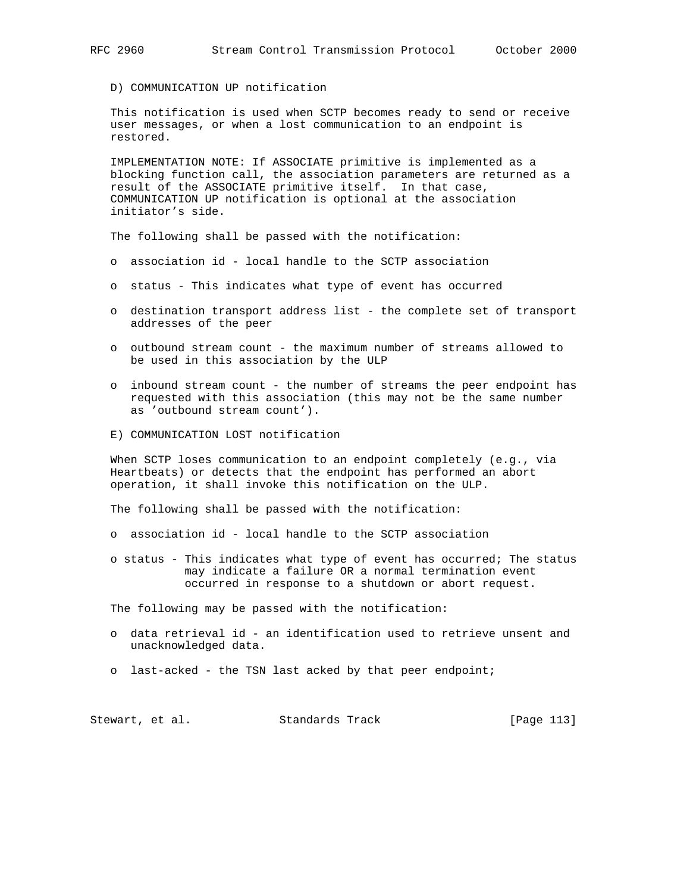D) COMMUNICATION UP notification

This notification is used when SCTP becomes ready to send or receive user messages, or when a lost communication to an endpoint is restored.

IMPLEMENTATION NOTE: If ASSOCIATE primitive is implemented as a blocking function call, the association parameters are returned as a result of the ASSOCIATE primitive itself. In that case, COMMUNICATION UP notification is optional at the association initiator's side.

The following shall be passed with the notification:

- association id - local handle to the SCTP association
- status - This indicates what type of event has occurred
- destination transport address list - the complete set of transport addresses of the peer
- outbound stream count - the maximum number of streams allowed to be used in this association by the ULP
- inbound stream count - the number of streams the peer endpoint has requested with this association (this may not be the same number as 'outbound stream count').

E) COMMUNICATION LOST notification

When SCTP loses communication to an endpoint completely (e.g., via Heartbeats) or detects that the endpoint has performed an abort operation, it shall invoke this notification on the ULP.

The following shall be passed with the notification:

- association id - local handle to the SCTP association
- status - This indicates what type of event has occurred; The status may indicate a failure OR a normal termination event occurred in response to a shutdown or abort request.

The following may be passed with the notification:

- data retrieval id - an identification used to retrieve unsent and unacknowledged data.
- last-acked - the TSN last acked by that peer endpoint;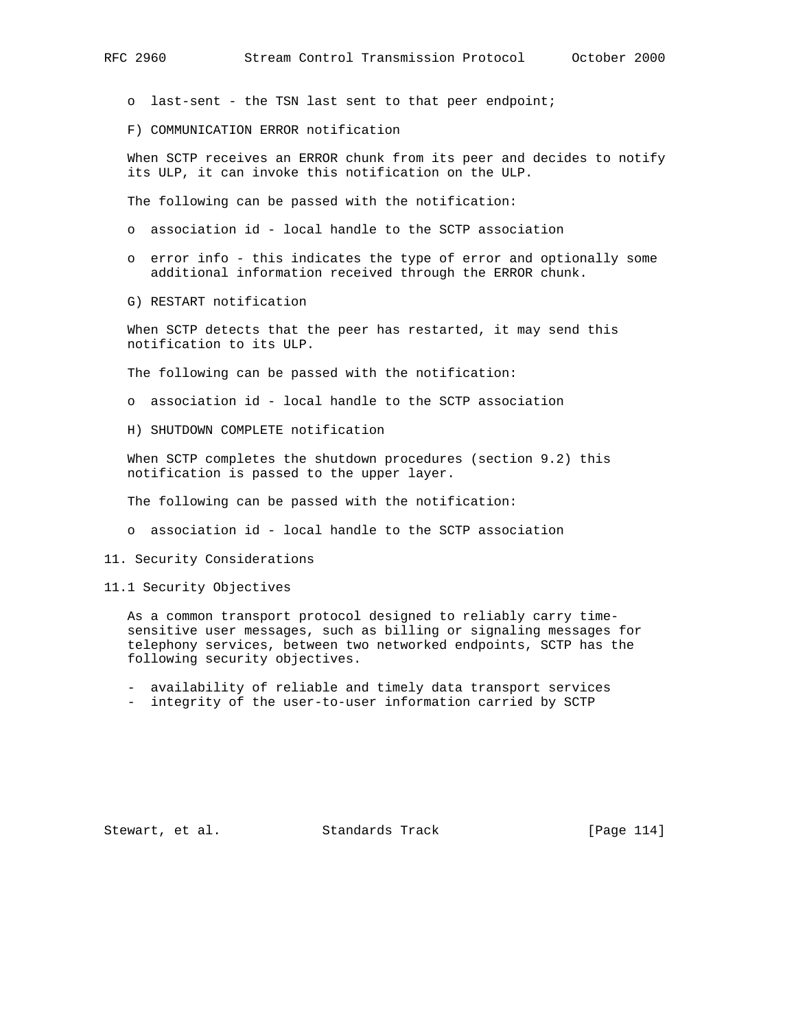- last-sent - the TSN last sent to that peer endpoint;

F) COMMUNICATION ERROR notification

When SCTP receives an ERROR chunk from its peer and decides to notify its ULP, it can invoke this notification on the ULP.

The following can be passed with the notification:

- association id - local handle to the SCTP association

- error info - this indicates the type of error and optionally some additional information received through the ERROR chunk.

G) RESTART notification

When SCTP detects that the peer has restarted, it may send this notification to its ULP.

The following can be passed with the notification:

- association id - local handle to the SCTP association

H) SHUTDOWN COMPLETE notification

When SCTP completes the shutdown procedures (section 9.2) this notification is passed to the upper layer.

The following can be passed with the notification:

- association id - local handle to the SCTP association

# 11. Security Considerations

## 11.1 Security Objectives

As a common transport protocol designed to reliably carry time-sensitive user messages, such as billing or signaling messages for telephony services, between two networked endpoints, SCTP has the following security objectives.

- availability of reliable and timely data transport services
- integrity of the user-to-user information carried by SCTP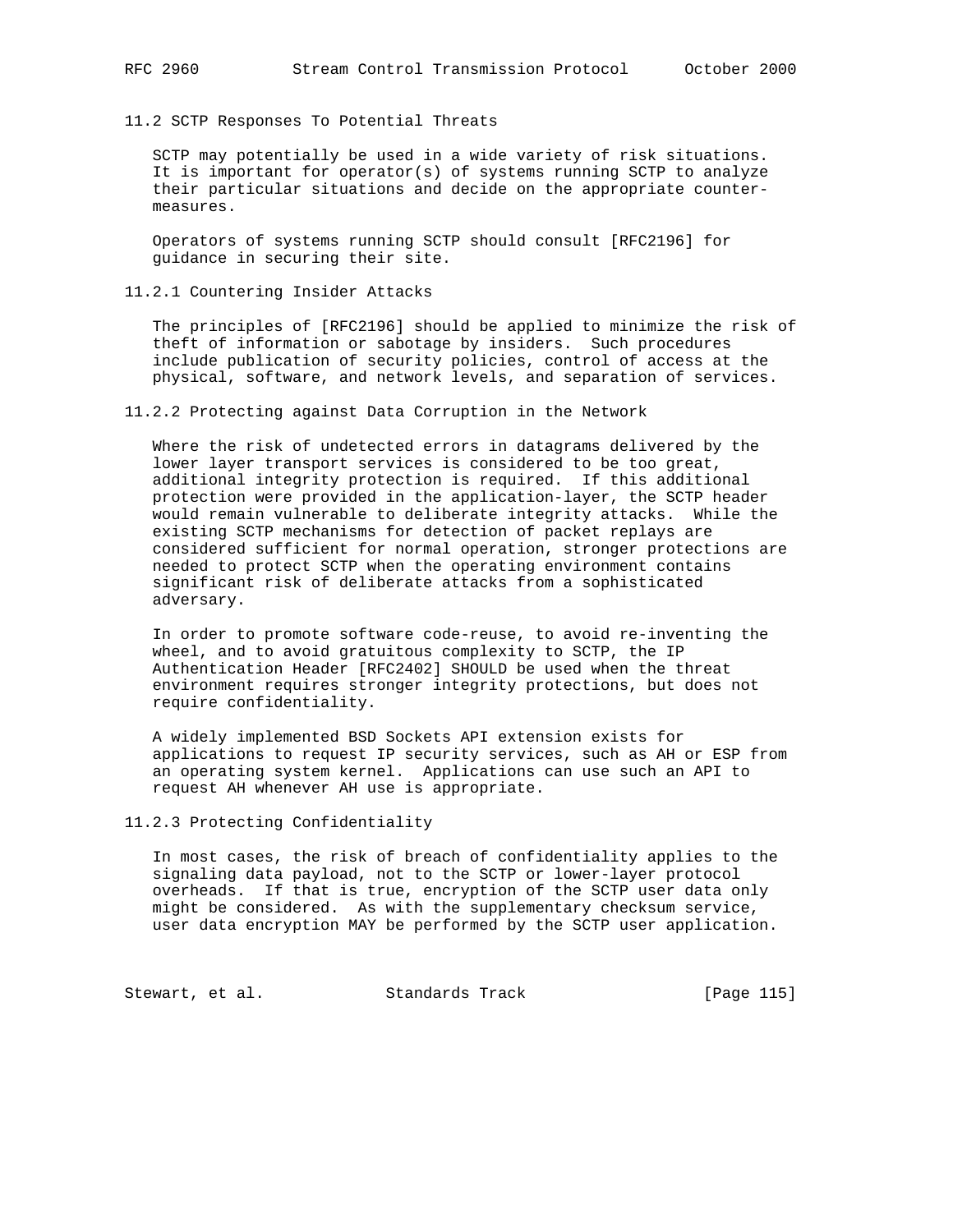### 11.2 SCTP Responses To Potential Threats

SCTP may potentially be used in a wide variety of risk situations. It is important for operator(s) of systems running SCTP to analyze their particular situations and decide on the appropriate counter-measures.

Operators of systems running SCTP should consult [RFC2196] for guidance in securing their site.

#### 11.2.1 Countering Insider Attacks

The principles of [RFC2196] should be applied to minimize the risk of theft of information or sabotage by insiders. Such procedures include publication of security policies, control of access at the physical, software, and network levels, and separation of services.

#### 11.2.2 Protecting against Data Corruption in the Network

Where the risk of undetected errors in datagrams delivered by the lower layer transport services is considered to be too great, additional integrity protection is required. If this additional protection were provided in the application-layer, the SCTP header would remain vulnerable to deliberate integrity attacks. While the existing SCTP mechanisms for detection of packet replays are considered sufficient for normal operation, stronger protections are needed to protect SCTP when the operating environment contains significant risk of deliberate attacks from a sophisticated adversary.

In order to promote software code-reuse, to avoid re-inventing the wheel, and to avoid gratuitous complexity to SCTP, the IP Authentication Header [RFC2402] SHOULD be used when the threat environment requires stronger integrity protections, but does not require confidentiality.

A widely implemented BSD Sockets API extension exists for applications to request IP security services, such as AH or ESP from an operating system kernel. Applications can use such an API to request AH whenever AH use is appropriate.

#### 11.2.3 Protecting Confidentiality

In most cases, the risk of breach of confidentiality applies to the signaling data payload, not to the SCTP or lower-layer protocol overheads. If that is true, encryption of the SCTP user data only might be considered. As with the supplementary checksum service, user data encryption MAY be performed by the SCTP user application.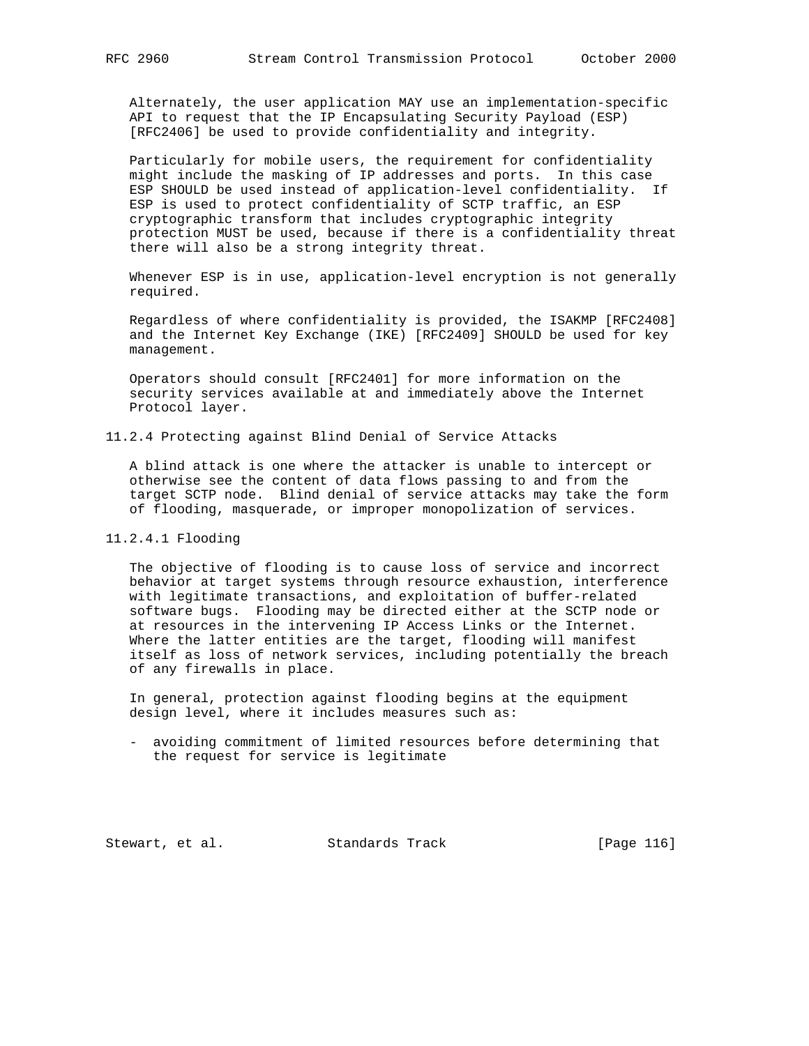Alternately, the user application MAY use an implementation-specific API to request that the IP Encapsulating Security Payload (ESP) [RFC2406] be used to provide confidentiality and integrity.

Particularly for mobile users, the requirement for confidentiality might include the masking of IP addresses and ports. In this case ESP SHOULD be used instead of application-level confidentiality. If ESP is used to protect confidentiality of SCTP traffic, an ESP cryptographic transform that includes cryptographic integrity protection MUST be used, because if there is a confidentiality threat there will also be a strong integrity threat.

Whenever ESP is in use, application-level encryption is not generally required.

Regardless of where confidentiality is provided, the ISAKMP [RFC2408] and the Internet Key Exchange (IKE) [RFC2409] SHOULD be used for key management.

Operators should consult [RFC2401] for more information on the security services available at and immediately above the Internet Protocol layer.

### 11.2.4 Protecting against Blind Denial of Service Attacks

A blind attack is one where the attacker is unable to intercept or otherwise see the content of data flows passing to and from the target SCTP node. Blind denial of service attacks may take the form of flooding, masquerade, or improper monopolization of services.

#### 11.2.4.1 Flooding

The objective of flooding is to cause loss of service and incorrect behavior at target systems through resource exhaustion, interference with legitimate transactions, and exploitation of buffer-related software bugs. Flooding may be directed either at the SCTP node or at resources in the intervening IP Access Links or the Internet. Where the latter entities are the target, flooding will manifest itself as loss of network services, including potentially the breach of any firewalls in place.

In general, protection against flooding begins at the equipment design level, where it includes measures such as:

- avoiding commitment of limited resources before determining that the request for service is legitimate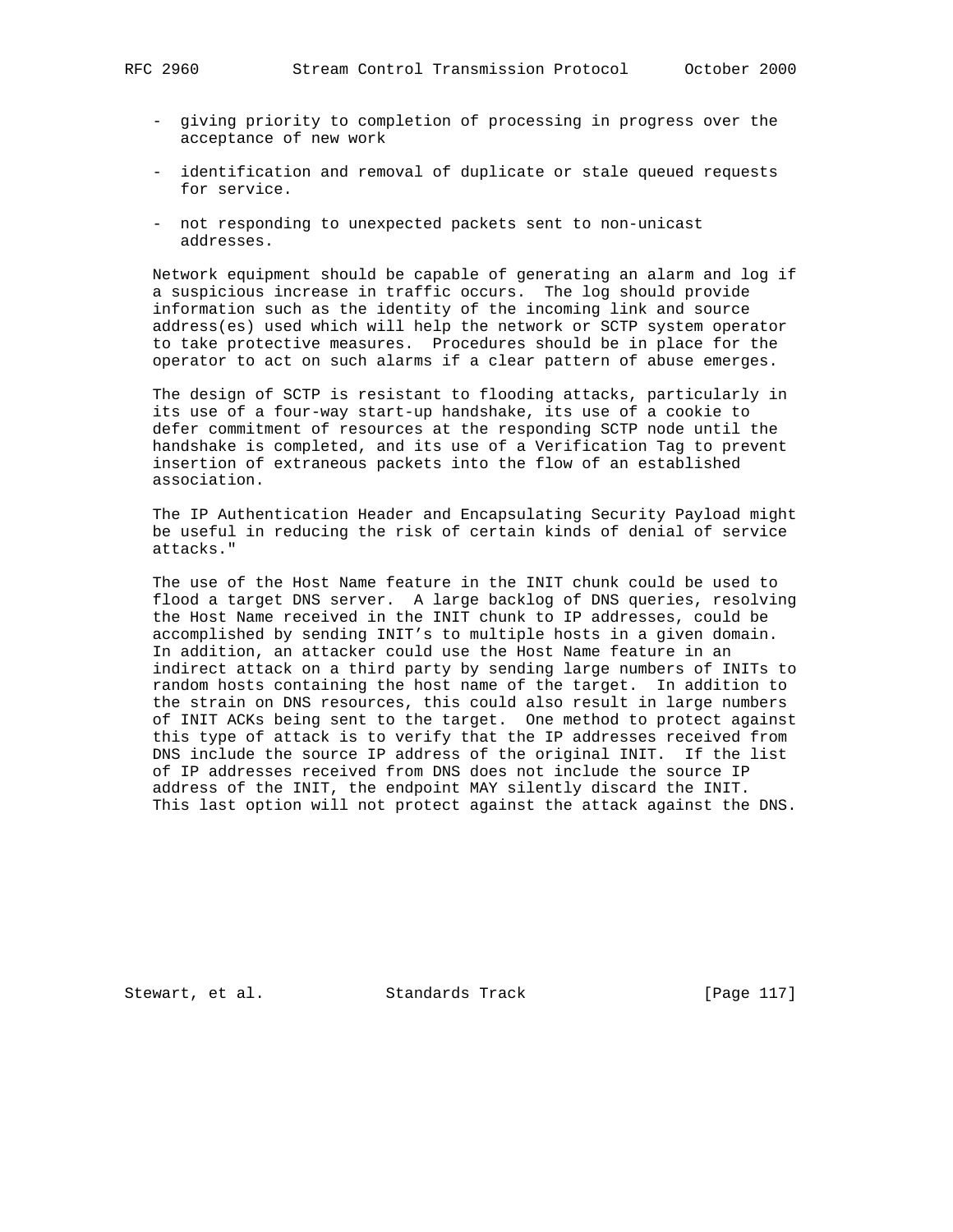- giving priority to completion of processing in progress over the acceptance of new work

- identification and removal of duplicate or stale queued requests for service.

- not responding to unexpected packets sent to non-unicast addresses.

Network equipment should be capable of generating an alarm and log if a suspicious increase in traffic occurs. The log should provide information such as the identity of the incoming link and source address(es) used which will help the network or SCTP system operator to take protective measures. Procedures should be in place for the operator to act on such alarms if a clear pattern of abuse emerges.

The design of SCTP is resistant to flooding attacks, particularly in its use of a four-way start-up handshake, its use of a cookie to defer commitment of resources at the responding SCTP node until the handshake is completed, and its use of a Verification Tag to prevent insertion of extraneous packets into the flow of an established association.

The IP Authentication Header and Encapsulating Security Payload might be useful in reducing the risk of certain kinds of denial of service attacks."

The use of the Host Name feature in the INIT chunk could be used to flood a target DNS server. A large backlog of DNS queries, resolving the Host Name received in the INIT chunk to IP addresses, could be accomplished by sending INIT's to multiple hosts in a given domain. In addition, an attacker could use the Host Name feature in an indirect attack on a third party by sending large numbers of INITs to random hosts containing the host name of the target. In addition to the strain on DNS resources, this could also result in large numbers of INIT ACKs being sent to the target. One method to protect against this type of attack is to verify that the IP addresses received from DNS include the source IP address of the original INIT. If the list of IP addresses received from DNS does not include the source IP address of the INIT, the endpoint MAY silently discard the INIT. This last option will not protect against the attack against the DNS.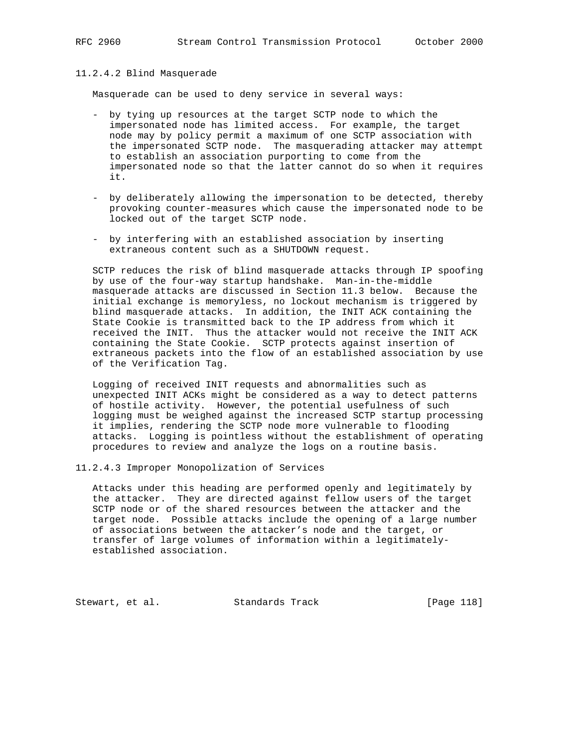#### 11.2.4.2 Blind Masquerade

Masquerade can be used to deny service in several ways:

- by tying up resources at the target SCTP node to which the impersonated node has limited access. For example, the target node may by policy permit a maximum of one SCTP association with the impersonated SCTP node. The masquerading attacker may attempt to establish an association purporting to come from the impersonated node so that the latter cannot do so when it requires it.
- by deliberately allowing the impersonation to be detected, thereby provoking counter-measures which cause the impersonated node to be locked out of the target SCTP node.
- by interfering with an established association by inserting extraneous content such as a SHUTDOWN request.

SCTP reduces the risk of blind masquerade attacks through IP spoofing by use of the four-way startup handshake. Man-in-the-middle masquerade attacks are discussed in Section 11.3 below. Because the initial exchange is memoryless, no lockout mechanism is triggered by blind masquerade attacks. In addition, the INIT ACK containing the State Cookie is transmitted back to the IP address from which it received the INIT. Thus the attacker would not receive the INIT ACK containing the State Cookie. SCTP protects against insertion of extraneous packets into the flow of an established association by use of the Verification Tag.

Logging of received INIT requests and abnormalities such as unexpected INIT ACKs might be considered as a way to detect patterns of hostile activity. However, the potential usefulness of such logging must be weighed against the increased SCTP startup processing it implies, rendering the SCTP node more vulnerable to flooding attacks. Logging is pointless without the establishment of operating procedures to review and analyze the logs on a routine basis.

#### 11.2.4.3 Improper Monopolization of Services

Attacks under this heading are performed openly and legitimately by the attacker. They are directed against fellow users of the target SCTP node or of the shared resources between the attacker and the target node. Possible attacks include the opening of a large number of associations between the attacker's node and the target, or transfer of large volumes of information within a legitimately-established association.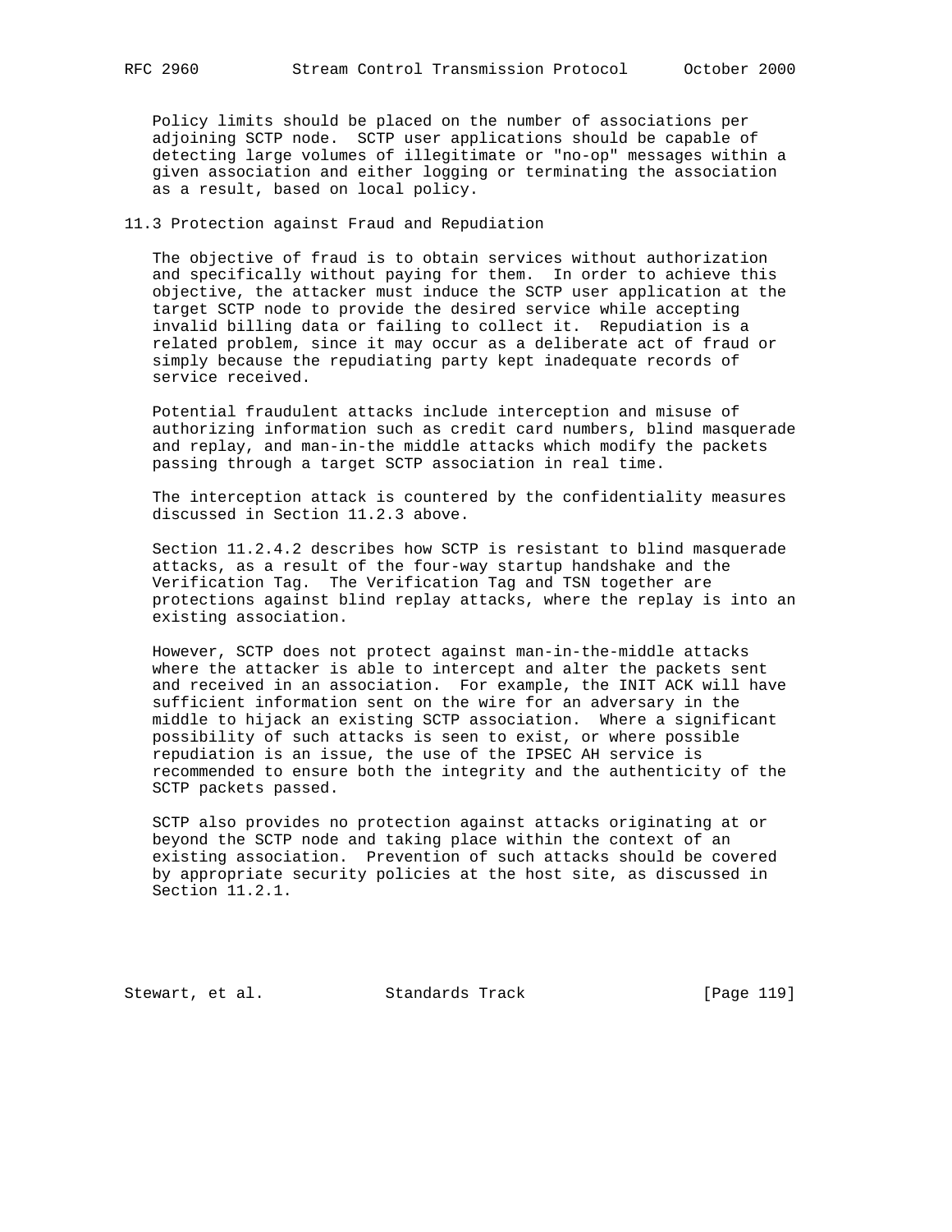Policy limits should be placed on the number of associations per adjoining SCTP node. SCTP user applications should be capable of detecting large volumes of illegitimate or "no-op" messages within a given association and either logging or terminating the association as a result, based on local policy.

## 11.3 Protection against Fraud and Repudiation

The objective of fraud is to obtain services without authorization and specifically without paying for them. In order to achieve this objective, the attacker must induce the SCTP user application at the target SCTP node to provide the desired service while accepting invalid billing data or failing to collect it. Repudiation is a related problem, since it may occur as a deliberate act of fraud or simply because the repudiating party kept inadequate records of service received.

Potential fraudulent attacks include interception and misuse of authorizing information such as credit card numbers, blind masquerade and replay, and man-in-the middle attacks which modify the packets passing through a target SCTP association in real time.

The interception attack is countered by the confidentiality measures discussed in Section 11.2.3 above.

Section 11.2.4.2 describes how SCTP is resistant to blind masquerade attacks, as a result of the four-way startup handshake and the Verification Tag. The Verification Tag and TSN together are protections against blind replay attacks, where the replay is into an existing association.

However, SCTP does not protect against man-in-the-middle attacks where the attacker is able to intercept and alter the packets sent and received in an association. For example, the INIT ACK will have sufficient information sent on the wire for an adversary in the middle to hijack an existing SCTP association. Where a significant possibility of such attacks is seen to exist, or where possible repudiation is an issue, the use of the IPSEC AH service is recommended to ensure both the integrity and the authenticity of the SCTP packets passed.

SCTP also provides no protection against attacks originating at or beyond the SCTP node and taking place within the context of an existing association. Prevention of such attacks should be covered by appropriate security policies at the host site, as discussed in Section 11.2.1.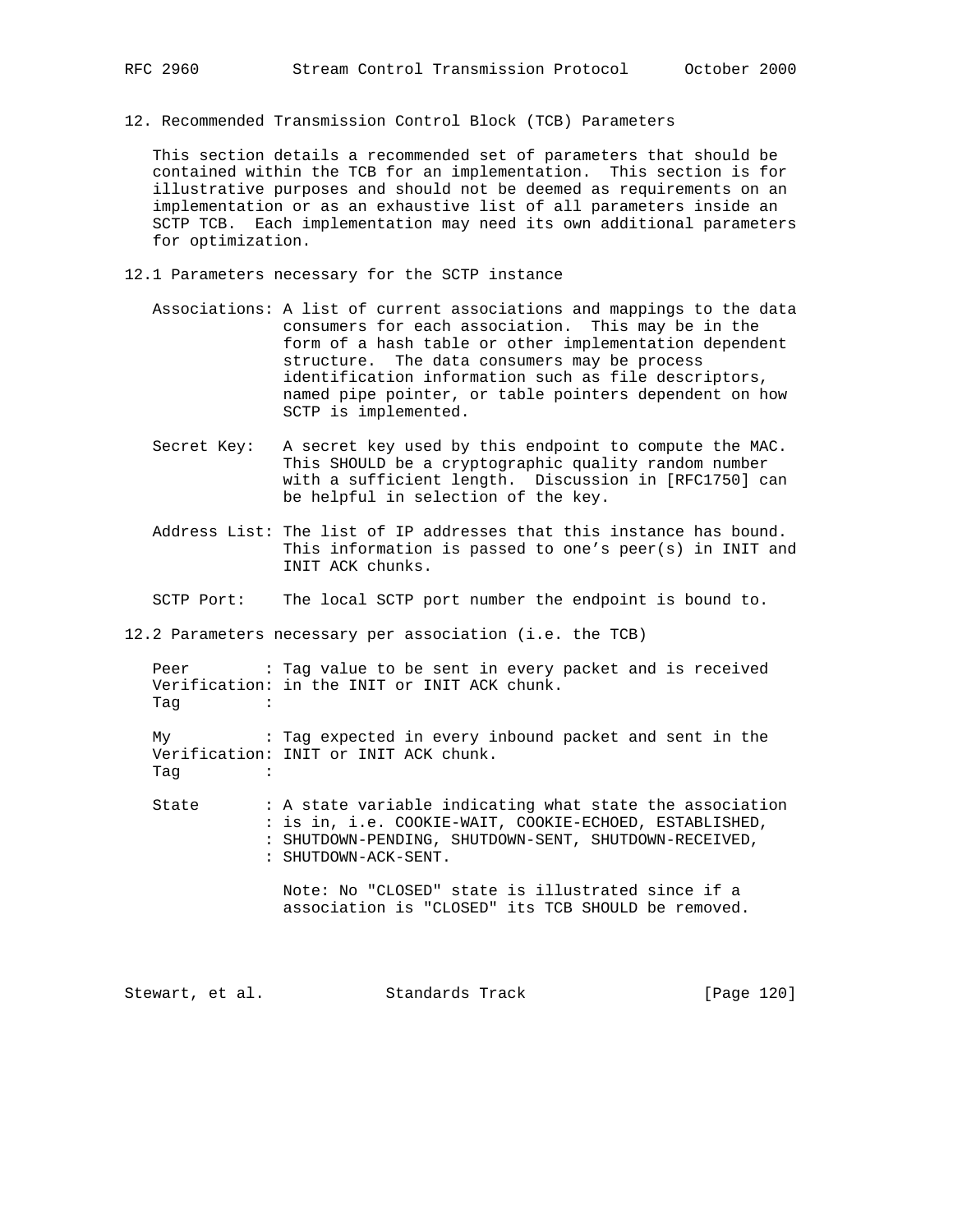## 12. Recommended Transmission Control Block (TCB) Parameters

This section details a recommended set of parameters that should be contained within the TCB for an implementation. This section is for illustrative purposes and should not be deemed as requirements on an implementation or as an exhaustive list of all parameters inside an SCTP TCB. Each implementation may need its own additional parameters for optimization.

### 12.1 Parameters necessary for the SCTP instance

**Associations:** A list of current associations and mappings to the data consumers for each association. This may be in the form of a hash table or other implementation dependent structure. The data consumers may be process identification information such as file descriptors, named pipe pointer, or table pointers dependent on how SCTP is implemented.

**Secret Key:** A secret key used by this endpoint to compute the MAC. This SHOULD be a cryptographic quality random number with a sufficient length. Discussion in [RFC1750] can be helpful in selection of the key.

**Address List:** The list of IP addresses that this instance has bound. This information is passed to one's peer(s) in INIT and INIT ACK chunks.

**SCTP Port:** The local SCTP port number the endpoint is bound to.

### 12.2 Parameters necessary per association (i.e. the TCB)

**Peer Verification Tag:** Tag value to be sent in every packet and is received in the INIT or INIT ACK chunk.

**My Verification Tag:** Tag expected in every inbound packet and sent in the INIT or INIT ACK chunk.

**State:** A state variable indicating what state the association is in, i.e. COOKIE-WAIT, COOKIE-ECHOED, ESTABLISHED, SHUTDOWN-PENDING, SHUTDOWN-SENT, SHUTDOWN-RECEIVED, SHUTDOWN-ACK-SENT.

Note: No "CLOSED" state is illustrated since if a association is "CLOSED" its TCB SHOULD be removed.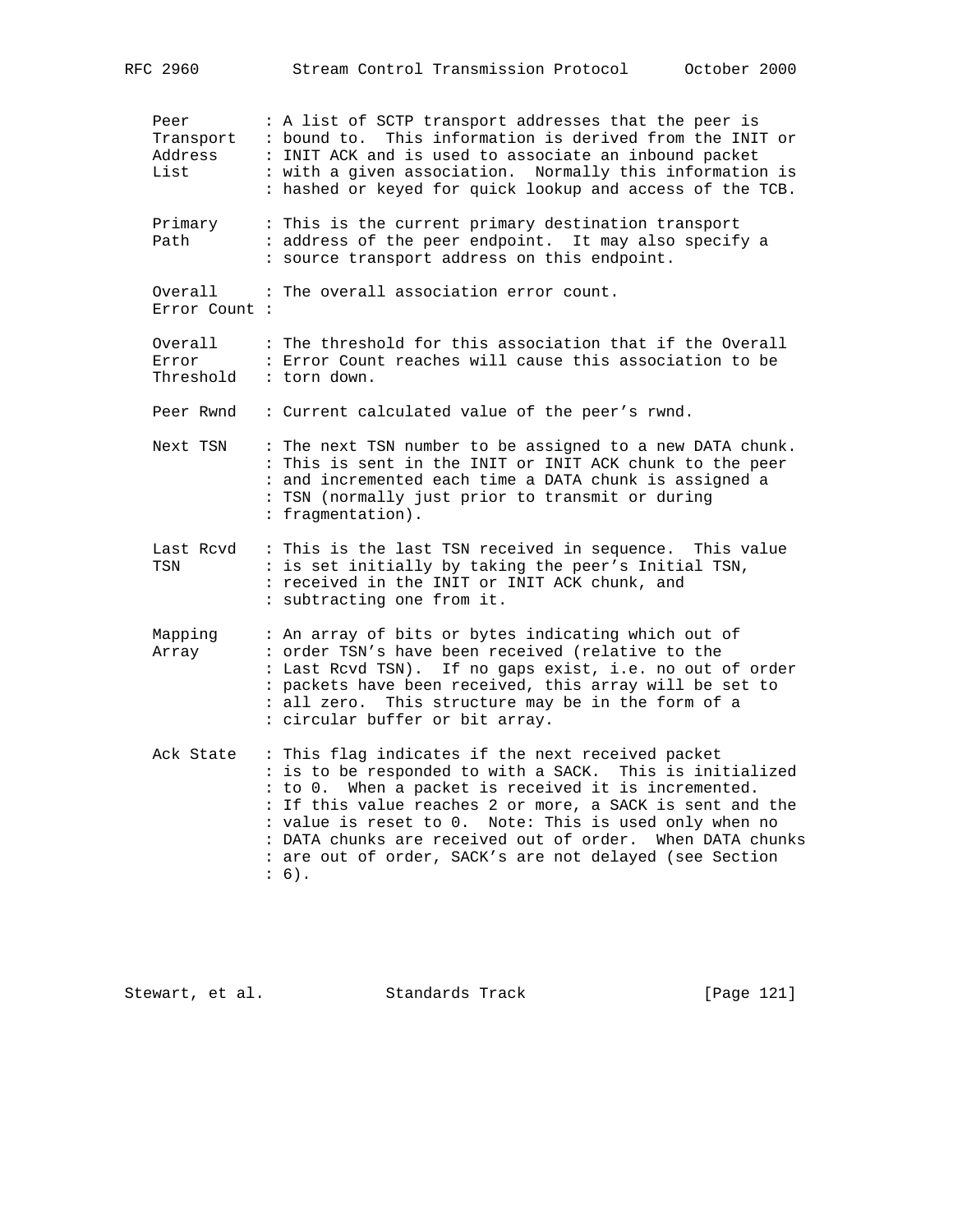```
   Peer        : A list of SCTP transport addresses that the peer is
   Transport   : bound to.  This information is derived from the INIT or
   Address     : INIT ACK and is used to associate an inbound packet
   List        : with a given association.  Normally this information is
               : hashed or keyed for quick lookup and access of the TCB.

   Primary     : This is the current primary destination transport
   Path        : address of the peer endpoint.  It may also specify a
               : source transport address on this endpoint.

   Overall     : The overall association error count.
   Error Count :

   Overall     : The threshold for this association that if the Overall
   Error       : Error Count reaches will cause this association to be
   Threshold   : torn down.

   Peer Rwnd   : Current calculated value of the peer's rwnd.

   Next TSN    : The next TSN number to be assigned to a new DATA chunk.
               : This is sent in the INIT or INIT ACK chunk to the peer
               : and incremented each time a DATA chunk is assigned a
               : TSN (normally just prior to transmit or during
               : fragmentation).

   Last Rcvd   : This is the last TSN received in sequence.  This value
   TSN         : is set initially by taking the peer's Initial TSN,
               : received in the INIT or INIT ACK chunk, and
               : subtracting one from it.

   Mapping     : An array of bits or bytes indicating which out of
   Array       : order TSN's have been received (relative to the
               : Last Rcvd TSN).  If no gaps exist, i.e. no out of order
               : packets have been received, this array will be set to
               : all zero.  This structure may be in the form of a
               : circular buffer or bit array.

   Ack State   : This flag indicates if the next received packet
               : is to be responded to with a SACK.  This is initialized
               : to 0.  When a packet is received it is incremented.
               : If this value reaches 2 or more, a SACK is sent and the
               : value is reset to 0.  Note: This is used only when no
               : DATA chunks are received out of order.  When DATA chunks
               : are out of order, SACK's are not delayed (see Section
               : 6).
```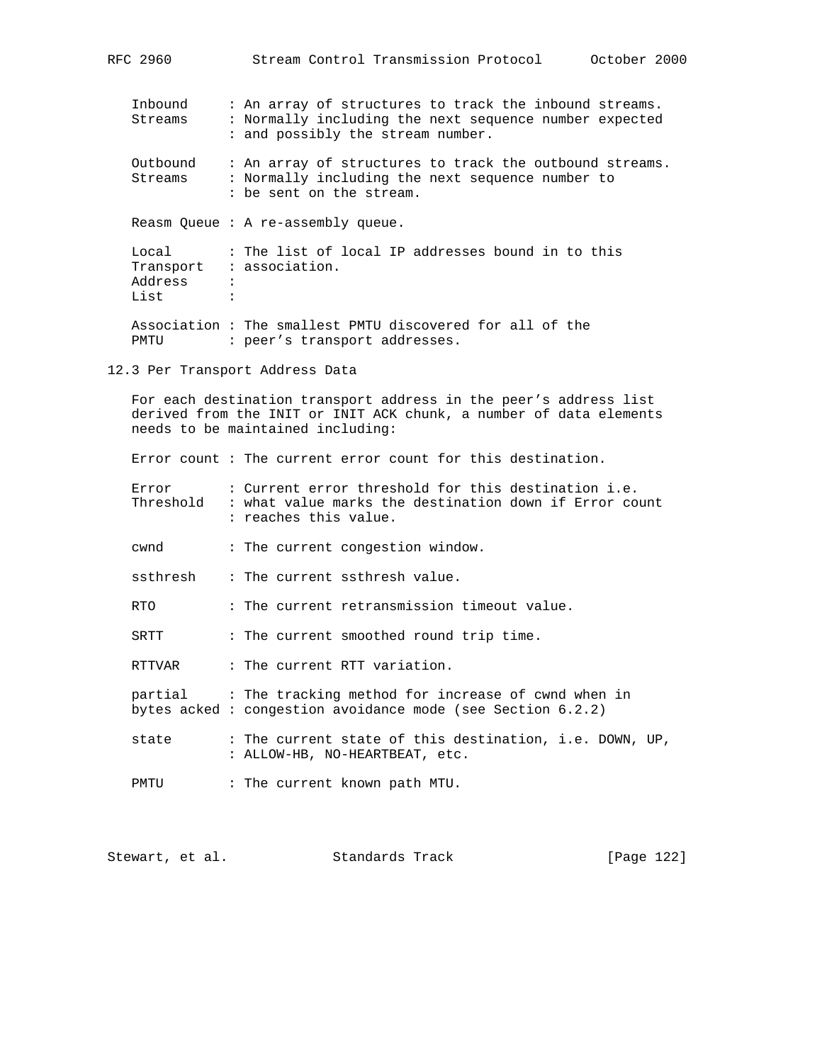Inbound Streams : An array of structures to track the inbound streams. Normally including the next sequence number expected and possibly the stream number.

Outbound Streams : An array of structures to track the outbound streams. Normally including the next sequence number to be sent on the stream.

Reasm Queue : A re-assembly queue.

Local Transport Address List : The list of local IP addresses bound in to this association.

Association PMTU : The smallest PMTU discovered for all of the peer's transport addresses.

## 12.3 Per Transport Address Data

For each destination transport address in the peer's address list derived from the INIT or INIT ACK chunk, a number of data elements needs to be maintained including:

Error count : The current error count for this destination.

Error Threshold : Current error threshold for this destination i.e. what value marks the destination down if Error count reaches this value.

cwnd : The current congestion window.

ssthresh : The current ssthresh value.

RTO : The current retransmission timeout value.

SRTT : The current smoothed round trip time.

RTTVAR : The current RTT variation.

partial bytes acked : The tracking method for increase of cwnd when in congestion avoidance mode (see Section 6.2.2)

state : The current state of this destination, i.e. DOWN, UP, ALLOW-HB, NO-HEARTBEAT, etc.

PMTU : The current known path MTU.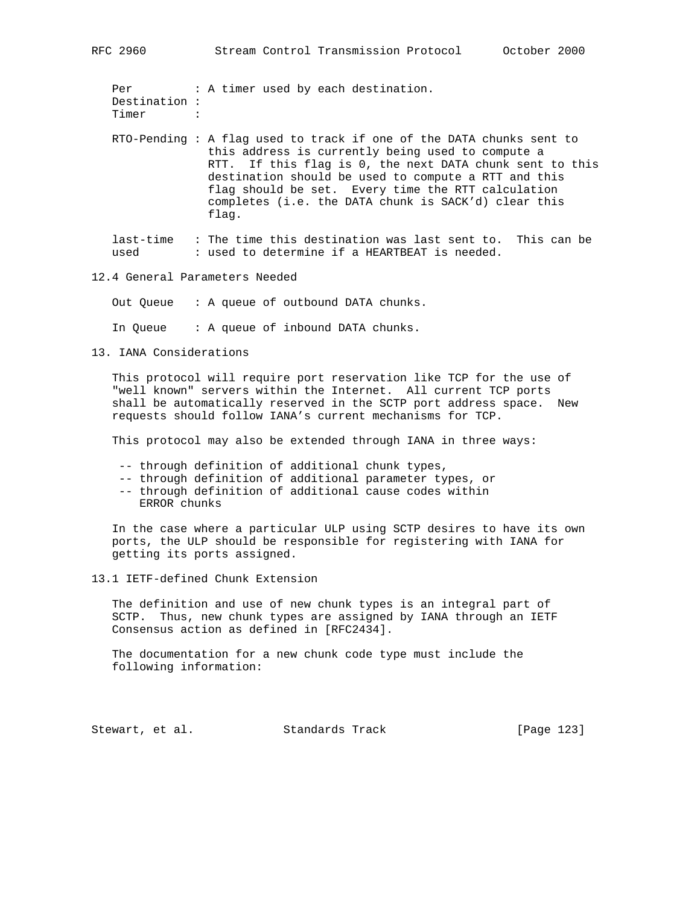Per Destination Timer : A timer used by each destination.

RTO-Pending : A flag used to track if one of the DATA chunks sent to this address is currently being used to compute a RTT. If this flag is 0, the next DATA chunk sent to this destination should be used to compute a RTT and this flag should be set. Every time the RTT calculation completes (i.e. the DATA chunk is SACK'd) clear this flag.

last-time used : The time this destination was last sent to. This can be used to determine if a HEARTBEAT is needed.

### 12.4 General Parameters Needed

Out Queue : A queue of outbound DATA chunks.

In Queue : A queue of inbound DATA chunks.

## 13. IANA Considerations

This protocol will require port reservation like TCP for the use of "well known" servers within the Internet. All current TCP ports shall be automatically reserved in the SCTP port address space. New requests should follow IANA's current mechanisms for TCP.

This protocol may also be extended through IANA in three ways:

- -- through definition of additional chunk types,
- -- through definition of additional parameter types, or
- -- through definition of additional cause codes within ERROR chunks

In the case where a particular ULP using SCTP desires to have its own ports, the ULP should be responsible for registering with IANA for getting its ports assigned.

### 13.1 IETF-defined Chunk Extension

The definition and use of new chunk types is an integral part of SCTP. Thus, new chunk types are assigned by IANA through an IETF Consensus action as defined in [RFC2434].

The documentation for a new chunk code type must include the following information: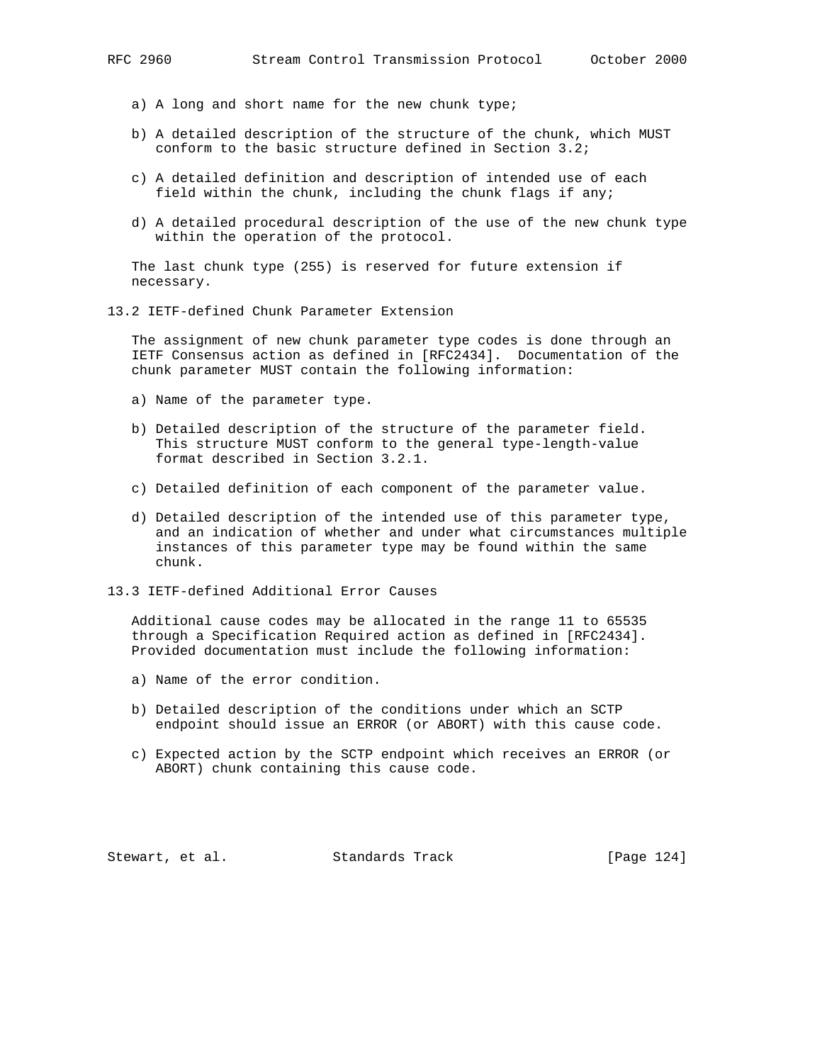a) A long and short name for the new chunk type;

b) A detailed description of the structure of the chunk, which MUST conform to the basic structure defined in Section 3.2;

c) A detailed definition and description of intended use of each field within the chunk, including the chunk flags if any;

d) A detailed procedural description of the use of the new chunk type within the operation of the protocol.

The last chunk type (255) is reserved for future extension if necessary.

## 13.2 IETF-defined Chunk Parameter Extension

The assignment of new chunk parameter type codes is done through an IETF Consensus action as defined in [RFC2434]. Documentation of the chunk parameter MUST contain the following information:

a) Name of the parameter type.

b) Detailed description of the structure of the parameter field. This structure MUST conform to the general type-length-value format described in Section 3.2.1.

c) Detailed definition of each component of the parameter value.

d) Detailed description of the intended use of this parameter type, and an indication of whether and under what circumstances multiple instances of this parameter type may be found within the same chunk.

## 13.3 IETF-defined Additional Error Causes

Additional cause codes may be allocated in the range 11 to 65535 through a Specification Required action as defined in [RFC2434]. Provided documentation must include the following information:

a) Name of the error condition.

b) Detailed description of the conditions under which an SCTP endpoint should issue an ERROR (or ABORT) with this cause code.

c) Expected action by the SCTP endpoint which receives an ERROR (or ABORT) chunk containing this cause code.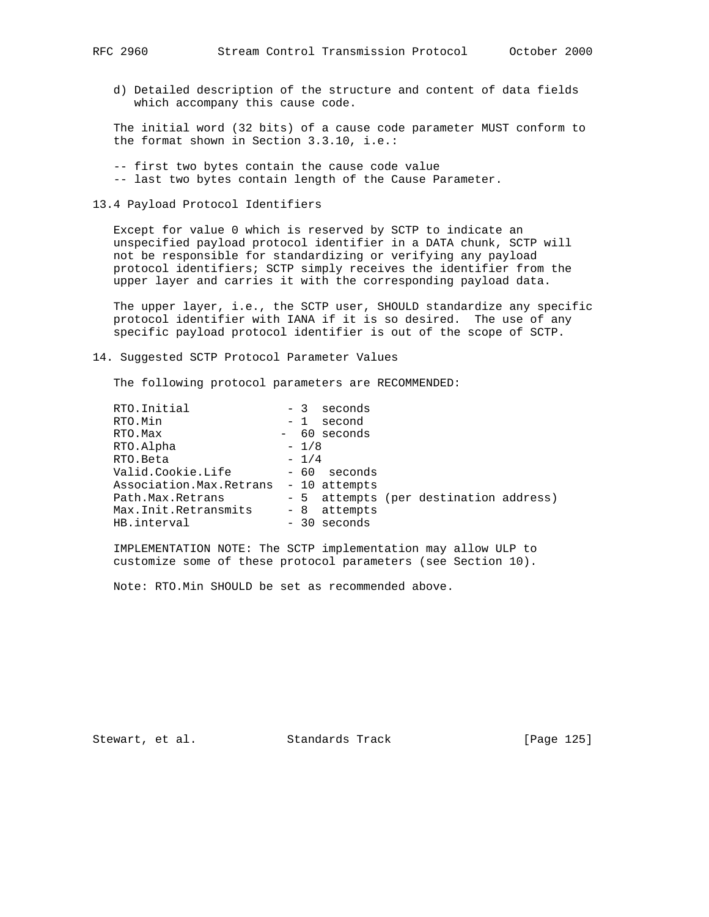d) Detailed description of the structure and content of data fields which accompany this cause code.

The initial word (32 bits) of a cause code parameter MUST conform to the format shown in Section 3.3.10, i.e.:

-- first two bytes contain the cause code value
-- last two bytes contain length of the Cause Parameter.

## 13.4 Payload Protocol Identifiers

Except for value 0 which is reserved by SCTP to indicate an unspecified payload protocol identifier in a DATA chunk, SCTP will not be responsible for standardizing or verifying any payload protocol identifiers; SCTP simply receives the identifier from the upper layer and carries it with the corresponding payload data.

The upper layer, i.e., the SCTP user, SHOULD standardize any specific protocol identifier with IANA if it is so desired. The use of any specific payload protocol identifier is out of the scope of SCTP.

# 14. Suggested SCTP Protocol Parameter Values

The following protocol parameters are RECOMMENDED:

```
RTO.Initial              - 3  seconds
RTO.Min                  - 1  second
RTO.Max                 -  60 seconds
RTO.Alpha                - 1/8
RTO.Beta                 - 1/4
Valid.Cookie.Life        - 60  seconds
Association.Max.Retrans  - 10 attempts
Path.Max.Retrans         - 5  attempts (per destination address)
Max.Init.Retransmits     - 8  attempts
HB.interval              - 30 seconds
```

IMPLEMENTATION NOTE: The SCTP implementation may allow ULP to customize some of these protocol parameters (see Section 10).

Note: RTO.Min SHOULD be set as recommended above.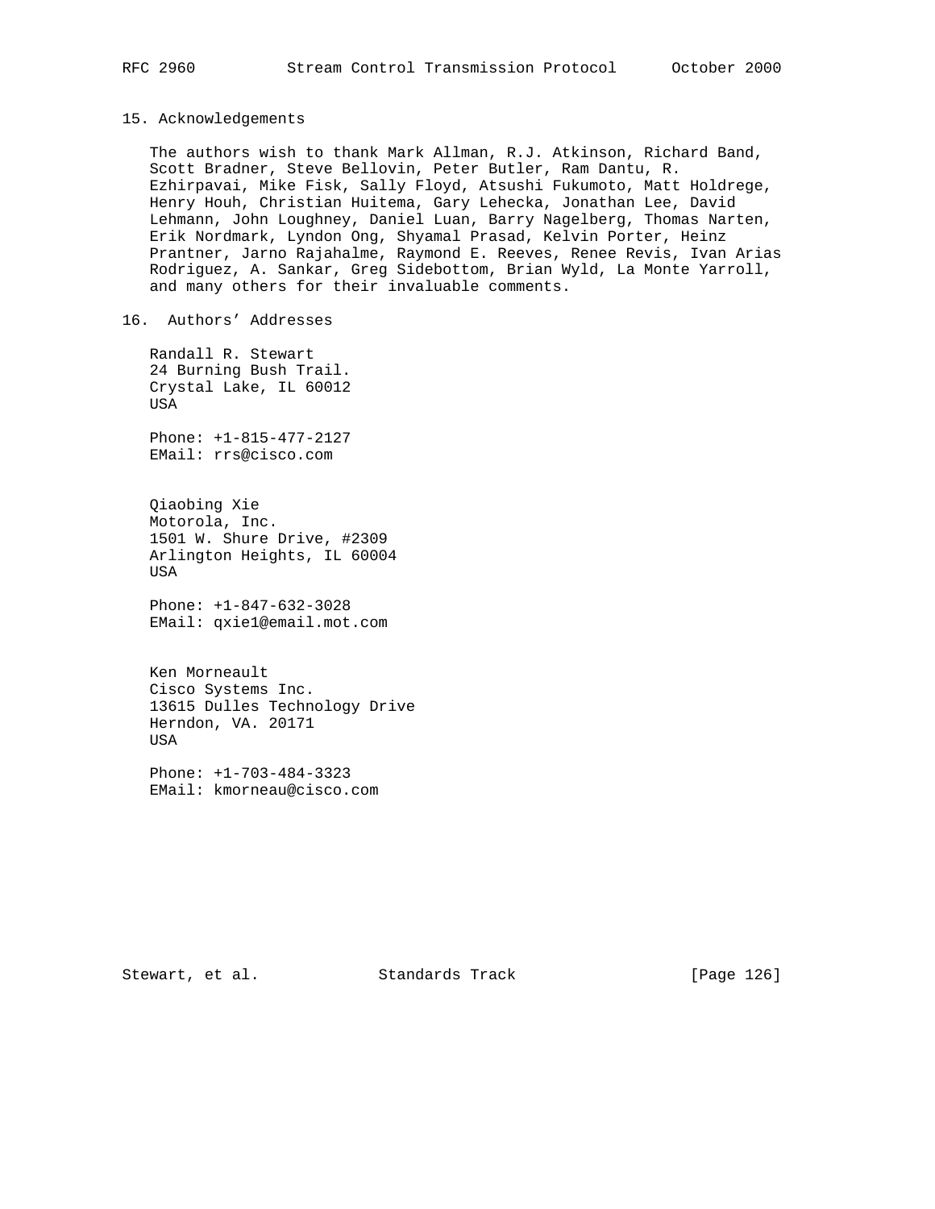## 15. Acknowledgements

The authors wish to thank Mark Allman, R.J. Atkinson, Richard Band, Scott Bradner, Steve Bellovin, Peter Butler, Ram Dantu, R. Ezhirpavai, Mike Fisk, Sally Floyd, Atsushi Fukumoto, Matt Holdrege, Henry Houh, Christian Huitema, Gary Lehecka, Jonathan Lee, David Lehmann, John Loughney, Daniel Luan, Barry Nagelberg, Thomas Narten, Erik Nordmark, Lyndon Ong, Shyamal Prasad, Kelvin Porter, Heinz Prantner, Jarno Rajahalme, Raymond E. Reeves, Renee Revis, Ivan Arias Rodriguez, A. Sankar, Greg Sidebottom, Brian Wyld, La Monte Yarroll, and many others for their invaluable comments.

## 16. Authors' Addresses

Randall R. Stewart
24 Burning Bush Trail.
Crystal Lake, IL 60012
USA

Phone: +1-815-477-2127
EMail: rrs@cisco.com

Qiaobing Xie
Motorola, Inc.
1501 W. Shure Drive, #2309
Arlington Heights, IL 60004
USA

Phone: +1-847-632-3028
EMail: qxie1@email.mot.com

Ken Morneault
Cisco Systems Inc.
13615 Dulles Technology Drive
Herndon, VA. 20171
USA

Phone: +1-703-484-3323
EMail: kmorneau@cisco.com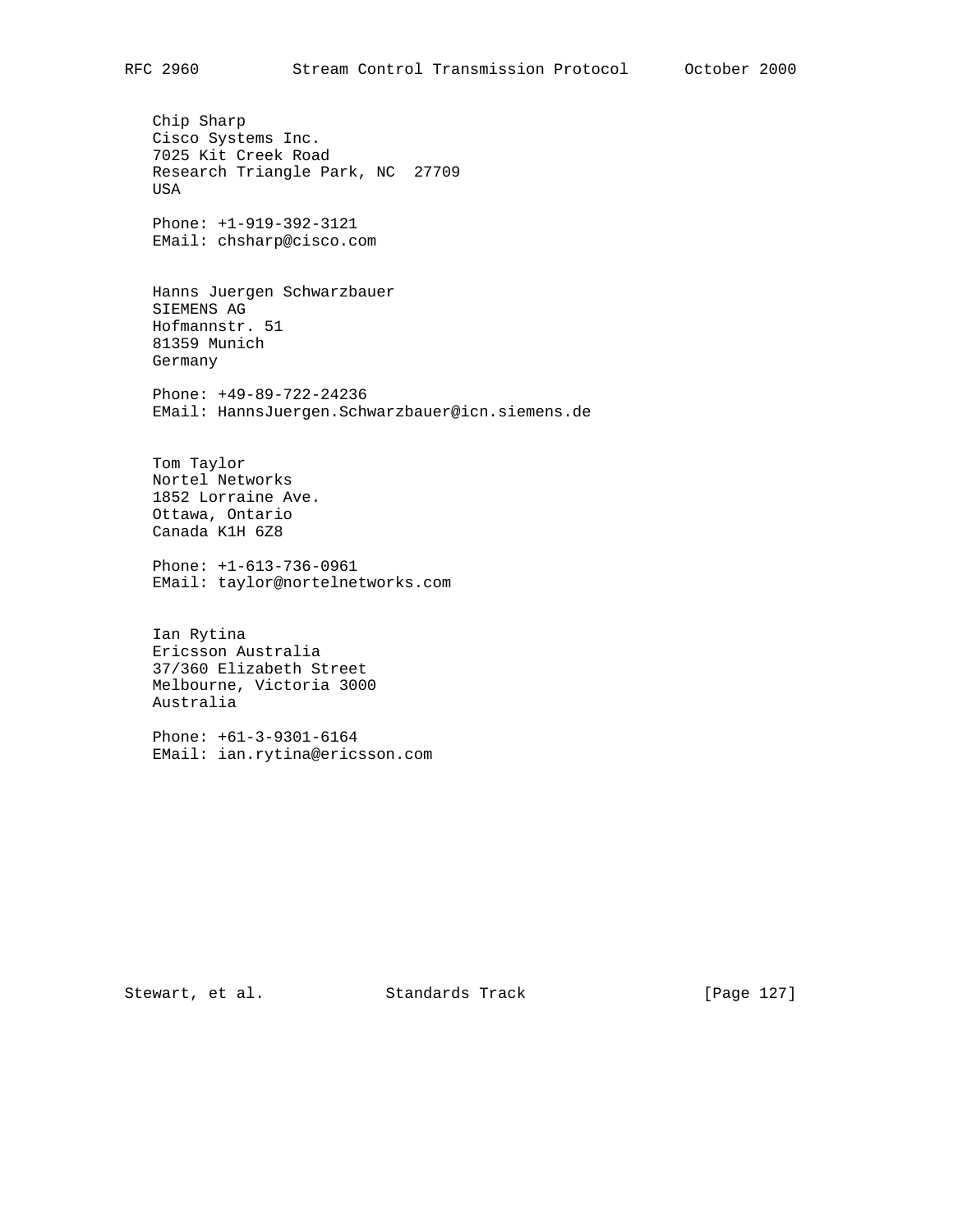Chip Sharp
Cisco Systems Inc.
7025 Kit Creek Road
Research Triangle Park, NC  27709
USA

Phone: +1-919-392-3121
EMail: chsharp@cisco.com

Hanns Juergen Schwarzbauer
SIEMENS AG
Hofmannstr. 51
81359 Munich
Germany

Phone: +49-89-722-24236
EMail: HannsJuergen.Schwarzbauer@icn.siemens.de

Tom Taylor
Nortel Networks
1852 Lorraine Ave.
Ottawa, Ontario
Canada K1H 6Z8

Phone: +1-613-736-0961
EMail: taylor@nortelnetworks.com

Ian Rytina
Ericsson Australia
37/360 Elizabeth Street
Melbourne, Victoria 3000
Australia

Phone: +61-3-9301-6164
EMail: ian.rytina@ericsson.com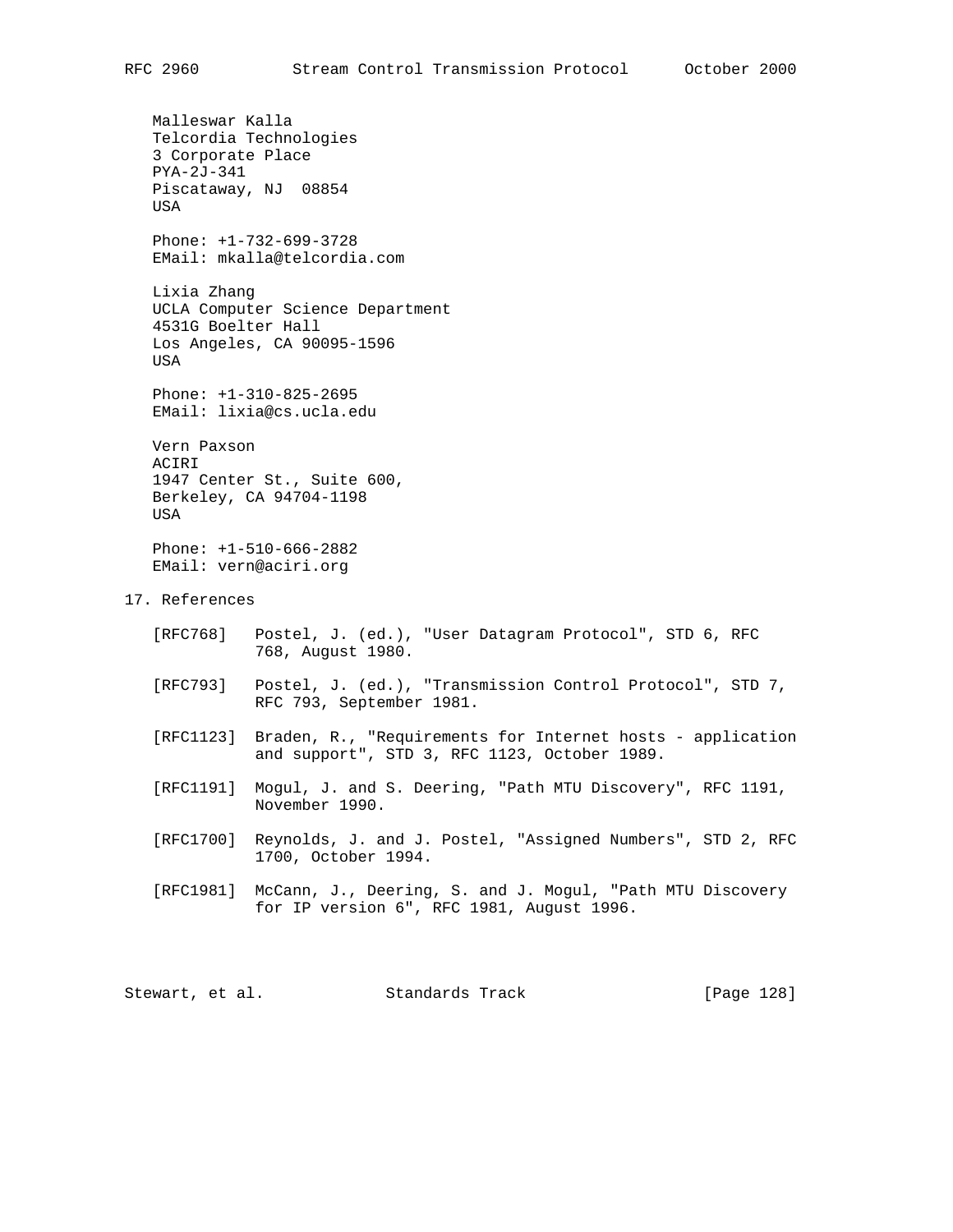Malleswar Kalla
Telcordia Technologies
3 Corporate Place
PYA-2J-341
Piscataway, NJ 08854
USA

Phone: +1-732-699-3728
EMail: mkalla@telcordia.com

Lixia Zhang
UCLA Computer Science Department
4531G Boelter Hall
Los Angeles, CA 90095-1596
USA

Phone: +1-310-825-2695
EMail: lixia@cs.ucla.edu

Vern Paxson
ACIRI
1947 Center St., Suite 600,
Berkeley, CA 94704-1198
USA

Phone: +1-510-666-2882
EMail: vern@aciri.org

## 17. References

[RFC768] Postel, J. (ed.), "User Datagram Protocol", STD 6, RFC 768, August 1980.

[RFC793] Postel, J. (ed.), "Transmission Control Protocol", STD 7, RFC 793, September 1981.

[RFC1123] Braden, R., "Requirements for Internet hosts - application and support", STD 3, RFC 1123, October 1989.

[RFC1191] Mogul, J. and S. Deering, "Path MTU Discovery", RFC 1191, November 1990.

[RFC1700] Reynolds, J. and J. Postel, "Assigned Numbers", STD 2, RFC 1700, October 1994.

[RFC1981] McCann, J., Deering, S. and J. Mogul, "Path MTU Discovery for IP version 6", RFC 1981, August 1996.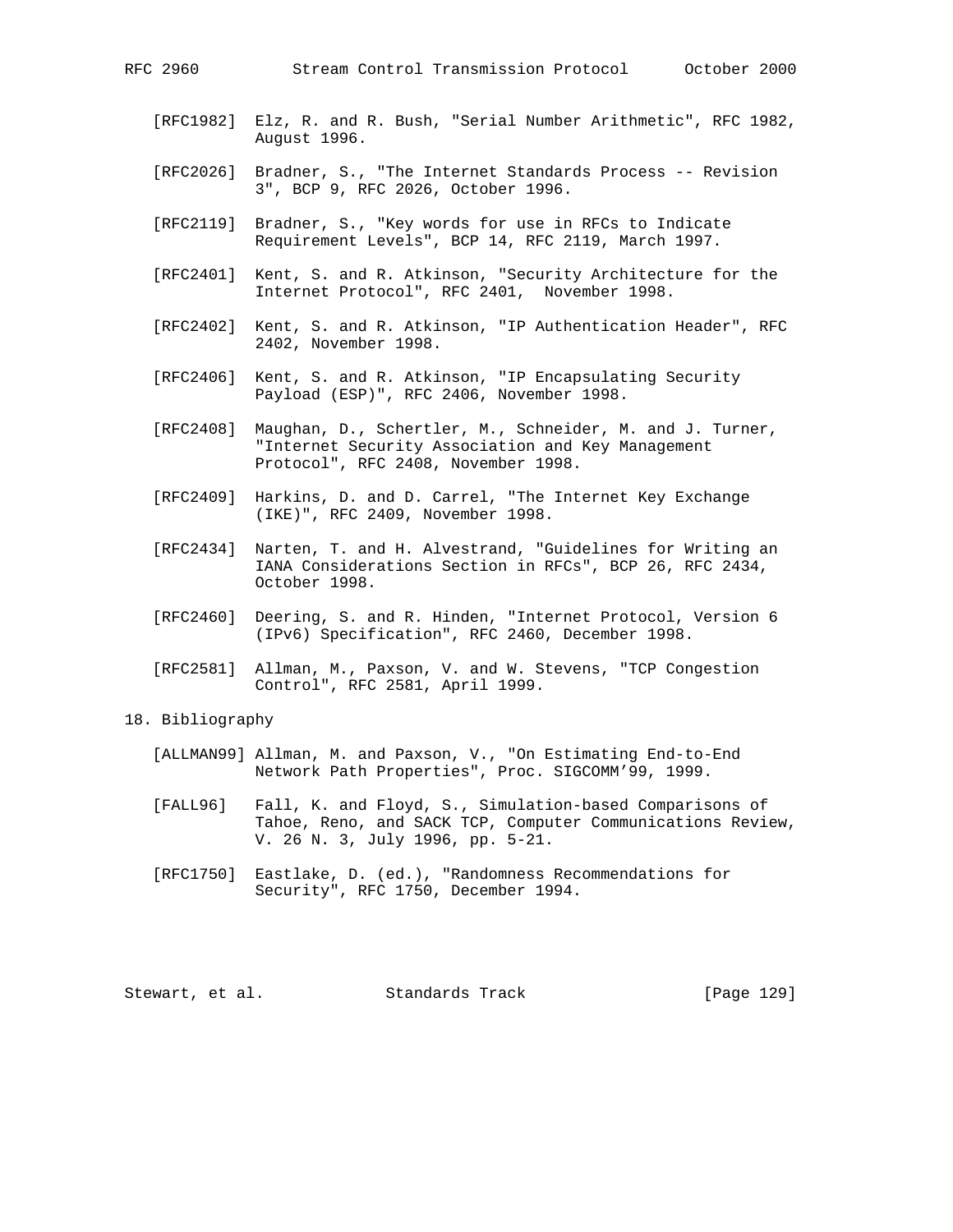[RFC1982] Elz, R. and R. Bush, "Serial Number Arithmetic", RFC 1982, August 1996.

[RFC2026] Bradner, S., "The Internet Standards Process -- Revision 3", BCP 9, RFC 2026, October 1996.

[RFC2119] Bradner, S., "Key words for use in RFCs to Indicate Requirement Levels", BCP 14, RFC 2119, March 1997.

[RFC2401] Kent, S. and R. Atkinson, "Security Architecture for the Internet Protocol", RFC 2401, November 1998.

[RFC2402] Kent, S. and R. Atkinson, "IP Authentication Header", RFC 2402, November 1998.

[RFC2406] Kent, S. and R. Atkinson, "IP Encapsulating Security Payload (ESP)", RFC 2406, November 1998.

[RFC2408] Maughan, D., Schertler, M., Schneider, M. and J. Turner, "Internet Security Association and Key Management Protocol", RFC 2408, November 1998.

[RFC2409] Harkins, D. and D. Carrel, "The Internet Key Exchange (IKE)", RFC 2409, November 1998.

[RFC2434] Narten, T. and H. Alvestrand, "Guidelines for Writing an IANA Considerations Section in RFCs", BCP 26, RFC 2434, October 1998.

[RFC2460] Deering, S. and R. Hinden, "Internet Protocol, Version 6 (IPv6) Specification", RFC 2460, December 1998.

[RFC2581] Allman, M., Paxson, V. and W. Stevens, "TCP Congestion Control", RFC 2581, April 1999.

## 18. Bibliography

[ALLMAN99] Allman, M. and Paxson, V., "On Estimating End-to-End Network Path Properties", Proc. SIGCOMM'99, 1999.

[FALL96] Fall, K. and Floyd, S., Simulation-based Comparisons of Tahoe, Reno, and SACK TCP, Computer Communications Review, V. 26 N. 3, July 1996, pp. 5-21.

[RFC1750] Eastlake, D. (ed.), "Randomness Recommendations for Security", RFC 1750, December 1994.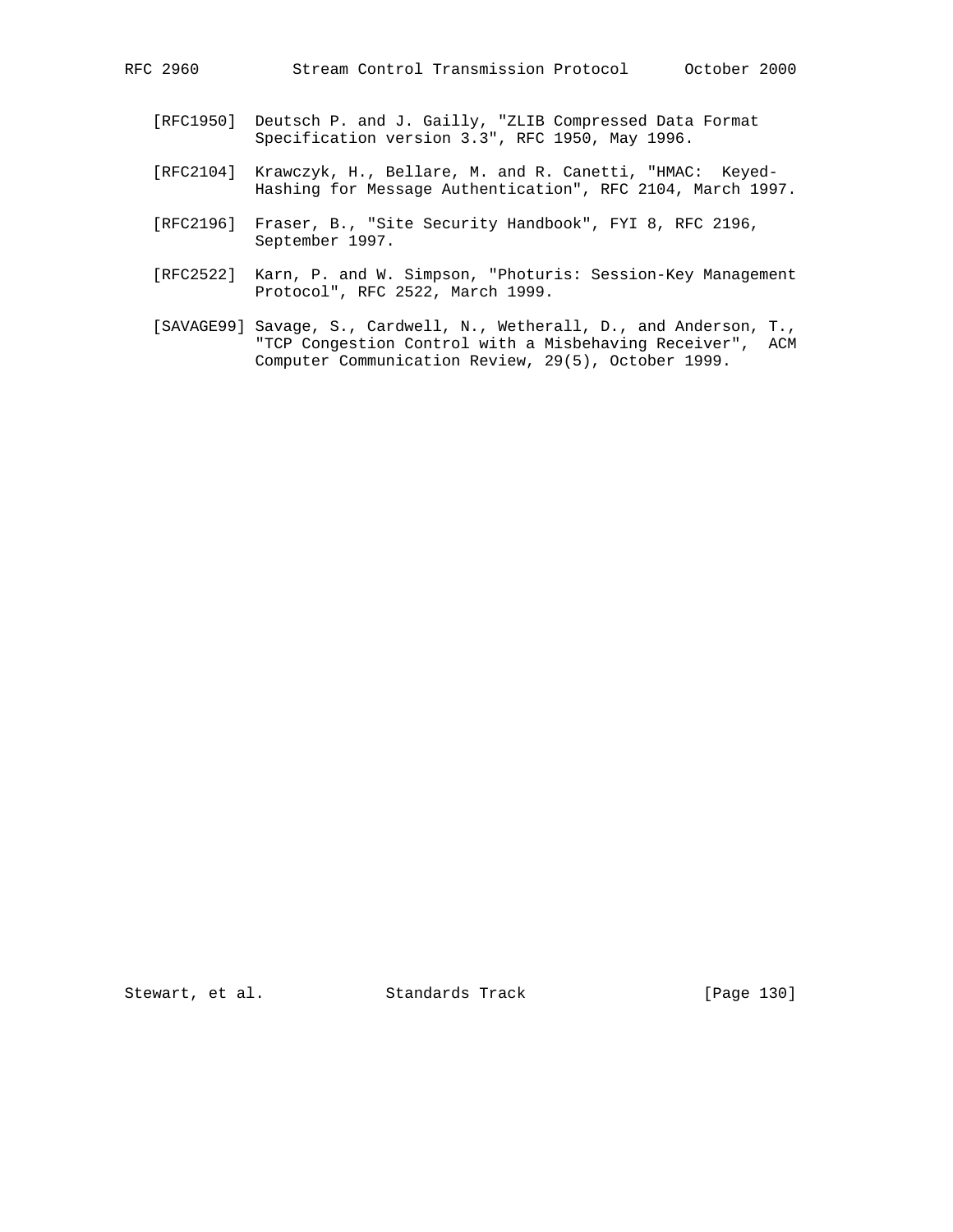[RFC1950] Deutsch P. and J. Gailly, "ZLIB Compressed Data Format Specification version 3.3", RFC 1950, May 1996.

[RFC2104] Krawczyk, H., Bellare, M. and R. Canetti, "HMAC: Keyed-Hashing for Message Authentication", RFC 2104, March 1997.

[RFC2196] Fraser, B., "Site Security Handbook", FYI 8, RFC 2196, September 1997.

[RFC2522] Karn, P. and W. Simpson, "Photuris: Session-Key Management Protocol", RFC 2522, March 1999.

[SAVAGE99] Savage, S., Cardwell, N., Wetherall, D., and Anderson, T., "TCP Congestion Control with a Misbehaving Receiver", ACM Computer Communication Review, 29(5), October 1999.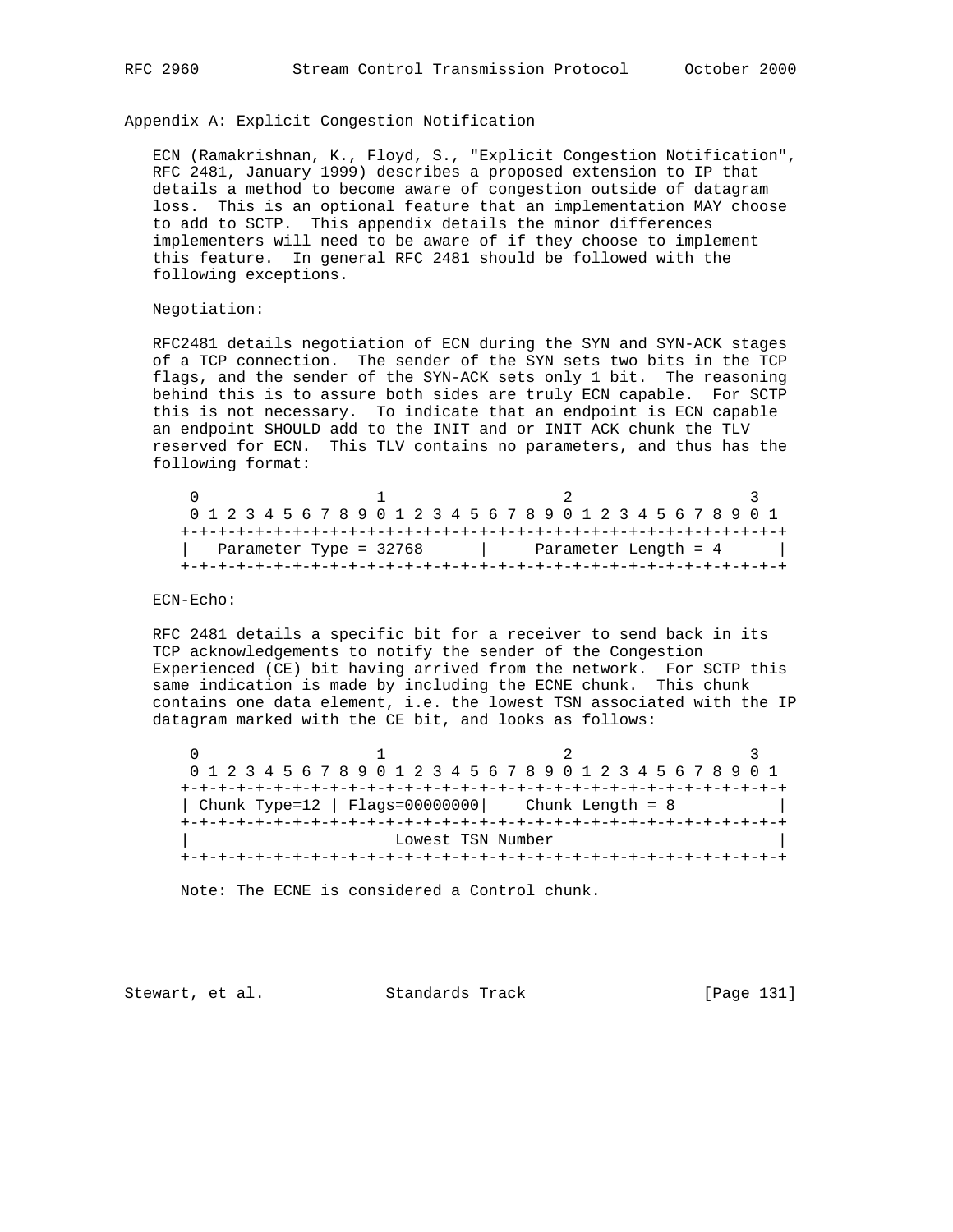## Appendix A: Explicit Congestion Notification

ECN (Ramakrishnan, K., Floyd, S., "Explicit Congestion Notification", RFC 2481, January 1999) describes a proposed extension to IP that details a method to become aware of congestion outside of datagram loss. This is an optional feature that an implementation MAY choose to add to SCTP. This appendix details the minor differences implementers will need to be aware of if they choose to implement this feature. In general RFC 2481 should be followed with the following exceptions.

Negotiation:

RFC2481 details negotiation of ECN during the SYN and SYN-ACK stages of a TCP connection. The sender of the SYN sets two bits in the TCP flags, and the sender of the SYN-ACK sets only 1 bit. The reasoning behind this is to assure both sides are truly ECN capable. For SCTP this is not necessary. To indicate that an endpoint is ECN capable an endpoint SHOULD add to the INIT and or INIT ACK chunk the TLV reserved for ECN. This TLV contains no parameters, and thus has the following format:

```
 0                   1                   2                   3
 0 1 2 3 4 5 6 7 8 9 0 1 2 3 4 5 6 7 8 9 0 1 2 3 4 5 6 7 8 9 0 1
+-+-+-+-+-+-+-+-+-+-+-+-+-+-+-+-+-+-+-+-+-+-+-+-+-+-+-+-+-+-+-+-+
|   Parameter Type = 32768      |     Parameter Length = 4      |
+-+-+-+-+-+-+-+-+-+-+-+-+-+-+-+-+-+-+-+-+-+-+-+-+-+-+-+-+-+-+-+-+
```

ECN-Echo:

RFC 2481 details a specific bit for a receiver to send back in its TCP acknowledgements to notify the sender of the Congestion Experienced (CE) bit having arrived from the network. For SCTP this same indication is made by including the ECNE chunk. This chunk contains one data element, i.e. the lowest TSN associated with the IP datagram marked with the CE bit, and looks as follows:

```
 0                   1                   2                   3
 0 1 2 3 4 5 6 7 8 9 0 1 2 3 4 5 6 7 8 9 0 1 2 3 4 5 6 7 8 9 0 1
+-+-+-+-+-+-+-+-+-+-+-+-+-+-+-+-+-+-+-+-+-+-+-+-+-+-+-+-+-+-+-+-+
| Chunk Type=12 | Flags=00000000|    Chunk Length = 8           |
+-+-+-+-+-+-+-+-+-+-+-+-+-+-+-+-+-+-+-+-+-+-+-+-+-+-+-+-+-+-+-+-+
|                      Lowest TSN Number                        |
+-+-+-+-+-+-+-+-+-+-+-+-+-+-+-+-+-+-+-+-+-+-+-+-+-+-+-+-+-+-+-+-+
```

Note: The ECNE is considered a Control chunk.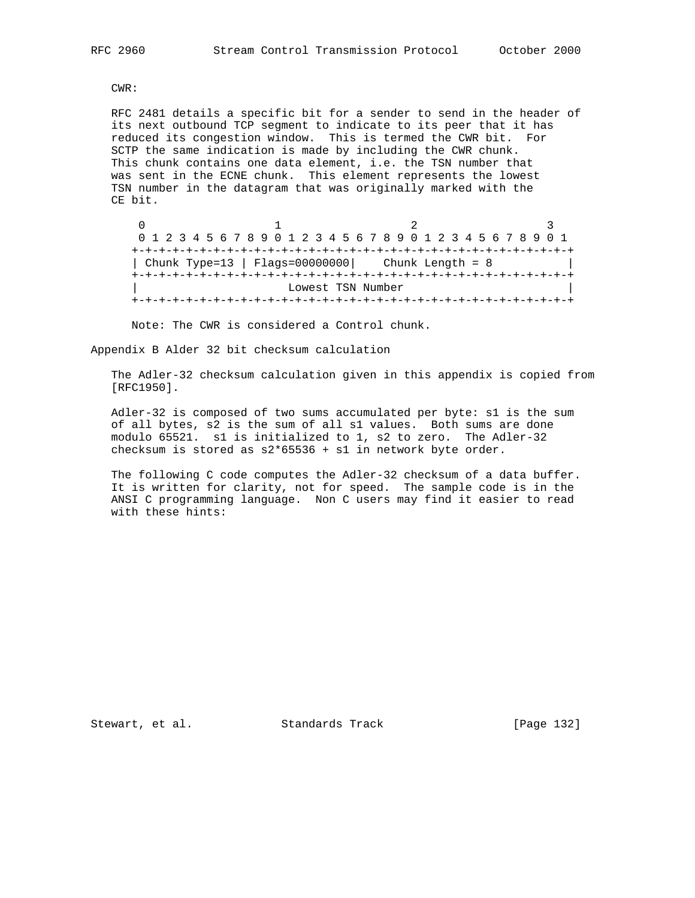CWR:

RFC 2481 details a specific bit for a sender to send in the header of its next outbound TCP segment to indicate to its peer that it has reduced its congestion window. This is termed the CWR bit. For SCTP the same indication is made by including the CWR chunk. This chunk contains one data element, i.e. the TSN number that was sent in the ECNE chunk. This element represents the lowest TSN number in the datagram that was originally marked with the CE bit.

```
 0                   1                   2                   3
 0 1 2 3 4 5 6 7 8 9 0 1 2 3 4 5 6 7 8 9 0 1 2 3 4 5 6 7 8 9 0 1
+-+-+-+-+-+-+-+-+-+-+-+-+-+-+-+-+-+-+-+-+-+-+-+-+-+-+-+-+-+-+-+-+
| Chunk Type=13 | Flags=00000000|    Chunk Length = 8           |
+-+-+-+-+-+-+-+-+-+-+-+-+-+-+-+-+-+-+-+-+-+-+-+-+-+-+-+-+-+-+-+-+
|                      Lowest TSN Number                        |
+-+-+-+-+-+-+-+-+-+-+-+-+-+-+-+-+-+-+-+-+-+-+-+-+-+-+-+-+-+-+-+-+
```

Note: The CWR is considered a Control chunk.

## Appendix B Alder 32 bit checksum calculation

The Adler-32 checksum calculation given in this appendix is copied from [RFC1950].

Adler-32 is composed of two sums accumulated per byte: s1 is the sum of all bytes, s2 is the sum of all s1 values. Both sums are done modulo 65521. s1 is initialized to 1, s2 to zero. The Adler-32 checksum is stored as s2*65536 + s1 in network byte order.

The following C code computes the Adler-32 checksum of a data buffer. It is written for clarity, not for speed. The sample code is in the ANSI C programming language. Non C users may find it easier to read with these hints: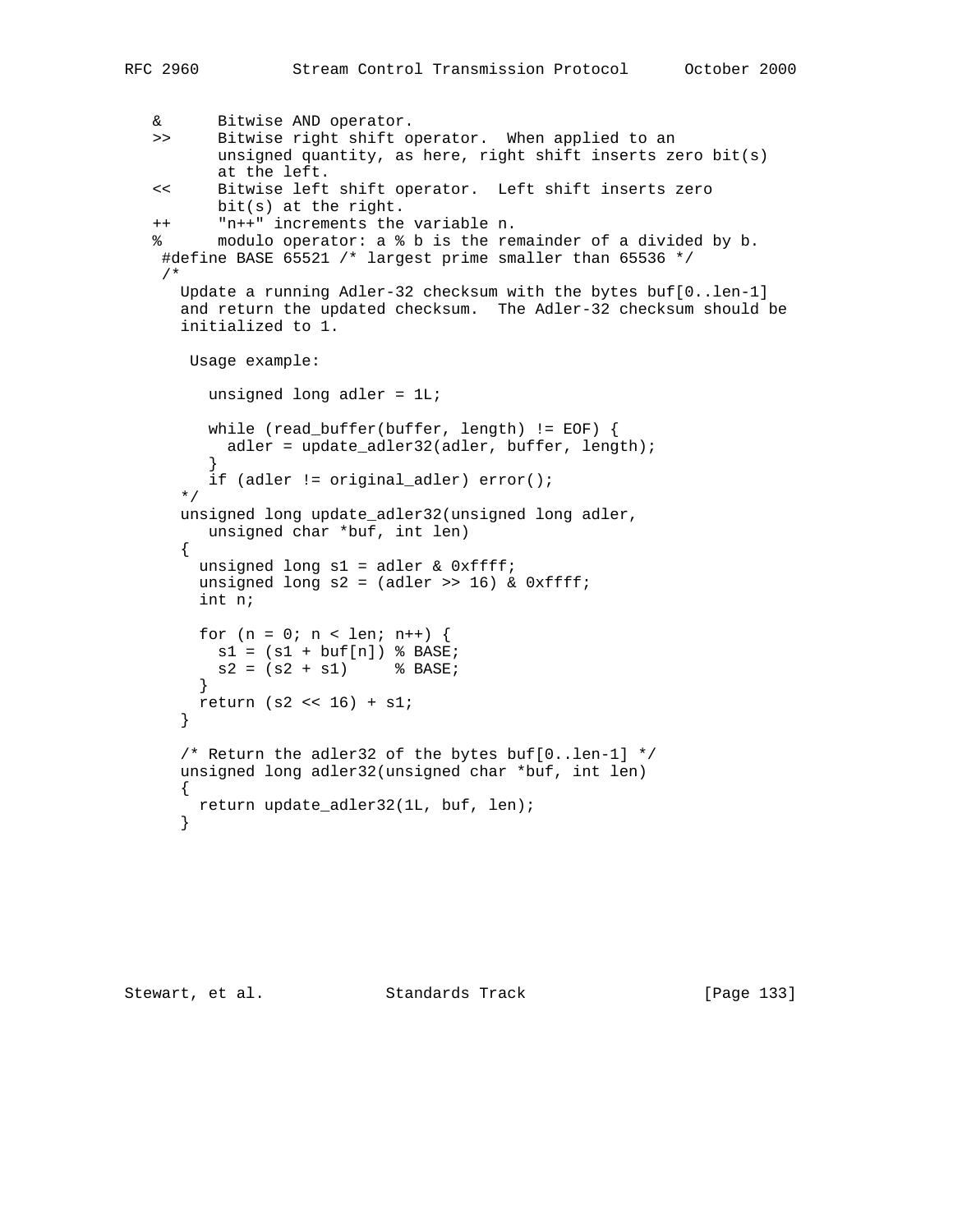```
&      Bitwise AND operator.
>>     Bitwise right shift operator.  When applied to an
       unsigned quantity, as here, right shift inserts zero bit(s)
       at the left.
<<     Bitwise left shift operator.  Left shift inserts zero
       bit(s) at the right.
++     "n++" increments the variable n.
%      modulo operator: a % b is the remainder of a divided by b.
 #define BASE 65521 /* largest prime smaller than 65536 */
 /*
   Update a running Adler-32 checksum with the bytes buf[0..len-1]
   and return the updated checksum.  The Adler-32 checksum should be
   initialized to 1.

    Usage example:

      unsigned long adler = 1L;

      while (read_buffer(buffer, length) != EOF) {
        adler = update_adler32(adler, buffer, length);
      }
      if (adler != original_adler) error();
   */
   unsigned long update_adler32(unsigned long adler,
      unsigned char *buf, int len)
   {
     unsigned long s1 = adler & 0xffff;
     unsigned long s2 = (adler >> 16) & 0xffff;
     int n;

     for (n = 0; n < len; n++) {
       s1 = (s1 + buf[n]) % BASE;
       s2 = (s2 + s1)     % BASE;
     }
     return (s2 << 16) + s1;
   }

   /* Return the adler32 of the bytes buf[0..len-1] */
   unsigned long adler32(unsigned char *buf, int len)
   {
     return update_adler32(1L, buf, len);
   }
```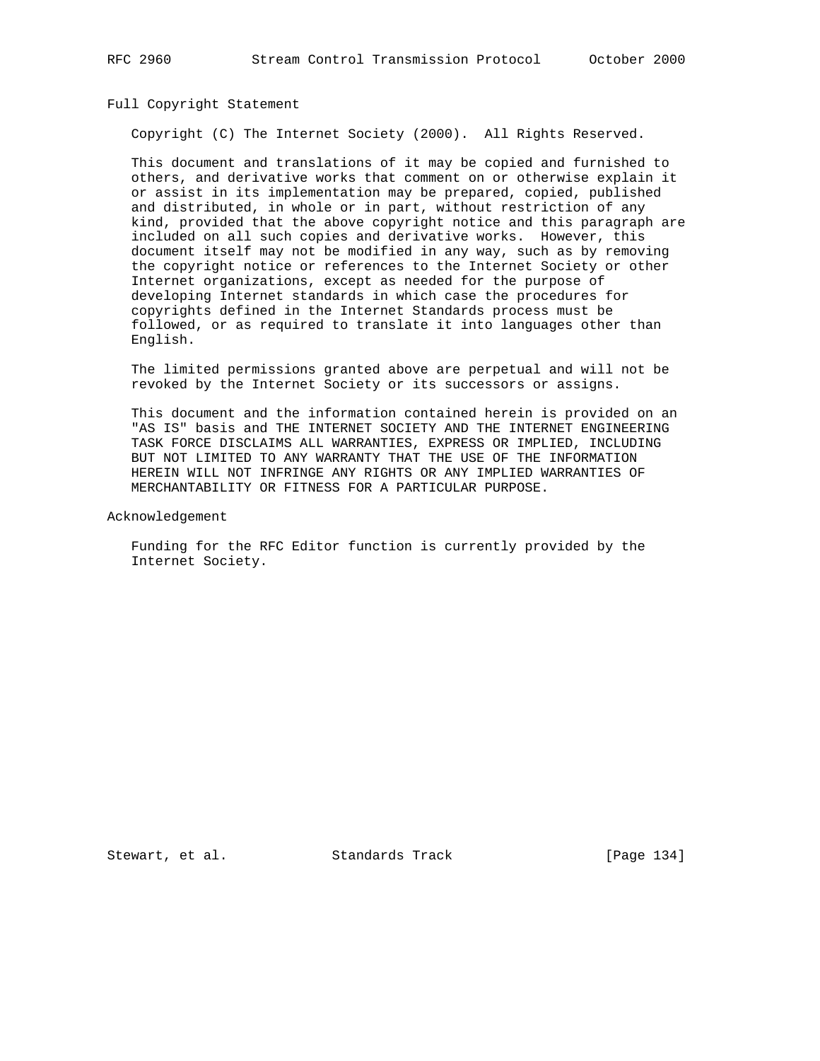## Full Copyright Statement

Copyright (C) The Internet Society (2000). All Rights Reserved.

This document and translations of it may be copied and furnished to others, and derivative works that comment on or otherwise explain it or assist in its implementation may be prepared, copied, published and distributed, in whole or in part, without restriction of any kind, provided that the above copyright notice and this paragraph are included on all such copies and derivative works. However, this document itself may not be modified in any way, such as by removing the copyright notice or references to the Internet Society or other Internet organizations, except as needed for the purpose of developing Internet standards in which case the procedures for copyrights defined in the Internet Standards process must be followed, or as required to translate it into languages other than English.

The limited permissions granted above are perpetual and will not be revoked by the Internet Society or its successors or assigns.

This document and the information contained herein is provided on an "AS IS" basis and THE INTERNET SOCIETY AND THE INTERNET ENGINEERING TASK FORCE DISCLAIMS ALL WARRANTIES, EXPRESS OR IMPLIED, INCLUDING BUT NOT LIMITED TO ANY WARRANTY THAT THE USE OF THE INFORMATION HEREIN WILL NOT INFRINGE ANY RIGHTS OR ANY IMPLIED WARRANTIES OF MERCHANTABILITY OR FITNESS FOR A PARTICULAR PURPOSE.

## Acknowledgement

Funding for the RFC Editor function is currently provided by the Internet Society.